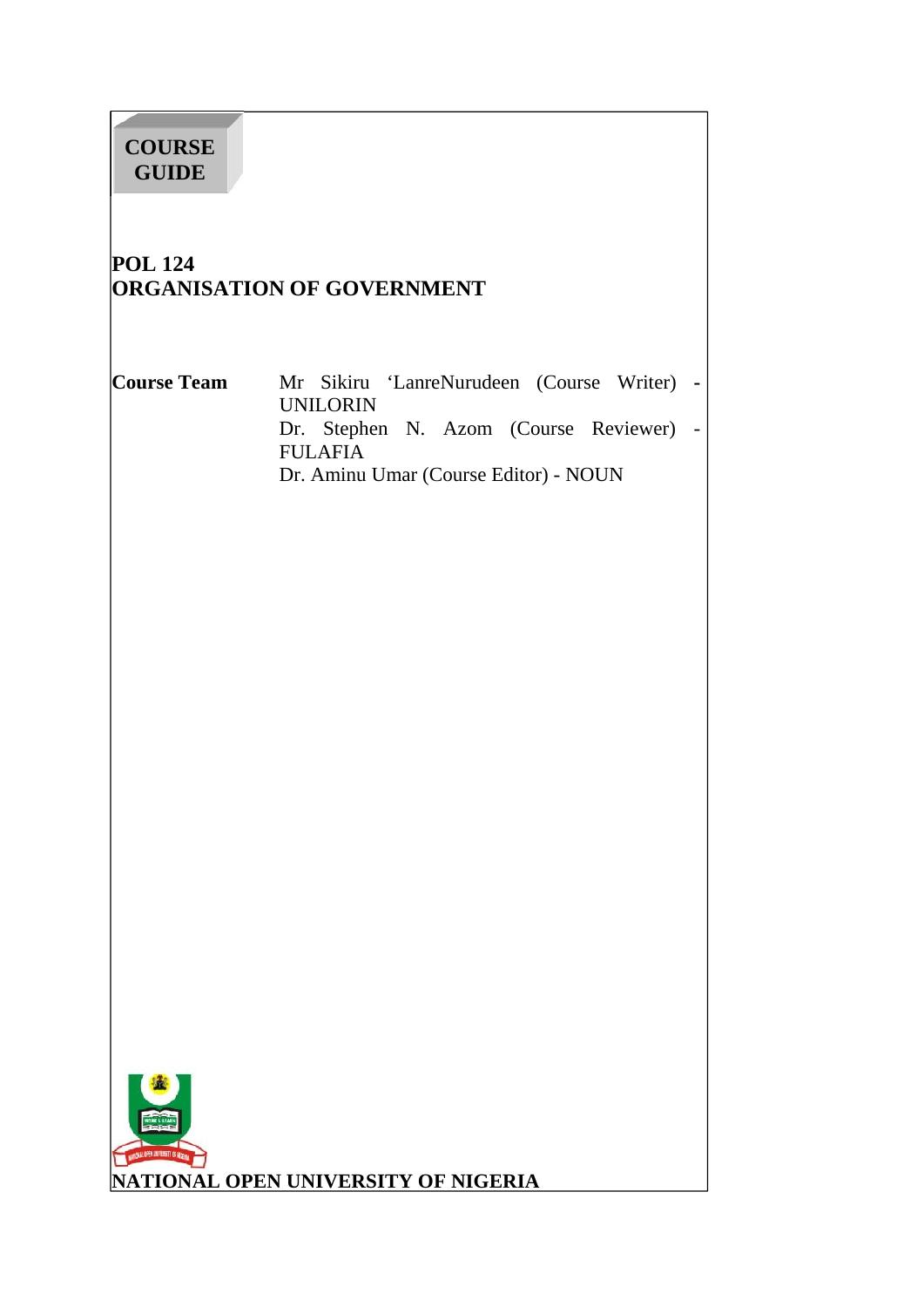**COURSE GUIDE**

# POL 124
# ORGANISATION OF GOVERNMENT

| | |
|---|---|
| **Course Team** | Mr Sikiru 'LanreNurudeen (Course Writer) - UNILORIN |
| | Dr. Stephen N. Azom (Course Reviewer) - FULAFIA |
| | Dr. Aminu Umar (Course Editor) - NOUN |

**NATIONAL OPEN UNIVERSITY OF NIGERIA**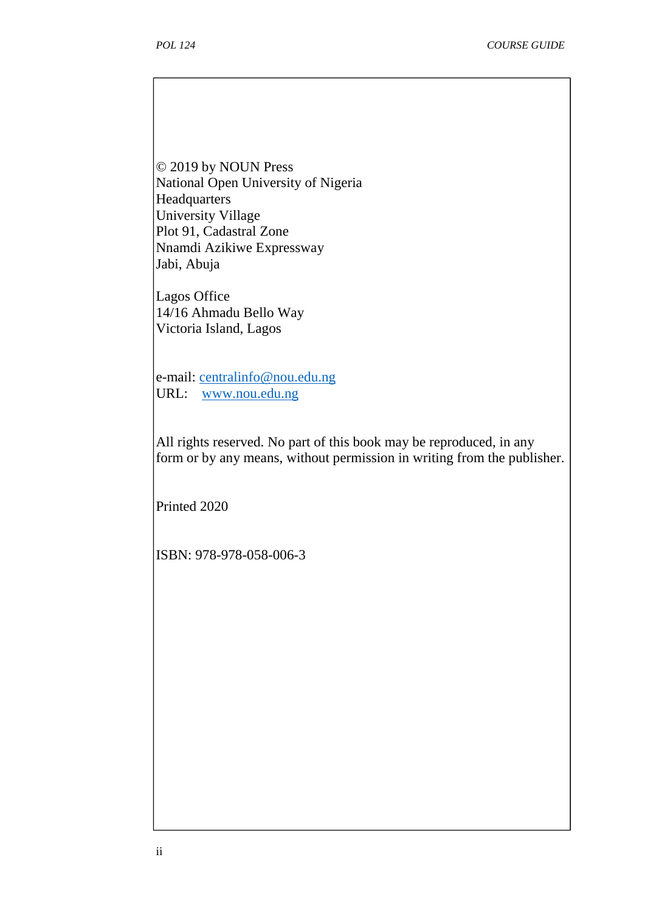© 2019 by NOUN Press
National Open University of Nigeria
Headquarters
University Village
Plot 91, Cadastral Zone
Nnamdi Azikiwe Expressway
Jabi, Abuja

Lagos Office
14/16 Ahmadu Bello Way
Victoria Island, Lagos

e-mail: centralinfo@nou.edu.ng
URL: www.nou.edu.ng

All rights reserved. No part of this book may be reproduced, in any form or by any means, without permission in writing from the publisher.

Printed 2020

ISBN: 978-978-058-006-3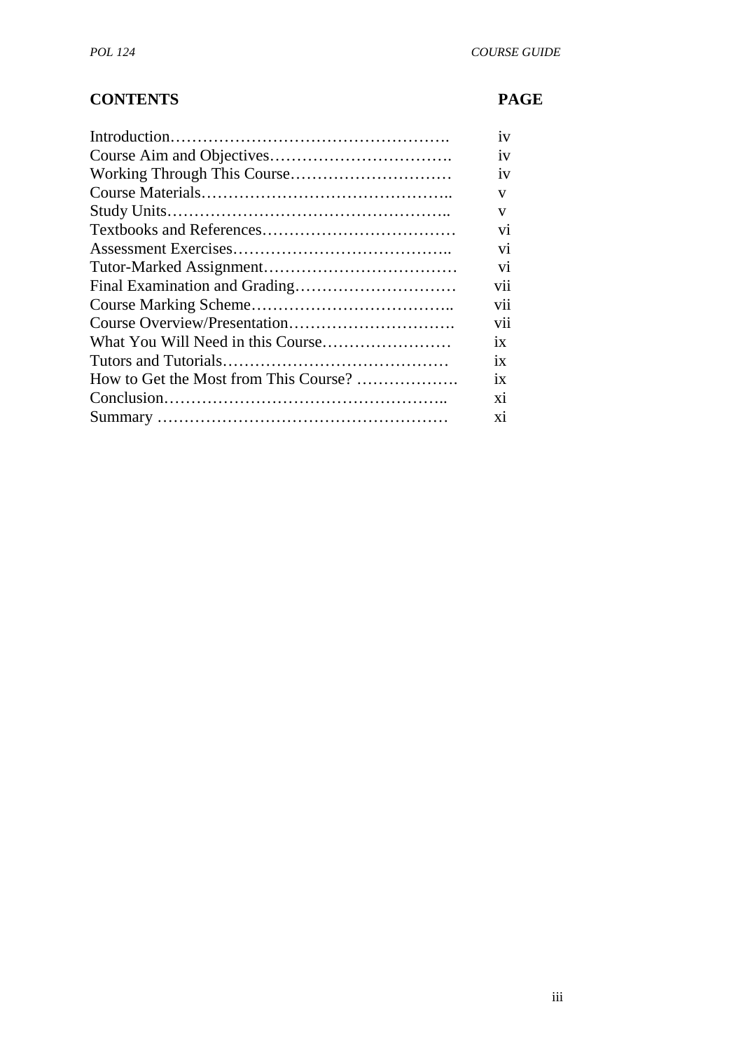| CONTENTS | PAGE |
|---|---|
| Introduction……………………………………………. | iv |
| Course Aim and Objectives……………………………. | iv |
| Working Through This Course………………………… | iv |
| Course Materials……………………………………….. | v |
| Study Units…………………………………………….. | v |
| Textbooks and References……………………………… | vi |
| Assessment Exercises………………………………….. | vi |
| Tutor-Marked Assignment……………………………… | vi |
| Final Examination and Grading………………………… | vii |
| Course Marking Scheme……………………………….. | vii |
| Course Overview/Presentation…………………………. | vii |
| What You Will Need in this Course…………………… | ix |
| Tutors and Tutorials…………………………………… | ix |
| How to Get the Most from This Course? ………………. | ix |
| Conclusion…………………………………………….. | xi |
| Summary ……………………………………………… | xi |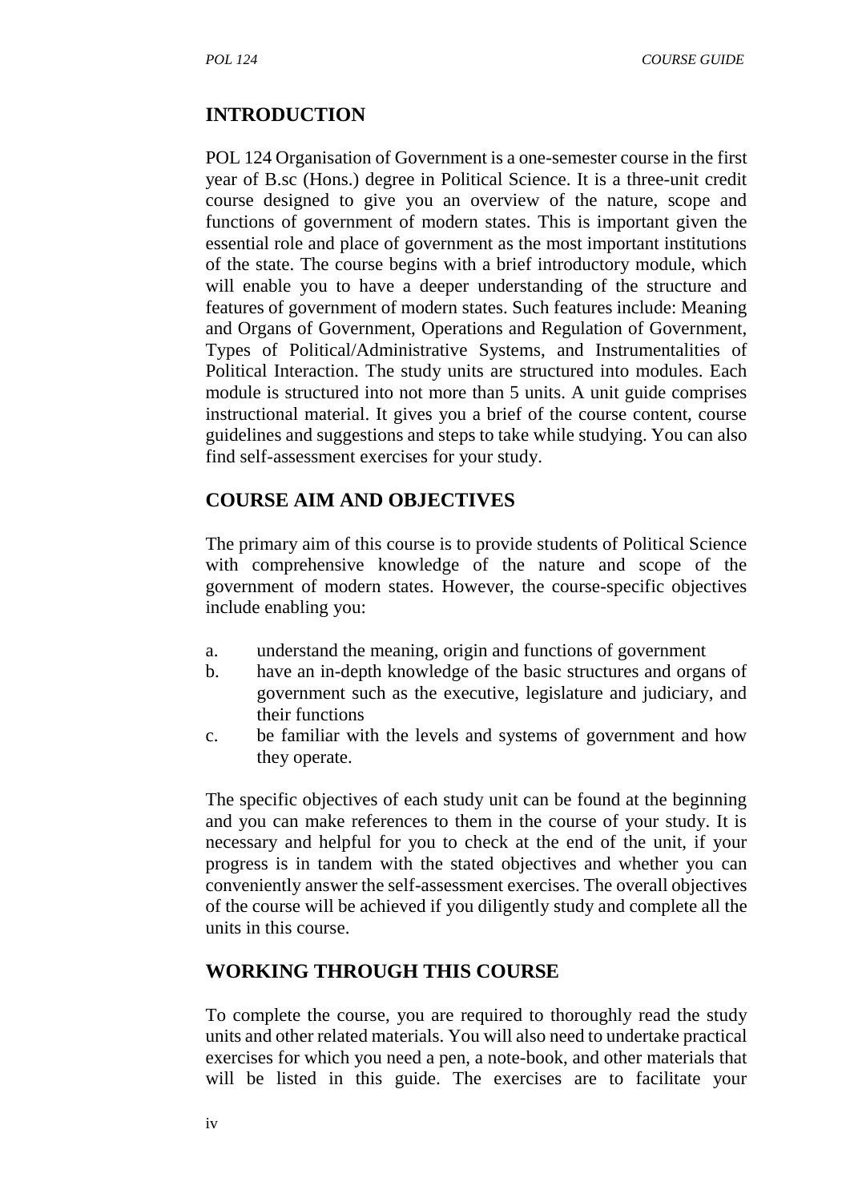## INTRODUCTION

POL 124 Organisation of Government is a one-semester course in the first year of B.sc (Hons.) degree in Political Science. It is a three-unit credit course designed to give you an overview of the nature, scope and functions of government of modern states. This is important given the essential role and place of government as the most important institutions of the state. The course begins with a brief introductory module, which will enable you to have a deeper understanding of the structure and features of government of modern states. Such features include: Meaning and Organs of Government, Operations and Regulation of Government, Types of Political/Administrative Systems, and Instrumentalities of Political Interaction. The study units are structured into modules. Each module is structured into not more than 5 units. A unit guide comprises instructional material. It gives you a brief of the course content, course guidelines and suggestions and steps to take while studying. You can also find self-assessment exercises for your study.

## COURSE AIM AND OBJECTIVES

The primary aim of this course is to provide students of Political Science with comprehensive knowledge of the nature and scope of the government of modern states. However, the course-specific objectives include enabling you:

a. understand the meaning, origin and functions of government
b. have an in-depth knowledge of the basic structures and organs of government such as the executive, legislature and judiciary, and their functions
c. be familiar with the levels and systems of government and how they operate.

The specific objectives of each study unit can be found at the beginning and you can make references to them in the course of your study. It is necessary and helpful for you to check at the end of the unit, if your progress is in tandem with the stated objectives and whether you can conveniently answer the self-assessment exercises. The overall objectives of the course will be achieved if you diligently study and complete all the units in this course.

## WORKING THROUGH THIS COURSE

To complete the course, you are required to thoroughly read the study units and other related materials. You will also need to undertake practical exercises for which you need a pen, a note-book, and other materials that will be listed in this guide. The exercises are to facilitate your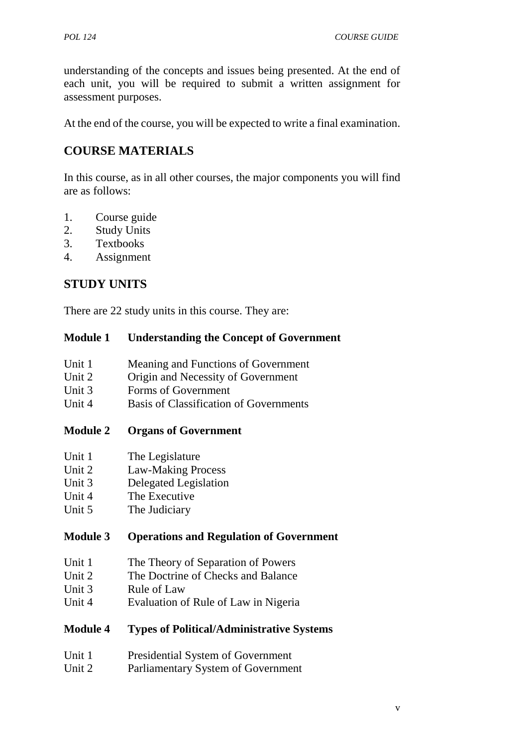understanding of the concepts and issues being presented. At the end of each unit, you will be required to submit a written assignment for assessment purposes.

At the end of the course, you will be expected to write a final examination.

## COURSE MATERIALS

In this course, as in all other courses, the major components you will find are as follows:

1. Course guide
2. Study Units
3. Textbooks
4. Assignment

## STUDY UNITS

There are 22 study units in this course. They are:

**Module 1 Understanding the Concept of Government**

- Unit 1 Meaning and Functions of Government
- Unit 2 Origin and Necessity of Government
- Unit 3 Forms of Government
- Unit 4 Basis of Classification of Governments

**Module 2 Organs of Government**

- Unit 1 The Legislature
- Unit 2 Law-Making Process
- Unit 3 Delegated Legislation
- Unit 4 The Executive
- Unit 5 The Judiciary

**Module 3 Operations and Regulation of Government**

- Unit 1 The Theory of Separation of Powers
- Unit 2 The Doctrine of Checks and Balance
- Unit 3 Rule of Law
- Unit 4 Evaluation of Rule of Law in Nigeria

**Module 4 Types of Political/Administrative Systems**

- Unit 1 Presidential System of Government
- Unit 2 Parliamentary System of Government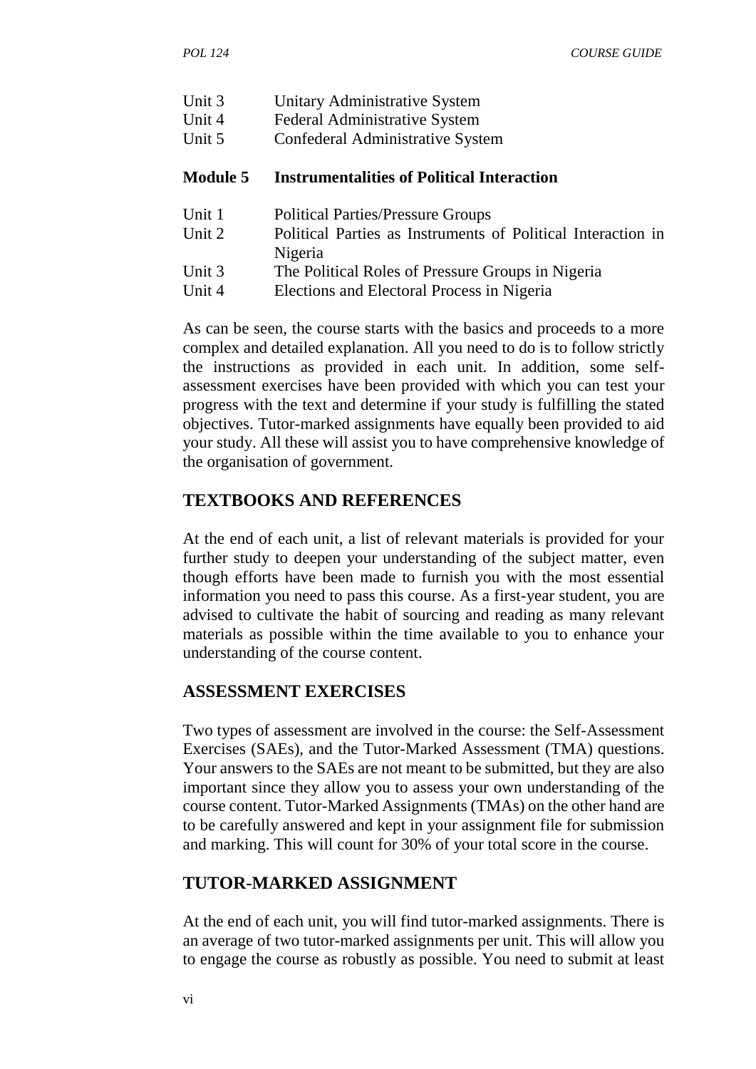Unit 3 Unitary Administrative System
Unit 4 Federal Administrative System
Unit 5 Confederal Administrative System

**Module 5 Instrumentalities of Political Interaction**

Unit 1 Political Parties/Pressure Groups
Unit 2 Political Parties as Instruments of Political Interaction in Nigeria
Unit 3 The Political Roles of Pressure Groups in Nigeria
Unit 4 Elections and Electoral Process in Nigeria

As can be seen, the course starts with the basics and proceeds to a more complex and detailed explanation. All you need to do is to follow strictly the instructions as provided in each unit. In addition, some self-assessment exercises have been provided with which you can test your progress with the text and determine if your study is fulfilling the stated objectives. Tutor-marked assignments have equally been provided to aid your study. All these will assist you to have comprehensive knowledge of the organisation of government.

## TEXTBOOKS AND REFERENCES

At the end of each unit, a list of relevant materials is provided for your further study to deepen your understanding of the subject matter, even though efforts have been made to furnish you with the most essential information you need to pass this course. As a first-year student, you are advised to cultivate the habit of sourcing and reading as many relevant materials as possible within the time available to you to enhance your understanding of the course content.

## ASSESSMENT EXERCISES

Two types of assessment are involved in the course: the Self-Assessment Exercises (SAEs), and the Tutor-Marked Assessment (TMA) questions. Your answers to the SAEs are not meant to be submitted, but they are also important since they allow you to assess your own understanding of the course content. Tutor-Marked Assignments (TMAs) on the other hand are to be carefully answered and kept in your assignment file for submission and marking. This will count for 30% of your total score in the course.

## TUTOR-MARKED ASSIGNMENT

At the end of each unit, you will find tutor-marked assignments. There is an average of two tutor-marked assignments per unit. This will allow you to engage the course as robustly as possible. You need to submit at least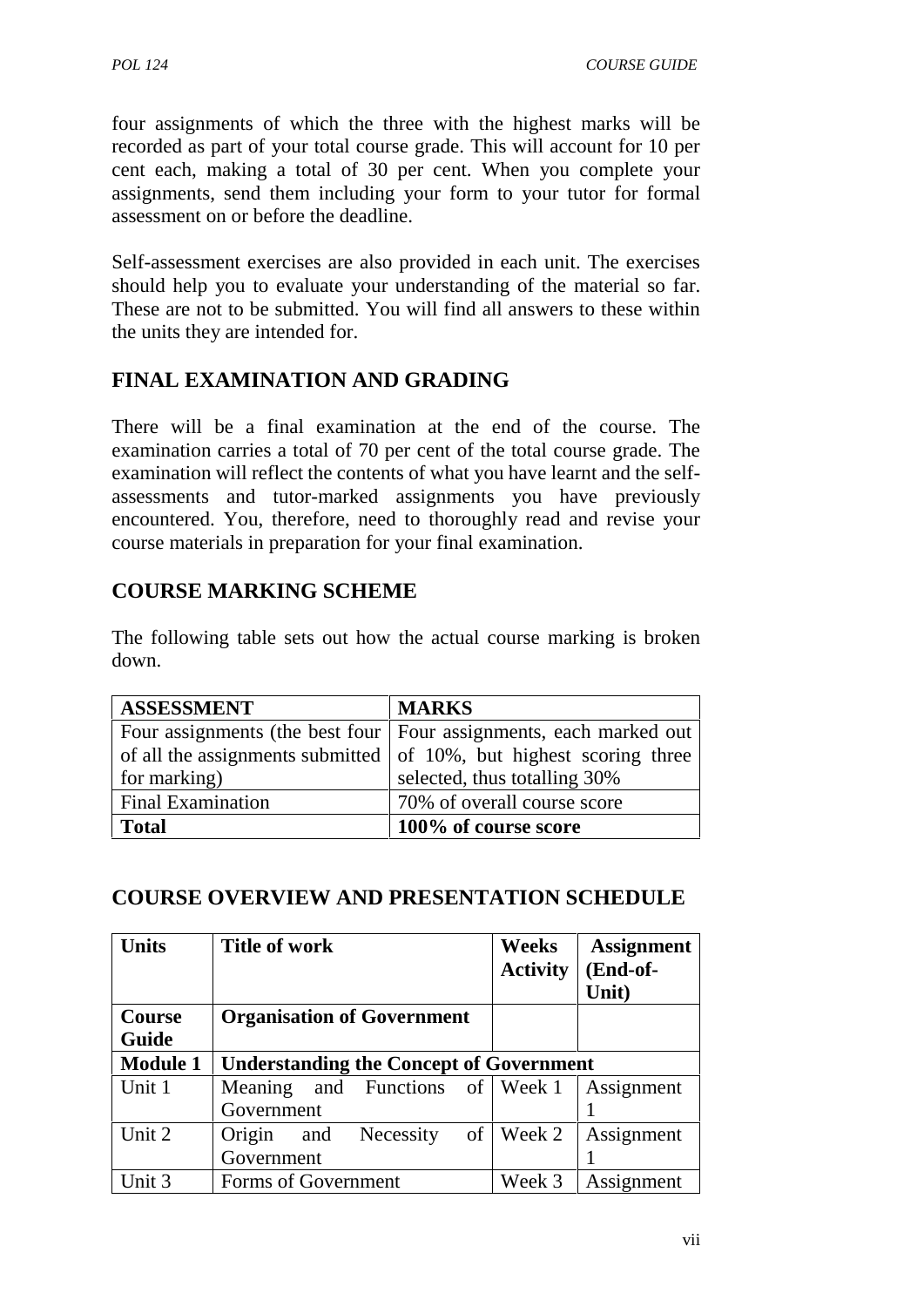four assignments of which the three with the highest marks will be recorded as part of your total course grade. This will account for 10 per cent each, making a total of 30 per cent. When you complete your assignments, send them including your form to your tutor for formal assessment on or before the deadline.

Self-assessment exercises are also provided in each unit. The exercises should help you to evaluate your understanding of the material so far. These are not to be submitted. You will find all answers to these within the units they are intended for.

## FINAL EXAMINATION AND GRADING

There will be a final examination at the end of the course. The examination carries a total of 70 per cent of the total course grade. The examination will reflect the contents of what you have learnt and the self-assessments and tutor-marked assignments you have previously encountered. You, therefore, need to thoroughly read and revise your course materials in preparation for your final examination.

## COURSE MARKING SCHEME

The following table sets out how the actual course marking is broken down.

| ASSESSMENT | MARKS |
|---|---|
| Four assignments (the best four of all the assignments submitted for marking) | Four assignments, each marked out of 10%, but highest scoring three selected, thus totalling 30% |
| Final Examination | 70% of overall course score |
| **Total** | **100% of course score** |

## COURSE OVERVIEW AND PRESENTATION SCHEDULE

| Units | Title of work | Weeks Activity | Assignment (End-of-Unit) |
|---|---|---|---|
| **Course Guide** | **Organisation of Government** | | |
| **Module 1** | **Understanding the Concept of Government** | | |
| Unit 1 | Meaning and Functions of Government | Week 1 | Assignment 1 |
| Unit 2 | Origin and Necessity of Government | Week 2 | Assignment 1 |
| Unit 3 | Forms of Government | Week 3 | Assignment |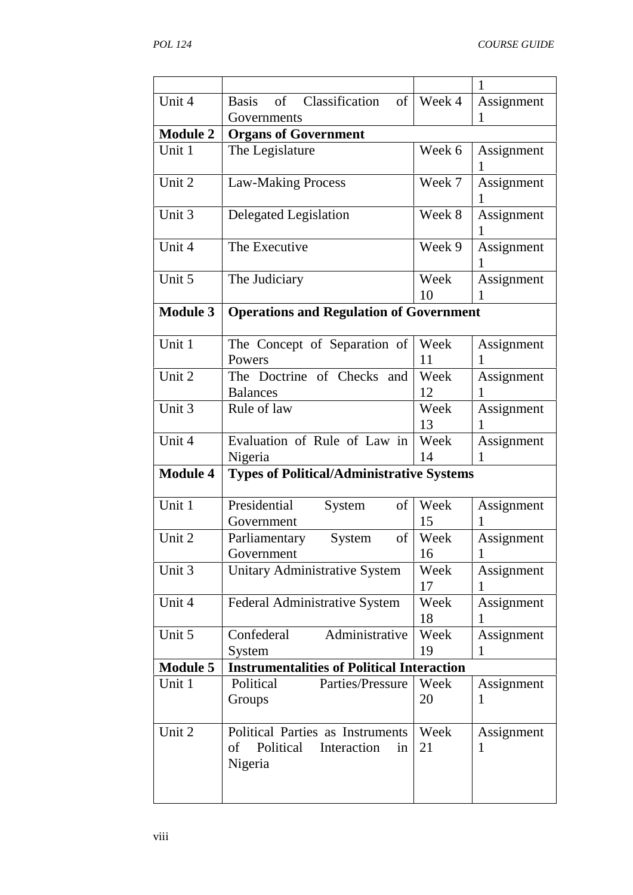| | | | |
|---|---|---|---|
| | | | 1 |
| Unit 4 | Basis of Classification of Governments | Week 4 | Assignment 1 |
| **Module 2** | **Organs of Government** | | |
| Unit 1 | The Legislature | Week 6 | Assignment 1 |
| Unit 2 | Law-Making Process | Week 7 | Assignment 1 |
| Unit 3 | Delegated Legislation | Week 8 | Assignment 1 |
| Unit 4 | The Executive | Week 9 | Assignment 1 |
| Unit 5 | The Judiciary | Week 10 | Assignment 1 |
| **Module 3** | **Operations and Regulation of Government** | | |
| Unit 1 | The Concept of Separation of Powers | Week 11 | Assignment 1 |
| Unit 2 | The Doctrine of Checks and Balances | Week 12 | Assignment 1 |
| Unit 3 | Rule of law | Week 13 | Assignment 1 |
| Unit 4 | Evaluation of Rule of Law in Nigeria | Week 14 | Assignment 1 |
| **Module 4** | **Types of Political/Administrative Systems** | | |
| Unit 1 | Presidential System of Government | Week 15 | Assignment 1 |
| Unit 2 | Parliamentary System of Government | Week 16 | Assignment 1 |
| Unit 3 | Unitary Administrative System | Week 17 | Assignment 1 |
| Unit 4 | Federal Administrative System | Week 18 | Assignment 1 |
| Unit 5 | Confederal Administrative System | Week 19 | Assignment 1 |
| **Module 5** | **Instrumentalities of Political Interaction** | | |
| Unit 1 | Political Parties/Pressure Groups | Week 20 | Assignment 1 |
| Unit 2 | Political Parties as Instruments of Political Interaction in Nigeria | Week 21 | Assignment 1 |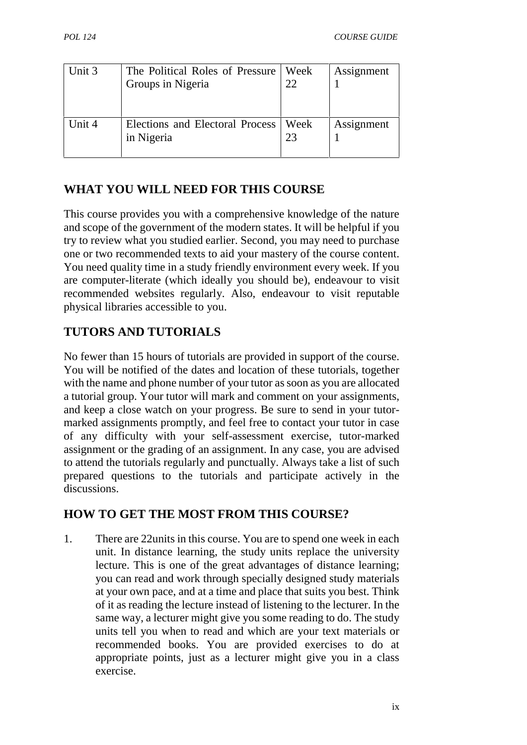| Unit 3 | The Political Roles of Pressure Groups in Nigeria | Week 22 | Assignment 1 |
|---|---|---|---|
| Unit 4 | Elections and Electoral Process in Nigeria | Week 23 | Assignment 1 |

## WHAT YOU WILL NEED FOR THIS COURSE

This course provides you with a comprehensive knowledge of the nature and scope of the government of the modern states. It will be helpful if you try to review what you studied earlier. Second, you may need to purchase one or two recommended texts to aid your mastery of the course content. You need quality time in a study friendly environment every week. If you are computer-literate (which ideally you should be), endeavour to visit recommended websites regularly. Also, endeavour to visit reputable physical libraries accessible to you.

## TUTORS AND TUTORIALS

No fewer than 15 hours of tutorials are provided in support of the course. You will be notified of the dates and location of these tutorials, together with the name and phone number of your tutor as soon as you are allocated a tutorial group. Your tutor will mark and comment on your assignments, and keep a close watch on your progress. Be sure to send in your tutor-marked assignments promptly, and feel free to contact your tutor in case of any difficulty with your self-assessment exercise, tutor-marked assignment or the grading of an assignment. In any case, you are advised to attend the tutorials regularly and punctually. Always take a list of such prepared questions to the tutorials and participate actively in the discussions.

## HOW TO GET THE MOST FROM THIS COURSE?

1. There are 22units in this course. You are to spend one week in each unit. In distance learning, the study units replace the university lecture. This is one of the great advantages of distance learning; you can read and work through specially designed study materials at your own pace, and at a time and place that suits you best. Think of it as reading the lecture instead of listening to the lecturer. In the same way, a lecturer might give you some reading to do. The study units tell you when to read and which are your text materials or recommended books. You are provided exercises to do at appropriate points, just as a lecturer might give you in a class exercise.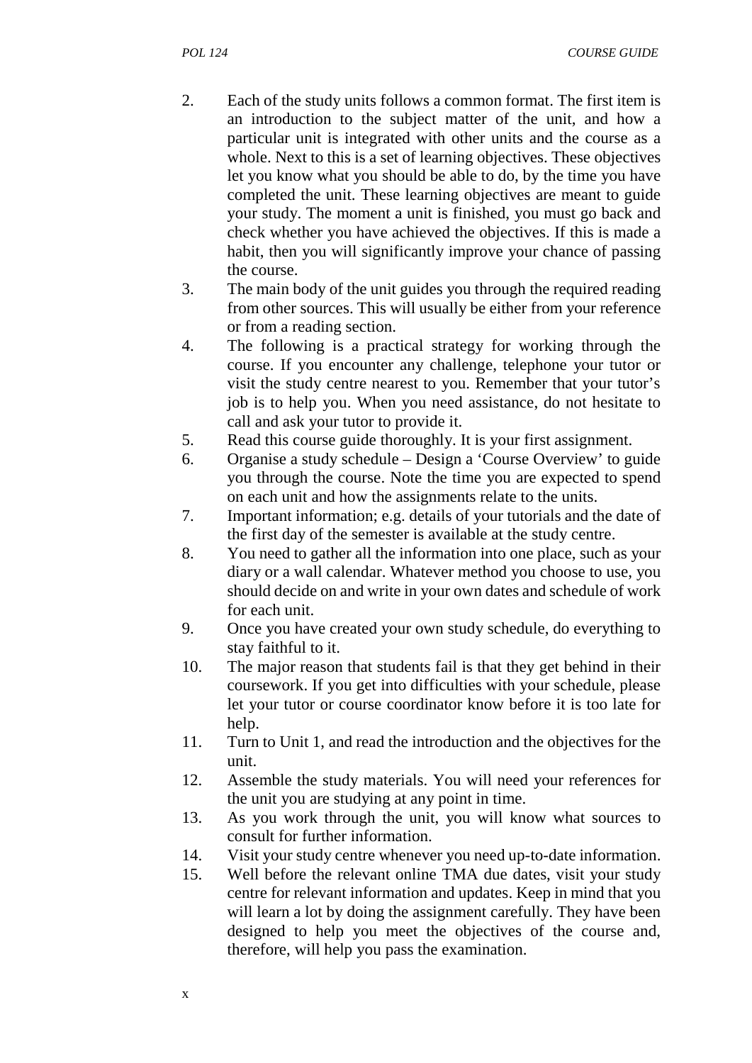2. Each of the study units follows a common format. The first item is an introduction to the subject matter of the unit, and how a particular unit is integrated with other units and the course as a whole. Next to this is a set of learning objectives. These objectives let you know what you should be able to do, by the time you have completed the unit. These learning objectives are meant to guide your study. The moment a unit is finished, you must go back and check whether you have achieved the objectives. If this is made a habit, then you will significantly improve your chance of passing the course.
3. The main body of the unit guides you through the required reading from other sources. This will usually be either from your reference or from a reading section.
4. The following is a practical strategy for working through the course. If you encounter any challenge, telephone your tutor or visit the study centre nearest to you. Remember that your tutor's job is to help you. When you need assistance, do not hesitate to call and ask your tutor to provide it.
5. Read this course guide thoroughly. It is your first assignment.
6. Organise a study schedule – Design a 'Course Overview' to guide you through the course. Note the time you are expected to spend on each unit and how the assignments relate to the units.
7. Important information; e.g. details of your tutorials and the date of the first day of the semester is available at the study centre.
8. You need to gather all the information into one place, such as your diary or a wall calendar. Whatever method you choose to use, you should decide on and write in your own dates and schedule of work for each unit.
9. Once you have created your own study schedule, do everything to stay faithful to it.
10. The major reason that students fail is that they get behind in their coursework. If you get into difficulties with your schedule, please let your tutor or course coordinator know before it is too late for help.
11. Turn to Unit 1, and read the introduction and the objectives for the unit.
12. Assemble the study materials. You will need your references for the unit you are studying at any point in time.
13. As you work through the unit, you will know what sources to consult for further information.
14. Visit your study centre whenever you need up-to-date information.
15. Well before the relevant online TMA due dates, visit your study centre for relevant information and updates. Keep in mind that you will learn a lot by doing the assignment carefully. They have been designed to help you meet the objectives of the course and, therefore, will help you pass the examination.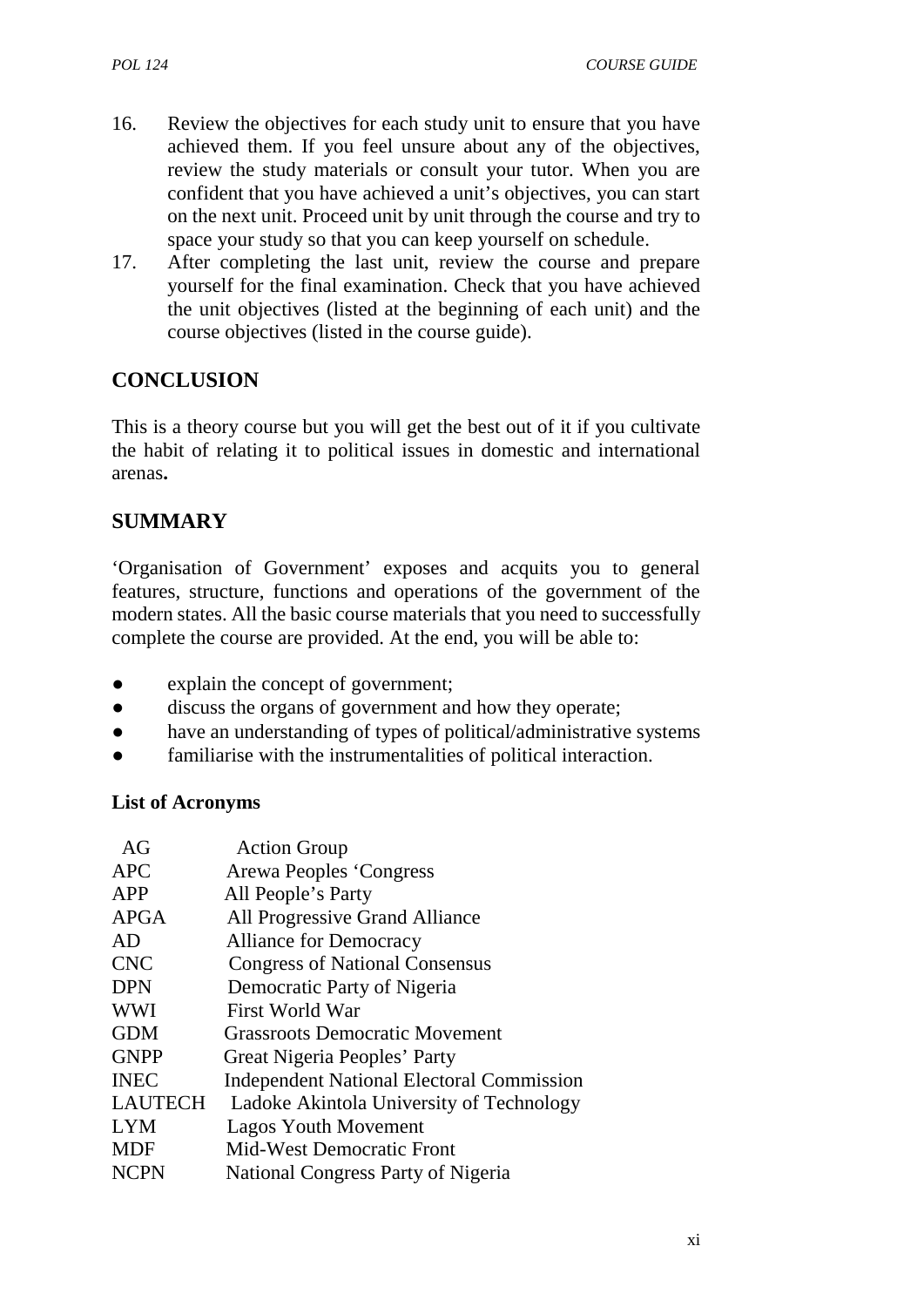16. Review the objectives for each study unit to ensure that you have achieved them. If you feel unsure about any of the objectives, review the study materials or consult your tutor. When you are confident that you have achieved a unit's objectives, you can start on the next unit. Proceed unit by unit through the course and try to space your study so that you can keep yourself on schedule.
17. After completing the last unit, review the course and prepare yourself for the final examination. Check that you have achieved the unit objectives (listed at the beginning of each unit) and the course objectives (listed in the course guide).

## CONCLUSION

This is a theory course but you will get the best out of it if you cultivate the habit of relating it to political issues in domestic and international arenas**.**

## SUMMARY

'Organisation of Government' exposes and acquits you to general features, structure, functions and operations of the government of the modern states. All the basic course materials that you need to successfully complete the course are provided. At the end, you will be able to:

- explain the concept of government;
- discuss the organs of government and how they operate;
- have an understanding of types of political/administrative systems
- familiarise with the instrumentalities of political interaction.

**List of Acronyms**

| | |
|---|---|
| AG | Action Group |
| APC | Arewa Peoples 'Congress |
| APP | All People's Party |
| APGA | All Progressive Grand Alliance |
| AD | Alliance for Democracy |
| CNC | Congress of National Consensus |
| DPN | Democratic Party of Nigeria |
| WWI | First World War |
| GDM | Grassroots Democratic Movement |
| GNPP | Great Nigeria Peoples' Party |
| INEC | Independent National Electoral Commission |
| LAUTECH | Ladoke Akintola University of Technology |
| LYM | Lagos Youth Movement |
| MDF | Mid-West Democratic Front |
| NCPN | National Congress Party of Nigeria |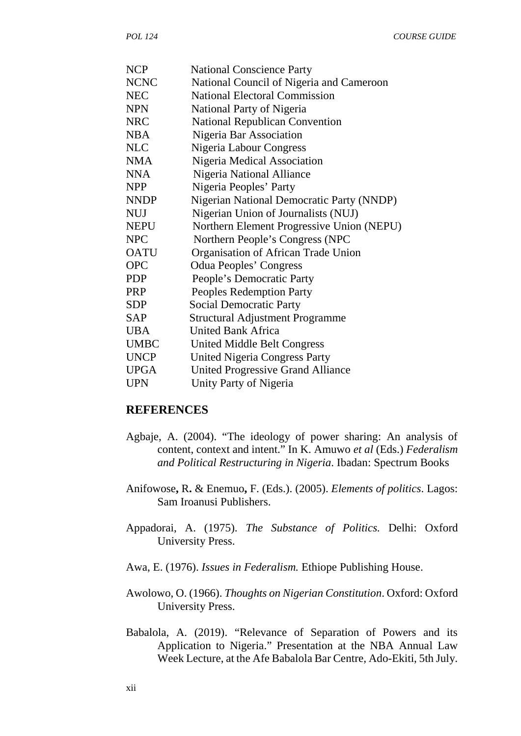| | |
|---|---|
| NCP | National Conscience Party |
| NCNC | National Council of Nigeria and Cameroon |
| NEC | National Electoral Commission |
| NPN | National Party of Nigeria |
| NRC | National Republican Convention |
| NBA | Nigeria Bar Association |
| NLC | Nigeria Labour Congress |
| NMA | Nigeria Medical Association |
| NNA | Nigeria National Alliance |
| NPP | Nigeria Peoples' Party |
| NNDP | Nigerian National Democratic Party (NNDP) |
| NUJ | Nigerian Union of Journalists (NUJ) |
| NEPU | Northern Element Progressive Union (NEPU) |
| NPC | Northern People's Congress (NPC |
| OATU | Organisation of African Trade Union |
| OPC | Odua Peoples' Congress |
| PDP | People's Democratic Party |
| PRP | Peoples Redemption Party |
| SDP | Social Democratic Party |
| SAP | Structural Adjustment Programme |
| UBA | United Bank Africa |
| UMBC | United Middle Belt Congress |
| UNCP | United Nigeria Congress Party |
| UPGA | United Progressive Grand Alliance |
| UPN | Unity Party of Nigeria |

## REFERENCES

Agbaje, A. (2004). "The ideology of power sharing: An analysis of content, context and intent." In K. Amuwo *et al* (Eds.) *Federalism and Political Restructuring in Nigeria*. Ibadan: Spectrum Books

Anifowose**,** R**.** & Enemuo**,** F. (Eds.). (2005). *Elements of politics*. Lagos: Sam Iroanusi Publishers.

Appadorai, A. (1975). *The Substance of Politics.* Delhi: Oxford University Press.

Awa, E. (1976). *Issues in Federalism.* Ethiope Publishing House.

Awolowo, O. (1966). *Thoughts on Nigerian Constitution*. Oxford: Oxford University Press.

Babalola, A. (2019). "Relevance of Separation of Powers and its Application to Nigeria." Presentation at the NBA Annual Law Week Lecture, at the Afe Babalola Bar Centre, Ado-Ekiti, 5th July.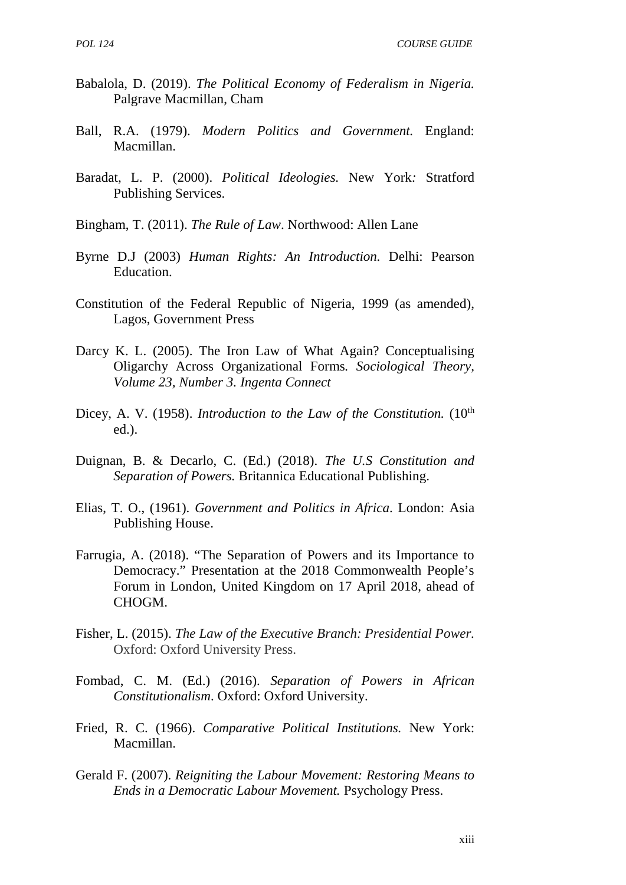Babalola, D. (2019). *The Political Economy of Federalism in Nigeria.* Palgrave Macmillan, Cham

Ball, R.A. (1979). *Modern Politics and Government.* England: Macmillan.

Baradat, L. P. (2000). *Political Ideologies.* New York*:* Stratford Publishing Services.

Bingham, T. (2011). *The Rule of Law*. Northwood: Allen Lane

Byrne D.J (2003) *Human Rights: An Introduction.* Delhi: Pearson Education.

Constitution of the Federal Republic of Nigeria, 1999 (as amended), Lagos, Government Press

Darcy K. L. (2005). The Iron Law of What Again? Conceptualising Oligarchy Across Organizational Forms*. Sociological Theory, Volume 23, Number 3. Ingenta Connect*

Dicey, A. V. (1958). *Introduction to the Law of the Constitution.* (10th ed.).

Duignan, B. & Decarlo, C. (Ed.) (2018). *The U.S Constitution and Separation of Powers.* Britannica Educational Publishing.

Elias, T. O., (1961). *Government and Politics in Africa*. London: Asia Publishing House.

Farrugia, A. (2018). "The Separation of Powers and its Importance to Democracy." Presentation at the 2018 Commonwealth People's Forum in London, United Kingdom on 17 April 2018, ahead of CHOGM.

Fisher, L. (2015). *The Law of the Executive Branch: Presidential Power.* Oxford: Oxford University Press.

Fombad, C. M. (Ed.) (2016). *Separation of Powers in African Constitutionalism*. Oxford: Oxford University.

Fried, R. C. (1966). *Comparative Political Institutions.* New York: Macmillan.

Gerald F. (2007). *Reigniting the Labour Movement: Restoring Means to Ends in a Democratic Labour Movement.* Psychology Press.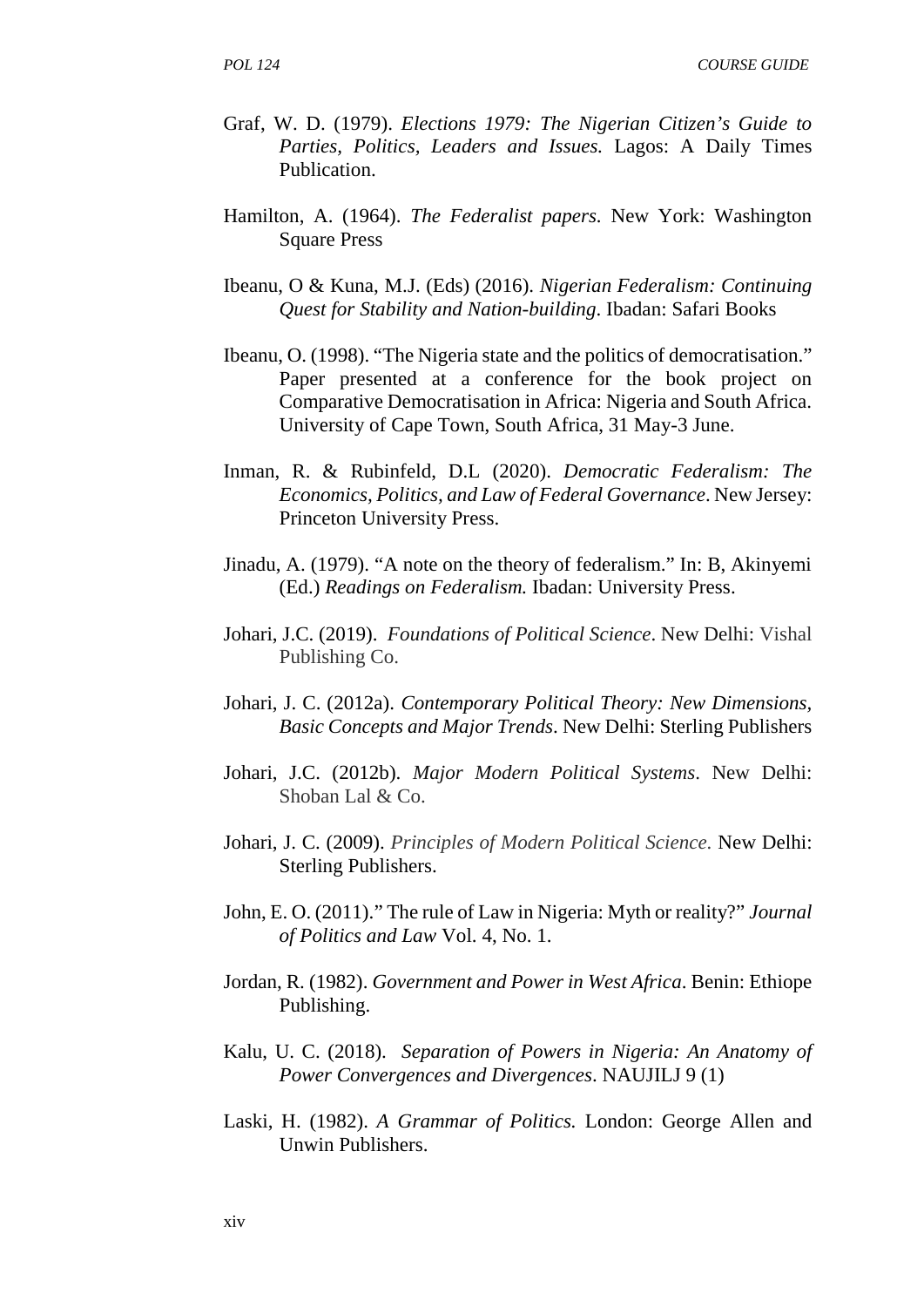Graf, W. D. (1979). *Elections 1979: The Nigerian Citizen's Guide to Parties, Politics, Leaders and Issues.* Lagos: A Daily Times Publication.

Hamilton, A. (1964). *The Federalist papers*. New York: Washington Square Press

Ibeanu, O & Kuna, M.J. (Eds) (2016). *Nigerian Federalism: Continuing Quest for Stability and Nation-building*. Ibadan: Safari Books

Ibeanu, O. (1998). "The Nigeria state and the politics of democratisation." Paper presented at a conference for the book project on Comparative Democratisation in Africa: Nigeria and South Africa. University of Cape Town, South Africa, 31 May-3 June.

Inman, R. & Rubinfeld, D.L (2020). *Democratic Federalism: The Economics, Politics, and Law of Federal Governance*. New Jersey: Princeton University Press.

Jinadu, A. (1979). "A note on the theory of federalism." In: B, Akinyemi (Ed.) *Readings on Federalism.* Ibadan: University Press.

Johari, J.C. (2019). *Foundations of Political Science*. New Delhi: Vishal Publishing Co.

Johari, J. C. (2012a). *Contemporary Political Theory: New Dimensions, Basic Concepts and Major Trends*. New Delhi: Sterling Publishers

Johari, J.C. (2012b). *Major Modern Political Systems*. New Delhi: Shoban Lal & Co.

Johari, J. C. (2009). *Principles of Modern Political Science.* New Delhi: Sterling Publishers.

John, E. O. (2011)." The rule of Law in Nigeria: Myth or reality?" *Journal of Politics and Law* Vol. 4, No. 1.

Jordan, R. (1982). *Government and Power in West Africa*. Benin: Ethiope Publishing.

Kalu, U. C. (2018). *Separation of Powers in Nigeria: An Anatomy of Power Convergences and Divergences*. NAUJILJ 9 (1)

Laski, H. (1982). *A Grammar of Politics.* London: George Allen and Unwin Publishers.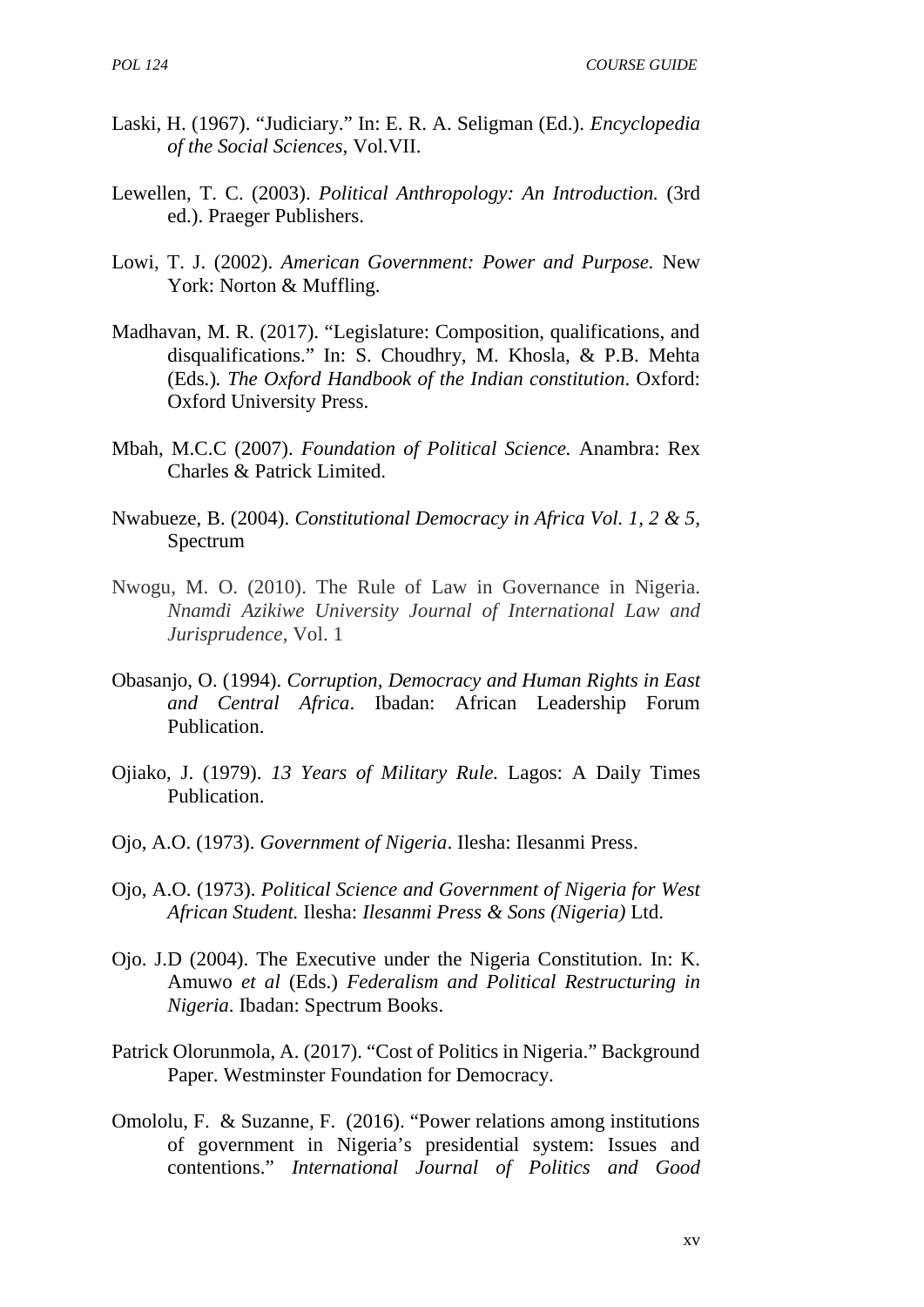Laski, H. (1967). "Judiciary." In: E. R. A. Seligman (Ed.). *Encyclopedia of the Social Sciences*, Vol.VII.

Lewellen, T. C. (2003). *Political Anthropology: An Introduction.* (3rd ed.). Praeger Publishers.

Lowi, T. J. (2002). *American Government: Power and Purpose.* New York: Norton & Muffling.

Madhavan, M. R. (2017). "Legislature: Composition, qualifications, and disqualifications." In: S. Choudhry, M. Khosla, & P.B. Mehta (Eds.)*. The Oxford Handbook of the Indian constitution*. Oxford: Oxford University Press.

Mbah, M.C.C (2007). *Foundation of Political Science.* Anambra: Rex Charles & Patrick Limited.

Nwabueze, B. (2004). *Constitutional Democracy in Africa Vol. 1, 2 & 5,* Spectrum

Nwogu, M. O. (2010). The Rule of Law in Governance in Nigeria. *Nnamdi Azikiwe University Journal of International Law and Jurisprudence*, Vol. 1

Obasanjo, O. (1994). *Corruption, Democracy and Human Rights in East and Central Africa*. Ibadan: African Leadership Forum Publication.

Ojiako, J. (1979). *13 Years of Military Rule.* Lagos: A Daily Times Publication.

Ojo, A.O. (1973). *Government of Nigeria*. Ilesha: Ilesanmi Press.

Ojo, A.O. (1973). *Political Science and Government of Nigeria for West African Student.* Ilesha: *Ilesanmi Press & Sons (Nigeria)* Ltd.

Ojo. J.D (2004). The Executive under the Nigeria Constitution. In: K. Amuwo *et al* (Eds.) *Federalism and Political Restructuring in Nigeria*. Ibadan: Spectrum Books.

Patrick Olorunmola, A. (2017). "Cost of Politics in Nigeria." Background Paper. Westminster Foundation for Democracy.

Omololu, F. & Suzanne, F. (2016). "Power relations among institutions of government in Nigeria's presidential system: Issues and contentions." *International Journal of Politics and Good*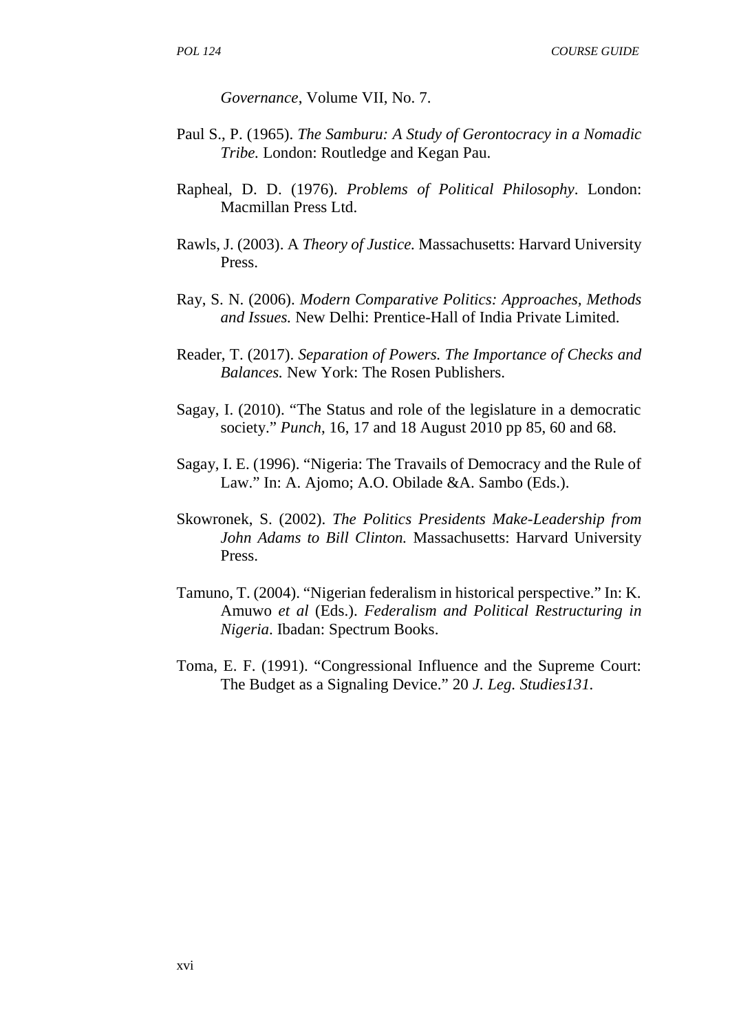*Governance*, Volume VII, No. 7.

Paul S., P. (1965). *The Samburu: A Study of Gerontocracy in a Nomadic Tribe.* London: Routledge and Kegan Pau.

Rapheal, D. D. (1976). *Problems of Political Philosophy*. London: Macmillan Press Ltd.

Rawls, J. (2003). A *Theory of Justice.* Massachusetts: Harvard University Press.

Ray, S. N. (2006). *Modern Comparative Politics: Approaches, Methods and Issues.* New Delhi: Prentice-Hall of India Private Limited.

Reader, T. (2017). *Separation of Powers. The Importance of Checks and Balances.* New York: The Rosen Publishers.

Sagay, I. (2010). "The Status and role of the legislature in a democratic society." *Punch*, 16, 17 and 18 August 2010 pp 85, 60 and 68.

Sagay, I. E. (1996). "Nigeria: The Travails of Democracy and the Rule of Law." In: A. Ajomo; A.O. Obilade &A. Sambo (Eds.).

Skowronek, S. (2002). *The Politics Presidents Make-Leadership from John Adams to Bill Clinton.* Massachusetts: Harvard University Press.

Tamuno, T. (2004). "Nigerian federalism in historical perspective." In: K. Amuwo *et al* (Eds.). *Federalism and Political Restructuring in Nigeria*. Ibadan: Spectrum Books.

Toma, E. F. (1991). "Congressional Influence and the Supreme Court: The Budget as a Signaling Device." 20 *J. Leg. Studies131.*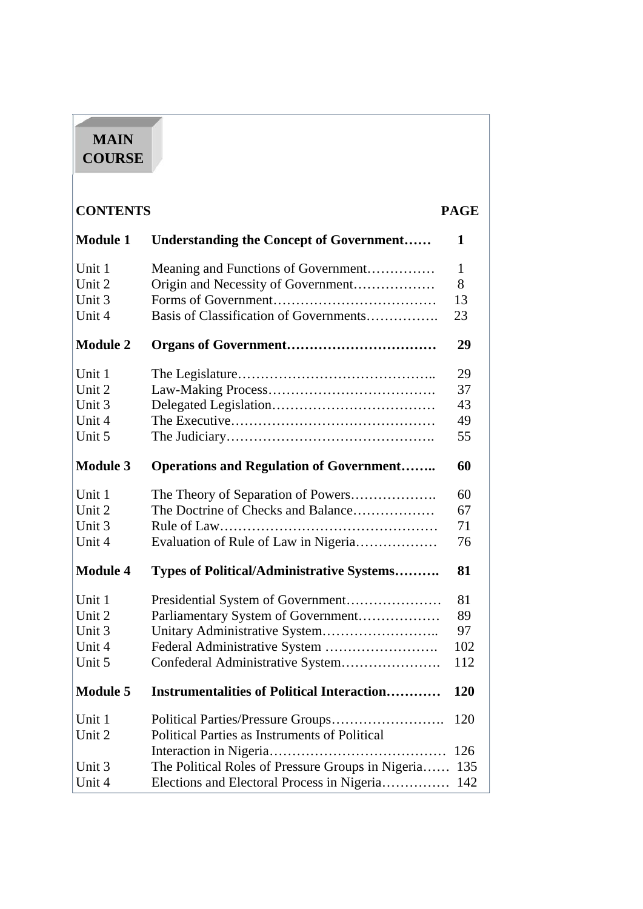**MAIN COURSE**

| CONTENTS | | PAGE |
|---|---|---|
| **Module 1** | **Understanding the Concept of Government……** | **1** |
| Unit 1 | Meaning and Functions of Government…………. | 1 |
| Unit 2 | Origin and Necessity of Government……………… | 8 |
| Unit 3 | Forms of Government……………………………… | 13 |
| Unit 4 | Basis of Classification of Governments……………. | 23 |
| **Module 2** | **Organs of Government……………………………** | **29** |
| Unit 1 | The Legislature…………………………………….. | 29 |
| Unit 2 | Law-Making Process………………………………. | 37 |
| Unit 3 | Delegated Legislation……………………………… | 43 |
| Unit 4 | The Executive……………………………………… | 49 |
| Unit 5 | The Judiciary………………………………………. | 55 |
| **Module 3** | **Operations and Regulation of Government……..** | **60** |
| Unit 1 | The Theory of Separation of Powers………………. | 60 |
| Unit 2 | The Doctrine of Checks and Balance……………… | 67 |
| Unit 3 | Rule of Law………………………………………… | 71 |
| Unit 4 | Evaluation of Rule of Law in Nigeria……………… | 76 |
| **Module 4** | **Types of Political/Administrative Systems……….** | **81** |
| Unit 1 | Presidential System of Government………………… | 81 |
| Unit 2 | Parliamentary System of Government……………… | 89 |
| Unit 3 | Unitary Administrative System…………………….. | 97 |
| Unit 4 | Federal Administrative System ……………………. | 102 |
| Unit 5 | Confederal Administrative System…………………. | 112 |
| **Module 5** | **Instrumentalities of Political Interaction…………** | **120** |
| Unit 1 | Political Parties/Pressure Groups……………………. | 120 |
| Unit 2 | Political Parties as Instruments of Political Interaction in Nigeria………………………………… | 126 |
| Unit 3 | The Political Roles of Pressure Groups in Nigeria…… | 135 |
| Unit 4 | Elections and Electoral Process in Nigeria………….. | 142 |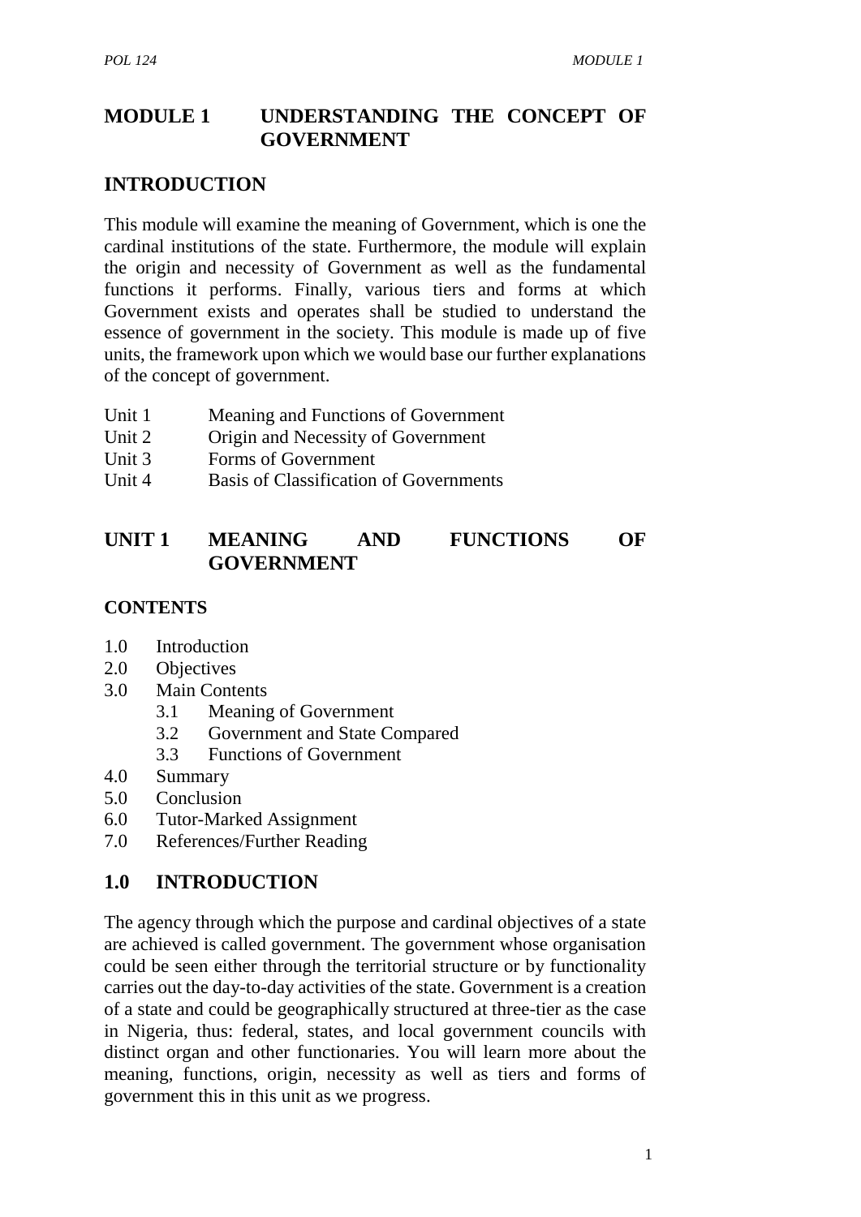# MODULE 1 UNDERSTANDING THE CONCEPT OF GOVERNMENT

## INTRODUCTION

This module will examine the meaning of Government, which is one the cardinal institutions of the state. Furthermore, the module will explain the origin and necessity of Government as well as the fundamental functions it performs. Finally, various tiers and forms at which Government exists and operates shall be studied to understand the essence of government in the society. This module is made up of five units, the framework upon which we would base our further explanations of the concept of government.

Unit 1 Meaning and Functions of Government
Unit 2 Origin and Necessity of Government
Unit 3 Forms of Government
Unit 4 Basis of Classification of Governments

## UNIT 1 MEANING AND FUNCTIONS OF GOVERNMENT

### CONTENTS

1.0 Introduction
2.0 Objectives
3.0 Main Contents
 3.1 Meaning of Government
 3.2 Government and State Compared
 3.3 Functions of Government
4.0 Summary
5.0 Conclusion
6.0 Tutor-Marked Assignment
7.0 References/Further Reading

## 1.0 INTRODUCTION

The agency through which the purpose and cardinal objectives of a state are achieved is called government. The government whose organisation could be seen either through the territorial structure or by functionality carries out the day-to-day activities of the state. Government is a creation of a state and could be geographically structured at three-tier as the case in Nigeria, thus: federal, states, and local government councils with distinct organ and other functionaries. You will learn more about the meaning, functions, origin, necessity as well as tiers and forms of government this in this unit as we progress.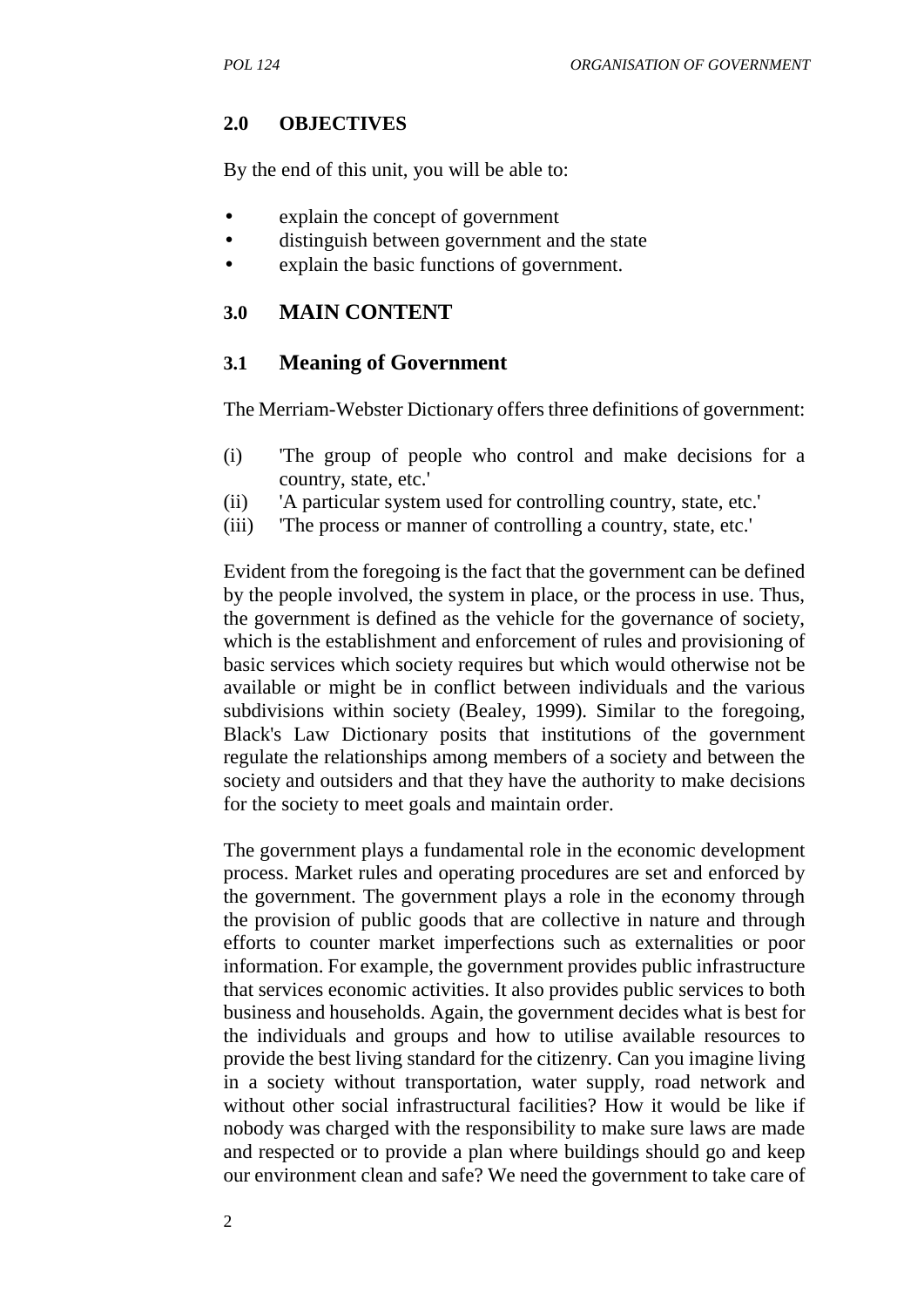## 2.0 OBJECTIVES

By the end of this unit, you will be able to:

- explain the concept of government
- distinguish between government and the state
- explain the basic functions of government.

## 3.0 MAIN CONTENT

### 3.1 Meaning of Government

The Merriam-Webster Dictionary offers three definitions of government:

(i) 'The group of people who control and make decisions for a country, state, etc.'
(ii) 'A particular system used for controlling country, state, etc.'
(iii) 'The process or manner of controlling a country, state, etc.'

Evident from the foregoing is the fact that the government can be defined by the people involved, the system in place, or the process in use. Thus, the government is defined as the vehicle for the governance of society, which is the establishment and enforcement of rules and provisioning of basic services which society requires but which would otherwise not be available or might be in conflict between individuals and the various subdivisions within society (Bealey, 1999). Similar to the foregoing, Black's Law Dictionary posits that institutions of the government regulate the relationships among members of a society and between the society and outsiders and that they have the authority to make decisions for the society to meet goals and maintain order.

The government plays a fundamental role in the economic development process. Market rules and operating procedures are set and enforced by the government. The government plays a role in the economy through the provision of public goods that are collective in nature and through efforts to counter market imperfections such as externalities or poor information. For example, the government provides public infrastructure that services economic activities. It also provides public services to both business and households. Again, the government decides what is best for the individuals and groups and how to utilise available resources to provide the best living standard for the citizenry. Can you imagine living in a society without transportation, water supply, road network and without other social infrastructural facilities? How it would be like if nobody was charged with the responsibility to make sure laws are made and respected or to provide a plan where buildings should go and keep our environment clean and safe? We need the government to take care of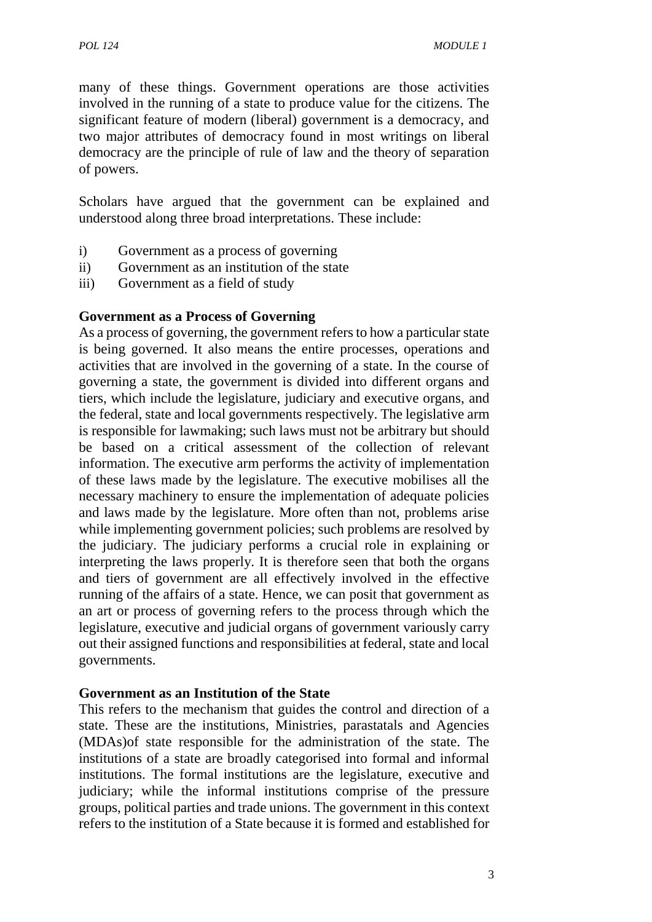many of these things. Government operations are those activities involved in the running of a state to produce value for the citizens. The significant feature of modern (liberal) government is a democracy, and two major attributes of democracy found in most writings on liberal democracy are the principle of rule of law and the theory of separation of powers.

Scholars have argued that the government can be explained and understood along three broad interpretations. These include:

i) Government as a process of governing
ii) Government as an institution of the state
iii) Government as a field of study

**Government as a Process of Governing**

As a process of governing, the government refers to how a particular state is being governed. It also means the entire processes, operations and activities that are involved in the governing of a state. In the course of governing a state, the government is divided into different organs and tiers, which include the legislature, judiciary and executive organs, and the federal, state and local governments respectively. The legislative arm is responsible for lawmaking; such laws must not be arbitrary but should be based on a critical assessment of the collection of relevant information. The executive arm performs the activity of implementation of these laws made by the legislature. The executive mobilises all the necessary machinery to ensure the implementation of adequate policies and laws made by the legislature. More often than not, problems arise while implementing government policies; such problems are resolved by the judiciary. The judiciary performs a crucial role in explaining or interpreting the laws properly. It is therefore seen that both the organs and tiers of government are all effectively involved in the effective running of the affairs of a state. Hence, we can posit that government as an art or process of governing refers to the process through which the legislature, executive and judicial organs of government variously carry out their assigned functions and responsibilities at federal, state and local governments.

**Government as an Institution of the State**

This refers to the mechanism that guides the control and direction of a state. These are the institutions, Ministries, parastatals and Agencies (MDAs)of state responsible for the administration of the state. The institutions of a state are broadly categorised into formal and informal institutions. The formal institutions are the legislature, executive and judiciary; while the informal institutions comprise of the pressure groups, political parties and trade unions. The government in this context refers to the institution of a State because it is formed and established for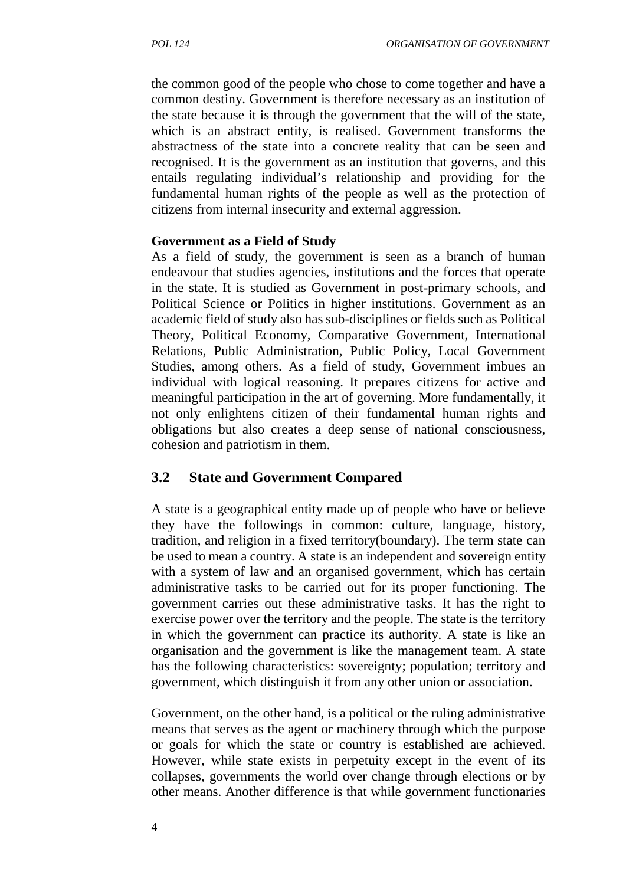the common good of the people who chose to come together and have a common destiny. Government is therefore necessary as an institution of the state because it is through the government that the will of the state, which is an abstract entity, is realised. Government transforms the abstractness of the state into a concrete reality that can be seen and recognised. It is the government as an institution that governs, and this entails regulating individual's relationship and providing for the fundamental human rights of the people as well as the protection of citizens from internal insecurity and external aggression.

**Government as a Field of Study**

As a field of study, the government is seen as a branch of human endeavour that studies agencies, institutions and the forces that operate in the state. It is studied as Government in post-primary schools, and Political Science or Politics in higher institutions. Government as an academic field of study also has sub-disciplines or fields such as Political Theory, Political Economy, Comparative Government, International Relations, Public Administration, Public Policy, Local Government Studies, among others. As a field of study, Government imbues an individual with logical reasoning. It prepares citizens for active and meaningful participation in the art of governing. More fundamentally, it not only enlightens citizen of their fundamental human rights and obligations but also creates a deep sense of national consciousness, cohesion and patriotism in them.

## 3.2 State and Government Compared

A state is a geographical entity made up of people who have or believe they have the followings in common: culture, language, history, tradition, and religion in a fixed territory(boundary). The term state can be used to mean a country. A state is an independent and sovereign entity with a system of law and an organised government, which has certain administrative tasks to be carried out for its proper functioning. The government carries out these administrative tasks. It has the right to exercise power over the territory and the people. The state is the territory in which the government can practice its authority. A state is like an organisation and the government is like the management team. A state has the following characteristics: sovereignty; population; territory and government, which distinguish it from any other union or association.

Government, on the other hand, is a political or the ruling administrative means that serves as the agent or machinery through which the purpose or goals for which the state or country is established are achieved. However, while state exists in perpetuity except in the event of its collapses, governments the world over change through elections or by other means. Another difference is that while government functionaries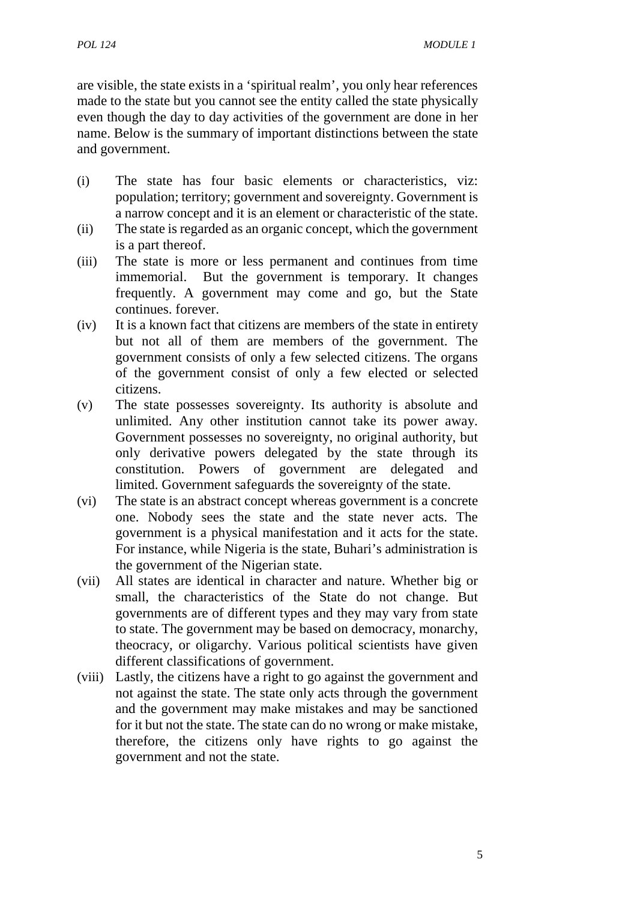are visible, the state exists in a 'spiritual realm', you only hear references made to the state but you cannot see the entity called the state physically even though the day to day activities of the government are done in her name. Below is the summary of important distinctions between the state and government.

(i) The state has four basic elements or characteristics, viz: population; territory; government and sovereignty. Government is a narrow concept and it is an element or characteristic of the state.

(ii) The state is regarded as an organic concept, which the government is a part thereof.

(iii) The state is more or less permanent and continues from time immemorial. But the government is temporary. It changes frequently. A government may come and go, but the State continues. forever.

(iv) It is a known fact that citizens are members of the state in entirety but not all of them are members of the government. The government consists of only a few selected citizens. The organs of the government consist of only a few elected or selected citizens.

(v) The state possesses sovereignty. Its authority is absolute and unlimited. Any other institution cannot take its power away. Government possesses no sovereignty, no original authority, but only derivative powers delegated by the state through its constitution. Powers of government are delegated and limited. Government safeguards the sovereignty of the state.

(vi) The state is an abstract concept whereas government is a concrete one. Nobody sees the state and the state never acts. The government is a physical manifestation and it acts for the state. For instance, while Nigeria is the state, Buhari's administration is the government of the Nigerian state.

(vii) All states are identical in character and nature. Whether big or small, the characteristics of the State do not change. But governments are of different types and they may vary from state to state. The government may be based on democracy, monarchy, theocracy, or oligarchy. Various political scientists have given different classifications of government.

(viii) Lastly, the citizens have a right to go against the government and not against the state. The state only acts through the government and the government may make mistakes and may be sanctioned for it but not the state. The state can do no wrong or make mistake, therefore, the citizens only have rights to go against the government and not the state.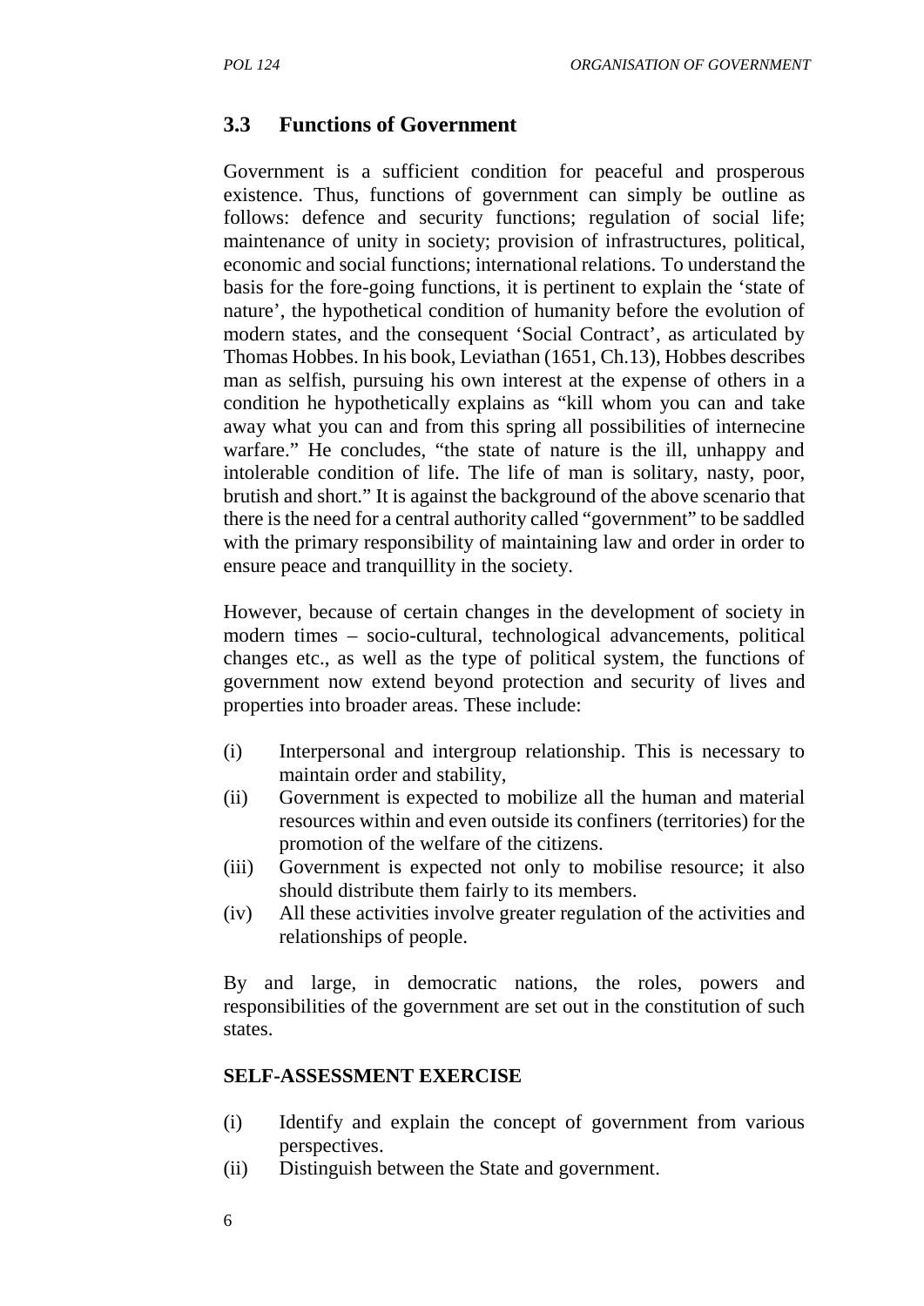## 3.3 Functions of Government

Government is a sufficient condition for peaceful and prosperous existence. Thus, functions of government can simply be outline as follows: defence and security functions; regulation of social life; maintenance of unity in society; provision of infrastructures, political, economic and social functions; international relations. To understand the basis for the fore-going functions, it is pertinent to explain the 'state of nature', the hypothetical condition of humanity before the evolution of modern states, and the consequent 'Social Contract', as articulated by Thomas Hobbes. In his book, Leviathan (1651, Ch.13), Hobbes describes man as selfish, pursuing his own interest at the expense of others in a condition he hypothetically explains as "kill whom you can and take away what you can and from this spring all possibilities of internecine warfare." He concludes, "the state of nature is the ill, unhappy and intolerable condition of life. The life of man is solitary, nasty, poor, brutish and short." It is against the background of the above scenario that there is the need for a central authority called "government" to be saddled with the primary responsibility of maintaining law and order in order to ensure peace and tranquillity in the society.

However, because of certain changes in the development of society in modern times – socio-cultural, technological advancements, political changes etc., as well as the type of political system, the functions of government now extend beyond protection and security of lives and properties into broader areas. These include:

(i) Interpersonal and intergroup relationship. This is necessary to maintain order and stability,

(ii) Government is expected to mobilize all the human and material resources within and even outside its confiners (territories) for the promotion of the welfare of the citizens.

(iii) Government is expected not only to mobilise resource; it also should distribute them fairly to its members.

(iv) All these activities involve greater regulation of the activities and relationships of people.

By and large, in democratic nations, the roles, powers and responsibilities of the government are set out in the constitution of such states.

**SELF-ASSESSMENT EXERCISE**

(i) Identify and explain the concept of government from various perspectives.

(ii) Distinguish between the State and government.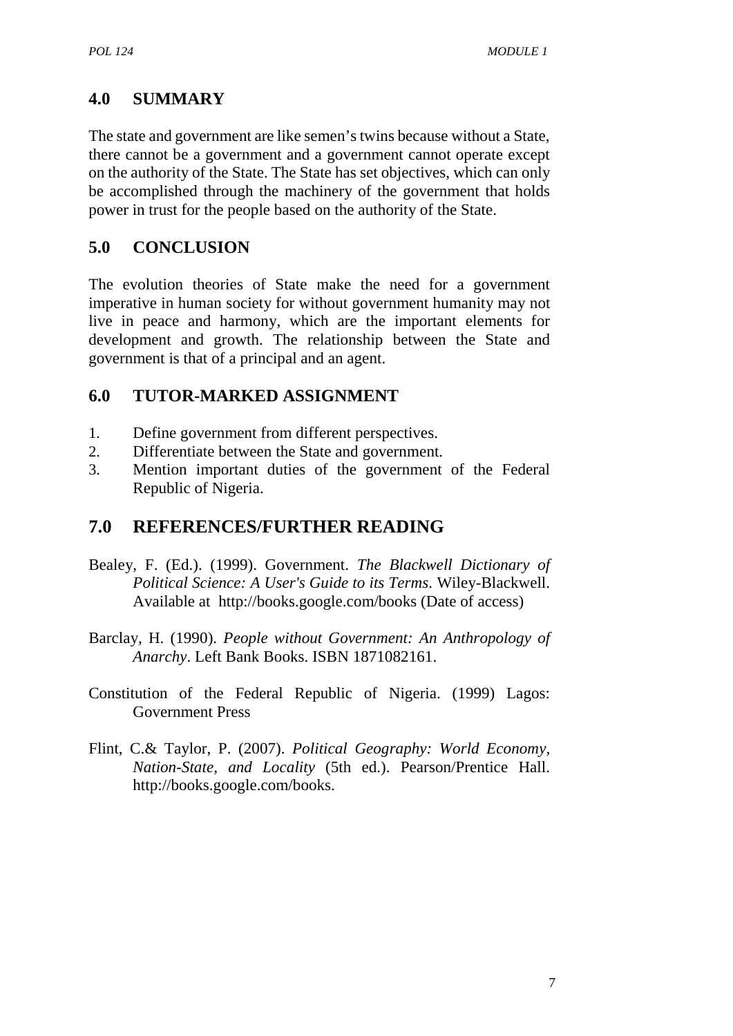## 4.0 SUMMARY

The state and government are like semen's twins because without a State, there cannot be a government and a government cannot operate except on the authority of the State. The State has set objectives, which can only be accomplished through the machinery of the government that holds power in trust for the people based on the authority of the State.

## 5.0 CONCLUSION

The evolution theories of State make the need for a government imperative in human society for without government humanity may not live in peace and harmony, which are the important elements for development and growth. The relationship between the State and government is that of a principal and an agent.

## 6.0 TUTOR-MARKED ASSIGNMENT

1. Define government from different perspectives.
2. Differentiate between the State and government.
3. Mention important duties of the government of the Federal Republic of Nigeria.

## 7.0 REFERENCES/FURTHER READING

Bealey, F. (Ed.). (1999). Government. *The Blackwell Dictionary of Political Science: A User's Guide to its Terms*. Wiley-Blackwell. Available at http://books.google.com/books (Date of access)

Barclay, H. (1990). *People without Government: An Anthropology of Anarchy*. Left Bank Books. ISBN 1871082161.

Constitution of the Federal Republic of Nigeria. (1999) Lagos: Government Press

Flint, C.& Taylor, P. (2007). *Political Geography: World Economy, Nation-State, and Locality* (5th ed.). Pearson/Prentice Hall. http://books.google.com/books.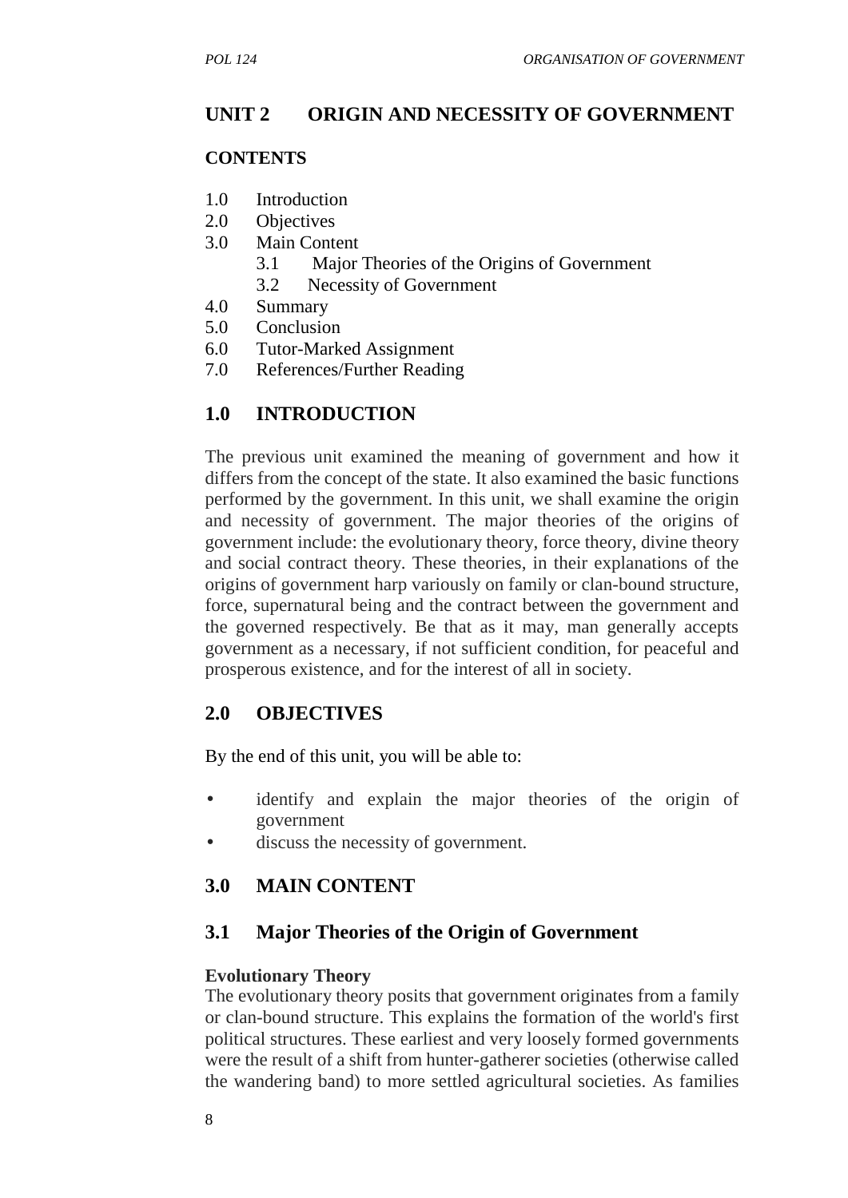## UNIT 2 ORIGIN AND NECESSITY OF GOVERNMENT

**CONTENTS**

1.0 Introduction
2.0 Objectives
3.0 Main Content
   3.1 Major Theories of the Origins of Government
   3.2 Necessity of Government
4.0 Summary
5.0 Conclusion
6.0 Tutor-Marked Assignment
7.0 References/Further Reading

## 1.0 INTRODUCTION

The previous unit examined the meaning of government and how it differs from the concept of the state. It also examined the basic functions performed by the government. In this unit, we shall examine the origin and necessity of government. The major theories of the origins of government include: the evolutionary theory, force theory, divine theory and social contract theory. These theories, in their explanations of the origins of government harp variously on family or clan-bound structure, force, supernatural being and the contract between the government and the governed respectively. Be that as it may, man generally accepts government as a necessary, if not sufficient condition, for peaceful and prosperous existence, and for the interest of all in society.

## 2.0 OBJECTIVES

By the end of this unit, you will be able to:

- identify and explain the major theories of the origin of government
- discuss the necessity of government.

## 3.0 MAIN CONTENT

### 3.1 Major Theories of the Origin of Government

**Evolutionary Theory**

The evolutionary theory posits that government originates from a family or clan-bound structure. This explains the formation of the world's first political structures. These earliest and very loosely formed governments were the result of a shift from hunter-gatherer societies (otherwise called the wandering band) to more settled agricultural societies. As families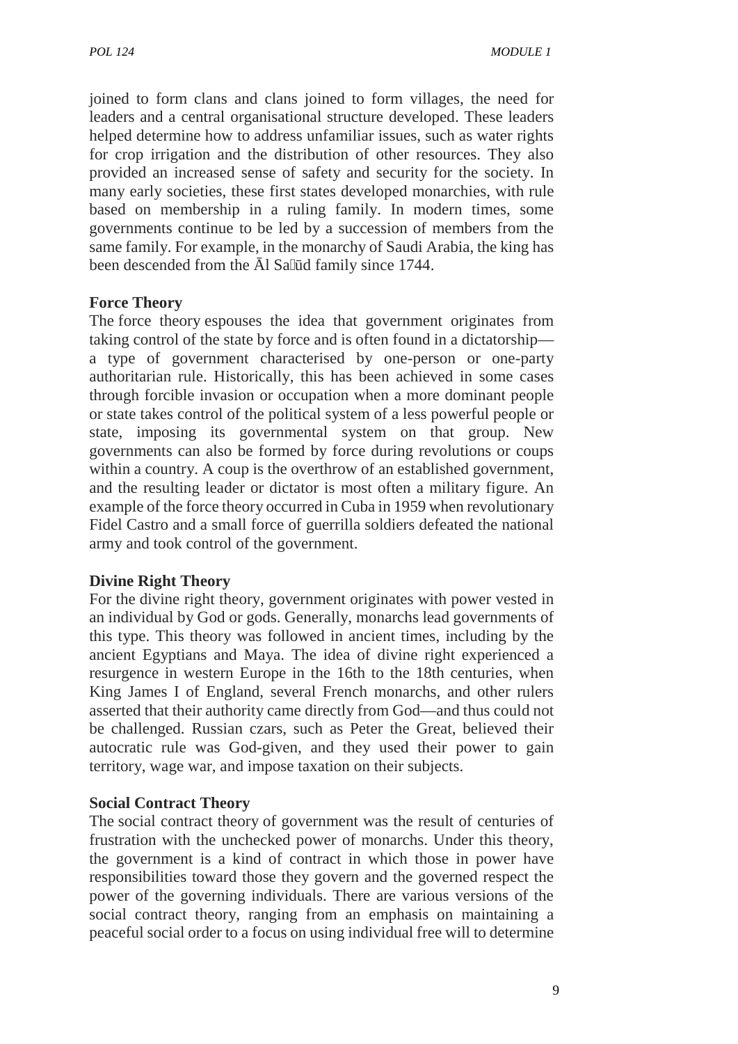joined to form clans and clans joined to form villages, the need for leaders and a central organisational structure developed. These leaders helped determine how to address unfamiliar issues, such as water rights for crop irrigation and the distribution of other resources. They also provided an increased sense of safety and security for the society. In many early societies, these first states developed monarchies, with rule based on membership in a ruling family. In modern times, some governments continue to be led by a succession of members from the same family. For example, in the monarchy of Saudi Arabia, the king has been descended from the Āl Saʿūd family since 1744.

**Force Theory**

The force theory espouses the idea that government originates from taking control of the state by force and is often found in a dictatorship—a type of government characterised by one-person or one-party authoritarian rule. Historically, this has been achieved in some cases through forcible invasion or occupation when a more dominant people or state takes control of the political system of a less powerful people or state, imposing its governmental system on that group. New governments can also be formed by force during revolutions or coups within a country. A coup is the overthrow of an established government, and the resulting leader or dictator is most often a military figure. An example of the force theory occurred in Cuba in 1959 when revolutionary Fidel Castro and a small force of guerrilla soldiers defeated the national army and took control of the government.

**Divine Right Theory**

For the divine right theory, government originates with power vested in an individual by God or gods. Generally, monarchs lead governments of this type. This theory was followed in ancient times, including by the ancient Egyptians and Maya. The idea of divine right experienced a resurgence in western Europe in the 16th to the 18th centuries, when King James I of England, several French monarchs, and other rulers asserted that their authority came directly from God—and thus could not be challenged. Russian czars, such as Peter the Great, believed their autocratic rule was God-given, and they used their power to gain territory, wage war, and impose taxation on their subjects.

**Social Contract Theory**

The social contract theory of government was the result of centuries of frustration with the unchecked power of monarchs. Under this theory, the government is a kind of contract in which those in power have responsibilities toward those they govern and the governed respect the power of the governing individuals. There are various versions of the social contract theory, ranging from an emphasis on maintaining a peaceful social order to a focus on using individual free will to determine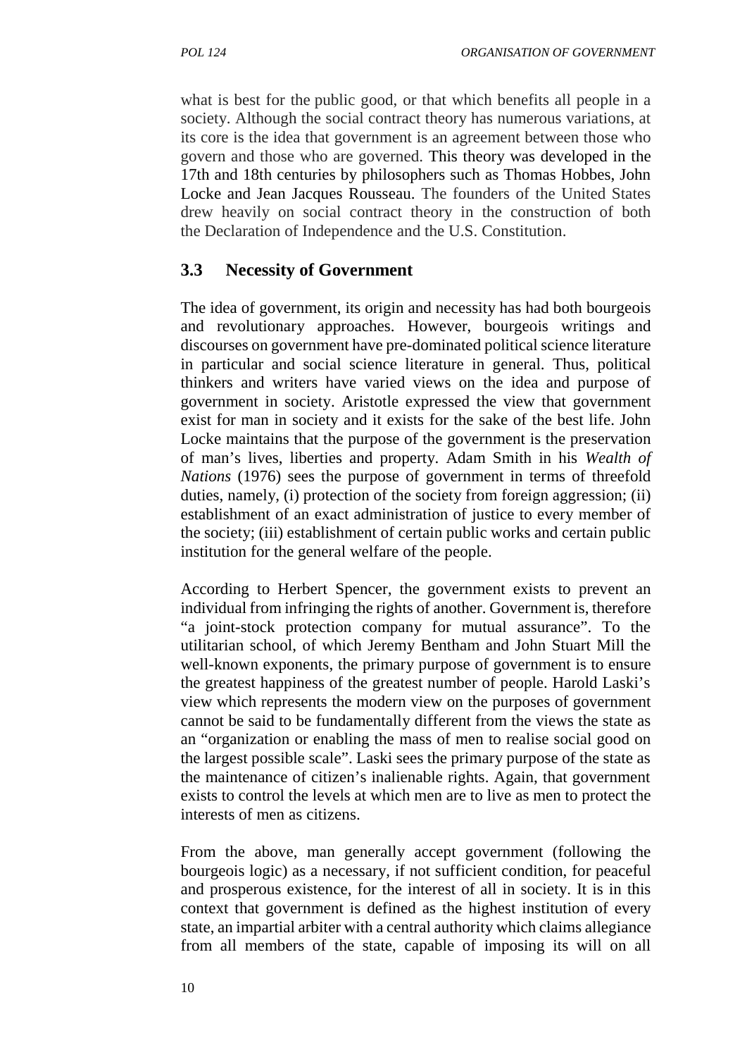what is best for the public good, or that which benefits all people in a society. Although the social contract theory has numerous variations, at its core is the idea that government is an agreement between those who govern and those who are governed. This theory was developed in the 17th and 18th centuries by philosophers such as Thomas Hobbes, John Locke and Jean Jacques Rousseau. The founders of the United States drew heavily on social contract theory in the construction of both the Declaration of Independence and the U.S. Constitution.

## 3.3 Necessity of Government

The idea of government, its origin and necessity has had both bourgeois and revolutionary approaches. However, bourgeois writings and discourses on government have pre-dominated political science literature in particular and social science literature in general. Thus, political thinkers and writers have varied views on the idea and purpose of government in society. Aristotle expressed the view that government exist for man in society and it exists for the sake of the best life. John Locke maintains that the purpose of the government is the preservation of man's lives, liberties and property. Adam Smith in his *Wealth of Nations* (1976) sees the purpose of government in terms of threefold duties, namely, (i) protection of the society from foreign aggression; (ii) establishment of an exact administration of justice to every member of the society; (iii) establishment of certain public works and certain public institution for the general welfare of the people.

According to Herbert Spencer, the government exists to prevent an individual from infringing the rights of another. Government is, therefore "a joint-stock protection company for mutual assurance". To the utilitarian school, of which Jeremy Bentham and John Stuart Mill the well-known exponents, the primary purpose of government is to ensure the greatest happiness of the greatest number of people. Harold Laski's view which represents the modern view on the purposes of government cannot be said to be fundamentally different from the views the state as an "organization or enabling the mass of men to realise social good on the largest possible scale". Laski sees the primary purpose of the state as the maintenance of citizen's inalienable rights. Again, that government exists to control the levels at which men are to live as men to protect the interests of men as citizens.

From the above, man generally accept government (following the bourgeois logic) as a necessary, if not sufficient condition, for peaceful and prosperous existence, for the interest of all in society. It is in this context that government is defined as the highest institution of every state, an impartial arbiter with a central authority which claims allegiance from all members of the state, capable of imposing its will on all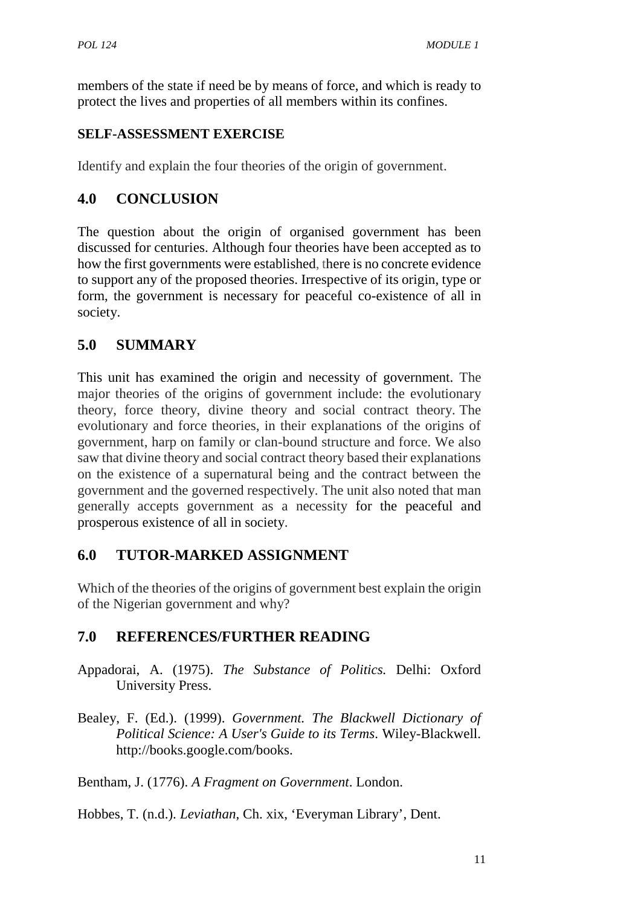members of the state if need be by means of force, and which is ready to protect the lives and properties of all members within its confines.

**SELF-ASSESSMENT EXERCISE**

Identify and explain the four theories of the origin of government.

## 4.0 CONCLUSION

The question about the origin of organised government has been discussed for centuries. Although four theories have been accepted as to how the first governments were established, there is no concrete evidence to support any of the proposed theories. Irrespective of its origin, type or form, the government is necessary for peaceful co-existence of all in society.

## 5.0 SUMMARY

This unit has examined the origin and necessity of government. The major theories of the origins of government include: the evolutionary theory, force theory, divine theory and social contract theory. The evolutionary and force theories, in their explanations of the origins of government, harp on family or clan-bound structure and force. We also saw that divine theory and social contract theory based their explanations on the existence of a supernatural being and the contract between the government and the governed respectively. The unit also noted that man generally accepts government as a necessity for the peaceful and prosperous existence of all in society.

## 6.0 TUTOR-MARKED ASSIGNMENT

Which of the theories of the origins of government best explain the origin of the Nigerian government and why?

## 7.0 REFERENCES/FURTHER READING

Appadorai, A. (1975). *The Substance of Politics.* Delhi: Oxford University Press.

Bealey, F. (Ed.). (1999). *Government. The Blackwell Dictionary of Political Science: A User's Guide to its Terms*. Wiley-Blackwell. http://books.google.com/books.

Bentham, J. (1776). *A Fragment on Government*. London.

Hobbes, T. (n.d.). *Leviathan*, Ch. xix, 'Everyman Library', Dent.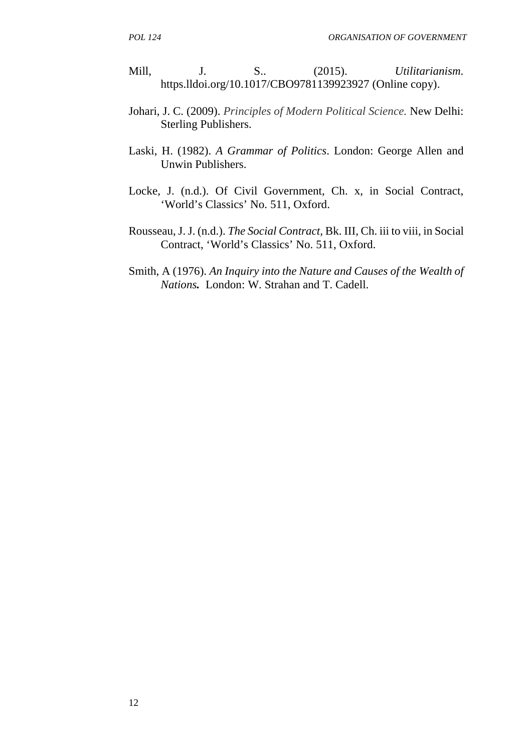Mill, J. S.. (2015). *Utilitarianism*. https.lldoi.org/10.1017/CBO9781139923927 (Online copy).

Johari, J. C. (2009). *Principles of Modern Political Science.* New Delhi: Sterling Publishers.

Laski, H. (1982). *A Grammar of Politics*. London: George Allen and Unwin Publishers.

Locke, J. (n.d.). Of Civil Government, Ch. x, in Social Contract, 'World's Classics' No. 511, Oxford.

Rousseau, J. J. (n.d.). *The Social Contract,* Bk. III, Ch. iii to viii, in Social Contract, 'World's Classics' No. 511, Oxford.

Smith, A (1976). *An Inquiry into the Nature and Causes of the Wealth of **Nations.*** London: W. Strahan and T. Cadell.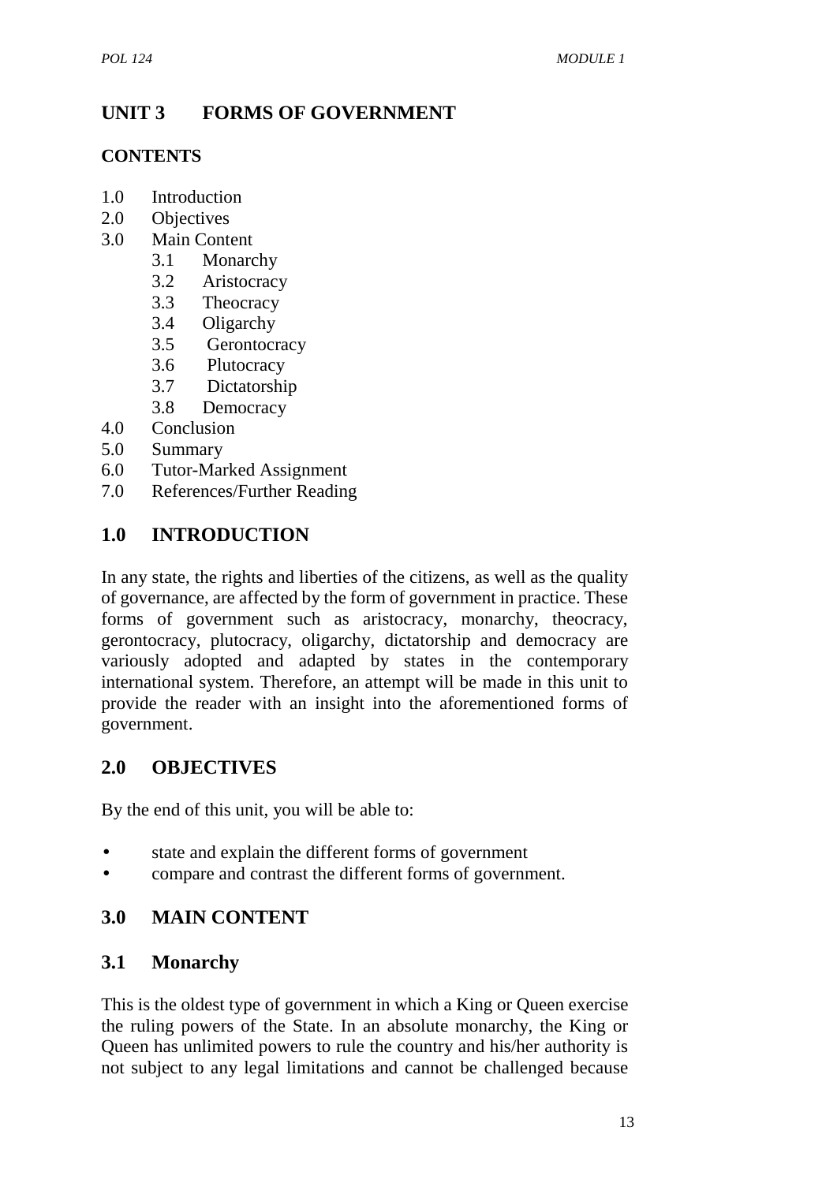# UNIT 3 FORMS OF GOVERNMENT

**CONTENTS**

1.0 Introduction
2.0 Objectives
3.0 Main Content
    3.1 Monarchy
    3.2 Aristocracy
    3.3 Theocracy
    3.4 Oligarchy
    3.5 Gerontocracy
    3.6 Plutocracy
    3.7 Dictatorship
    3.8 Democracy
4.0 Conclusion
5.0 Summary
6.0 Tutor-Marked Assignment
7.0 References/Further Reading

## 1.0 INTRODUCTION

In any state, the rights and liberties of the citizens, as well as the quality of governance, are affected by the form of government in practice. These forms of government such as aristocracy, monarchy, theocracy, gerontocracy, plutocracy, oligarchy, dictatorship and democracy are variously adopted and adapted by states in the contemporary international system. Therefore, an attempt will be made in this unit to provide the reader with an insight into the aforementioned forms of government.

## 2.0 OBJECTIVES

By the end of this unit, you will be able to:

- state and explain the different forms of government
- compare and contrast the different forms of government.

## 3.0 MAIN CONTENT

### 3.1 Monarchy

This is the oldest type of government in which a King or Queen exercise the ruling powers of the State. In an absolute monarchy, the King or Queen has unlimited powers to rule the country and his/her authority is not subject to any legal limitations and cannot be challenged because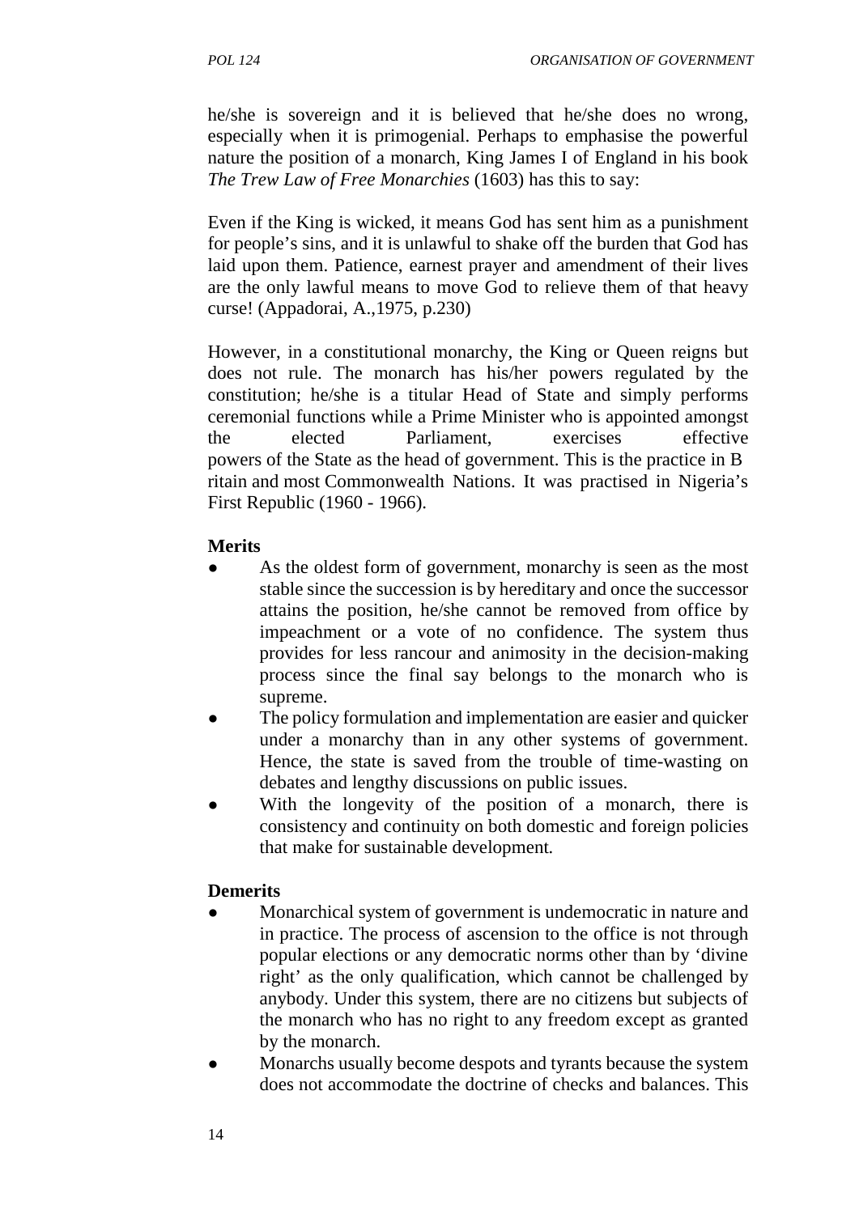he/she is sovereign and it is believed that he/she does no wrong, especially when it is primogenial. Perhaps to emphasise the powerful nature the position of a monarch, King James I of England in his book *The Trew Law of Free Monarchies* (1603) has this to say:

Even if the King is wicked, it means God has sent him as a punishment for people's sins, and it is unlawful to shake off the burden that God has laid upon them. Patience, earnest prayer and amendment of their lives are the only lawful means to move God to relieve them of that heavy curse! (Appadorai, A.,1975, p.230)

However, in a constitutional monarchy, the King or Queen reigns but does not rule. The monarch has his/her powers regulated by the constitution; he/she is a titular Head of State and simply performs ceremonial functions while a Prime Minister who is appointed amongst the elected Parliament, exercises effective powers of the State as the head of government. This is the practice in B ritain and most Commonwealth Nations. It was practised in Nigeria's First Republic (1960 - 1966).

**Merits**

- As the oldest form of government, monarchy is seen as the most stable since the succession is by hereditary and once the successor attains the position, he/she cannot be removed from office by impeachment or a vote of no confidence. The system thus provides for less rancour and animosity in the decision-making process since the final say belongs to the monarch who is supreme.
- The policy formulation and implementation are easier and quicker under a monarchy than in any other systems of government. Hence, the state is saved from the trouble of time-wasting on debates and lengthy discussions on public issues.
- With the longevity of the position of a monarch, there is consistency and continuity on both domestic and foreign policies that make for sustainable development.

**Demerits**

- Monarchical system of government is undemocratic in nature and in practice. The process of ascension to the office is not through popular elections or any democratic norms other than by 'divine right' as the only qualification, which cannot be challenged by anybody. Under this system, there are no citizens but subjects of the monarch who has no right to any freedom except as granted by the monarch.
- Monarchs usually become despots and tyrants because the system does not accommodate the doctrine of checks and balances. This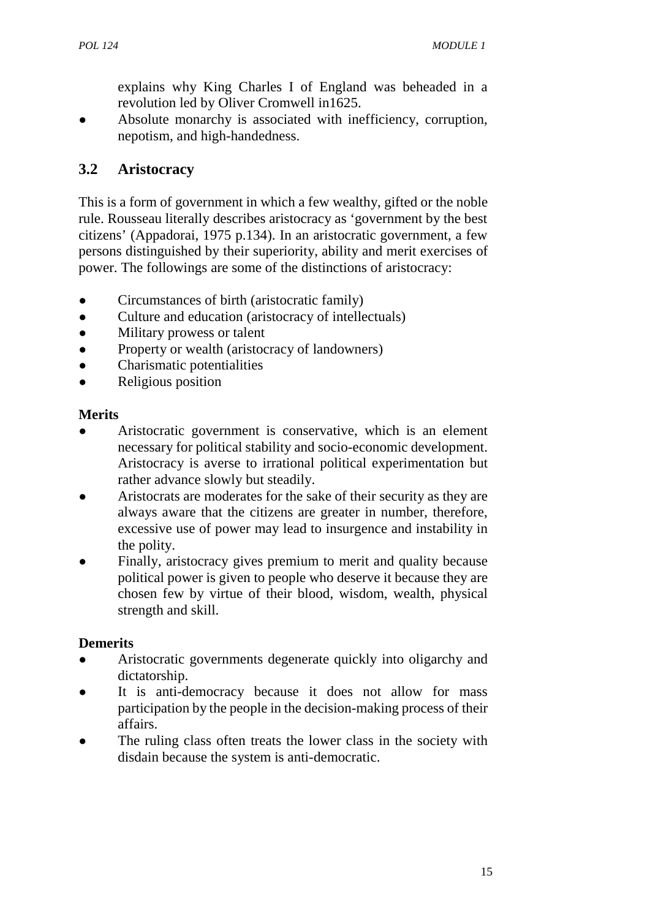explains why King Charles I of England was beheaded in a revolution led by Oliver Cromwell in1625.

- Absolute monarchy is associated with inefficiency, corruption, nepotism, and high-handedness.

## 3.2 Aristocracy

This is a form of government in which a few wealthy, gifted or the noble rule. Rousseau literally describes aristocracy as 'government by the best citizens' (Appadorai, 1975 p.134). In an aristocratic government, a few persons distinguished by their superiority, ability and merit exercises of power. The followings are some of the distinctions of aristocracy:

- Circumstances of birth (aristocratic family)
- Culture and education (aristocracy of intellectuals)
- Military prowess or talent
- Property or wealth (aristocracy of landowners)
- Charismatic potentialities
- Religious position

**Merits**

- Aristocratic government is conservative, which is an element necessary for political stability and socio-economic development. Aristocracy is averse to irrational political experimentation but rather advance slowly but steadily.
- Aristocrats are moderates for the sake of their security as they are always aware that the citizens are greater in number, therefore, excessive use of power may lead to insurgence and instability in the polity.
- Finally, aristocracy gives premium to merit and quality because political power is given to people who deserve it because they are chosen few by virtue of their blood, wisdom, wealth, physical strength and skill.

**Demerits**

- Aristocratic governments degenerate quickly into oligarchy and dictatorship.
- It is anti-democracy because it does not allow for mass participation by the people in the decision-making process of their affairs.
- The ruling class often treats the lower class in the society with disdain because the system is anti-democratic.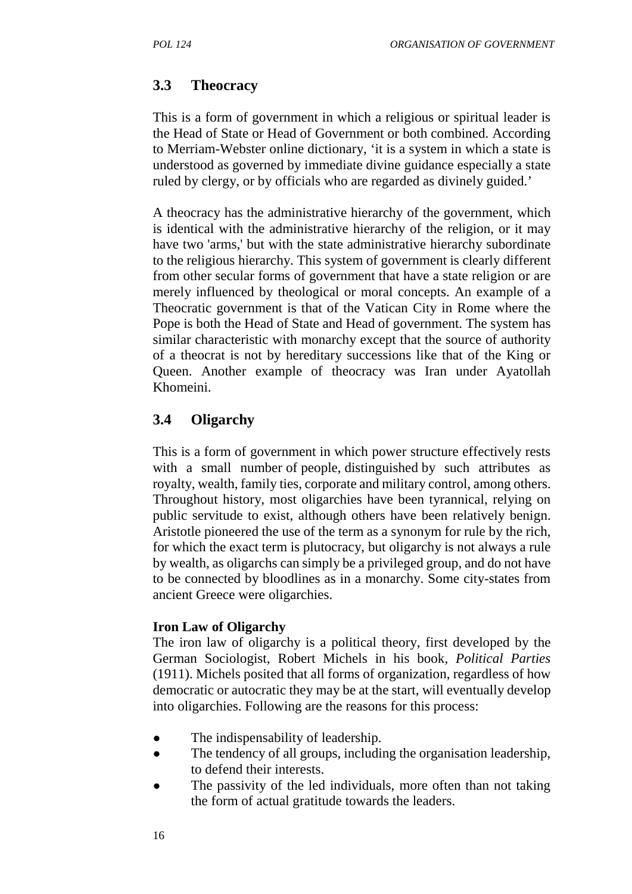## 3.3 Theocracy

This is a form of government in which a religious or spiritual leader is the Head of State or Head of Government or both combined. According to Merriam-Webster online dictionary, 'it is a system in which a state is understood as governed by immediate divine guidance especially a state ruled by clergy, or by officials who are regarded as divinely guided.'

A theocracy has the administrative hierarchy of the government, which is identical with the administrative hierarchy of the religion, or it may have two 'arms,' but with the state administrative hierarchy subordinate to the religious hierarchy. This system of government is clearly different from other secular forms of government that have a state religion or are merely influenced by theological or moral concepts. An example of a Theocratic government is that of the Vatican City in Rome where the Pope is both the Head of State and Head of government. The system has similar characteristic with monarchy except that the source of authority of a theocrat is not by hereditary successions like that of the King or Queen. Another example of theocracy was Iran under Ayatollah Khomeini.

## 3.4 Oligarchy

This is a form of government in which power structure effectively rests with a small number of people, distinguished by such attributes as royalty, wealth, family ties, corporate and military control, among others. Throughout history, most oligarchies have been tyrannical, relying on public servitude to exist, although others have been relatively benign. Aristotle pioneered the use of the term as a synonym for rule by the rich, for which the exact term is plutocracy, but oligarchy is not always a rule by wealth, as oligarchs can simply be a privileged group, and do not have to be connected by bloodlines as in a monarchy. Some city-states from ancient Greece were oligarchies.

**Iron Law of Oligarchy**

The iron law of oligarchy is a political theory, first developed by the German Sociologist, Robert Michels in his book, *Political Parties* (1911). Michels posited that all forms of organization, regardless of how democratic or autocratic they may be at the start, will eventually develop into oligarchies. Following are the reasons for this process:

- The indispensability of leadership.
- The tendency of all groups, including the organisation leadership, to defend their interests.
- The passivity of the led individuals, more often than not taking the form of actual gratitude towards the leaders.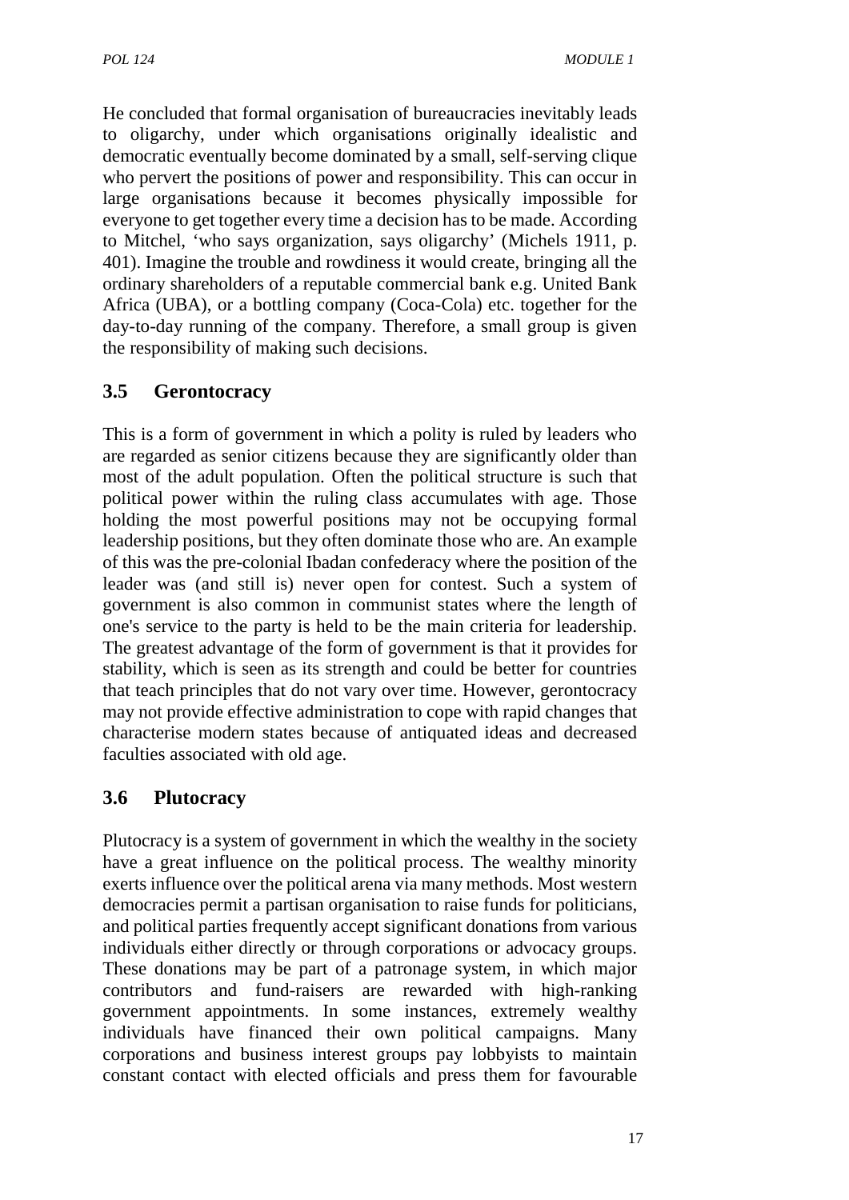He concluded that formal organisation of bureaucracies inevitably leads to oligarchy, under which organisations originally idealistic and democratic eventually become dominated by a small, self-serving clique who pervert the positions of power and responsibility. This can occur in large organisations because it becomes physically impossible for everyone to get together every time a decision has to be made. According to Mitchel, 'who says organization, says oligarchy' (Michels 1911, p. 401). Imagine the trouble and rowdiness it would create, bringing all the ordinary shareholders of a reputable commercial bank e.g. United Bank Africa (UBA), or a bottling company (Coca-Cola) etc. together for the day-to-day running of the company. Therefore, a small group is given the responsibility of making such decisions.

## 3.5 Gerontocracy

This is a form of government in which a polity is ruled by leaders who are regarded as senior citizens because they are significantly older than most of the adult population. Often the political structure is such that political power within the ruling class accumulates with age. Those holding the most powerful positions may not be occupying formal leadership positions, but they often dominate those who are. An example of this was the pre-colonial Ibadan confederacy where the position of the leader was (and still is) never open for contest. Such a system of government is also common in communist states where the length of one's service to the party is held to be the main criteria for leadership. The greatest advantage of the form of government is that it provides for stability, which is seen as its strength and could be better for countries that teach principles that do not vary over time. However, gerontocracy may not provide effective administration to cope with rapid changes that characterise modern states because of antiquated ideas and decreased faculties associated with old age.

## 3.6 Plutocracy

Plutocracy is a system of government in which the wealthy in the society have a great influence on the political process. The wealthy minority exerts influence over the political arena via many methods. Most western democracies permit a partisan organisation to raise funds for politicians, and political parties frequently accept significant donations from various individuals either directly or through corporations or advocacy groups. These donations may be part of a patronage system, in which major contributors and fund-raisers are rewarded with high-ranking government appointments. In some instances, extremely wealthy individuals have financed their own political campaigns. Many corporations and business interest groups pay lobbyists to maintain constant contact with elected officials and press them for favourable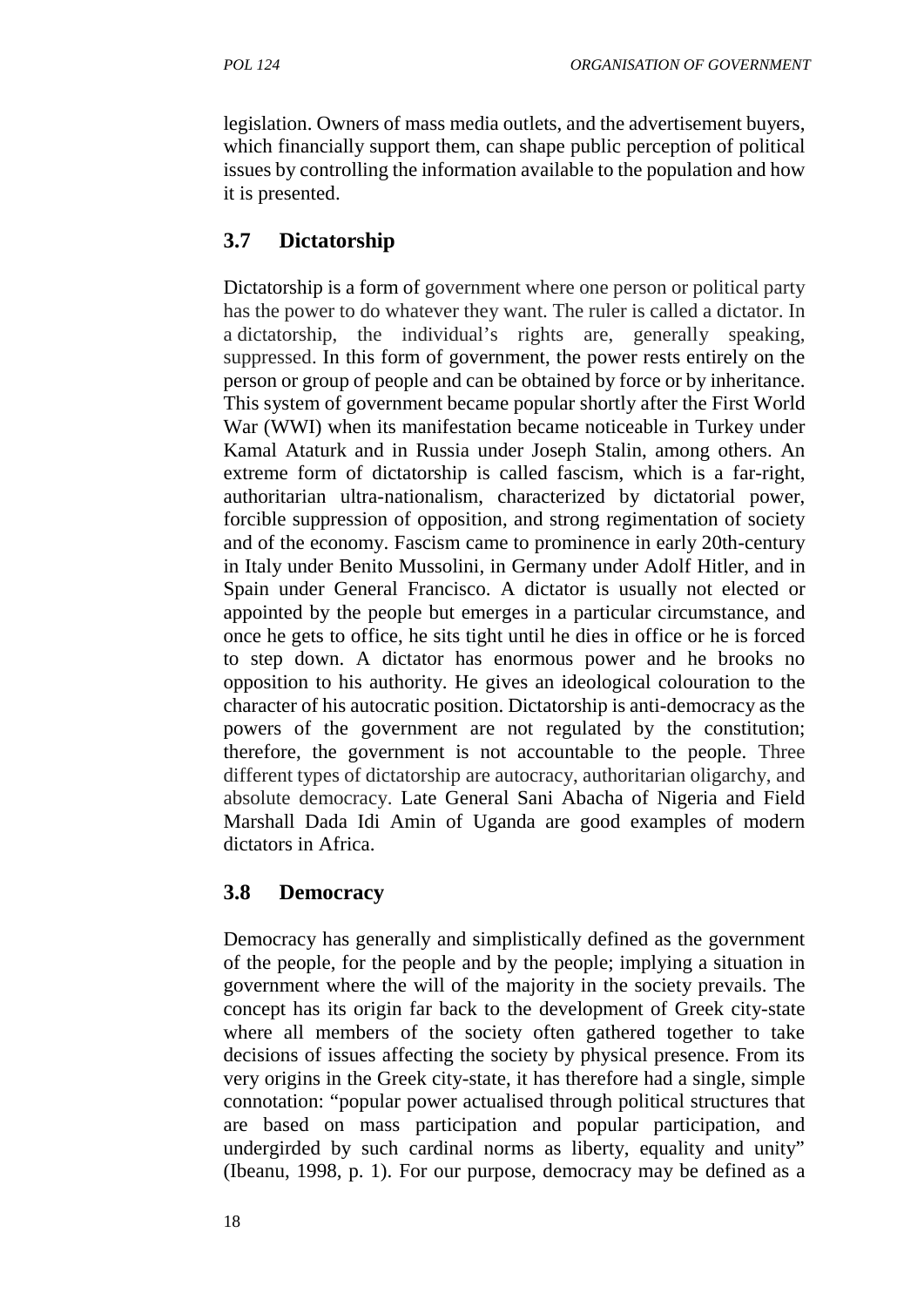legislation. Owners of mass media outlets, and the advertisement buyers, which financially support them, can shape public perception of political issues by controlling the information available to the population and how it is presented.

## 3.7 Dictatorship

Dictatorship is a form of government where one person or political party has the power to do whatever they want. The ruler is called a dictator. In a dictatorship, the individual's rights are, generally speaking, suppressed. In this form of government, the power rests entirely on the person or group of people and can be obtained by force or by inheritance. This system of government became popular shortly after the First World War (WWI) when its manifestation became noticeable in Turkey under Kamal Ataturk and in Russia under Joseph Stalin, among others. An extreme form of dictatorship is called fascism, which is a far-right, authoritarian ultra-nationalism, characterized by dictatorial power, forcible suppression of opposition, and strong regimentation of society and of the economy. Fascism came to prominence in early 20th-century in Italy under Benito Mussolini, in Germany under Adolf Hitler, and in Spain under General Francisco. A dictator is usually not elected or appointed by the people but emerges in a particular circumstance, and once he gets to office, he sits tight until he dies in office or he is forced to step down. A dictator has enormous power and he brooks no opposition to his authority. He gives an ideological colouration to the character of his autocratic position. Dictatorship is anti-democracy as the powers of the government are not regulated by the constitution; therefore, the government is not accountable to the people. Three different types of dictatorship are autocracy, authoritarian oligarchy, and absolute democracy. Late General Sani Abacha of Nigeria and Field Marshall Dada Idi Amin of Uganda are good examples of modern dictators in Africa.

## 3.8 Democracy

Democracy has generally and simplistically defined as the government of the people, for the people and by the people; implying a situation in government where the will of the majority in the society prevails. The concept has its origin far back to the development of Greek city-state where all members of the society often gathered together to take decisions of issues affecting the society by physical presence. From its very origins in the Greek city-state, it has therefore had a single, simple connotation: "popular power actualised through political structures that are based on mass participation and popular participation, and undergirded by such cardinal norms as liberty, equality and unity" (Ibeanu, 1998, p. 1). For our purpose, democracy may be defined as a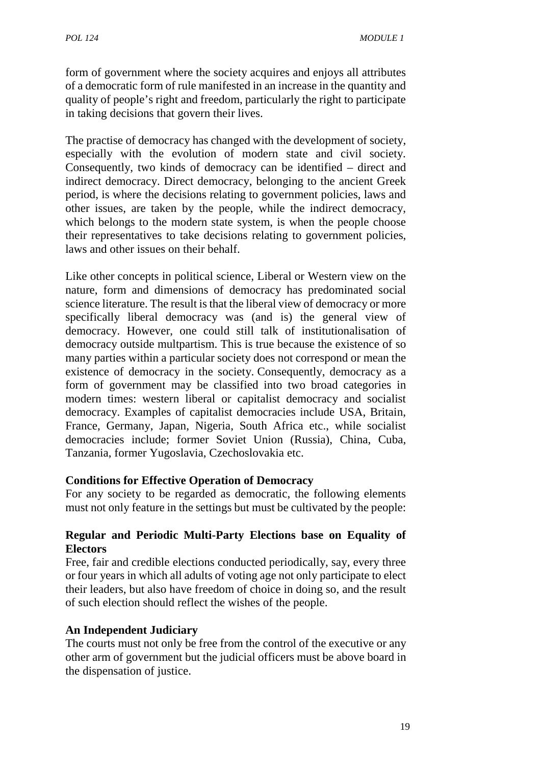form of government where the society acquires and enjoys all attributes of a democratic form of rule manifested in an increase in the quantity and quality of people's right and freedom, particularly the right to participate in taking decisions that govern their lives.

The practise of democracy has changed with the development of society, especially with the evolution of modern state and civil society. Consequently, two kinds of democracy can be identified – direct and indirect democracy. Direct democracy, belonging to the ancient Greek period, is where the decisions relating to government policies, laws and other issues, are taken by the people, while the indirect democracy, which belongs to the modern state system, is when the people choose their representatives to take decisions relating to government policies, laws and other issues on their behalf.

Like other concepts in political science, Liberal or Western view on the nature, form and dimensions of democracy has predominated social science literature. The result is that the liberal view of democracy or more specifically liberal democracy was (and is) the general view of democracy. However, one could still talk of institutionalisation of democracy outside multpartism. This is true because the existence of so many parties within a particular society does not correspond or mean the existence of democracy in the society. Consequently, democracy as a form of government may be classified into two broad categories in modern times: western liberal or capitalist democracy and socialist democracy. Examples of capitalist democracies include USA, Britain, France, Germany, Japan, Nigeria, South Africa etc., while socialist democracies include; former Soviet Union (Russia), China, Cuba, Tanzania, former Yugoslavia, Czechoslovakia etc.

**Conditions for Effective Operation of Democracy**

For any society to be regarded as democratic, the following elements must not only feature in the settings but must be cultivated by the people:

**Regular and Periodic Multi-Party Elections base on Equality of Electors**

Free, fair and credible elections conducted periodically, say, every three or four years in which all adults of voting age not only participate to elect their leaders, but also have freedom of choice in doing so, and the result of such election should reflect the wishes of the people.

**An Independent Judiciary**

The courts must not only be free from the control of the executive or any other arm of government but the judicial officers must be above board in the dispensation of justice.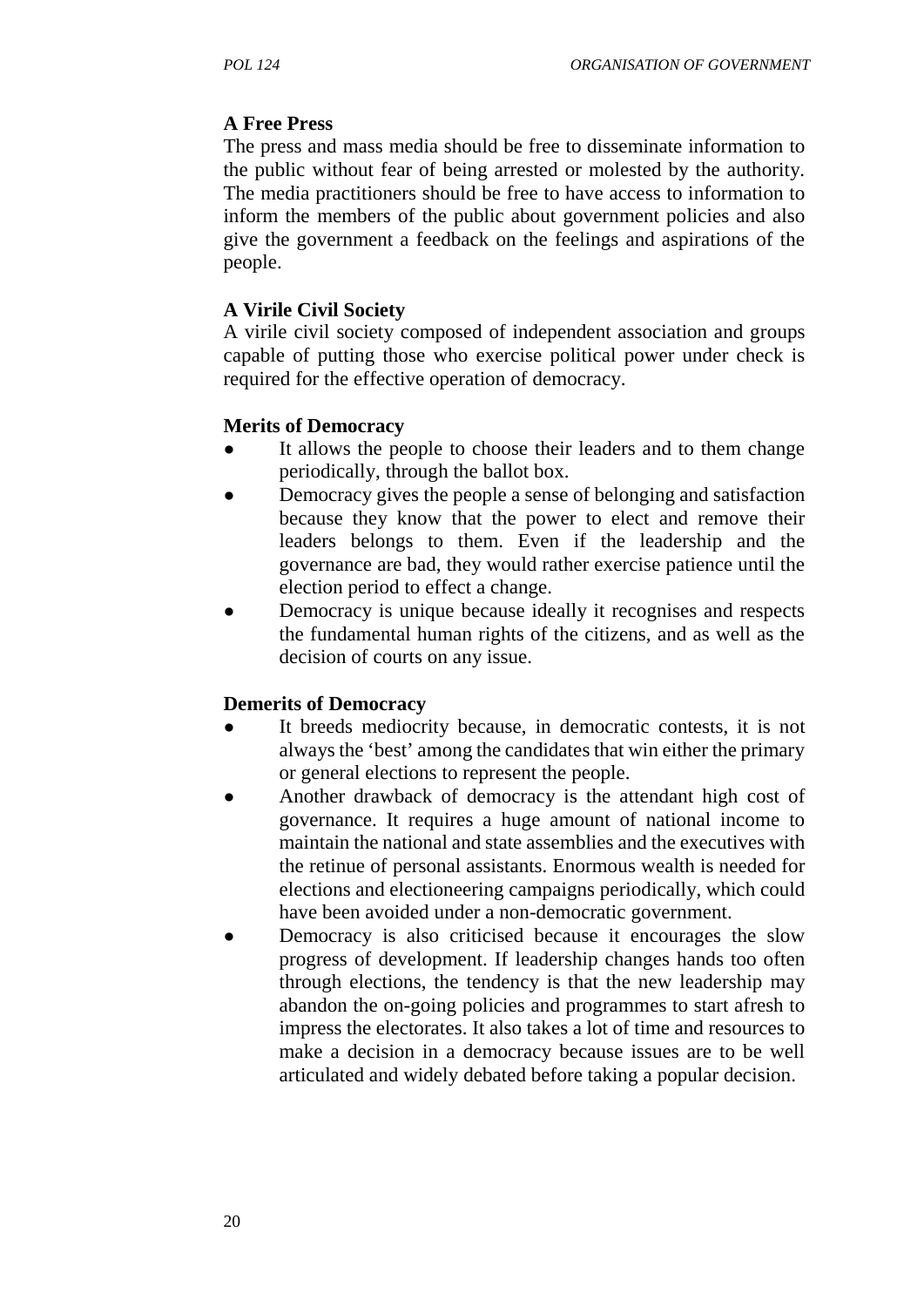**A Free Press**

The press and mass media should be free to disseminate information to the public without fear of being arrested or molested by the authority. The media practitioners should be free to have access to information to inform the members of the public about government policies and also give the government a feedback on the feelings and aspirations of the people.

**A Virile Civil Society**

A virile civil society composed of independent association and groups capable of putting those who exercise political power under check is required for the effective operation of democracy.

**Merits of Democracy**

- It allows the people to choose their leaders and to them change periodically, through the ballot box.
- Democracy gives the people a sense of belonging and satisfaction because they know that the power to elect and remove their leaders belongs to them. Even if the leadership and the governance are bad, they would rather exercise patience until the election period to effect a change.
- Democracy is unique because ideally it recognises and respects the fundamental human rights of the citizens, and as well as the decision of courts on any issue.

**Demerits of Democracy**

- It breeds mediocrity because, in democratic contests, it is not always the 'best' among the candidates that win either the primary or general elections to represent the people.
- Another drawback of democracy is the attendant high cost of governance. It requires a huge amount of national income to maintain the national and state assemblies and the executives with the retinue of personal assistants. Enormous wealth is needed for elections and electioneering campaigns periodically, which could have been avoided under a non-democratic government.
- Democracy is also criticised because it encourages the slow progress of development. If leadership changes hands too often through elections, the tendency is that the new leadership may abandon the on-going policies and programmes to start afresh to impress the electorates. It also takes a lot of time and resources to make a decision in a democracy because issues are to be well articulated and widely debated before taking a popular decision.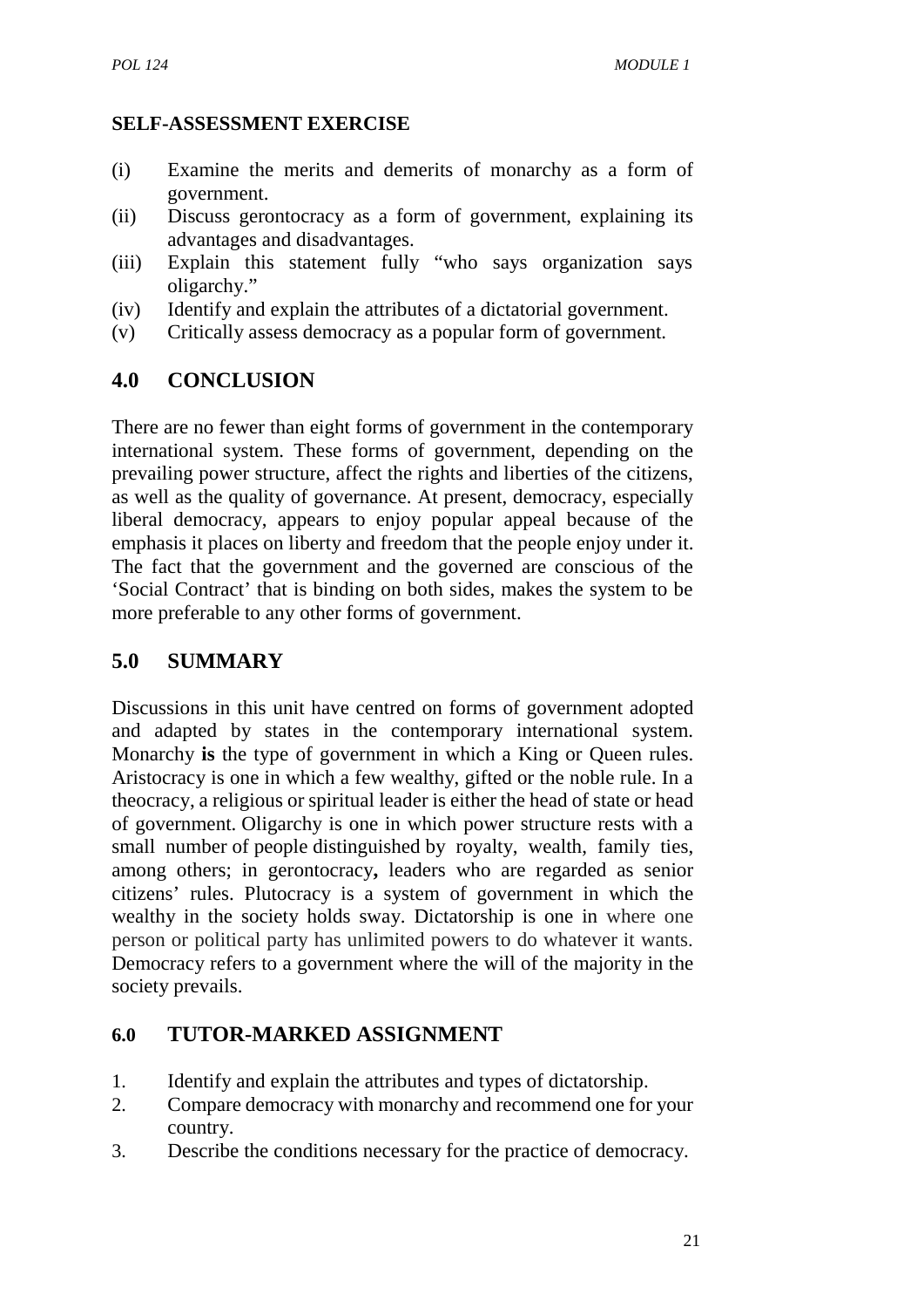**SELF-ASSESSMENT EXERCISE**

(i) Examine the merits and demerits of monarchy as a form of government.
(ii) Discuss gerontocracy as a form of government, explaining its advantages and disadvantages.
(iii) Explain this statement fully "who says organization says oligarchy."
(iv) Identify and explain the attributes of a dictatorial government.
(v) Critically assess democracy as a popular form of government.

## 4.0 CONCLUSION

There are no fewer than eight forms of government in the contemporary international system. These forms of government, depending on the prevailing power structure, affect the rights and liberties of the citizens, as well as the quality of governance. At present, democracy, especially liberal democracy, appears to enjoy popular appeal because of the emphasis it places on liberty and freedom that the people enjoy under it. The fact that the government and the governed are conscious of the 'Social Contract' that is binding on both sides, makes the system to be more preferable to any other forms of government.

## 5.0 SUMMARY

Discussions in this unit have centred on forms of government adopted and adapted by states in the contemporary international system. Monarchy **is** the type of government in which a King or Queen rules. Aristocracy is one in which a few wealthy, gifted or the noble rule. In a theocracy, a religious or spiritual leader is either the head of state or head of government. Oligarchy is one in which power structure rests with a small number of people distinguished by royalty, wealth, family ties, among others; in gerontocracy**,** leaders who are regarded as senior citizens' rules. Plutocracy is a system of government in which the wealthy in the society holds sway. Dictatorship is one in where one person or political party has unlimited powers to do whatever it wants. Democracy refers to a government where the will of the majority in the society prevails.

## 6.0 TUTOR-MARKED ASSIGNMENT

1. Identify and explain the attributes and types of dictatorship.
2. Compare democracy with monarchy and recommend one for your country.
3. Describe the conditions necessary for the practice of democracy.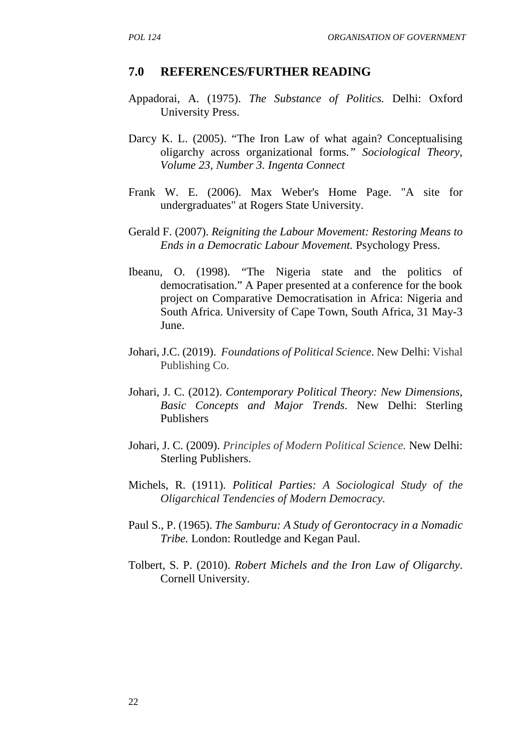## 7.0 REFERENCES/FURTHER READING

Appadorai, A. (1975). *The Substance of Politics.* Delhi: Oxford University Press.

Darcy K. L. (2005). "The Iron Law of what again? Conceptualising oligarchy across organizational forms*." Sociological Theory, Volume 23, Number 3. Ingenta Connect*

Frank W. E. (2006). Max Weber's Home Page. "A site for undergraduates" at Rogers State University.

Gerald F. (2007). *Reigniting the Labour Movement: Restoring Means to Ends in a Democratic Labour Movement.* Psychology Press.

Ibeanu, O. (1998). "The Nigeria state and the politics of democratisation." A Paper presented at a conference for the book project on Comparative Democratisation in Africa: Nigeria and South Africa. University of Cape Town, South Africa, 31 May-3 June.

Johari, J.C. (2019). *Foundations of Political Science*. New Delhi: Vishal Publishing Co.

Johari, J. C. (2012). *Contemporary Political Theory: New Dimensions, Basic Concepts and Major Trends*. New Delhi: Sterling Publishers

Johari, J. C. (2009). *Principles of Modern Political Science.* New Delhi: Sterling Publishers.

Michels, R. (1911). *Political Parties: A Sociological Study of the Oligarchical Tendencies of Modern Democracy.*

Paul S., P. (1965). *The Samburu: A Study of Gerontocracy in a Nomadic Tribe.* London: Routledge and Kegan Paul.

Tolbert, S. P. (2010). *Robert Michels and the Iron Law of Oligarchy*. Cornell University.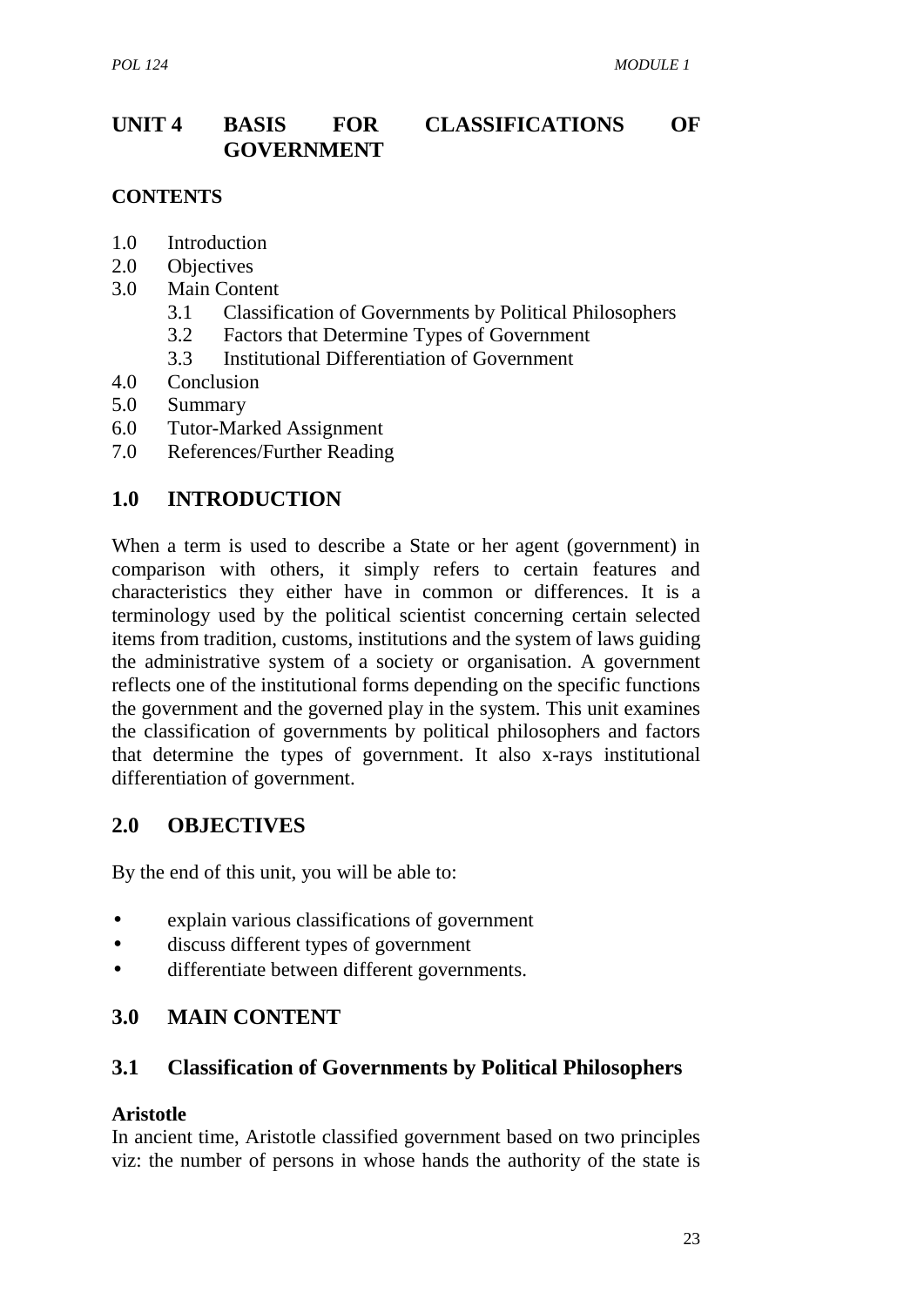# UNIT 4 BASIS FOR CLASSIFICATIONS OF GOVERNMENT

## CONTENTS

1.0 Introduction
2.0 Objectives
3.0 Main Content
    3.1 Classification of Governments by Political Philosophers
    3.2 Factors that Determine Types of Government
    3.3 Institutional Differentiation of Government
4.0 Conclusion
5.0 Summary
6.0 Tutor-Marked Assignment
7.0 References/Further Reading

## 1.0 INTRODUCTION

When a term is used to describe a State or her agent (government) in comparison with others, it simply refers to certain features and characteristics they either have in common or differences. It is a terminology used by the political scientist concerning certain selected items from tradition, customs, institutions and the system of laws guiding the administrative system of a society or organisation. A government reflects one of the institutional forms depending on the specific functions the government and the governed play in the system. This unit examines the classification of governments by political philosophers and factors that determine the types of government. It also x-rays institutional differentiation of government.

## 2.0 OBJECTIVES

By the end of this unit, you will be able to:

- explain various classifications of government
- discuss different types of government
- differentiate between different governments.

## 3.0 MAIN CONTENT

### 3.1 Classification of Governments by Political Philosophers

**Aristotle**

In ancient time, Aristotle classified government based on two principles viz: the number of persons in whose hands the authority of the state is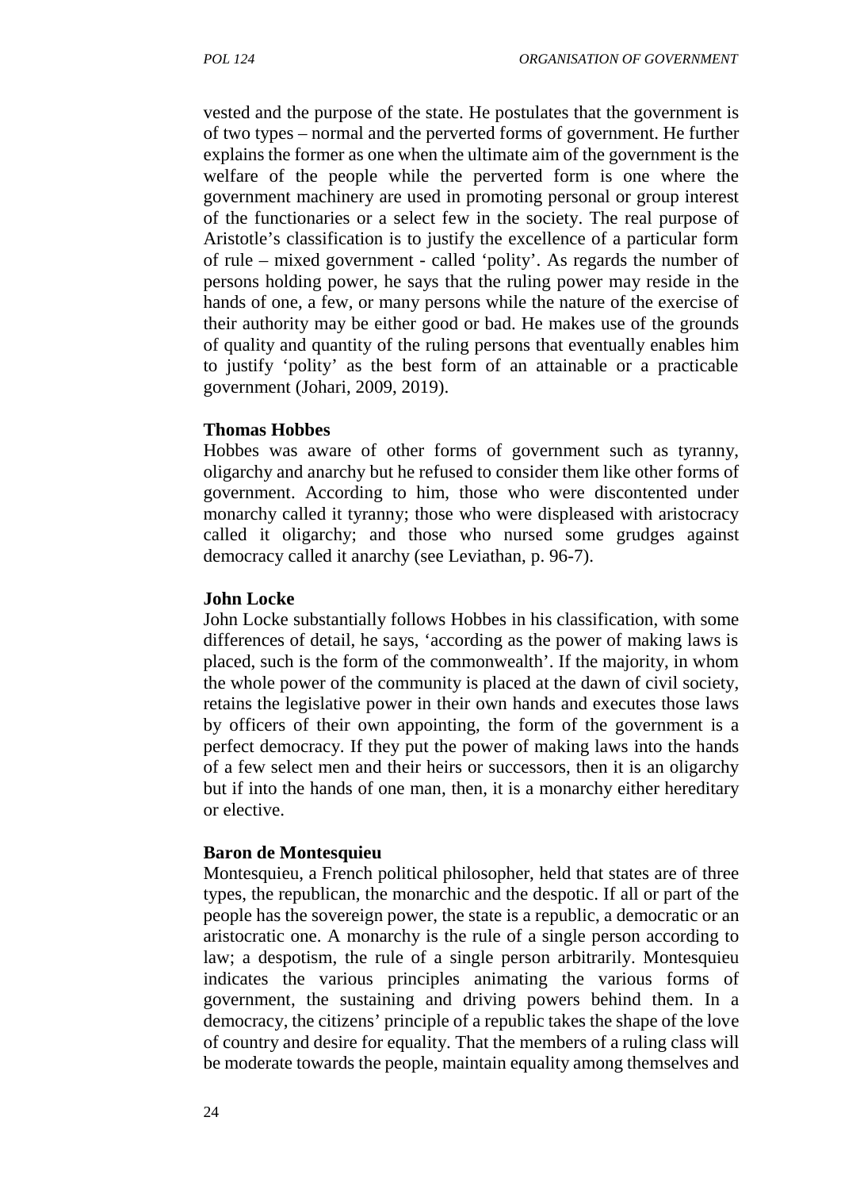vested and the purpose of the state. He postulates that the government is of two types – normal and the perverted forms of government. He further explains the former as one when the ultimate aim of the government is the welfare of the people while the perverted form is one where the government machinery are used in promoting personal or group interest of the functionaries or a select few in the society. The real purpose of Aristotle's classification is to justify the excellence of a particular form of rule – mixed government - called 'polity'. As regards the number of persons holding power, he says that the ruling power may reside in the hands of one, a few, or many persons while the nature of the exercise of their authority may be either good or bad. He makes use of the grounds of quality and quantity of the ruling persons that eventually enables him to justify 'polity' as the best form of an attainable or a practicable government (Johari, 2009, 2019).

**Thomas Hobbes**

Hobbes was aware of other forms of government such as tyranny, oligarchy and anarchy but he refused to consider them like other forms of government. According to him, those who were discontented under monarchy called it tyranny; those who were displeased with aristocracy called it oligarchy; and those who nursed some grudges against democracy called it anarchy (see Leviathan, p. 96-7).

**John Locke**

John Locke substantially follows Hobbes in his classification, with some differences of detail, he says, 'according as the power of making laws is placed, such is the form of the commonwealth'. If the majority, in whom the whole power of the community is placed at the dawn of civil society, retains the legislative power in their own hands and executes those laws by officers of their own appointing, the form of the government is a perfect democracy. If they put the power of making laws into the hands of a few select men and their heirs or successors, then it is an oligarchy but if into the hands of one man, then, it is a monarchy either hereditary or elective.

**Baron de Montesquieu**

Montesquieu, a French political philosopher, held that states are of three types, the republican, the monarchic and the despotic. If all or part of the people has the sovereign power, the state is a republic, a democratic or an aristocratic one. A monarchy is the rule of a single person according to law; a despotism, the rule of a single person arbitrarily. Montesquieu indicates the various principles animating the various forms of government, the sustaining and driving powers behind them. In a democracy, the citizens' principle of a republic takes the shape of the love of country and desire for equality. That the members of a ruling class will be moderate towards the people, maintain equality among themselves and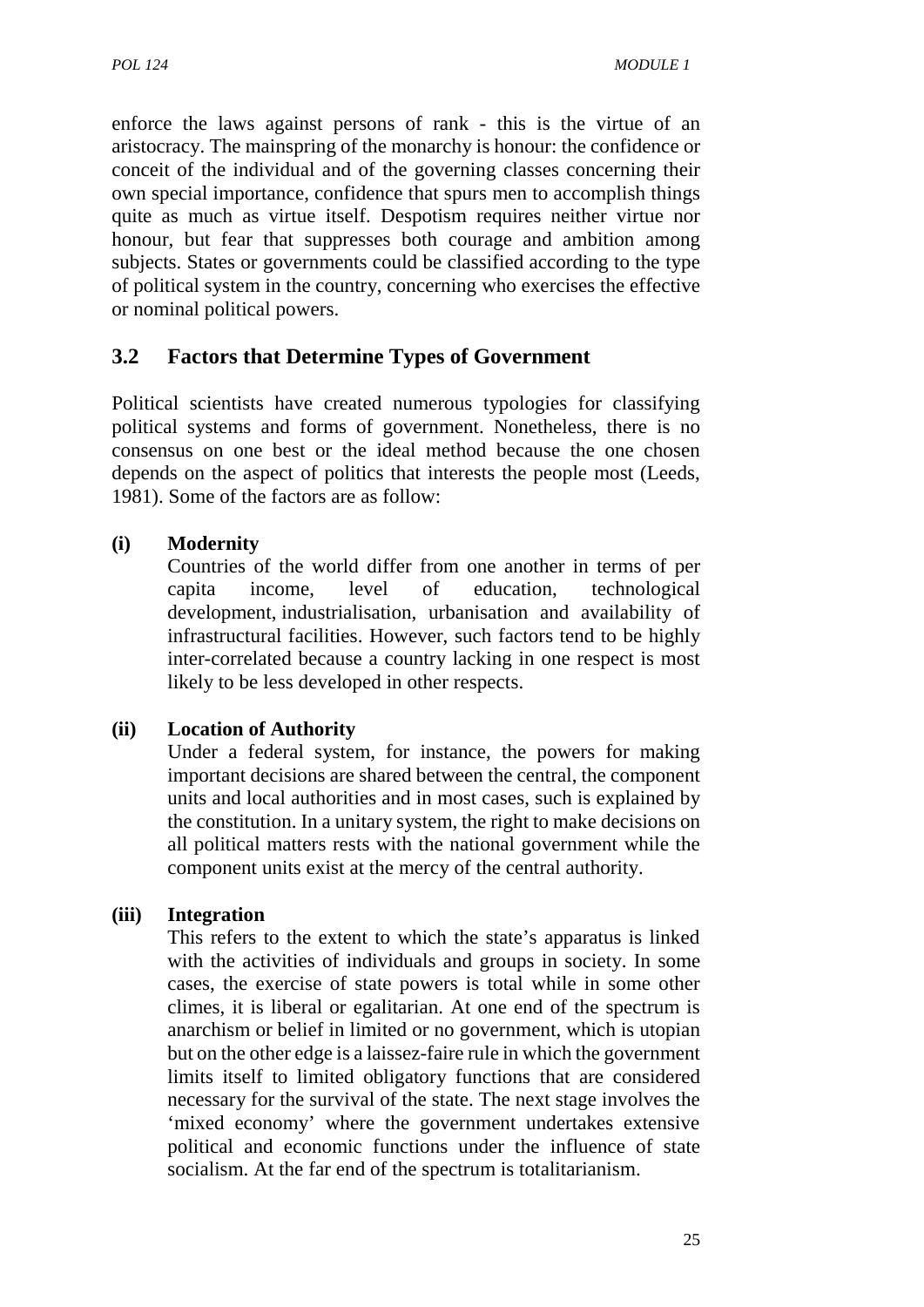enforce the laws against persons of rank - this is the virtue of an aristocracy. The mainspring of the monarchy is honour: the confidence or conceit of the individual and of the governing classes concerning their own special importance, confidence that spurs men to accomplish things quite as much as virtue itself. Despotism requires neither virtue nor honour, but fear that suppresses both courage and ambition among subjects. States or governments could be classified according to the type of political system in the country, concerning who exercises the effective or nominal political powers.

## 3.2 Factors that Determine Types of Government

Political scientists have created numerous typologies for classifying political systems and forms of government. Nonetheless, there is no consensus on one best or the ideal method because the one chosen depends on the aspect of politics that interests the people most (Leeds, 1981). Some of the factors are as follow:

**(i) Modernity**

Countries of the world differ from one another in terms of per capita income, level of education, technological development, industrialisation, urbanisation and availability of infrastructural facilities. However, such factors tend to be highly inter-correlated because a country lacking in one respect is most likely to be less developed in other respects.

**(ii) Location of Authority**

Under a federal system, for instance, the powers for making important decisions are shared between the central, the component units and local authorities and in most cases, such is explained by the constitution. In a unitary system, the right to make decisions on all political matters rests with the national government while the component units exist at the mercy of the central authority.

**(iii) Integration**

This refers to the extent to which the state's apparatus is linked with the activities of individuals and groups in society. In some cases, the exercise of state powers is total while in some other climes, it is liberal or egalitarian. At one end of the spectrum is anarchism or belief in limited or no government, which is utopian but on the other edge is a laissez-faire rule in which the government limits itself to limited obligatory functions that are considered necessary for the survival of the state. The next stage involves the 'mixed economy' where the government undertakes extensive political and economic functions under the influence of state socialism. At the far end of the spectrum is totalitarianism.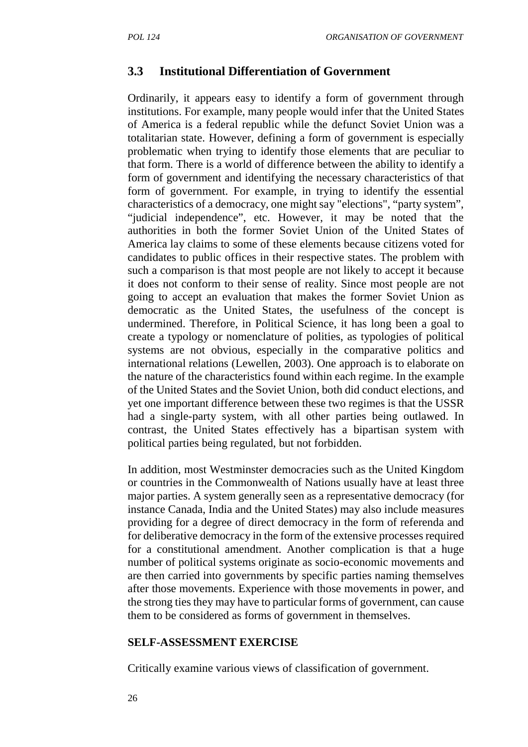## 3.3 Institutional Differentiation of Government

Ordinarily, it appears easy to identify a form of government through institutions. For example, many people would infer that the United States of America is a federal republic while the defunct Soviet Union was a totalitarian state. However, defining a form of government is especially problematic when trying to identify those elements that are peculiar to that form. There is a world of difference between the ability to identify a form of government and identifying the necessary characteristics of that form of government. For example, in trying to identify the essential characteristics of a democracy, one might say "elections", "party system", "judicial independence", etc. However, it may be noted that the authorities in both the former Soviet Union of the United States of America lay claims to some of these elements because citizens voted for candidates to public offices in their respective states. The problem with such a comparison is that most people are not likely to accept it because it does not conform to their sense of reality. Since most people are not going to accept an evaluation that makes the former Soviet Union as democratic as the United States, the usefulness of the concept is undermined. Therefore, in Political Science, it has long been a goal to create a typology or nomenclature of polities, as typologies of political systems are not obvious, especially in the comparative politics and international relations (Lewellen, 2003). One approach is to elaborate on the nature of the characteristics found within each regime. In the example of the United States and the Soviet Union, both did conduct elections, and yet one important difference between these two regimes is that the USSR had a single-party system, with all other parties being outlawed. In contrast, the United States effectively has a bipartisan system with political parties being regulated, but not forbidden.

In addition, most Westminster democracies such as the United Kingdom or countries in the Commonwealth of Nations usually have at least three major parties. A system generally seen as a representative democracy (for instance Canada, India and the United States) may also include measures providing for a degree of direct democracy in the form of referenda and for deliberative democracy in the form of the extensive processes required for a constitutional amendment. Another complication is that a huge number of political systems originate as socio-economic movements and are then carried into governments by specific parties naming themselves after those movements. Experience with those movements in power, and the strong ties they may have to particular forms of government, can cause them to be considered as forms of government in themselves.

**SELF-ASSESSMENT EXERCISE**

Critically examine various views of classification of government.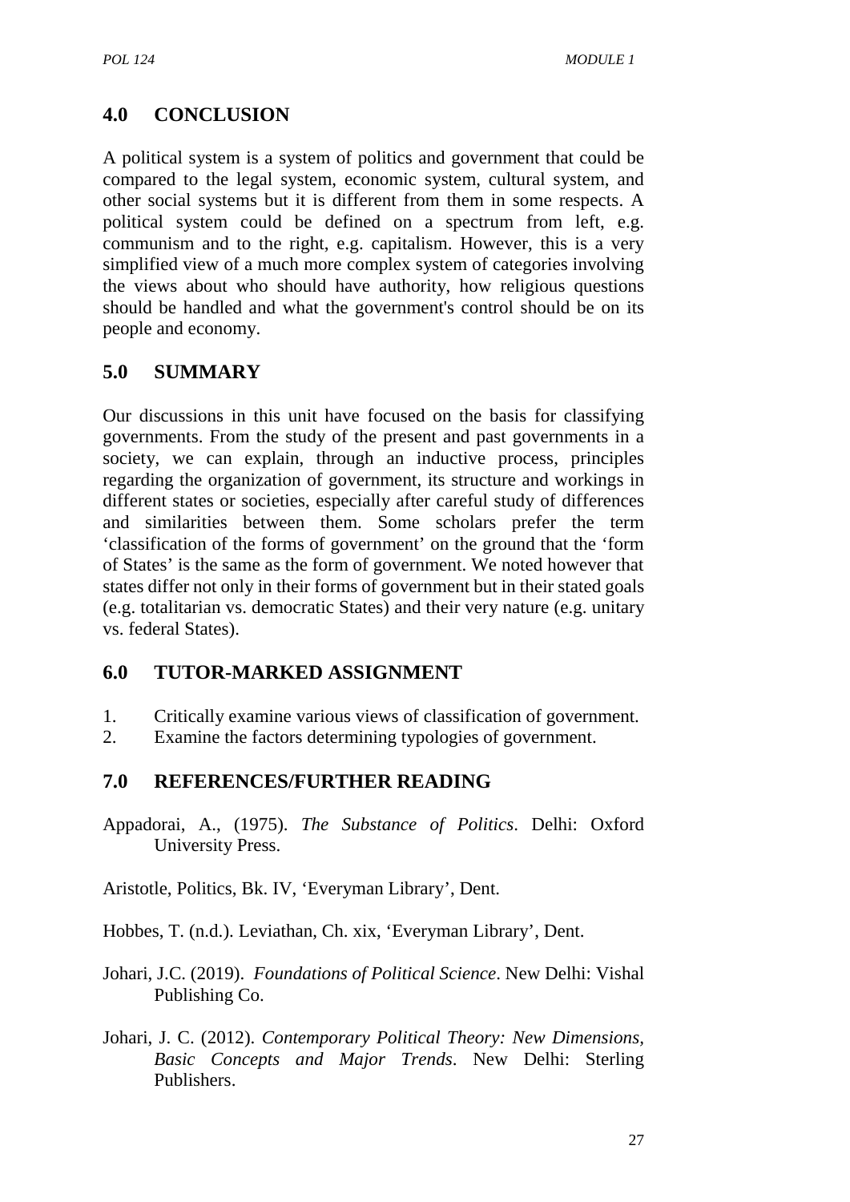## 4.0 CONCLUSION

A political system is a system of politics and government that could be compared to the legal system, economic system, cultural system, and other social systems but it is different from them in some respects. A political system could be defined on a spectrum from left, e.g. communism and to the right, e.g. capitalism. However, this is a very simplified view of a much more complex system of categories involving the views about who should have authority, how religious questions should be handled and what the government's control should be on its people and economy.

## 5.0 SUMMARY

Our discussions in this unit have focused on the basis for classifying governments. From the study of the present and past governments in a society, we can explain, through an inductive process, principles regarding the organization of government, its structure and workings in different states or societies, especially after careful study of differences and similarities between them. Some scholars prefer the term 'classification of the forms of government' on the ground that the 'form of States' is the same as the form of government. We noted however that states differ not only in their forms of government but in their stated goals (e.g. totalitarian vs. democratic States) and their very nature (e.g. unitary vs. federal States).

## 6.0 TUTOR-MARKED ASSIGNMENT

1. Critically examine various views of classification of government.
2. Examine the factors determining typologies of government.

## 7.0 REFERENCES/FURTHER READING

Appadorai, A., (1975). *The Substance of Politics*. Delhi: Oxford University Press.

Aristotle, Politics, Bk. IV, 'Everyman Library', Dent.

Hobbes, T. (n.d.). Leviathan, Ch. xix, 'Everyman Library', Dent.

Johari, J.C. (2019). *Foundations of Political Science*. New Delhi: Vishal Publishing Co.

Johari, J. C. (2012). *Contemporary Political Theory: New Dimensions, Basic Concepts and Major Trends*. New Delhi: Sterling Publishers.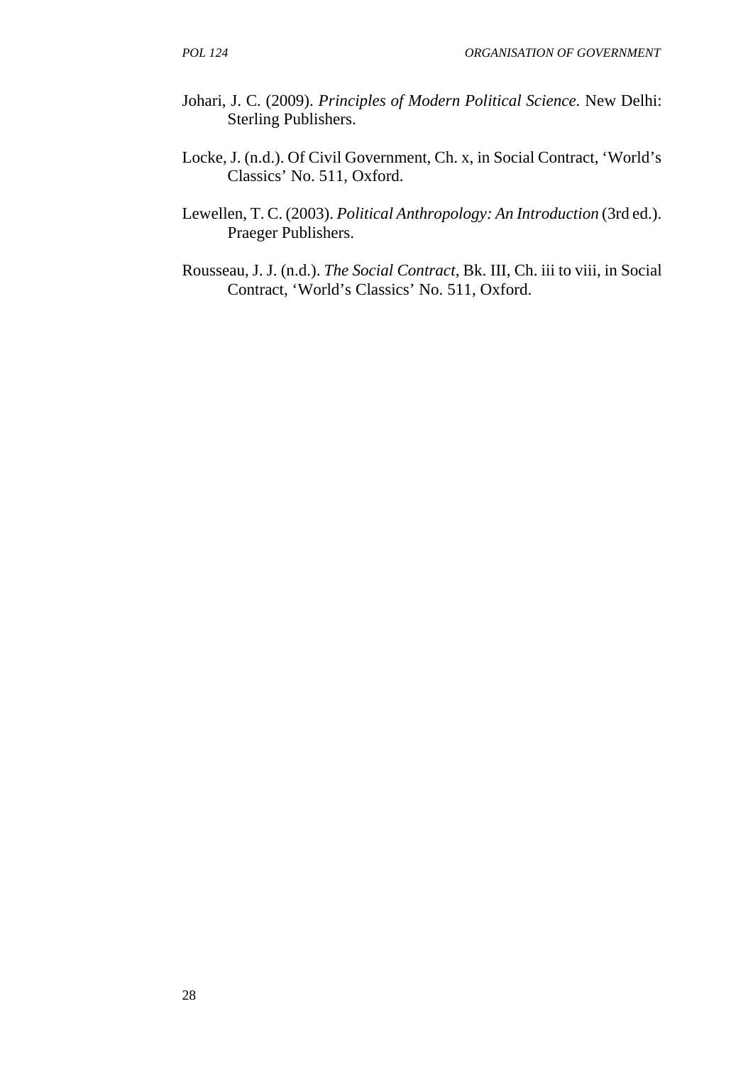Johari, J. C. (2009). *Principles of Modern Political Science.* New Delhi: Sterling Publishers.

Locke, J. (n.d.). Of Civil Government, Ch. x, in Social Contract, 'World's Classics' No. 511, Oxford.

Lewellen, T. C. (2003). *Political Anthropology: An Introduction* (3rd ed.). Praeger Publishers.

Rousseau, J. J. (n.d.). *The Social Contract*, Bk. III, Ch. iii to viii, in Social Contract, 'World's Classics' No. 511, Oxford.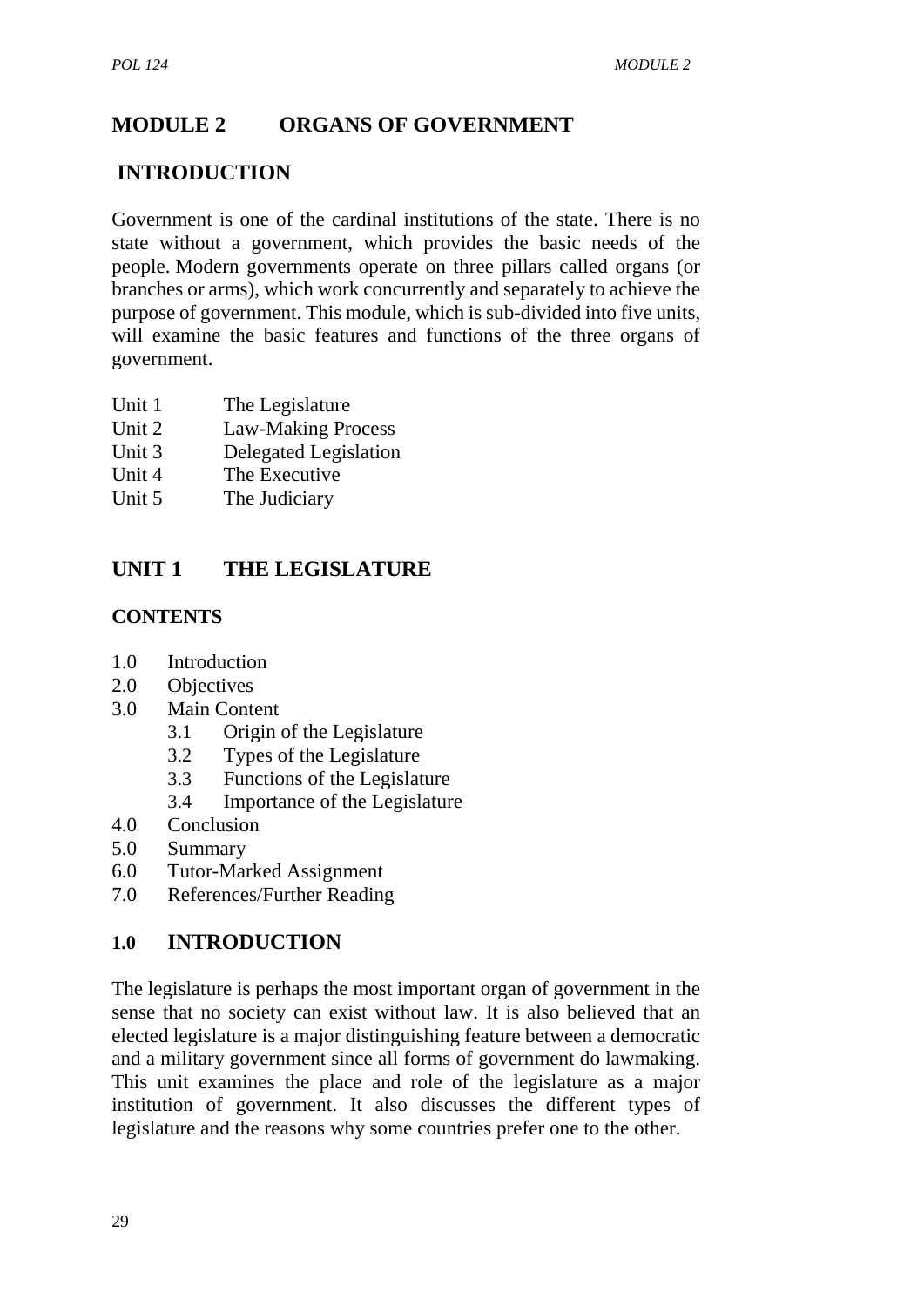# MODULE 2 ORGANS OF GOVERNMENT

## INTRODUCTION

Government is one of the cardinal institutions of the state. There is no state without a government, which provides the basic needs of the people. Modern governments operate on three pillars called organs (or branches or arms), which work concurrently and separately to achieve the purpose of government. This module, which is sub-divided into five units, will examine the basic features and functions of the three organs of government.

- Unit 1 The Legislature
- Unit 2 Law-Making Process
- Unit 3 Delegated Legislation
- Unit 4 The Executive
- Unit 5 The Judiciary

## UNIT 1 THE LEGISLATURE

### CONTENTS

- 1.0 Introduction
- 2.0 Objectives
- 3.0 Main Content
  - 3.1 Origin of the Legislature
  - 3.2 Types of the Legislature
  - 3.3 Functions of the Legislature
  - 3.4 Importance of the Legislature
- 4.0 Conclusion
- 5.0 Summary
- 6.0 Tutor-Marked Assignment
- 7.0 References/Further Reading

### 1.0 INTRODUCTION

The legislature is perhaps the most important organ of government in the sense that no society can exist without law. It is also believed that an elected legislature is a major distinguishing feature between a democratic and a military government since all forms of government do lawmaking. This unit examines the place and role of the legislature as a major institution of government. It also discusses the different types of legislature and the reasons why some countries prefer one to the other.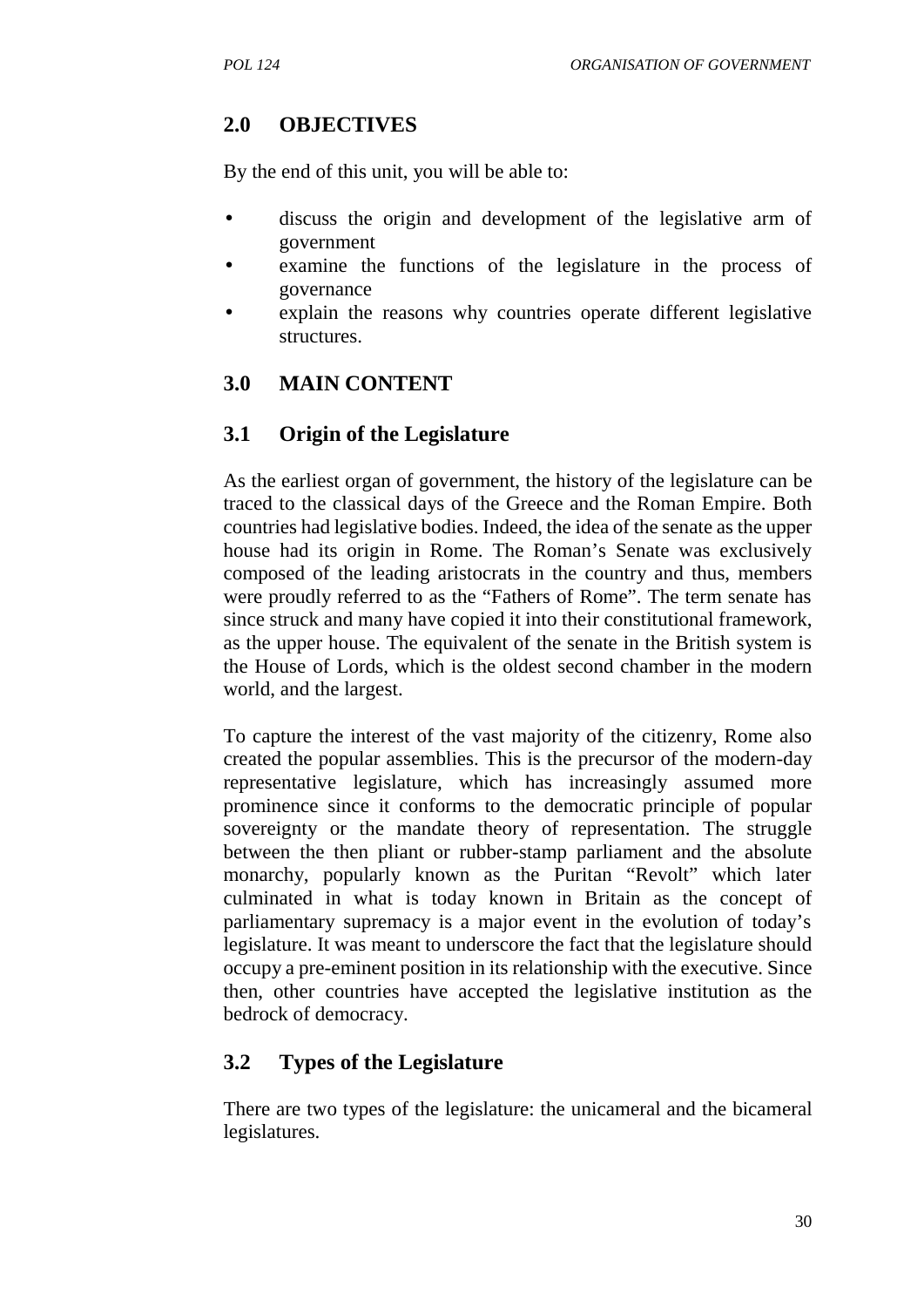## 2.0 OBJECTIVES

By the end of this unit, you will be able to:

- discuss the origin and development of the legislative arm of government
- examine the functions of the legislature in the process of governance
- explain the reasons why countries operate different legislative structures.

## 3.0 MAIN CONTENT

### 3.1 Origin of the Legislature

As the earliest organ of government, the history of the legislature can be traced to the classical days of the Greece and the Roman Empire. Both countries had legislative bodies. Indeed, the idea of the senate as the upper house had its origin in Rome. The Roman's Senate was exclusively composed of the leading aristocrats in the country and thus, members were proudly referred to as the "Fathers of Rome". The term senate has since struck and many have copied it into their constitutional framework, as the upper house. The equivalent of the senate in the British system is the House of Lords, which is the oldest second chamber in the modern world, and the largest.

To capture the interest of the vast majority of the citizenry, Rome also created the popular assemblies. This is the precursor of the modern-day representative legislature, which has increasingly assumed more prominence since it conforms to the democratic principle of popular sovereignty or the mandate theory of representation. The struggle between the then pliant or rubber-stamp parliament and the absolute monarchy, popularly known as the Puritan "Revolt" which later culminated in what is today known in Britain as the concept of parliamentary supremacy is a major event in the evolution of today's legislature. It was meant to underscore the fact that the legislature should occupy a pre-eminent position in its relationship with the executive. Since then, other countries have accepted the legislative institution as the bedrock of democracy.

### 3.2 Types of the Legislature

There are two types of the legislature: the unicameral and the bicameral legislatures.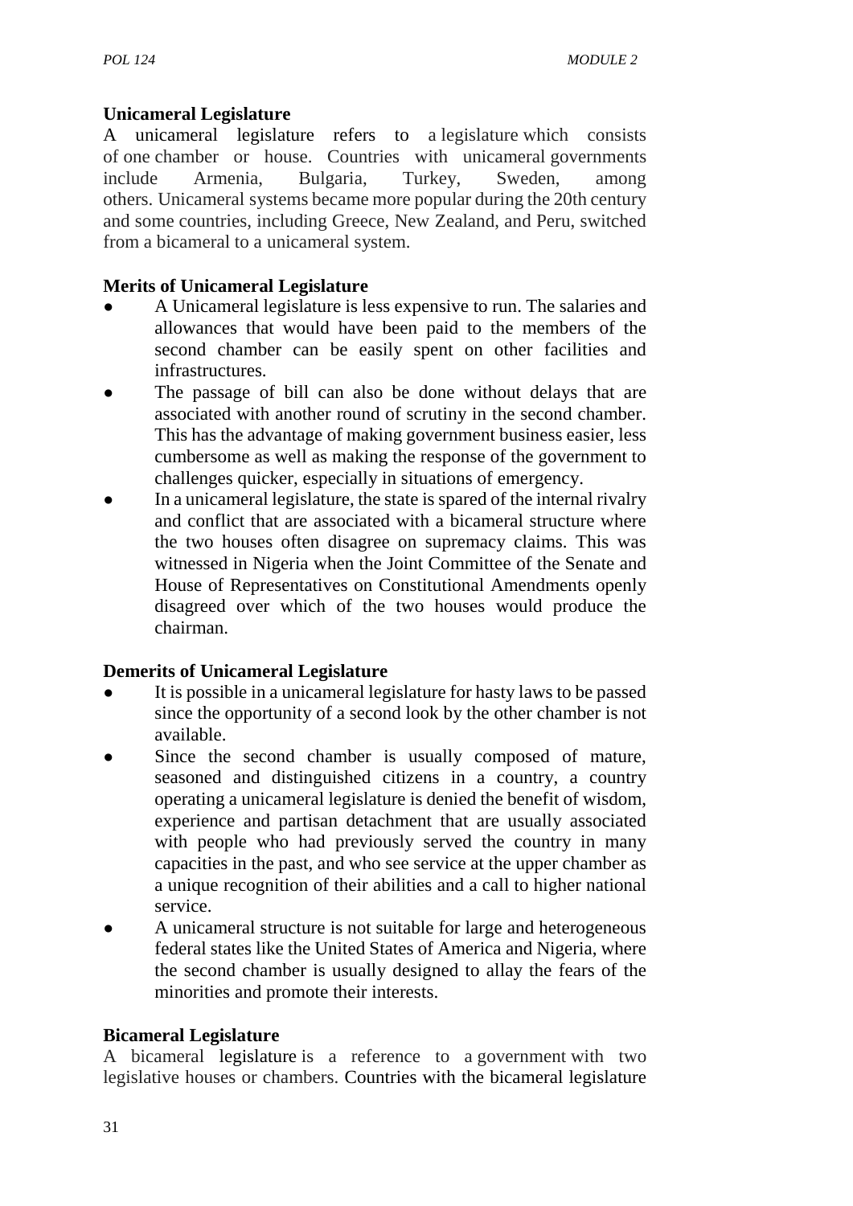### Unicameral Legislature

A unicameral legislature refers to a legislature which consists of one chamber or house. Countries with unicameral governments include Armenia, Bulgaria, Turkey, Sweden, among others. Unicameral systems became more popular during the 20th century and some countries, including Greece, New Zealand, and Peru, switched from a bicameral to a unicameral system.

### Merits of Unicameral Legislature

- A Unicameral legislature is less expensive to run. The salaries and allowances that would have been paid to the members of the second chamber can be easily spent on other facilities and infrastructures.
- The passage of bill can also be done without delays that are associated with another round of scrutiny in the second chamber. This has the advantage of making government business easier, less cumbersome as well as making the response of the government to challenges quicker, especially in situations of emergency.
- In a unicameral legislature, the state is spared of the internal rivalry and conflict that are associated with a bicameral structure where the two houses often disagree on supremacy claims. This was witnessed in Nigeria when the Joint Committee of the Senate and House of Representatives on Constitutional Amendments openly disagreed over which of the two houses would produce the chairman.

### Demerits of Unicameral Legislature

- It is possible in a unicameral legislature for hasty laws to be passed since the opportunity of a second look by the other chamber is not available.
- Since the second chamber is usually composed of mature, seasoned and distinguished citizens in a country, a country operating a unicameral legislature is denied the benefit of wisdom, experience and partisan detachment that are usually associated with people who had previously served the country in many capacities in the past, and who see service at the upper chamber as a unique recognition of their abilities and a call to higher national service.
- A unicameral structure is not suitable for large and heterogeneous federal states like the United States of America and Nigeria, where the second chamber is usually designed to allay the fears of the minorities and promote their interests.

### Bicameral Legislature

A bicameral legislature is a reference to a government with two legislative houses or chambers. Countries with the bicameral legislature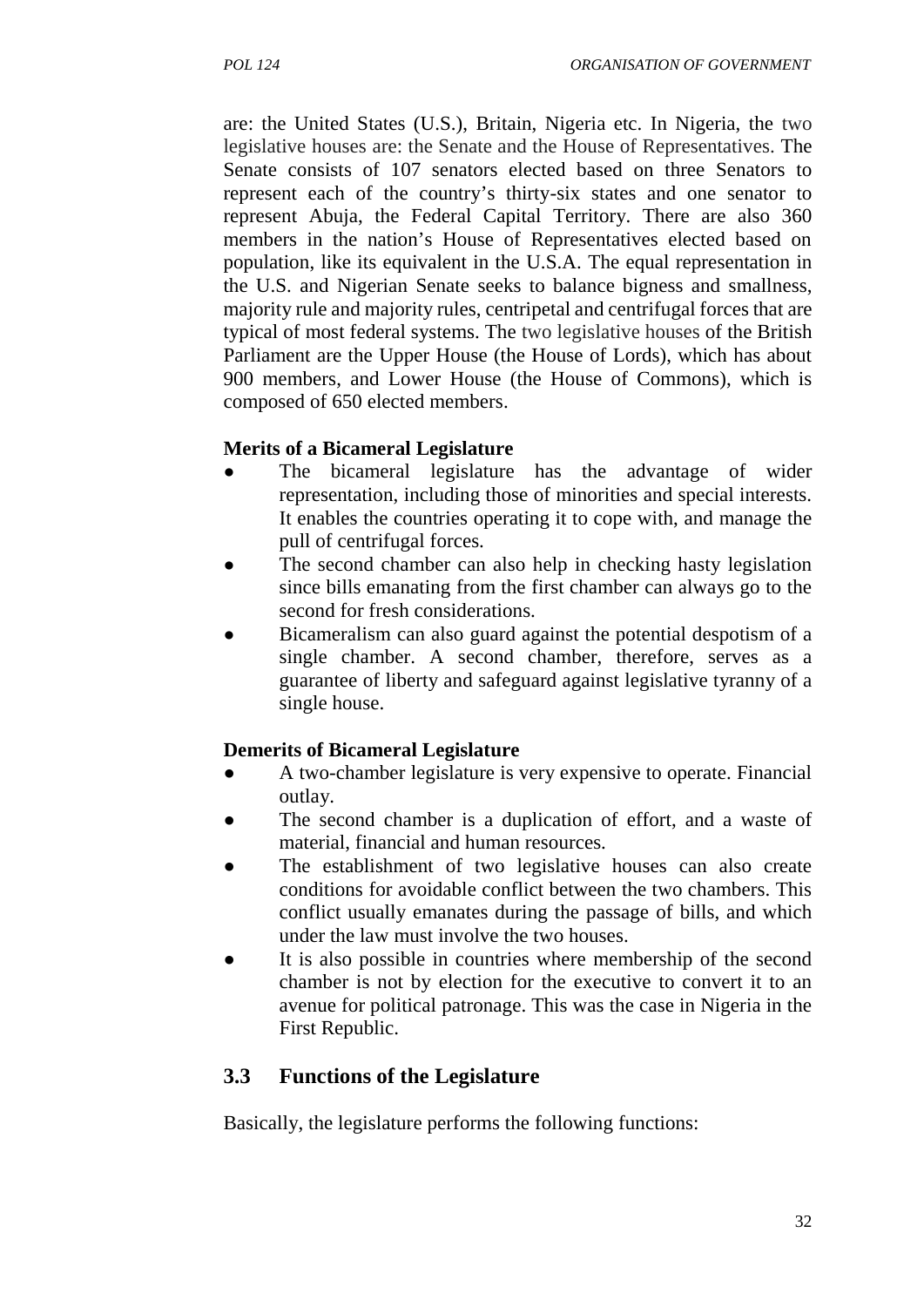are: the United States (U.S.), Britain, Nigeria etc. In Nigeria, the two legislative houses are: the Senate and the House of Representatives. The Senate consists of 107 senators elected based on three Senators to represent each of the country's thirty-six states and one senator to represent Abuja, the Federal Capital Territory. There are also 360 members in the nation's House of Representatives elected based on population, like its equivalent in the U.S.A. The equal representation in the U.S. and Nigerian Senate seeks to balance bigness and smallness, majority rule and majority rules, centripetal and centrifugal forces that are typical of most federal systems. The two legislative houses of the British Parliament are the Upper House (the House of Lords), which has about 900 members, and Lower House (the House of Commons), which is composed of 650 elected members.

**Merits of a Bicameral Legislature**

- The bicameral legislature has the advantage of wider representation, including those of minorities and special interests. It enables the countries operating it to cope with, and manage the pull of centrifugal forces.
- The second chamber can also help in checking hasty legislation since bills emanating from the first chamber can always go to the second for fresh considerations.
- Bicameralism can also guard against the potential despotism of a single chamber. A second chamber, therefore, serves as a guarantee of liberty and safeguard against legislative tyranny of a single house.

**Demerits of Bicameral Legislature**

- A two-chamber legislature is very expensive to operate. Financial outlay.
- The second chamber is a duplication of effort, and a waste of material, financial and human resources.
- The establishment of two legislative houses can also create conditions for avoidable conflict between the two chambers. This conflict usually emanates during the passage of bills, and which under the law must involve the two houses.
- It is also possible in countries where membership of the second chamber is not by election for the executive to convert it to an avenue for political patronage. This was the case in Nigeria in the First Republic.

## 3.3 Functions of the Legislature

Basically, the legislature performs the following functions: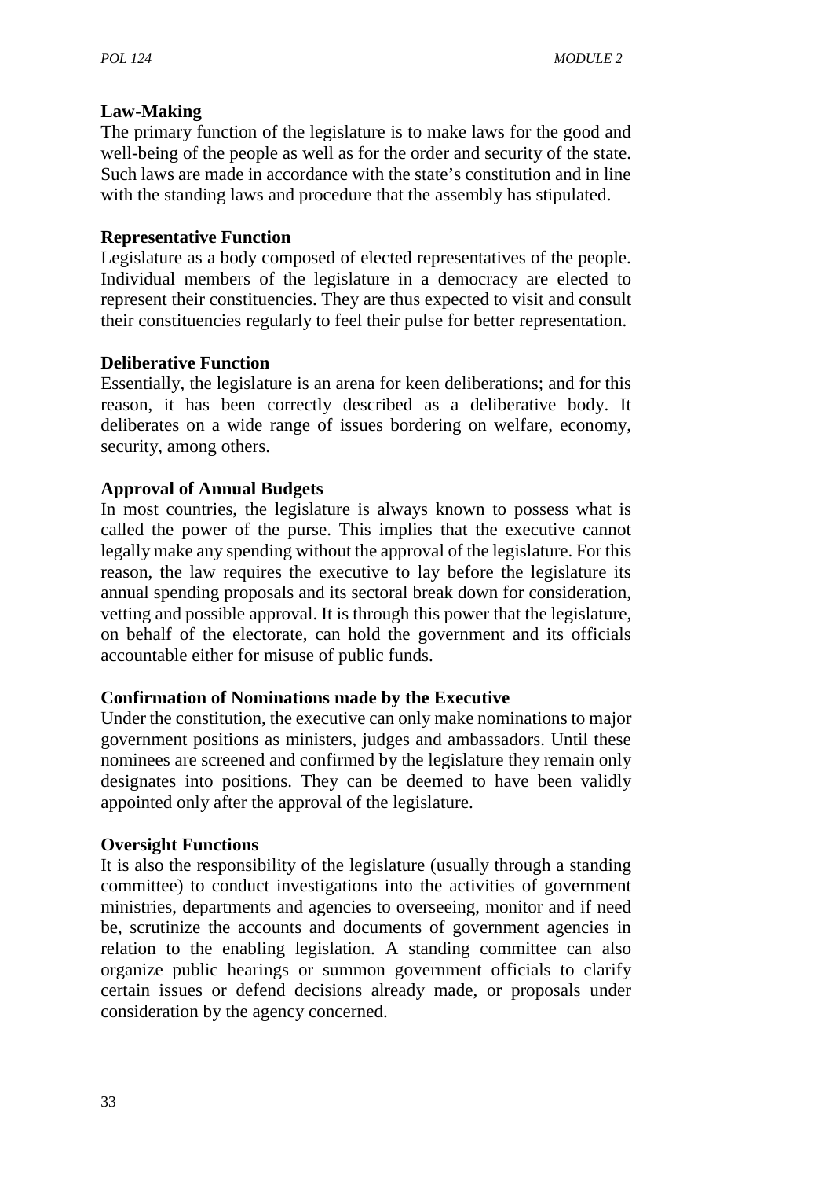**Law-Making**

The primary function of the legislature is to make laws for the good and well-being of the people as well as for the order and security of the state. Such laws are made in accordance with the state's constitution and in line with the standing laws and procedure that the assembly has stipulated.

**Representative Function**

Legislature as a body composed of elected representatives of the people. Individual members of the legislature in a democracy are elected to represent their constituencies. They are thus expected to visit and consult their constituencies regularly to feel their pulse for better representation.

**Deliberative Function**

Essentially, the legislature is an arena for keen deliberations; and for this reason, it has been correctly described as a deliberative body. It deliberates on a wide range of issues bordering on welfare, economy, security, among others.

**Approval of Annual Budgets**

In most countries, the legislature is always known to possess what is called the power of the purse. This implies that the executive cannot legally make any spending without the approval of the legislature. For this reason, the law requires the executive to lay before the legislature its annual spending proposals and its sectoral break down for consideration, vetting and possible approval. It is through this power that the legislature, on behalf of the electorate, can hold the government and its officials accountable either for misuse of public funds.

**Confirmation of Nominations made by the Executive**

Under the constitution, the executive can only make nominations to major government positions as ministers, judges and ambassadors. Until these nominees are screened and confirmed by the legislature they remain only designates into positions. They can be deemed to have been validly appointed only after the approval of the legislature.

**Oversight Functions**

It is also the responsibility of the legislature (usually through a standing committee) to conduct investigations into the activities of government ministries, departments and agencies to overseeing, monitor and if need be, scrutinize the accounts and documents of government agencies in relation to the enabling legislation. A standing committee can also organize public hearings or summon government officials to clarify certain issues or defend decisions already made, or proposals under consideration by the agency concerned.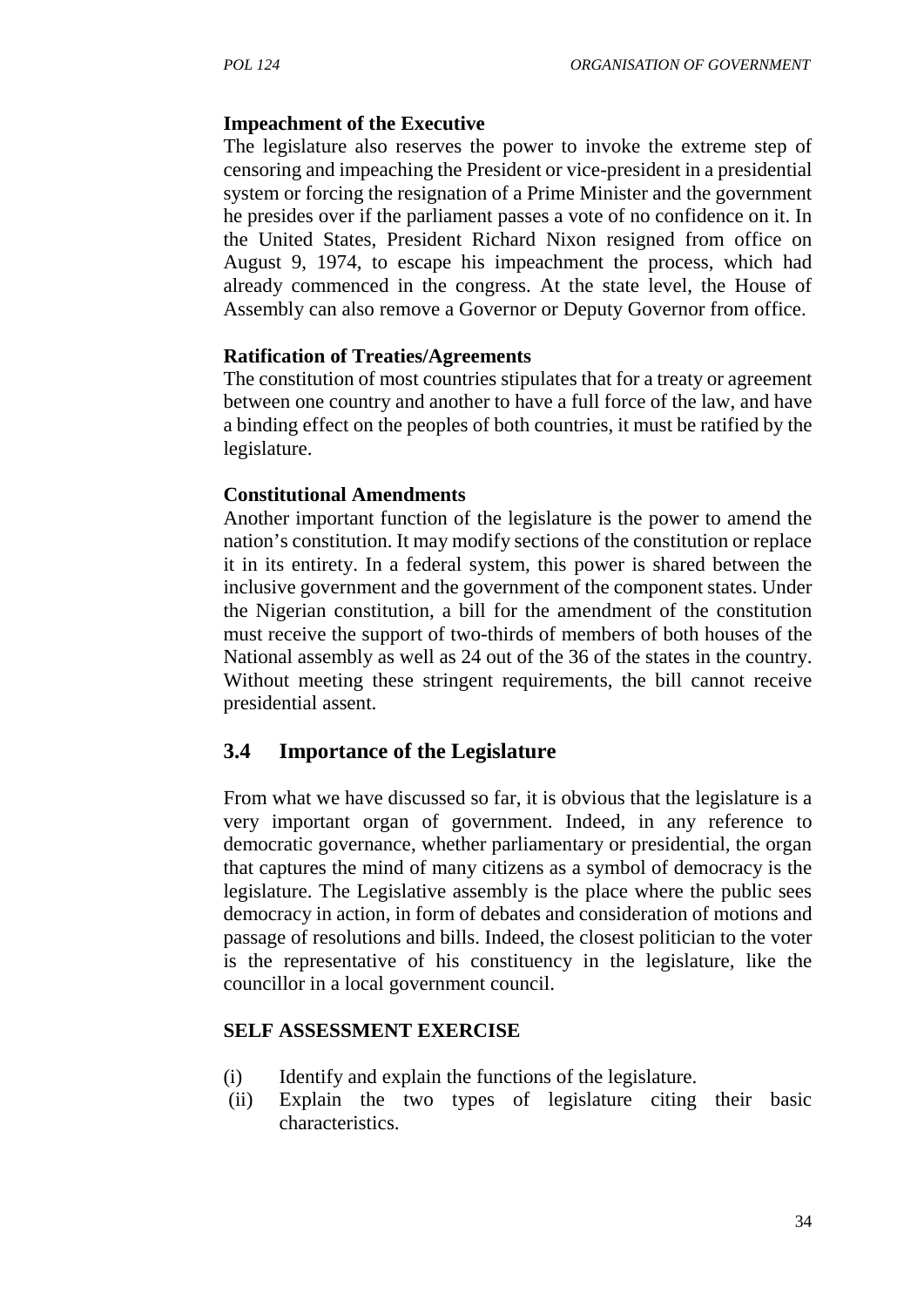**Impeachment of the Executive**

The legislature also reserves the power to invoke the extreme step of censoring and impeaching the President or vice-president in a presidential system or forcing the resignation of a Prime Minister and the government he presides over if the parliament passes a vote of no confidence on it. In the United States, President Richard Nixon resigned from office on August 9, 1974, to escape his impeachment the process, which had already commenced in the congress. At the state level, the House of Assembly can also remove a Governor or Deputy Governor from office.

**Ratification of Treaties/Agreements**

The constitution of most countries stipulates that for a treaty or agreement between one country and another to have a full force of the law, and have a binding effect on the peoples of both countries, it must be ratified by the legislature.

**Constitutional Amendments**

Another important function of the legislature is the power to amend the nation's constitution. It may modify sections of the constitution or replace it in its entirety. In a federal system, this power is shared between the inclusive government and the government of the component states. Under the Nigerian constitution, a bill for the amendment of the constitution must receive the support of two-thirds of members of both houses of the National assembly as well as 24 out of the 36 of the states in the country. Without meeting these stringent requirements, the bill cannot receive presidential assent.

## 3.4 Importance of the Legislature

From what we have discussed so far, it is obvious that the legislature is a very important organ of government. Indeed, in any reference to democratic governance, whether parliamentary or presidential, the organ that captures the mind of many citizens as a symbol of democracy is the legislature. The Legislative assembly is the place where the public sees democracy in action, in form of debates and consideration of motions and passage of resolutions and bills. Indeed, the closest politician to the voter is the representative of his constituency in the legislature, like the councillor in a local government council.

**SELF ASSESSMENT EXERCISE**

(i) Identify and explain the functions of the legislature.

(ii) Explain the two types of legislature citing their basic characteristics.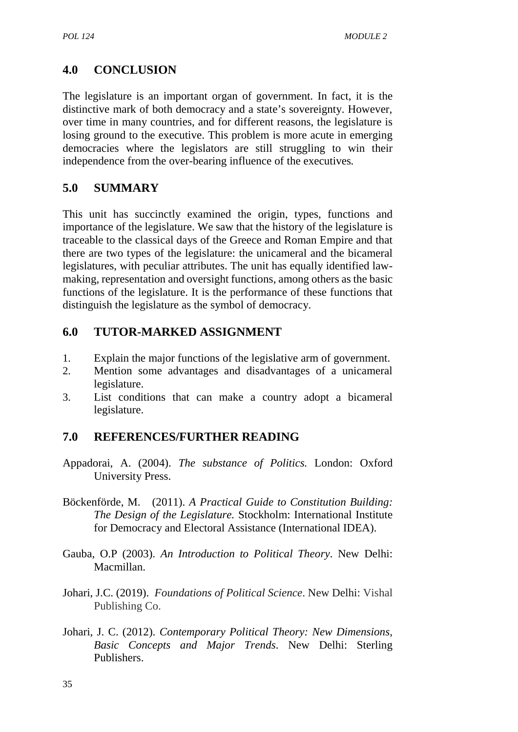## 4.0 CONCLUSION

The legislature is an important organ of government. In fact, it is the distinctive mark of both democracy and a state's sovereignty. However, over time in many countries, and for different reasons, the legislature is losing ground to the executive. This problem is more acute in emerging democracies where the legislators are still struggling to win their independence from the over-bearing influence of the executives.

## 5.0 SUMMARY

This unit has succinctly examined the origin, types, functions and importance of the legislature. We saw that the history of the legislature is traceable to the classical days of the Greece and Roman Empire and that there are two types of the legislature: the unicameral and the bicameral legislatures, with peculiar attributes. The unit has equally identified law-making, representation and oversight functions, among others as the basic functions of the legislature. It is the performance of these functions that distinguish the legislature as the symbol of democracy.

## 6.0 TUTOR-MARKED ASSIGNMENT

1. Explain the major functions of the legislative arm of government.
2. Mention some advantages and disadvantages of a unicameral legislature.
3. List conditions that can make a country adopt a bicameral legislature.

## 7.0 REFERENCES/FURTHER READING

Appadorai, A. (2004). *The substance of Politics.* London: Oxford University Press.

Böckenförde, M. (2011). *A Practical Guide to Constitution Building: The Design of the Legislature.* Stockholm: International Institute for Democracy and Electoral Assistance (International IDEA).

Gauba, O.P (2003). *An Introduction to Political Theory*. New Delhi: Macmillan.

Johari, J.C. (2019). *Foundations of Political Science*. New Delhi: Vishal Publishing Co.

Johari, J. C. (2012). *Contemporary Political Theory: New Dimensions, Basic Concepts and Major Trends*. New Delhi: Sterling Publishers.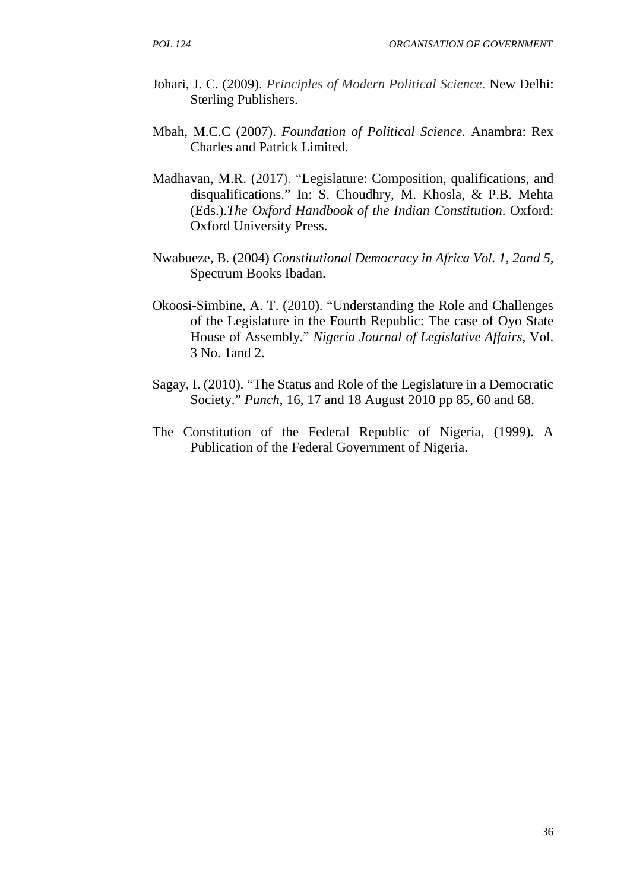Johari, J. C. (2009). *Principles of Modern Political Science.* New Delhi: Sterling Publishers.

Mbah, M.C.C (2007). *Foundation of Political Science.* Anambra: Rex Charles and Patrick Limited.

Madhavan, M.R. (2017). "Legislature: Composition, qualifications, and disqualifications." In: S. Choudhry, M. Khosla, & P.B. Mehta (Eds.).*The Oxford Handbook of the Indian Constitution*. Oxford: Oxford University Press.

Nwabueze, B. (2004) *Constitutional Democracy in Africa Vol. 1, 2and 5,* Spectrum Books Ibadan.

Okoosi-Simbine, A. T. (2010). "Understanding the Role and Challenges of the Legislature in the Fourth Republic: The case of Oyo State House of Assembly." *Nigeria Journal of Legislative Affairs*, Vol. 3 No. 1and 2.

Sagay, I. (2010). "The Status and Role of the Legislature in a Democratic Society." *Punch*, 16, 17 and 18 August 2010 pp 85, 60 and 68.

The Constitution of the Federal Republic of Nigeria, (1999). A Publication of the Federal Government of Nigeria.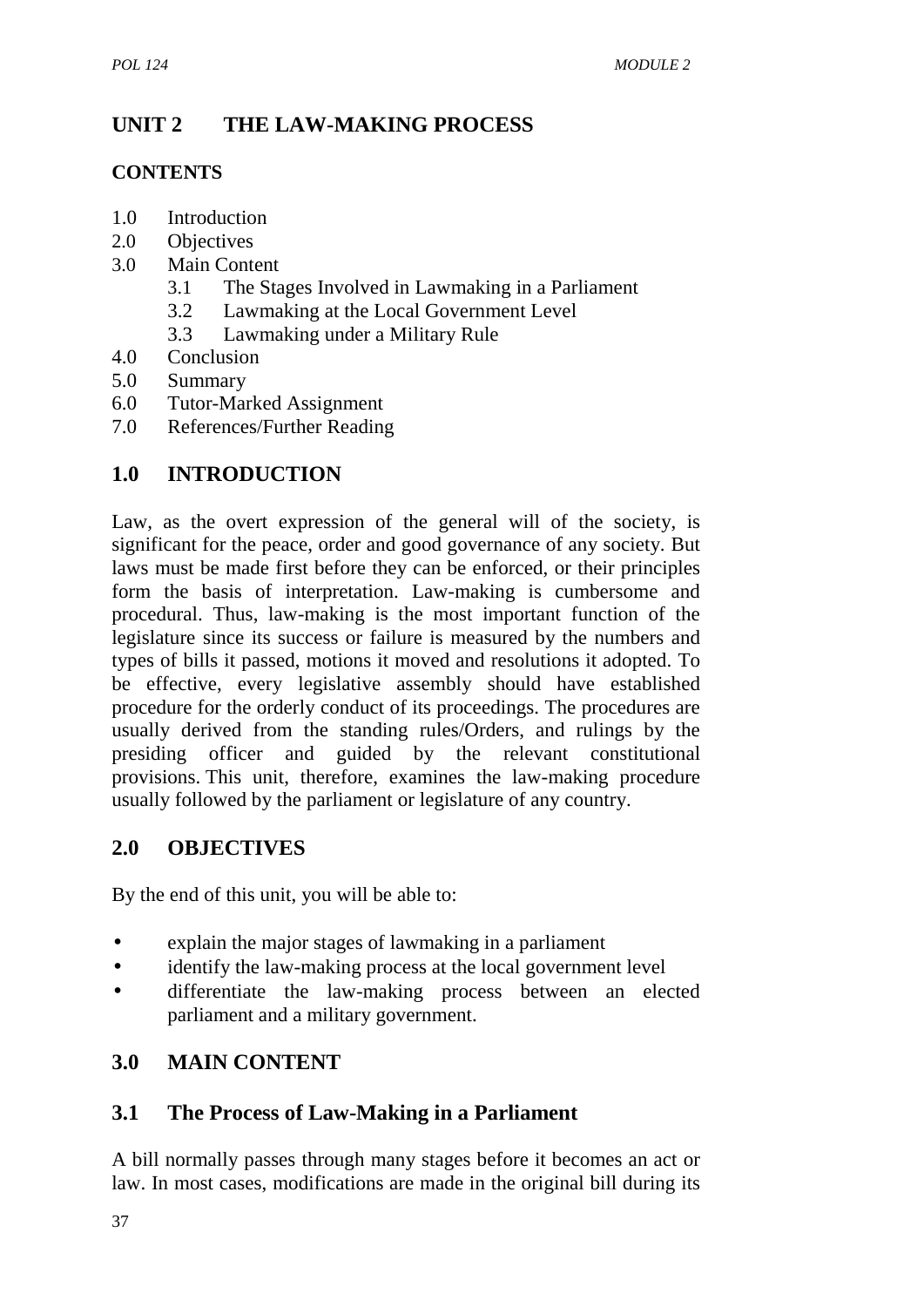# UNIT 2 THE LAW-MAKING PROCESS

**CONTENTS**

1.0 Introduction
2.0 Objectives
3.0 Main Content
  3.1 The Stages Involved in Lawmaking in a Parliament
  3.2 Lawmaking at the Local Government Level
  3.3 Lawmaking under a Military Rule
4.0 Conclusion
5.0 Summary
6.0 Tutor-Marked Assignment
7.0 References/Further Reading

## 1.0 INTRODUCTION

Law, as the overt expression of the general will of the society, is significant for the peace, order and good governance of any society. But laws must be made first before they can be enforced, or their principles form the basis of interpretation. Law-making is cumbersome and procedural. Thus, law-making is the most important function of the legislature since its success or failure is measured by the numbers and types of bills it passed, motions it moved and resolutions it adopted. To be effective, every legislative assembly should have established procedure for the orderly conduct of its proceedings. The procedures are usually derived from the standing rules/Orders, and rulings by the presiding officer and guided by the relevant constitutional provisions. This unit, therefore, examines the law-making procedure usually followed by the parliament or legislature of any country.

## 2.0 OBJECTIVES

By the end of this unit, you will be able to:

- explain the major stages of lawmaking in a parliament
- identify the law-making process at the local government level
- differentiate the law-making process between an elected parliament and a military government.

## 3.0 MAIN CONTENT

### 3.1 The Process of Law-Making in a Parliament

A bill normally passes through many stages before it becomes an act or law. In most cases, modifications are made in the original bill during its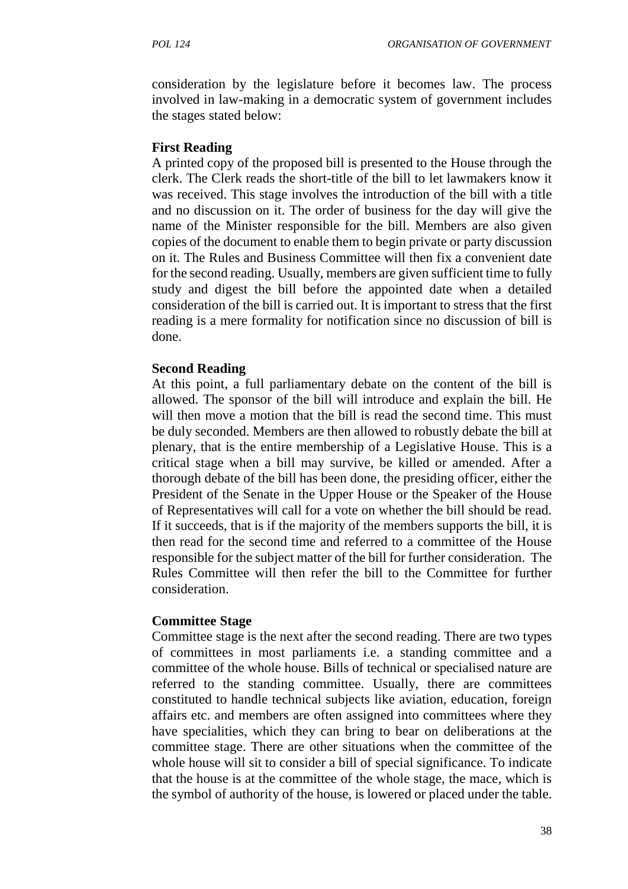consideration by the legislature before it becomes law. The process involved in law-making in a democratic system of government includes the stages stated below:

**First Reading**

A printed copy of the proposed bill is presented to the House through the clerk. The Clerk reads the short-title of the bill to let lawmakers know it was received. This stage involves the introduction of the bill with a title and no discussion on it. The order of business for the day will give the name of the Minister responsible for the bill. Members are also given copies of the document to enable them to begin private or party discussion on it. The Rules and Business Committee will then fix a convenient date for the second reading. Usually, members are given sufficient time to fully study and digest the bill before the appointed date when a detailed consideration of the bill is carried out. It is important to stress that the first reading is a mere formality for notification since no discussion of bill is done.

**Second Reading**

At this point, a full parliamentary debate on the content of the bill is allowed. The sponsor of the bill will introduce and explain the bill. He will then move a motion that the bill is read the second time. This must be duly seconded. Members are then allowed to robustly debate the bill at plenary, that is the entire membership of a Legislative House. This is a critical stage when a bill may survive, be killed or amended. After a thorough debate of the bill has been done, the presiding officer, either the President of the Senate in the Upper House or the Speaker of the House of Representatives will call for a vote on whether the bill should be read. If it succeeds, that is if the majority of the members supports the bill, it is then read for the second time and referred to a committee of the House responsible for the subject matter of the bill for further consideration. The Rules Committee will then refer the bill to the Committee for further consideration.

**Committee Stage**

Committee stage is the next after the second reading. There are two types of committees in most parliaments i.e. a standing committee and a committee of the whole house. Bills of technical or specialised nature are referred to the standing committee. Usually, there are committees constituted to handle technical subjects like aviation, education, foreign affairs etc. and members are often assigned into committees where they have specialities, which they can bring to bear on deliberations at the committee stage. There are other situations when the committee of the whole house will sit to consider a bill of special significance. To indicate that the house is at the committee of the whole stage, the mace, which is the symbol of authority of the house, is lowered or placed under the table.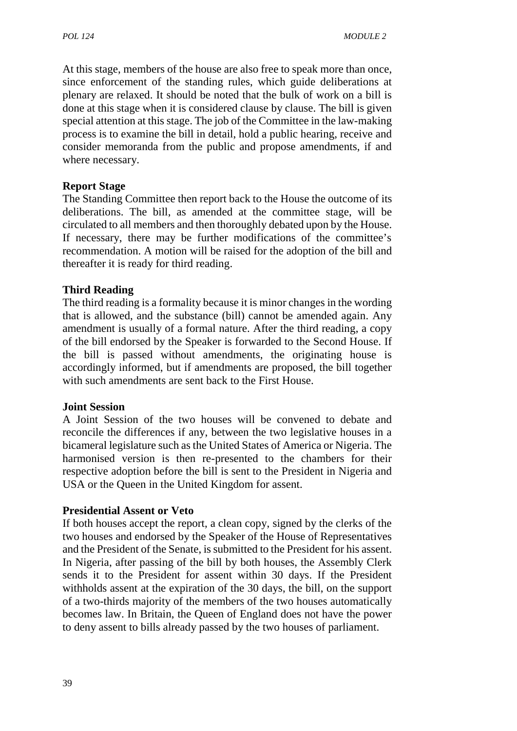At this stage, members of the house are also free to speak more than once, since enforcement of the standing rules, which guide deliberations at plenary are relaxed. It should be noted that the bulk of work on a bill is done at this stage when it is considered clause by clause. The bill is given special attention at this stage. The job of the Committee in the law-making process is to examine the bill in detail, hold a public hearing, receive and consider memoranda from the public and propose amendments, if and where necessary.

**Report Stage**

The Standing Committee then report back to the House the outcome of its deliberations. The bill, as amended at the committee stage, will be circulated to all members and then thoroughly debated upon by the House. If necessary, there may be further modifications of the committee's recommendation. A motion will be raised for the adoption of the bill and thereafter it is ready for third reading.

**Third Reading**

The third reading is a formality because it is minor changes in the wording that is allowed, and the substance (bill) cannot be amended again. Any amendment is usually of a formal nature. After the third reading, a copy of the bill endorsed by the Speaker is forwarded to the Second House. If the bill is passed without amendments, the originating house is accordingly informed, but if amendments are proposed, the bill together with such amendments are sent back to the First House.

**Joint Session**

A Joint Session of the two houses will be convened to debate and reconcile the differences if any, between the two legislative houses in a bicameral legislature such as the United States of America or Nigeria. The harmonised version is then re-presented to the chambers for their respective adoption before the bill is sent to the President in Nigeria and USA or the Queen in the United Kingdom for assent.

**Presidential Assent or Veto**

If both houses accept the report, a clean copy, signed by the clerks of the two houses and endorsed by the Speaker of the House of Representatives and the President of the Senate, is submitted to the President for his assent. In Nigeria, after passing of the bill by both houses, the Assembly Clerk sends it to the President for assent within 30 days. If the President withholds assent at the expiration of the 30 days, the bill, on the support of a two-thirds majority of the members of the two houses automatically becomes law. In Britain, the Queen of England does not have the power to deny assent to bills already passed by the two houses of parliament.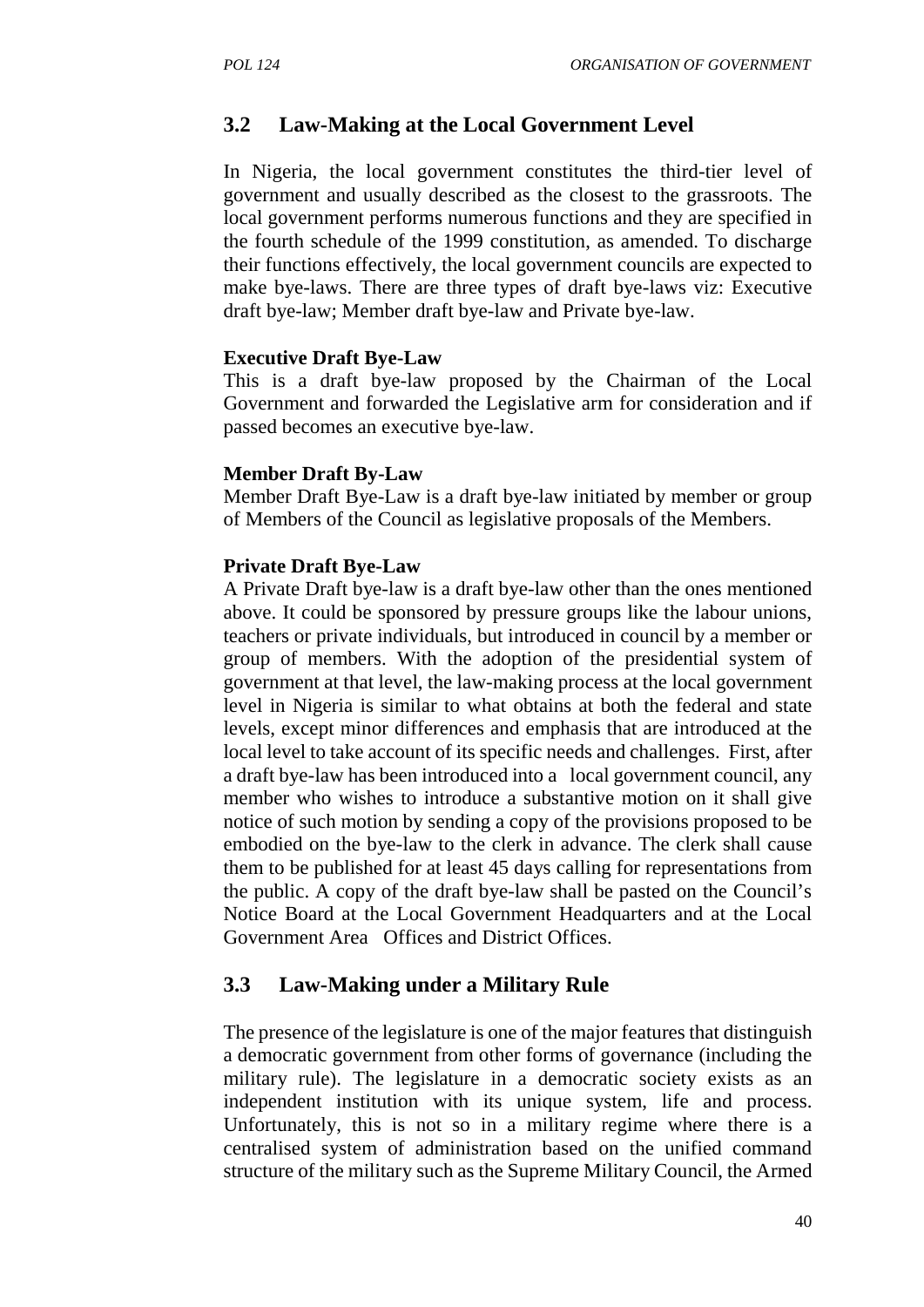## 3.2 Law-Making at the Local Government Level

In Nigeria, the local government constitutes the third-tier level of government and usually described as the closest to the grassroots. The local government performs numerous functions and they are specified in the fourth schedule of the 1999 constitution, as amended. To discharge their functions effectively, the local government councils are expected to make bye-laws. There are three types of draft bye-laws viz: Executive draft bye-law; Member draft bye-law and Private bye-law.

**Executive Draft Bye-Law**

This is a draft bye-law proposed by the Chairman of the Local Government and forwarded the Legislative arm for consideration and if passed becomes an executive bye-law.

**Member Draft By-Law**

Member Draft Bye-Law is a draft bye-law initiated by member or group of Members of the Council as legislative proposals of the Members.

**Private Draft Bye-Law**

A Private Draft bye-law is a draft bye-law other than the ones mentioned above. It could be sponsored by pressure groups like the labour unions, teachers or private individuals, but introduced in council by a member or group of members. With the adoption of the presidential system of government at that level, the law-making process at the local government level in Nigeria is similar to what obtains at both the federal and state levels, except minor differences and emphasis that are introduced at the local level to take account of its specific needs and challenges. First, after a draft bye-law has been introduced into a local government council, any member who wishes to introduce a substantive motion on it shall give notice of such motion by sending a copy of the provisions proposed to be embodied on the bye-law to the clerk in advance. The clerk shall cause them to be published for at least 45 days calling for representations from the public. A copy of the draft bye-law shall be pasted on the Council's Notice Board at the Local Government Headquarters and at the Local Government Area Offices and District Offices.

## 3.3 Law-Making under a Military Rule

The presence of the legislature is one of the major features that distinguish a democratic government from other forms of governance (including the military rule). The legislature in a democratic society exists as an independent institution with its unique system, life and process. Unfortunately, this is not so in a military regime where there is a centralised system of administration based on the unified command structure of the military such as the Supreme Military Council, the Armed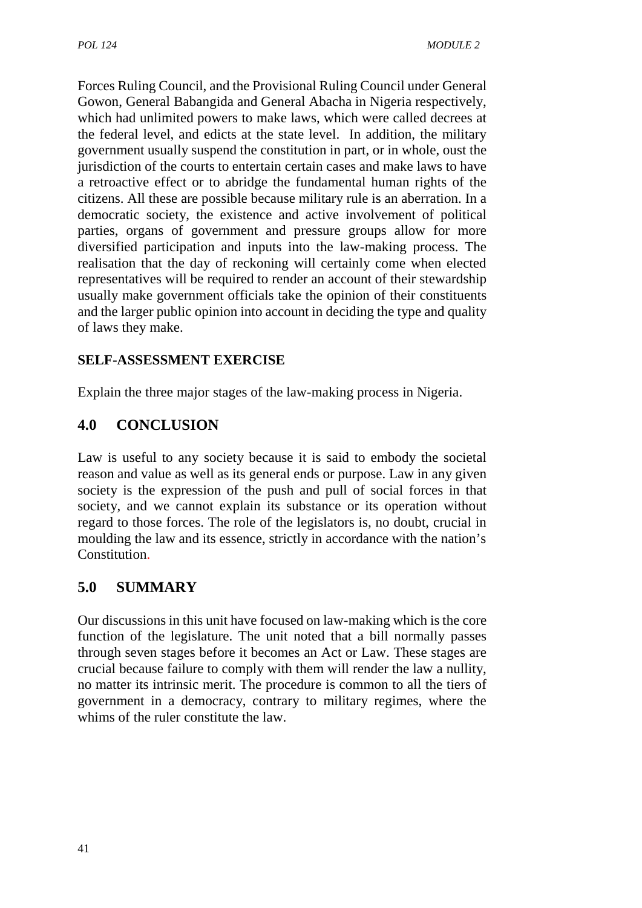Forces Ruling Council, and the Provisional Ruling Council under General Gowon, General Babangida and General Abacha in Nigeria respectively, which had unlimited powers to make laws, which were called decrees at the federal level, and edicts at the state level. In addition, the military government usually suspend the constitution in part, or in whole, oust the jurisdiction of the courts to entertain certain cases and make laws to have a retroactive effect or to abridge the fundamental human rights of the citizens. All these are possible because military rule is an aberration. In a democratic society, the existence and active involvement of political parties, organs of government and pressure groups allow for more diversified participation and inputs into the law-making process. The realisation that the day of reckoning will certainly come when elected representatives will be required to render an account of their stewardship usually make government officials take the opinion of their constituents and the larger public opinion into account in deciding the type and quality of laws they make.

**SELF-ASSESSMENT EXERCISE**

Explain the three major stages of the law-making process in Nigeria.

## 4.0 CONCLUSION

Law is useful to any society because it is said to embody the societal reason and value as well as its general ends or purpose. Law in any given society is the expression of the push and pull of social forces in that society, and we cannot explain its substance or its operation without regard to those forces. The role of the legislators is, no doubt, crucial in moulding the law and its essence, strictly in accordance with the nation's Constitution.

## 5.0 SUMMARY

Our discussions in this unit have focused on law-making which is the core function of the legislature. The unit noted that a bill normally passes through seven stages before it becomes an Act or Law. These stages are crucial because failure to comply with them will render the law a nullity, no matter its intrinsic merit. The procedure is common to all the tiers of government in a democracy, contrary to military regimes, where the whims of the ruler constitute the law.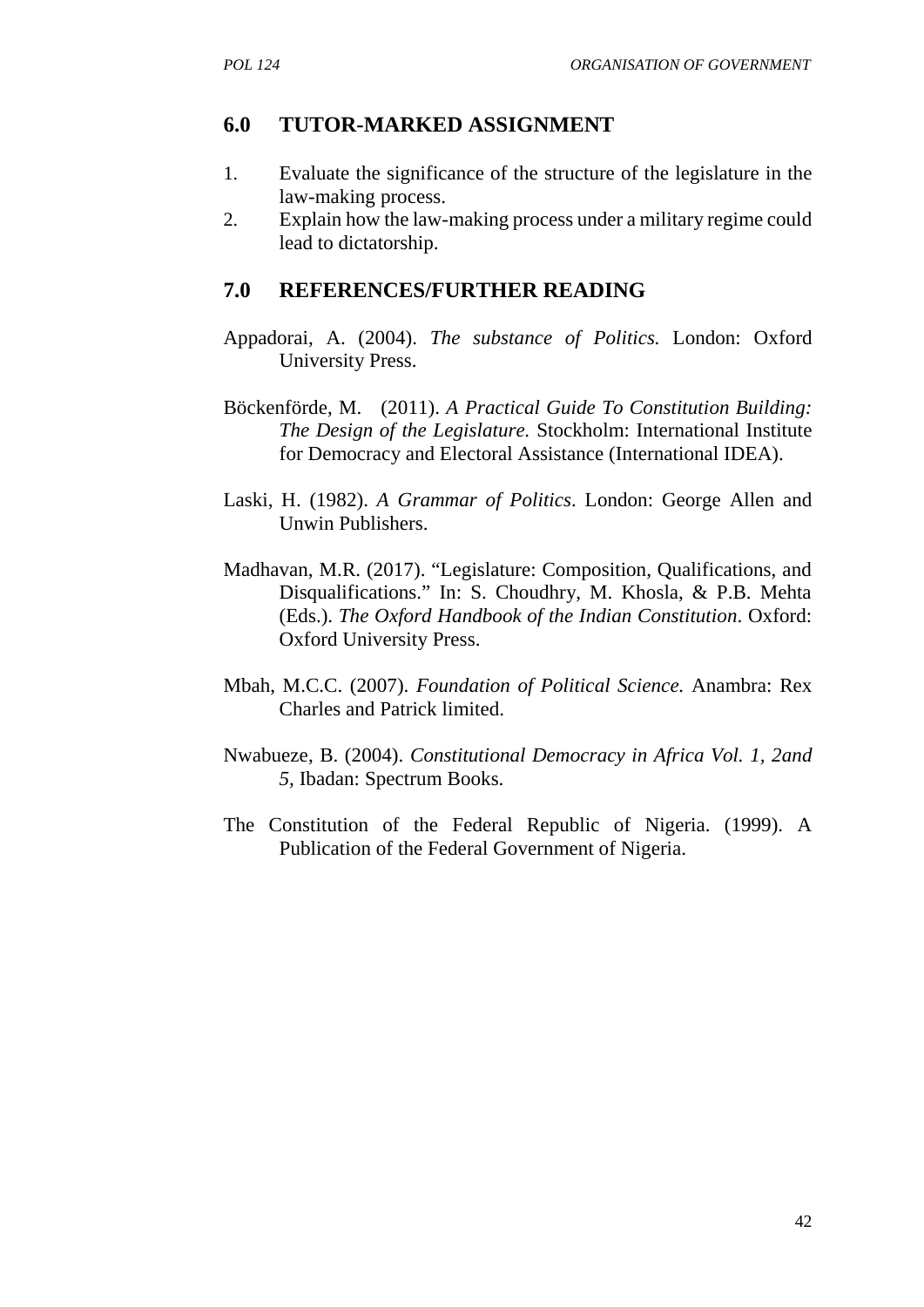## 6.0 TUTOR-MARKED ASSIGNMENT

1. Evaluate the significance of the structure of the legislature in the law-making process.
2. Explain how the law-making process under a military regime could lead to dictatorship.

## 7.0 REFERENCES/FURTHER READING

Appadorai, A. (2004). *The substance of Politics.* London: Oxford University Press.

Böckenförde, M. (2011). *A Practical Guide To Constitution Building: The Design of the Legislature.* Stockholm: International Institute for Democracy and Electoral Assistance (International IDEA).

Laski, H. (1982). *A Grammar of Politics*. London: George Allen and Unwin Publishers.

Madhavan, M.R. (2017). "Legislature: Composition, Qualifications, and Disqualifications." In: S. Choudhry, M. Khosla, & P.B. Mehta (Eds.). *The Oxford Handbook of the Indian Constitution*. Oxford: Oxford University Press.

Mbah, M.C.C. (2007). *Foundation of Political Science.* Anambra: Rex Charles and Patrick limited.

Nwabueze, B. (2004). *Constitutional Democracy in Africa Vol. 1, 2and 5,* Ibadan: Spectrum Books.

The Constitution of the Federal Republic of Nigeria. (1999). A Publication of the Federal Government of Nigeria.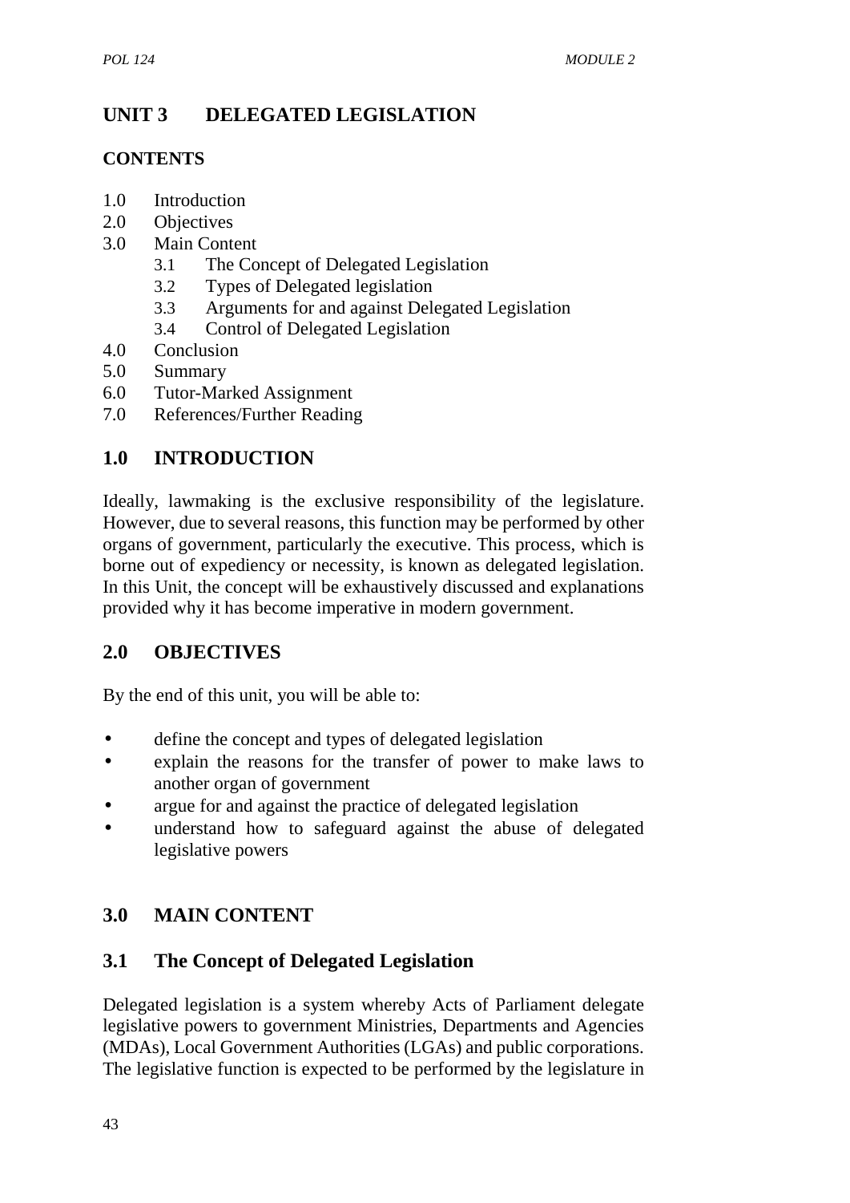# UNIT 3 DELEGATED LEGISLATION

**CONTENTS**

1.0 Introduction
2.0 Objectives
3.0 Main Content
 3.1 The Concept of Delegated Legislation
 3.2 Types of Delegated legislation
 3.3 Arguments for and against Delegated Legislation
 3.4 Control of Delegated Legislation
4.0 Conclusion
5.0 Summary
6.0 Tutor-Marked Assignment
7.0 References/Further Reading

## 1.0 INTRODUCTION

Ideally, lawmaking is the exclusive responsibility of the legislature. However, due to several reasons, this function may be performed by other organs of government, particularly the executive. This process, which is borne out of expediency or necessity, is known as delegated legislation. In this Unit, the concept will be exhaustively discussed and explanations provided why it has become imperative in modern government.

## 2.0 OBJECTIVES

By the end of this unit, you will be able to:

- define the concept and types of delegated legislation
- explain the reasons for the transfer of power to make laws to another organ of government
- argue for and against the practice of delegated legislation
- understand how to safeguard against the abuse of delegated legislative powers

## 3.0 MAIN CONTENT

### 3.1 The Concept of Delegated Legislation

Delegated legislation is a system whereby Acts of Parliament delegate legislative powers to government Ministries, Departments and Agencies (MDAs), Local Government Authorities (LGAs) and public corporations. The legislative function is expected to be performed by the legislature in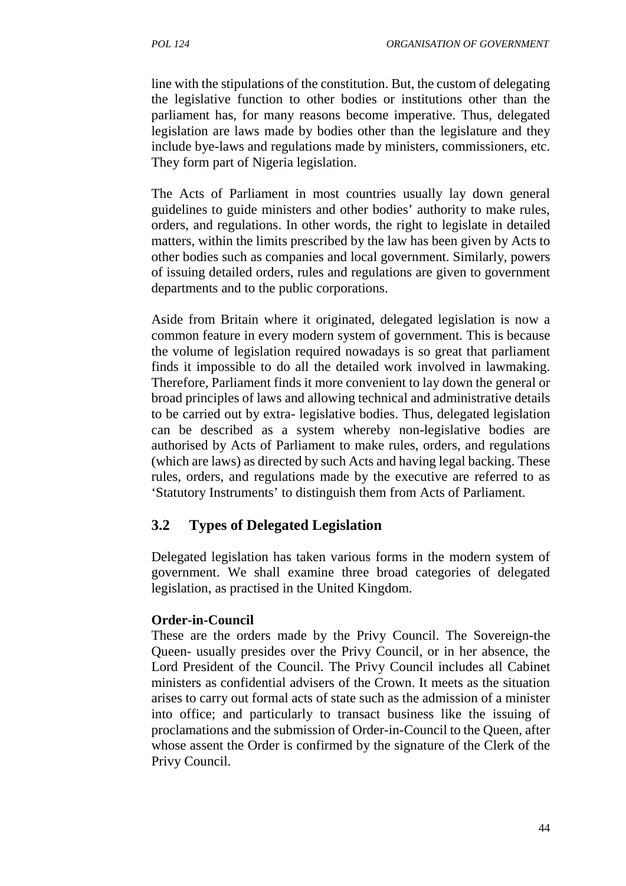line with the stipulations of the constitution. But, the custom of delegating the legislative function to other bodies or institutions other than the parliament has, for many reasons become imperative. Thus, delegated legislation are laws made by bodies other than the legislature and they include bye-laws and regulations made by ministers, commissioners, etc. They form part of Nigeria legislation.

The Acts of Parliament in most countries usually lay down general guidelines to guide ministers and other bodies' authority to make rules, orders, and regulations. In other words, the right to legislate in detailed matters, within the limits prescribed by the law has been given by Acts to other bodies such as companies and local government. Similarly, powers of issuing detailed orders, rules and regulations are given to government departments and to the public corporations.

Aside from Britain where it originated, delegated legislation is now a common feature in every modern system of government. This is because the volume of legislation required nowadays is so great that parliament finds it impossible to do all the detailed work involved in lawmaking. Therefore, Parliament finds it more convenient to lay down the general or broad principles of laws and allowing technical and administrative details to be carried out by extra- legislative bodies. Thus, delegated legislation can be described as a system whereby non-legislative bodies are authorised by Acts of Parliament to make rules, orders, and regulations (which are laws) as directed by such Acts and having legal backing. These rules, orders, and regulations made by the executive are referred to as 'Statutory Instruments' to distinguish them from Acts of Parliament.

## 3.2 Types of Delegated Legislation

Delegated legislation has taken various forms in the modern system of government. We shall examine three broad categories of delegated legislation, as practised in the United Kingdom.

**Order-in-Council**

These are the orders made by the Privy Council. The Sovereign-the Queen- usually presides over the Privy Council, or in her absence, the Lord President of the Council. The Privy Council includes all Cabinet ministers as confidential advisers of the Crown. It meets as the situation arises to carry out formal acts of state such as the admission of a minister into office; and particularly to transact business like the issuing of proclamations and the submission of Order-in-Council to the Queen, after whose assent the Order is confirmed by the signature of the Clerk of the Privy Council.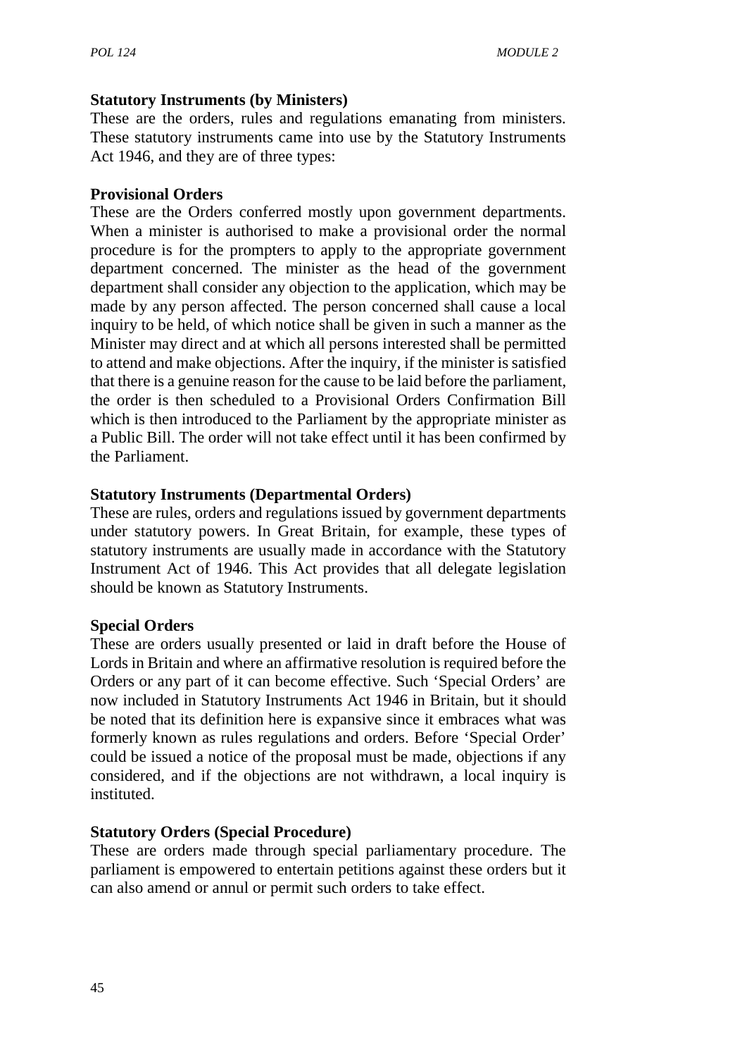**Statutory Instruments (by Ministers)**

These are the orders, rules and regulations emanating from ministers. These statutory instruments came into use by the Statutory Instruments Act 1946, and they are of three types:

**Provisional Orders**

These are the Orders conferred mostly upon government departments. When a minister is authorised to make a provisional order the normal procedure is for the prompters to apply to the appropriate government department concerned. The minister as the head of the government department shall consider any objection to the application, which may be made by any person affected. The person concerned shall cause a local inquiry to be held, of which notice shall be given in such a manner as the Minister may direct and at which all persons interested shall be permitted to attend and make objections. After the inquiry, if the minister is satisfied that there is a genuine reason for the cause to be laid before the parliament, the order is then scheduled to a Provisional Orders Confirmation Bill which is then introduced to the Parliament by the appropriate minister as a Public Bill. The order will not take effect until it has been confirmed by the Parliament.

**Statutory Instruments (Departmental Orders)**

These are rules, orders and regulations issued by government departments under statutory powers. In Great Britain, for example, these types of statutory instruments are usually made in accordance with the Statutory Instrument Act of 1946. This Act provides that all delegate legislation should be known as Statutory Instruments.

**Special Orders**

These are orders usually presented or laid in draft before the House of Lords in Britain and where an affirmative resolution is required before the Orders or any part of it can become effective. Such 'Special Orders' are now included in Statutory Instruments Act 1946 in Britain, but it should be noted that its definition here is expansive since it embraces what was formerly known as rules regulations and orders. Before 'Special Order' could be issued a notice of the proposal must be made, objections if any considered, and if the objections are not withdrawn, a local inquiry is instituted.

**Statutory Orders (Special Procedure)**

These are orders made through special parliamentary procedure. The parliament is empowered to entertain petitions against these orders but it can also amend or annul or permit such orders to take effect.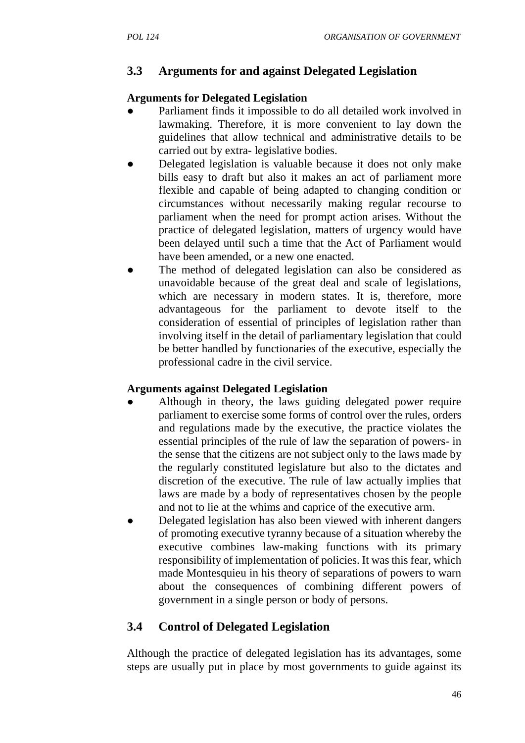## 3.3 Arguments for and against Delegated Legislation

**Arguments for Delegated Legislation**

- Parliament finds it impossible to do all detailed work involved in lawmaking. Therefore, it is more convenient to lay down the guidelines that allow technical and administrative details to be carried out by extra- legislative bodies.
- Delegated legislation is valuable because it does not only make bills easy to draft but also it makes an act of parliament more flexible and capable of being adapted to changing condition or circumstances without necessarily making regular recourse to parliament when the need for prompt action arises. Without the practice of delegated legislation, matters of urgency would have been delayed until such a time that the Act of Parliament would have been amended, or a new one enacted.
- The method of delegated legislation can also be considered as unavoidable because of the great deal and scale of legislations, which are necessary in modern states. It is, therefore, more advantageous for the parliament to devote itself to the consideration of essential of principles of legislation rather than involving itself in the detail of parliamentary legislation that could be better handled by functionaries of the executive, especially the professional cadre in the civil service.

**Arguments against Delegated Legislation**

- Although in theory, the laws guiding delegated power require parliament to exercise some forms of control over the rules, orders and regulations made by the executive, the practice violates the essential principles of the rule of law the separation of powers- in the sense that the citizens are not subject only to the laws made by the regularly constituted legislature but also to the dictates and discretion of the executive. The rule of law actually implies that laws are made by a body of representatives chosen by the people and not to lie at the whims and caprice of the executive arm.
- Delegated legislation has also been viewed with inherent dangers of promoting executive tyranny because of a situation whereby the executive combines law-making functions with its primary responsibility of implementation of policies. It was this fear, which made Montesquieu in his theory of separations of powers to warn about the consequences of combining different powers of government in a single person or body of persons.

## 3.4 Control of Delegated Legislation

Although the practice of delegated legislation has its advantages, some steps are usually put in place by most governments to guide against its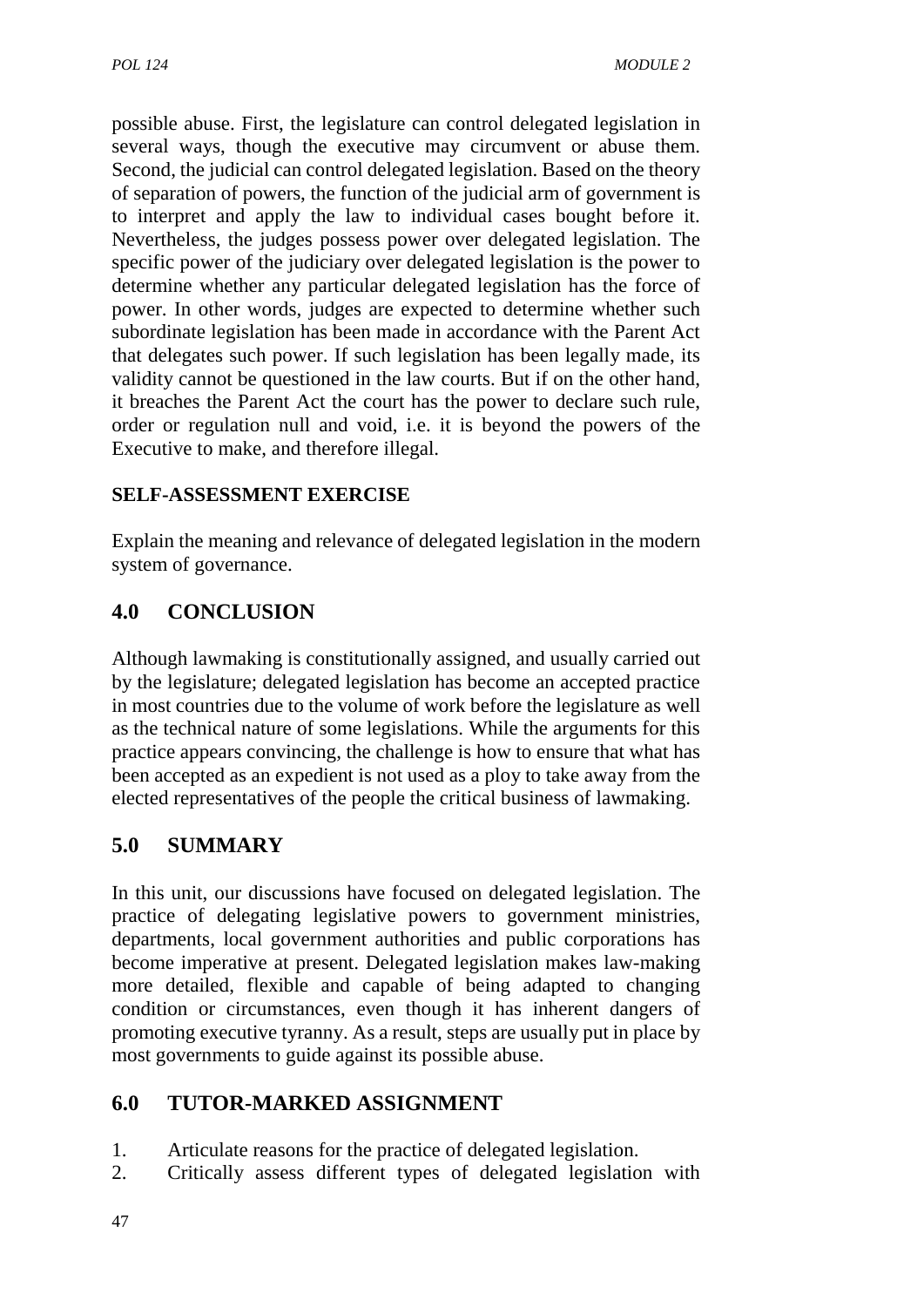possible abuse. First, the legislature can control delegated legislation in several ways, though the executive may circumvent or abuse them. Second, the judicial can control delegated legislation. Based on the theory of separation of powers, the function of the judicial arm of government is to interpret and apply the law to individual cases bought before it. Nevertheless, the judges possess power over delegated legislation. The specific power of the judiciary over delegated legislation is the power to determine whether any particular delegated legislation has the force of power. In other words, judges are expected to determine whether such subordinate legislation has been made in accordance with the Parent Act that delegates such power. If such legislation has been legally made, its validity cannot be questioned in the law courts. But if on the other hand, it breaches the Parent Act the court has the power to declare such rule, order or regulation null and void, i.e. it is beyond the powers of the Executive to make, and therefore illegal.

**SELF-ASSESSMENT EXERCISE**

Explain the meaning and relevance of delegated legislation in the modern system of governance.

## 4.0 CONCLUSION

Although lawmaking is constitutionally assigned, and usually carried out by the legislature; delegated legislation has become an accepted practice in most countries due to the volume of work before the legislature as well as the technical nature of some legislations. While the arguments for this practice appears convincing, the challenge is how to ensure that what has been accepted as an expedient is not used as a ploy to take away from the elected representatives of the people the critical business of lawmaking.

## 5.0 SUMMARY

In this unit, our discussions have focused on delegated legislation. The practice of delegating legislative powers to government ministries, departments, local government authorities and public corporations has become imperative at present. Delegated legislation makes law-making more detailed, flexible and capable of being adapted to changing condition or circumstances, even though it has inherent dangers of promoting executive tyranny. As a result, steps are usually put in place by most governments to guide against its possible abuse.

## 6.0 TUTOR-MARKED ASSIGNMENT

1. Articulate reasons for the practice of delegated legislation.
2. Critically assess different types of delegated legislation with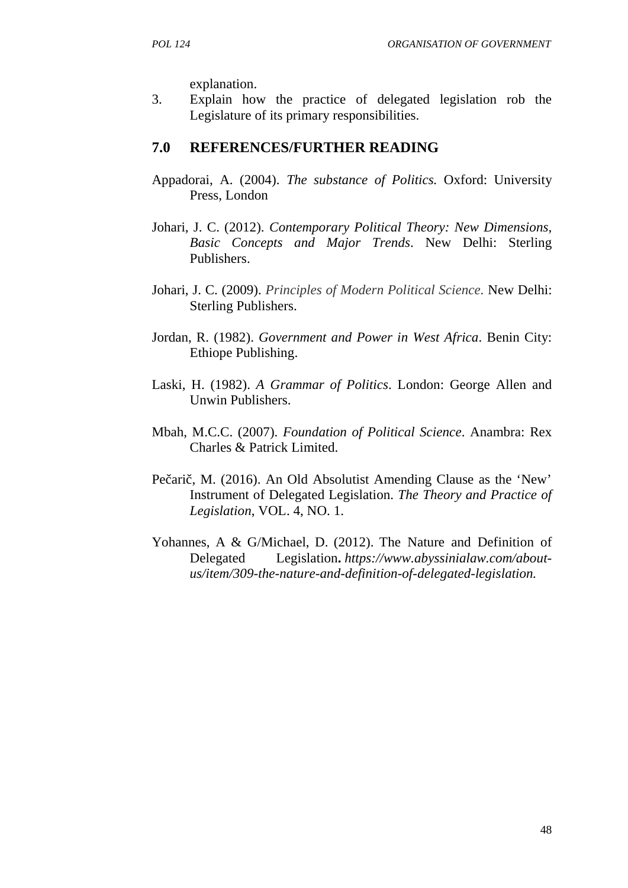explanation.

3. Explain how the practice of delegated legislation rob the Legislature of its primary responsibilities.

## 7.0 REFERENCES/FURTHER READING

Appadorai, A. (2004). *The substance of Politics.* Oxford: University Press, London

Johari, J. C. (2012). *Contemporary Political Theory: New Dimensions, Basic Concepts and Major Trends*. New Delhi: Sterling Publishers.

Johari, J. C. (2009). *Principles of Modern Political Science*. New Delhi: Sterling Publishers.

Jordan, R. (1982). *Government and Power in West Africa*. Benin City: Ethiope Publishing.

Laski, H. (1982). *A Grammar of Politics*. London: George Allen and Unwin Publishers.

Mbah, M.C.C. (2007). *Foundation of Political Science*. Anambra: Rex Charles & Patrick Limited.

Pečarič, M. (2016). An Old Absolutist Amending Clause as the 'New' Instrument of Delegated Legislation. *The Theory and Practice of Legislation*, VOL. 4, NO. 1.

Yohannes, A & G/Michael, D. (2012). The Nature and Definition of Delegated Legislation**.** *https://www.abyssinialaw.com/about-us/item/309-the-nature-and-definition-of-delegated-legislation.*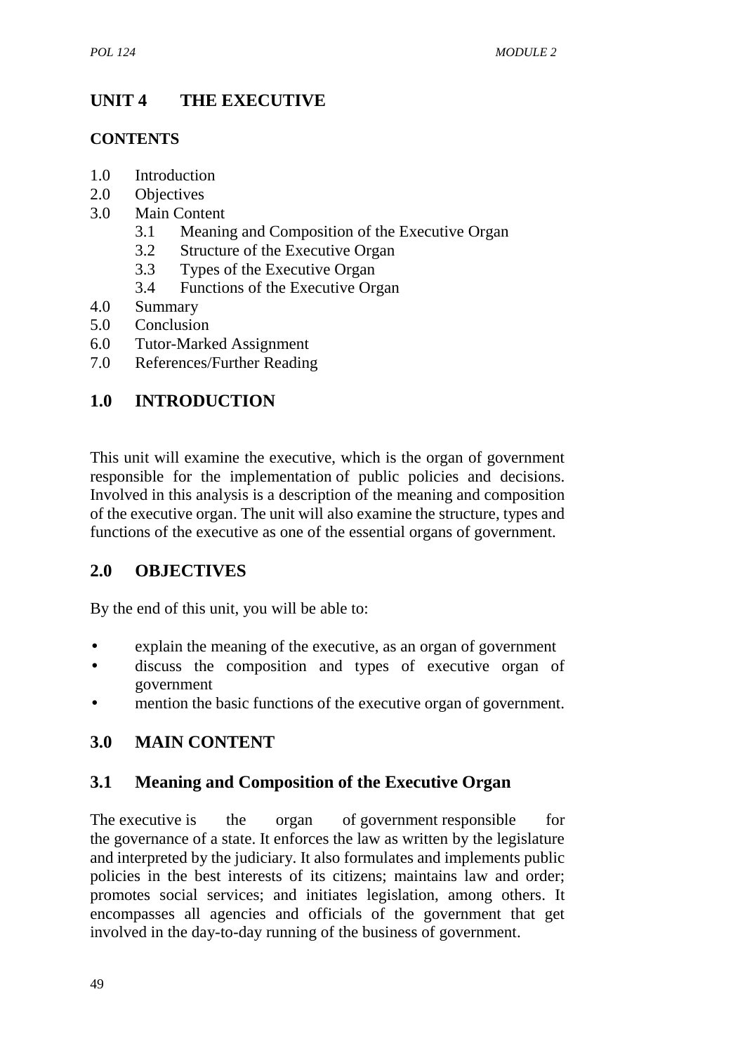# UNIT 4 THE EXECUTIVE

## CONTENTS

1.0 Introduction
2.0 Objectives
3.0 Main Content
   3.1 Meaning and Composition of the Executive Organ
   3.2 Structure of the Executive Organ
   3.3 Types of the Executive Organ
   3.4 Functions of the Executive Organ
4.0 Summary
5.0 Conclusion
6.0 Tutor-Marked Assignment
7.0 References/Further Reading

## 1.0 INTRODUCTION

This unit will examine the executive, which is the organ of government responsible for the implementation of public policies and decisions. Involved in this analysis is a description of the meaning and composition of the executive organ. The unit will also examine the structure, types and functions of the executive as one of the essential organs of government.

## 2.0 OBJECTIVES

By the end of this unit, you will be able to:

- explain the meaning of the executive, as an organ of government
- discuss the composition and types of executive organ of government
- mention the basic functions of the executive organ of government.

## 3.0 MAIN CONTENT

### 3.1 Meaning and Composition of the Executive Organ

The executive is the organ of government responsible for the governance of a state. It enforces the law as written by the legislature and interpreted by the judiciary. It also formulates and implements public policies in the best interests of its citizens; maintains law and order; promotes social services; and initiates legislation, among others. It encompasses all agencies and officials of the government that get involved in the day-to-day running of the business of government.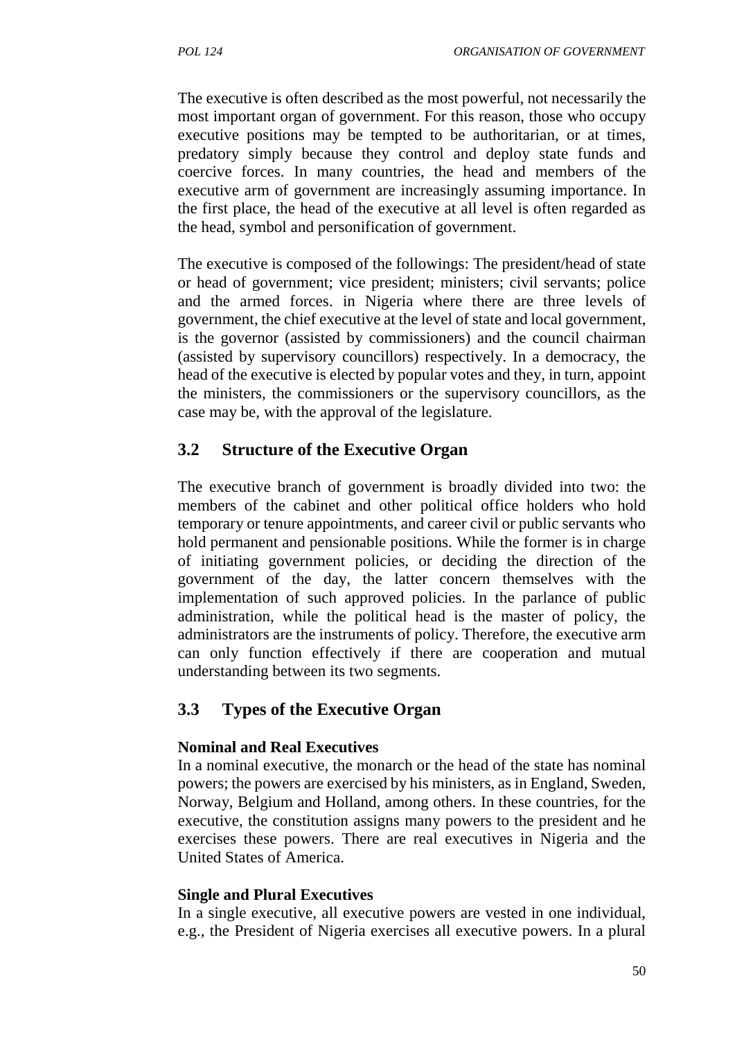The executive is often described as the most powerful, not necessarily the most important organ of government. For this reason, those who occupy executive positions may be tempted to be authoritarian, or at times, predatory simply because they control and deploy state funds and coercive forces. In many countries, the head and members of the executive arm of government are increasingly assuming importance. In the first place, the head of the executive at all level is often regarded as the head, symbol and personification of government.

The executive is composed of the followings: The president/head of state or head of government; vice president; ministers; civil servants; police and the armed forces. in Nigeria where there are three levels of government, the chief executive at the level of state and local government, is the governor (assisted by commissioners) and the council chairman (assisted by supervisory councillors) respectively. In a democracy, the head of the executive is elected by popular votes and they, in turn, appoint the ministers, the commissioners or the supervisory councillors, as the case may be, with the approval of the legislature.

## 3.2 Structure of the Executive Organ

The executive branch of government is broadly divided into two: the members of the cabinet and other political office holders who hold temporary or tenure appointments, and career civil or public servants who hold permanent and pensionable positions. While the former is in charge of initiating government policies, or deciding the direction of the government of the day, the latter concern themselves with the implementation of such approved policies. In the parlance of public administration, while the political head is the master of policy, the administrators are the instruments of policy. Therefore, the executive arm can only function effectively if there are cooperation and mutual understanding between its two segments.

## 3.3 Types of the Executive Organ

**Nominal and Real Executives**

In a nominal executive, the monarch or the head of the state has nominal powers; the powers are exercised by his ministers, as in England, Sweden, Norway, Belgium and Holland, among others. In these countries, for the executive, the constitution assigns many powers to the president and he exercises these powers. There are real executives in Nigeria and the United States of America.

**Single and Plural Executives**

In a single executive, all executive powers are vested in one individual, e.g., the President of Nigeria exercises all executive powers. In a plural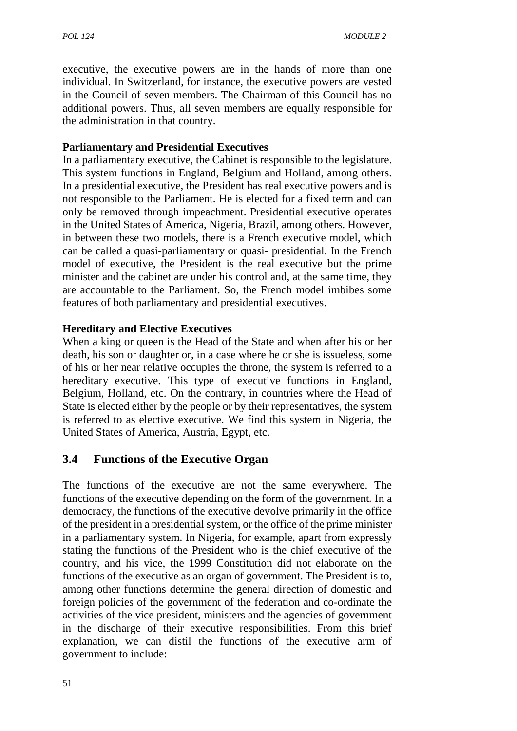executive, the executive powers are in the hands of more than one individual. In Switzerland, for instance, the executive powers are vested in the Council of seven members. The Chairman of this Council has no additional powers. Thus, all seven members are equally responsible for the administration in that country.

**Parliamentary and Presidential Executives**

In a parliamentary executive, the Cabinet is responsible to the legislature. This system functions in England, Belgium and Holland, among others. In a presidential executive, the President has real executive powers and is not responsible to the Parliament. He is elected for a fixed term and can only be removed through impeachment. Presidential executive operates in the United States of America, Nigeria, Brazil, among others. However, in between these two models, there is a French executive model, which can be called a quasi-parliamentary or quasi- presidential. In the French model of executive, the President is the real executive but the prime minister and the cabinet are under his control and, at the same time, they are accountable to the Parliament. So, the French model imbibes some features of both parliamentary and presidential executives.

**Hereditary and Elective Executives**

When a king or queen is the Head of the State and when after his or her death, his son or daughter or, in a case where he or she is issueless, some of his or her near relative occupies the throne, the system is referred to a hereditary executive. This type of executive functions in England, Belgium, Holland, etc. On the contrary, in countries where the Head of State is elected either by the people or by their representatives, the system is referred to as elective executive. We find this system in Nigeria, the United States of America, Austria, Egypt, etc.

## 3.4 Functions of the Executive Organ

The functions of the executive are not the same everywhere. The functions of the executive depending on the form of the government. In a democracy, the functions of the executive devolve primarily in the office of the president in a presidential system, or the office of the prime minister in a parliamentary system. In Nigeria, for example, apart from expressly stating the functions of the President who is the chief executive of the country, and his vice, the 1999 Constitution did not elaborate on the functions of the executive as an organ of government. The President is to, among other functions determine the general direction of domestic and foreign policies of the government of the federation and co-ordinate the activities of the vice president, ministers and the agencies of government in the discharge of their executive responsibilities. From this brief explanation, we can distil the functions of the executive arm of government to include: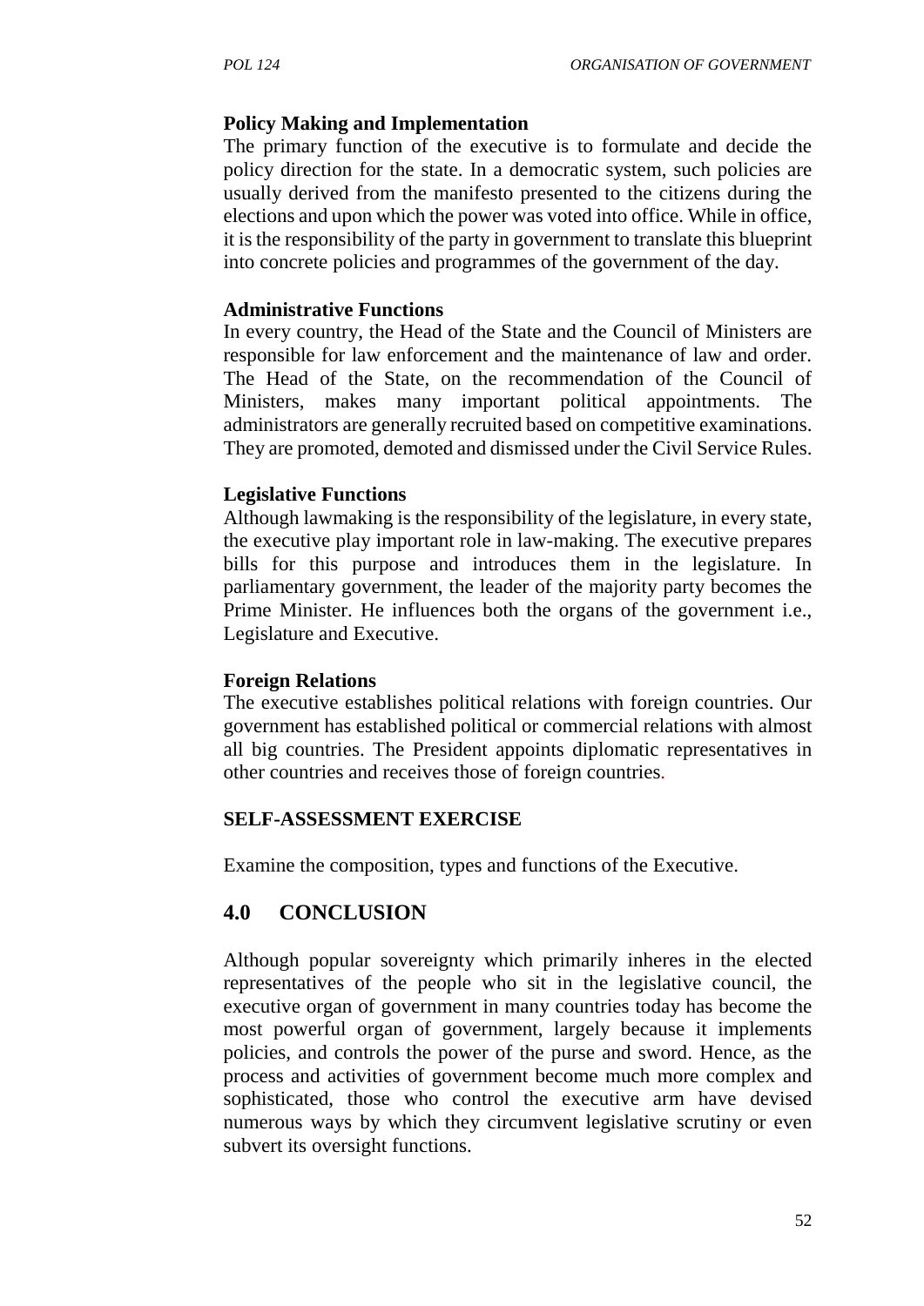**Policy Making and Implementation**

The primary function of the executive is to formulate and decide the policy direction for the state. In a democratic system, such policies are usually derived from the manifesto presented to the citizens during the elections and upon which the power was voted into office. While in office, it is the responsibility of the party in government to translate this blueprint into concrete policies and programmes of the government of the day.

**Administrative Functions**

In every country, the Head of the State and the Council of Ministers are responsible for law enforcement and the maintenance of law and order. The Head of the State, on the recommendation of the Council of Ministers, makes many important political appointments. The administrators are generally recruited based on competitive examinations. They are promoted, demoted and dismissed under the Civil Service Rules.

**Legislative Functions**

Although lawmaking is the responsibility of the legislature, in every state, the executive play important role in law-making. The executive prepares bills for this purpose and introduces them in the legislature. In parliamentary government, the leader of the majority party becomes the Prime Minister. He influences both the organs of the government i.e., Legislature and Executive.

**Foreign Relations**

The executive establishes political relations with foreign countries. Our government has established political or commercial relations with almost all big countries. The President appoints diplomatic representatives in other countries and receives those of foreign countries.

**SELF-ASSESSMENT EXERCISE**

Examine the composition, types and functions of the Executive.

## 4.0 CONCLUSION

Although popular sovereignty which primarily inheres in the elected representatives of the people who sit in the legislative council, the executive organ of government in many countries today has become the most powerful organ of government, largely because it implements policies, and controls the power of the purse and sword. Hence, as the process and activities of government become much more complex and sophisticated, those who control the executive arm have devised numerous ways by which they circumvent legislative scrutiny or even subvert its oversight functions.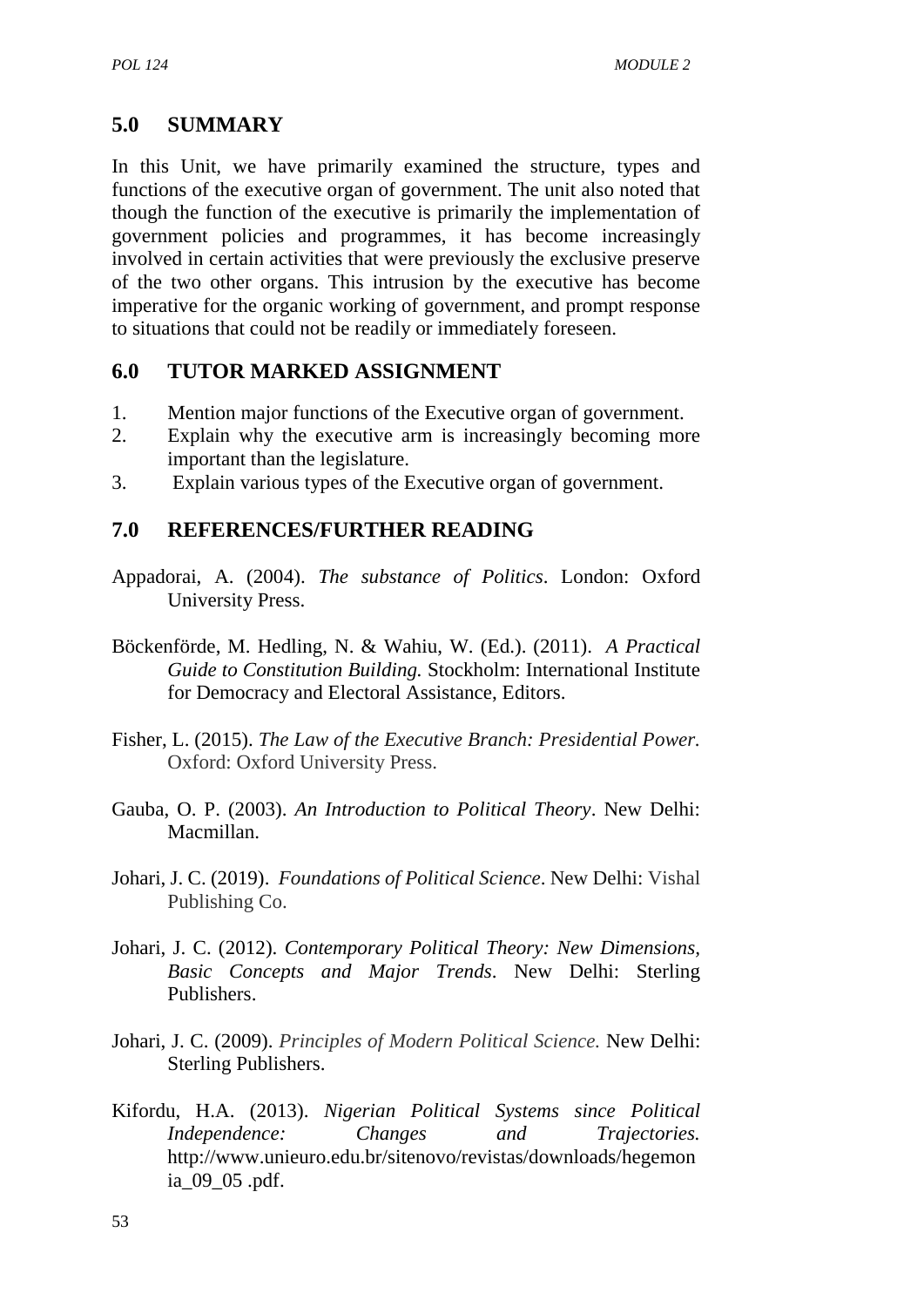## 5.0 SUMMARY

In this Unit, we have primarily examined the structure, types and functions of the executive organ of government. The unit also noted that though the function of the executive is primarily the implementation of government policies and programmes, it has become increasingly involved in certain activities that were previously the exclusive preserve of the two other organs. This intrusion by the executive has become imperative for the organic working of government, and prompt response to situations that could not be readily or immediately foreseen.

## 6.0 TUTOR MARKED ASSIGNMENT

1. Mention major functions of the Executive organ of government.
2. Explain why the executive arm is increasingly becoming more important than the legislature.
3. Explain various types of the Executive organ of government.

## 7.0 REFERENCES/FURTHER READING

Appadorai, A. (2004). *The substance of Politics*. London: Oxford University Press.

Böckenförde, M. Hedling, N. & Wahiu, W. (Ed.). (2011). *A Practical Guide to Constitution Building.* Stockholm: International Institute for Democracy and Electoral Assistance, Editors.

Fisher, L. (2015). *The Law of the Executive Branch: Presidential Power.* Oxford: Oxford University Press.

Gauba, O. P. (2003). *An Introduction to Political Theory*. New Delhi: Macmillan.

Johari, J. C. (2019). *Foundations of Political Science*. New Delhi: Vishal Publishing Co.

Johari, J. C. (2012). *Contemporary Political Theory: New Dimensions, Basic Concepts and Major Trends*. New Delhi: Sterling Publishers.

Johari, J. C. (2009). *Principles of Modern Political Science.* New Delhi: Sterling Publishers.

Kifordu, H.A. (2013). *Nigerian Political Systems since Political Independence: Changes and Trajectories.* http://www.unieuro.edu.br/sitenovo/revistas/downloads/hegemonia_09_05 .pdf.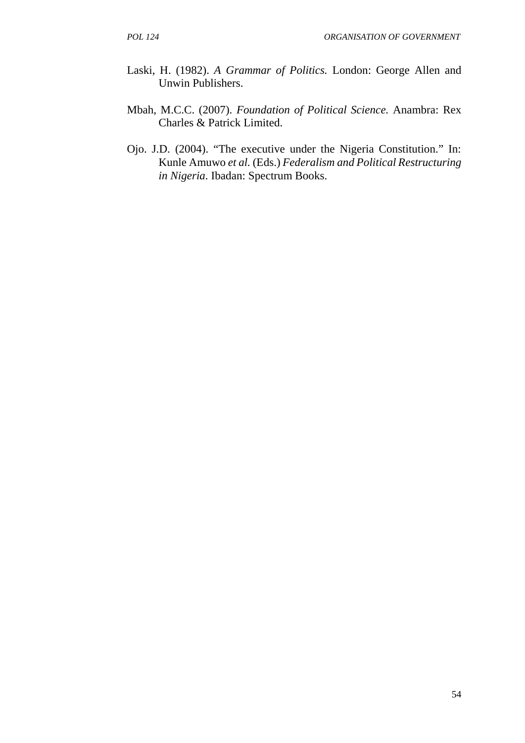Laski, H. (1982). *A Grammar of Politics.* London: George Allen and Unwin Publishers.

Mbah, M.C.C. (2007). *Foundation of Political Science.* Anambra: Rex Charles & Patrick Limited.

Ojo. J.D. (2004). "The executive under the Nigeria Constitution." In: Kunle Amuwo *et al.* (Eds.) *Federalism and Political Restructuring in Nigeria*. Ibadan: Spectrum Books.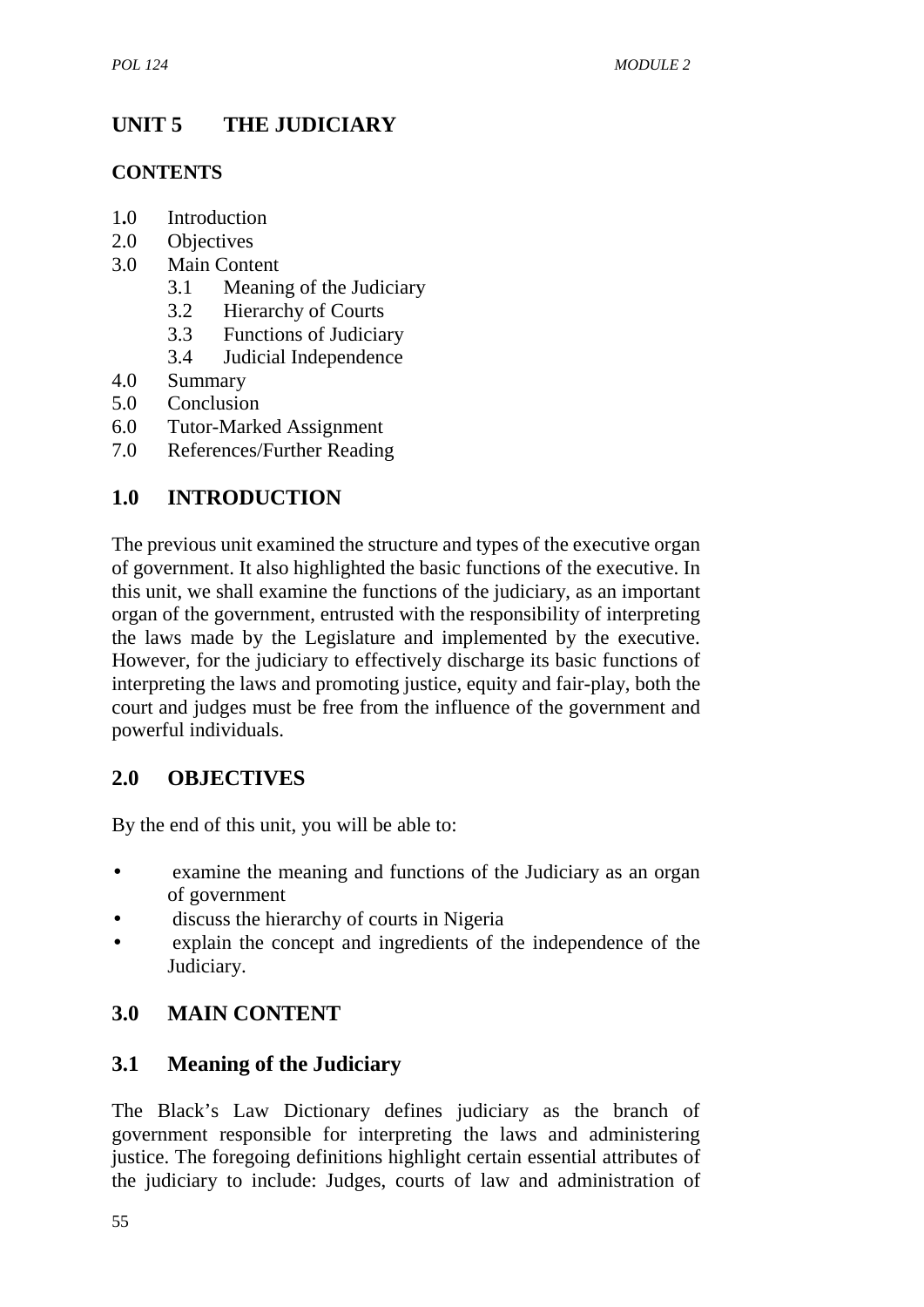# UNIT 5 THE JUDICIARY

**CONTENTS**

1.0 Introduction
2.0 Objectives
3.0 Main Content
    3.1 Meaning of the Judiciary
    3.2 Hierarchy of Courts
    3.3 Functions of Judiciary
    3.4 Judicial Independence
4.0 Summary
5.0 Conclusion
6.0 Tutor-Marked Assignment
7.0 References/Further Reading

## 1.0 INTRODUCTION

The previous unit examined the structure and types of the executive organ of government. It also highlighted the basic functions of the executive. In this unit, we shall examine the functions of the judiciary, as an important organ of the government, entrusted with the responsibility of interpreting the laws made by the Legislature and implemented by the executive. However, for the judiciary to effectively discharge its basic functions of interpreting the laws and promoting justice, equity and fair-play, both the court and judges must be free from the influence of the government and powerful individuals.

## 2.0 OBJECTIVES

By the end of this unit, you will be able to:

- examine the meaning and functions of the Judiciary as an organ of government
- discuss the hierarchy of courts in Nigeria
- explain the concept and ingredients of the independence of the Judiciary.

## 3.0 MAIN CONTENT

### 3.1 Meaning of the Judiciary

The Black's Law Dictionary defines judiciary as the branch of government responsible for interpreting the laws and administering justice. The foregoing definitions highlight certain essential attributes of the judiciary to include: Judges, courts of law and administration of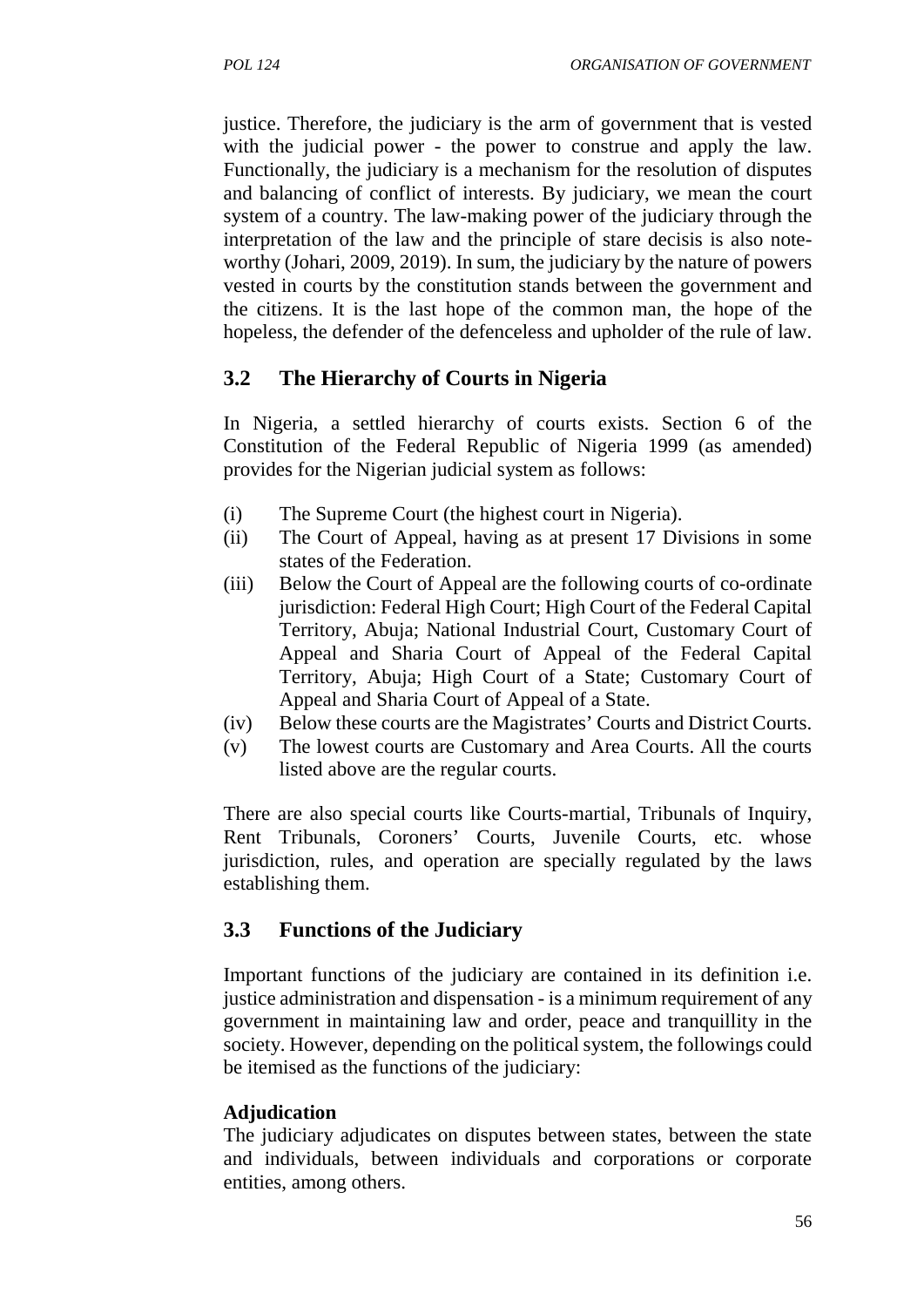justice. Therefore, the judiciary is the arm of government that is vested with the judicial power - the power to construe and apply the law. Functionally, the judiciary is a mechanism for the resolution of disputes and balancing of conflict of interests. By judiciary, we mean the court system of a country. The law-making power of the judiciary through the interpretation of the law and the principle of stare decisis is also note-worthy (Johari, 2009, 2019). In sum, the judiciary by the nature of powers vested in courts by the constitution stands between the government and the citizens. It is the last hope of the common man, the hope of the hopeless, the defender of the defenceless and upholder of the rule of law.

## 3.2 The Hierarchy of Courts in Nigeria

In Nigeria, a settled hierarchy of courts exists. Section 6 of the Constitution of the Federal Republic of Nigeria 1999 (as amended) provides for the Nigerian judicial system as follows:

(i) The Supreme Court (the highest court in Nigeria).

(ii) The Court of Appeal, having as at present 17 Divisions in some states of the Federation.

(iii) Below the Court of Appeal are the following courts of co-ordinate jurisdiction: Federal High Court; High Court of the Federal Capital Territory, Abuja; National Industrial Court, Customary Court of Appeal and Sharia Court of Appeal of the Federal Capital Territory, Abuja; High Court of a State; Customary Court of Appeal and Sharia Court of Appeal of a State.

(iv) Below these courts are the Magistrates' Courts and District Courts.

(v) The lowest courts are Customary and Area Courts. All the courts listed above are the regular courts.

There are also special courts like Courts-martial, Tribunals of Inquiry, Rent Tribunals, Coroners' Courts, Juvenile Courts, etc. whose jurisdiction, rules, and operation are specially regulated by the laws establishing them.

## 3.3 Functions of the Judiciary

Important functions of the judiciary are contained in its definition i.e. justice administration and dispensation - is a minimum requirement of any government in maintaining law and order, peace and tranquillity in the society. However, depending on the political system, the followings could be itemised as the functions of the judiciary:

**Adjudication**

The judiciary adjudicates on disputes between states, between the state and individuals, between individuals and corporations or corporate entities, among others.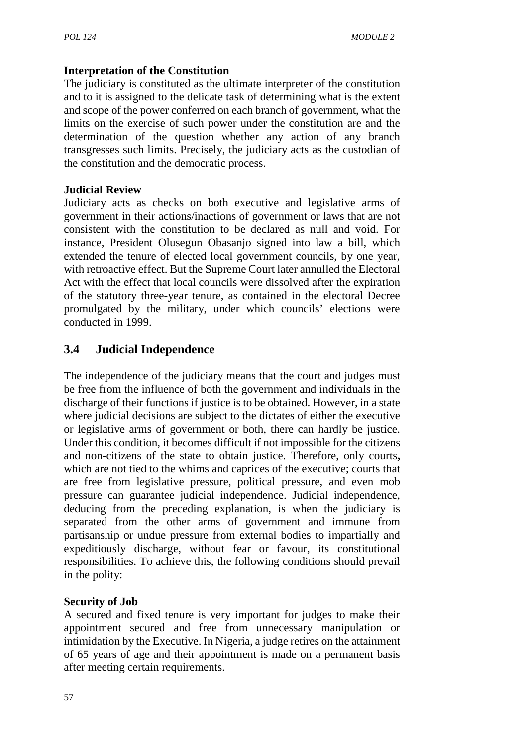**Interpretation of the Constitution**

The judiciary is constituted as the ultimate interpreter of the constitution and to it is assigned to the delicate task of determining what is the extent and scope of the power conferred on each branch of government, what the limits on the exercise of such power under the constitution are and the determination of the question whether any action of any branch transgresses such limits. Precisely, the judiciary acts as the custodian of the constitution and the democratic process.

**Judicial Review**

Judiciary acts as checks on both executive and legislative arms of government in their actions/inactions of government or laws that are not consistent with the constitution to be declared as null and void. For instance, President Olusegun Obasanjo signed into law a bill, which extended the tenure of elected local government councils, by one year, with retroactive effect. But the Supreme Court later annulled the Electoral Act with the effect that local councils were dissolved after the expiration of the statutory three-year tenure, as contained in the electoral Decree promulgated by the military, under which councils' elections were conducted in 1999.

## 3.4 Judicial Independence

The independence of the judiciary means that the court and judges must be free from the influence of both the government and individuals in the discharge of their functions if justice is to be obtained. However, in a state where judicial decisions are subject to the dictates of either the executive or legislative arms of government or both, there can hardly be justice. Under this condition, it becomes difficult if not impossible for the citizens and non-citizens of the state to obtain justice. Therefore, only courts**,** which are not tied to the whims and caprices of the executive; courts that are free from legislative pressure, political pressure, and even mob pressure can guarantee judicial independence. Judicial independence, deducing from the preceding explanation, is when the judiciary is separated from the other arms of government and immune from partisanship or undue pressure from external bodies to impartially and expeditiously discharge, without fear or favour, its constitutional responsibilities. To achieve this, the following conditions should prevail in the polity:

**Security of Job**

A secured and fixed tenure is very important for judges to make their appointment secured and free from unnecessary manipulation or intimidation by the Executive. In Nigeria, a judge retires on the attainment of 65 years of age and their appointment is made on a permanent basis after meeting certain requirements.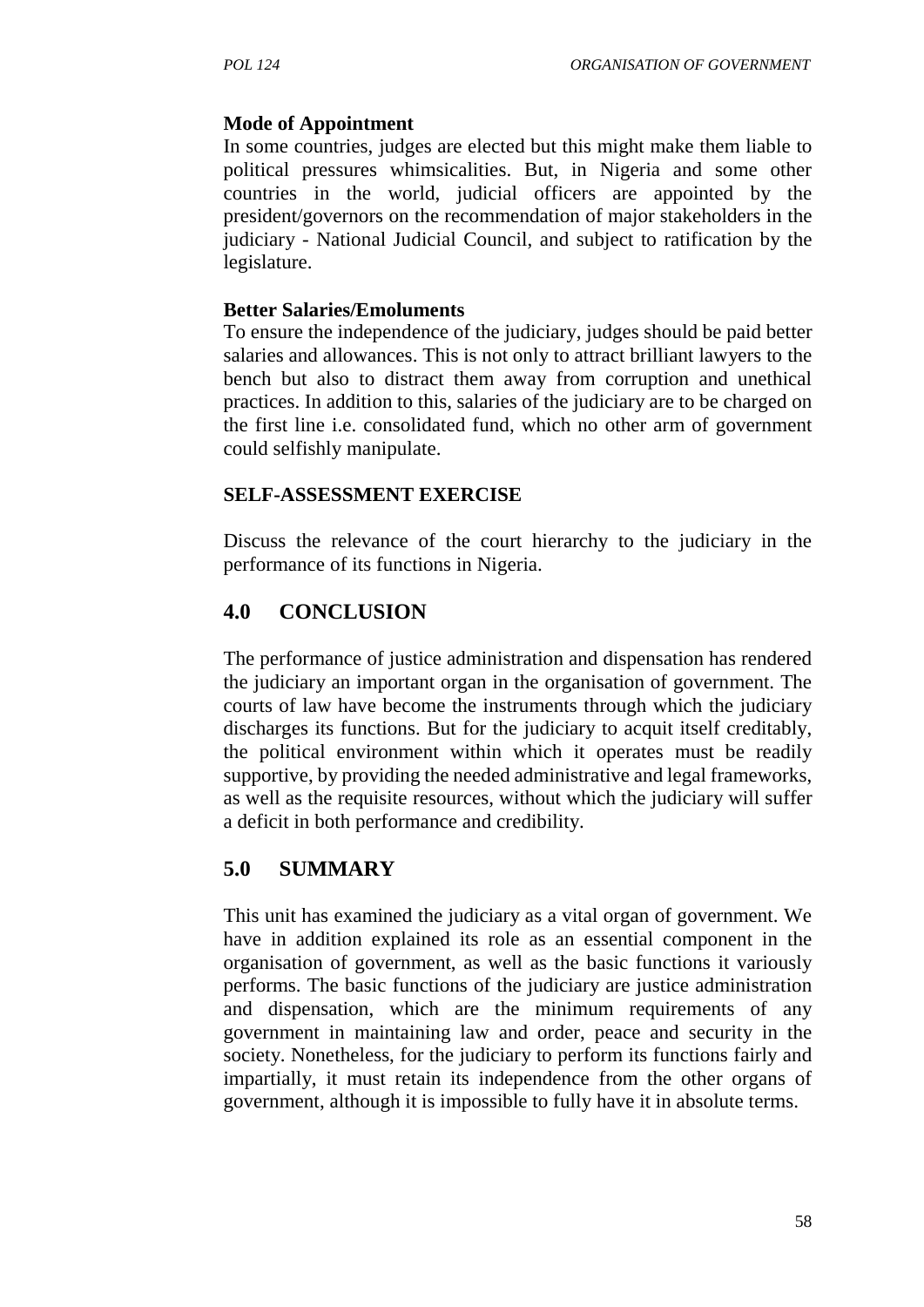**Mode of Appointment**

In some countries, judges are elected but this might make them liable to political pressures whimsicalities. But, in Nigeria and some other countries in the world, judicial officers are appointed by the president/governors on the recommendation of major stakeholders in the judiciary - National Judicial Council, and subject to ratification by the legislature.

**Better Salaries/Emoluments**

To ensure the independence of the judiciary, judges should be paid better salaries and allowances. This is not only to attract brilliant lawyers to the bench but also to distract them away from corruption and unethical practices. In addition to this, salaries of the judiciary are to be charged on the first line i.e. consolidated fund, which no other arm of government could selfishly manipulate.

**SELF-ASSESSMENT EXERCISE**

Discuss the relevance of the court hierarchy to the judiciary in the performance of its functions in Nigeria.

## 4.0 CONCLUSION

The performance of justice administration and dispensation has rendered the judiciary an important organ in the organisation of government. The courts of law have become the instruments through which the judiciary discharges its functions. But for the judiciary to acquit itself creditably, the political environment within which it operates must be readily supportive, by providing the needed administrative and legal frameworks, as well as the requisite resources, without which the judiciary will suffer a deficit in both performance and credibility.

## 5.0 SUMMARY

This unit has examined the judiciary as a vital organ of government. We have in addition explained its role as an essential component in the organisation of government, as well as the basic functions it variously performs. The basic functions of the judiciary are justice administration and dispensation, which are the minimum requirements of any government in maintaining law and order, peace and security in the society. Nonetheless, for the judiciary to perform its functions fairly and impartially, it must retain its independence from the other organs of government, although it is impossible to fully have it in absolute terms.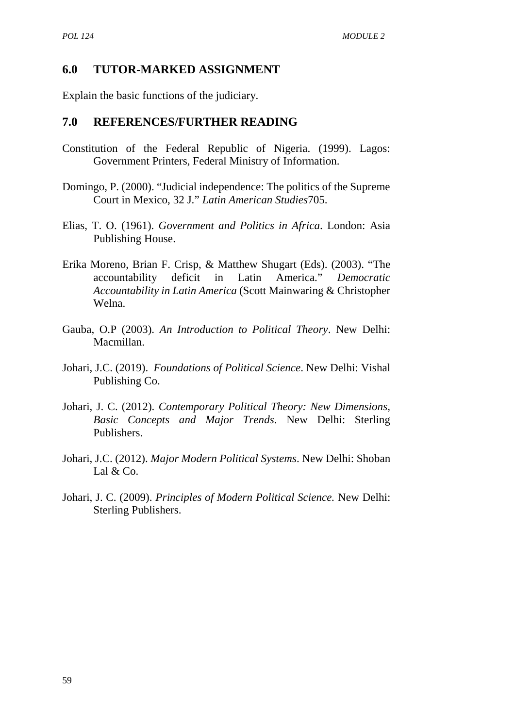## 6.0 TUTOR-MARKED ASSIGNMENT

Explain the basic functions of the judiciary.

## 7.0 REFERENCES/FURTHER READING

Constitution of the Federal Republic of Nigeria. (1999). Lagos: Government Printers, Federal Ministry of Information.

Domingo, P. (2000). "Judicial independence: The politics of the Supreme Court in Mexico, 32 J." *Latin American Studies*705.

Elias, T. O. (1961). *Government and Politics in Africa*. London: Asia Publishing House.

Erika Moreno, Brian F. Crisp, & Matthew Shugart (Eds). (2003). "The accountability deficit in Latin America." *Democratic Accountability in Latin America* (Scott Mainwaring & Christopher Welna.

Gauba, O.P (2003). *An Introduction to Political Theory*. New Delhi: Macmillan.

Johari, J.C. (2019). *Foundations of Political Science*. New Delhi: Vishal Publishing Co.

Johari, J. C. (2012). *Contemporary Political Theory: New Dimensions, Basic Concepts and Major Trends*. New Delhi: Sterling Publishers.

Johari, J.C. (2012). *Major Modern Political Systems*. New Delhi: Shoban Lal & Co.

Johari, J. C. (2009). *Principles of Modern Political Science.* New Delhi: Sterling Publishers.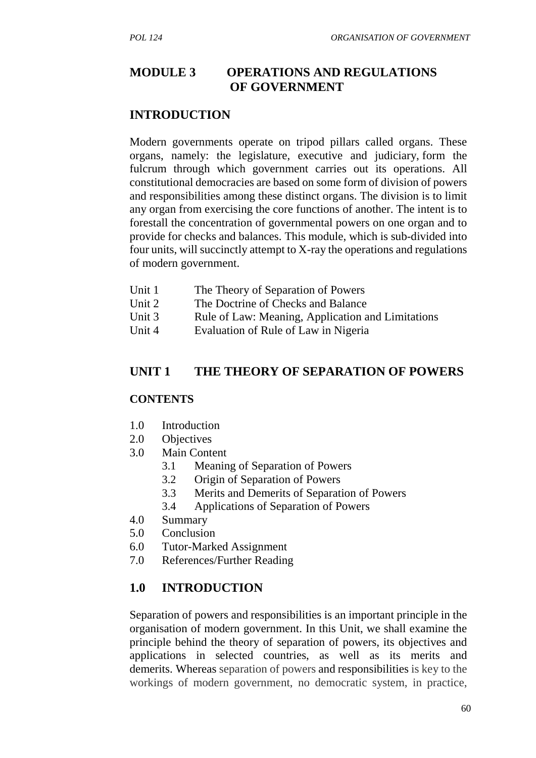# MODULE 3 OPERATIONS AND REGULATIONS OF GOVERNMENT

## INTRODUCTION

Modern governments operate on tripod pillars called organs. These organs, namely: the legislature, executive and judiciary, form the fulcrum through which government carries out its operations. All constitutional democracies are based on some form of division of powers and responsibilities among these distinct organs. The division is to limit any organ from exercising the core functions of another. The intent is to forestall the concentration of governmental powers on one organ and to provide for checks and balances. This module, which is sub-divided into four units, will succinctly attempt to X-ray the operations and regulations of modern government.

| | |
|---|---|
| Unit 1 | The Theory of Separation of Powers |
| Unit 2 | The Doctrine of Checks and Balance |
| Unit 3 | Rule of Law: Meaning, Application and Limitations |
| Unit 4 | Evaluation of Rule of Law in Nigeria |

## UNIT 1 THE THEORY OF SEPARATION OF POWERS

### CONTENTS

- 1.0 Introduction
- 2.0 Objectives
- 3.0 Main Content
    - 3.1 Meaning of Separation of Powers
    - 3.2 Origin of Separation of Powers
    - 3.3 Merits and Demerits of Separation of Powers
    - 3.4 Applications of Separation of Powers
- 4.0 Summary
- 5.0 Conclusion
- 6.0 Tutor-Marked Assignment
- 7.0 References/Further Reading

## 1.0 INTRODUCTION

Separation of powers and responsibilities is an important principle in the organisation of modern government. In this Unit, we shall examine the principle behind the theory of separation of powers, its objectives and applications in selected countries, as well as its merits and demerits. Whereas separation of powers and responsibilities is key to the workings of modern government, no democratic system, in practice,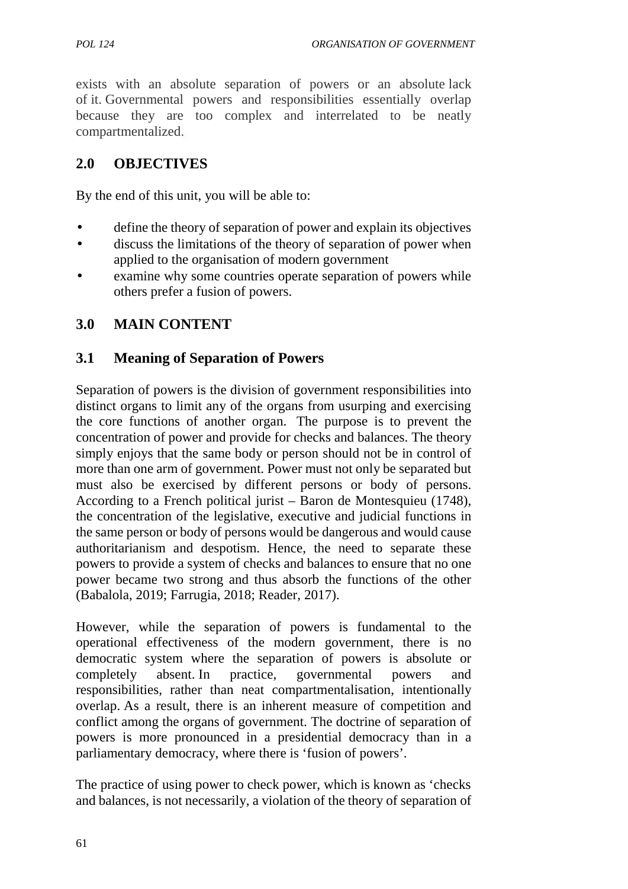exists with an absolute separation of powers or an absolute lack of it. Governmental powers and responsibilities essentially overlap because they are too complex and interrelated to be neatly compartmentalized.

## 2.0 OBJECTIVES

By the end of this unit, you will be able to:

- define the theory of separation of power and explain its objectives
- discuss the limitations of the theory of separation of power when applied to the organisation of modern government
- examine why some countries operate separation of powers while others prefer a fusion of powers.

## 3.0 MAIN CONTENT

### 3.1 Meaning of Separation of Powers

Separation of powers is the division of government responsibilities into distinct organs to limit any of the organs from usurping and exercising the core functions of another organ. The purpose is to prevent the concentration of power and provide for checks and balances. The theory simply enjoys that the same body or person should not be in control of more than one arm of government. Power must not only be separated but must also be exercised by different persons or body of persons. According to a French political jurist – Baron de Montesquieu (1748), the concentration of the legislative, executive and judicial functions in the same person or body of persons would be dangerous and would cause authoritarianism and despotism. Hence, the need to separate these powers to provide a system of checks and balances to ensure that no one power became two strong and thus absorb the functions of the other (Babalola, 2019; Farrugia, 2018; Reader, 2017).

However, while the separation of powers is fundamental to the operational effectiveness of the modern government, there is no democratic system where the separation of powers is absolute or completely absent. In practice, governmental powers and responsibilities, rather than neat compartmentalisation, intentionally overlap. As a result, there is an inherent measure of competition and conflict among the organs of government. The doctrine of separation of powers is more pronounced in a presidential democracy than in a parliamentary democracy, where there is 'fusion of powers'.

The practice of using power to check power, which is known as 'checks and balances, is not necessarily, a violation of the theory of separation of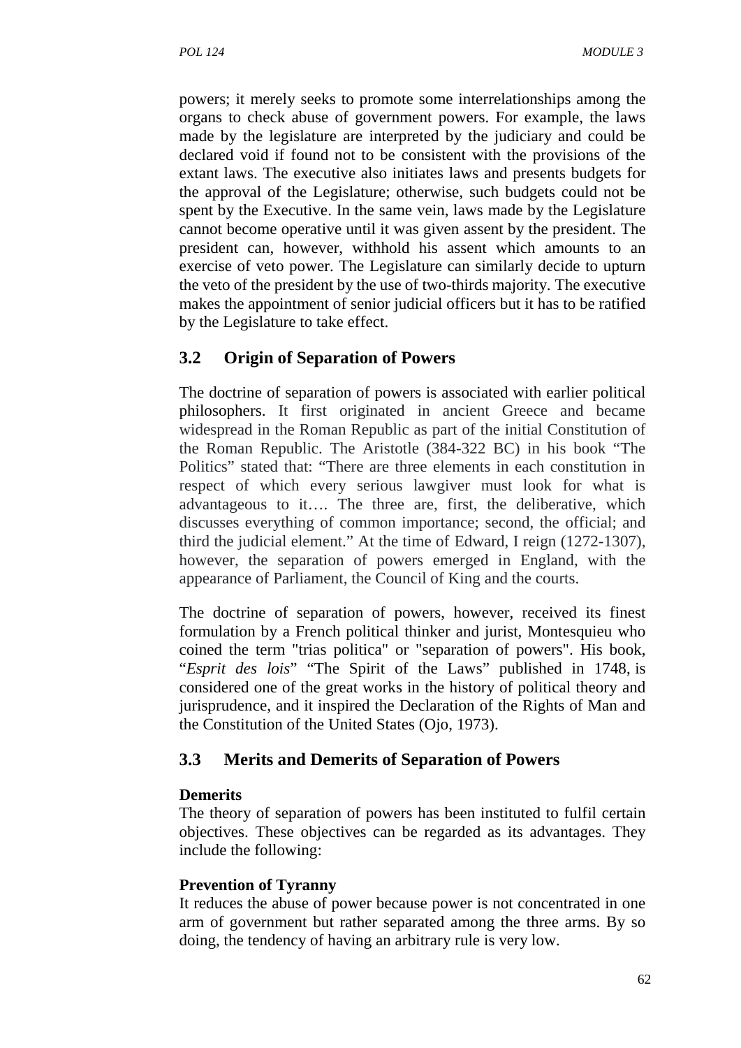powers; it merely seeks to promote some interrelationships among the organs to check abuse of government powers. For example, the laws made by the legislature are interpreted by the judiciary and could be declared void if found not to be consistent with the provisions of the extant laws. The executive also initiates laws and presents budgets for the approval of the Legislature; otherwise, such budgets could not be spent by the Executive. In the same vein, laws made by the Legislature cannot become operative until it was given assent by the president. The president can, however, withhold his assent which amounts to an exercise of veto power. The Legislature can similarly decide to upturn the veto of the president by the use of two-thirds majority. The executive makes the appointment of senior judicial officers but it has to be ratified by the Legislature to take effect.

## 3.2 Origin of Separation of Powers

The doctrine of separation of powers is associated with earlier political philosophers. It first originated in ancient Greece and became widespread in the Roman Republic as part of the initial Constitution of the Roman Republic. The Aristotle (384-322 BC) in his book "The Politics" stated that: "There are three elements in each constitution in respect of which every serious lawgiver must look for what is advantageous to it…. The three are, first, the deliberative, which discusses everything of common importance; second, the official; and third the judicial element." At the time of Edward, I reign (1272-1307), however, the separation of powers emerged in England, with the appearance of Parliament, the Council of King and the courts.

The doctrine of separation of powers, however, received its finest formulation by a French political thinker and jurist, Montesquieu who coined the term "trias politica" or "separation of powers". His book, "*Esprit des lois*" "The Spirit of the Laws" published in 1748, is considered one of the great works in the history of political theory and jurisprudence, and it inspired the Declaration of the Rights of Man and the Constitution of the United States (Ojo, 1973).

## 3.3 Merits and Demerits of Separation of Powers

**Demerits**

The theory of separation of powers has been instituted to fulfil certain objectives. These objectives can be regarded as its advantages. They include the following:

**Prevention of Tyranny**

It reduces the abuse of power because power is not concentrated in one arm of government but rather separated among the three arms. By so doing, the tendency of having an arbitrary rule is very low.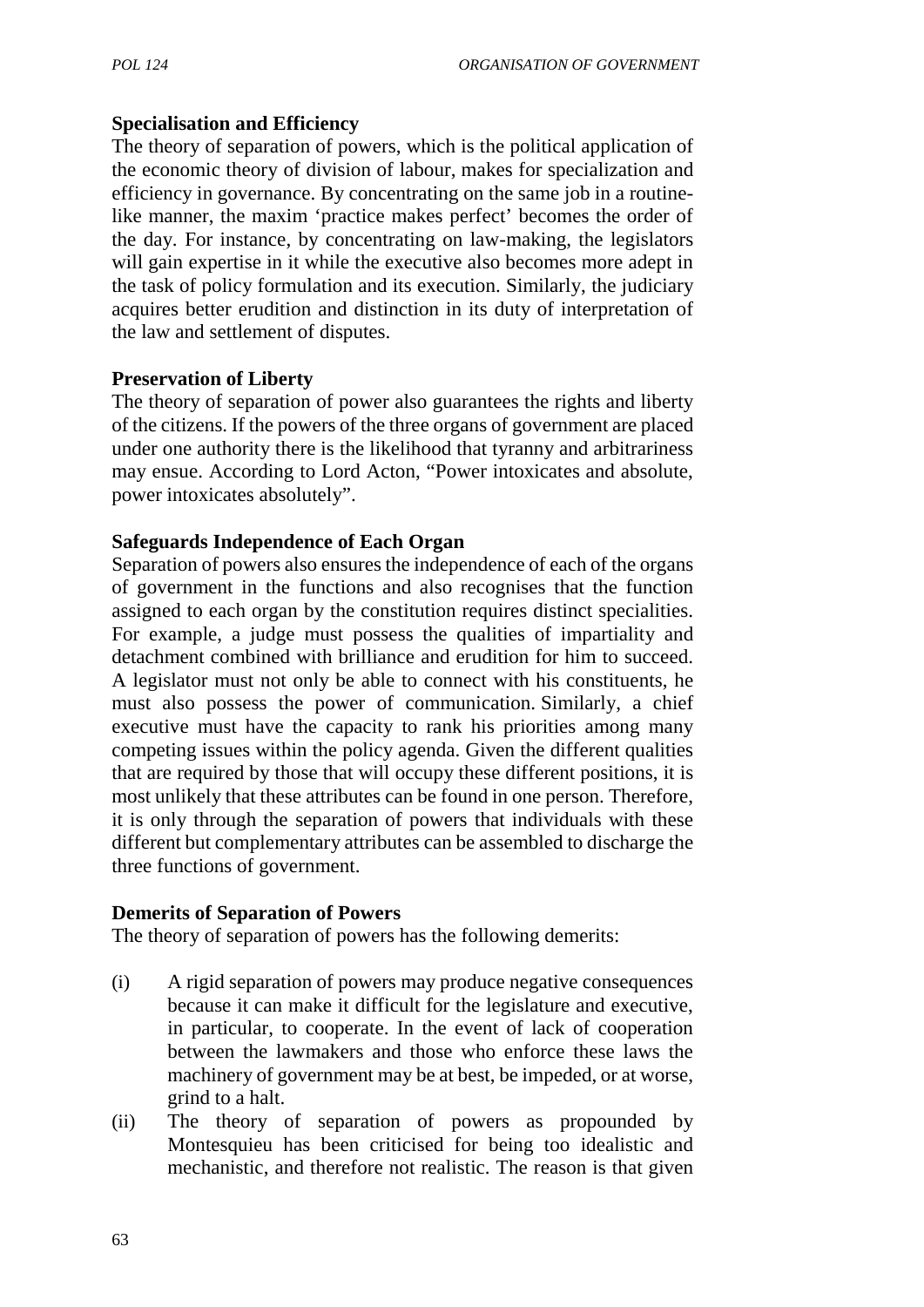**Specialisation and Efficiency**

The theory of separation of powers, which is the political application of the economic theory of division of labour, makes for specialization and efficiency in governance. By concentrating on the same job in a routine-like manner, the maxim 'practice makes perfect' becomes the order of the day. For instance, by concentrating on law-making, the legislators will gain expertise in it while the executive also becomes more adept in the task of policy formulation and its execution. Similarly, the judiciary acquires better erudition and distinction in its duty of interpretation of the law and settlement of disputes.

**Preservation of Liberty**

The theory of separation of power also guarantees the rights and liberty of the citizens. If the powers of the three organs of government are placed under one authority there is the likelihood that tyranny and arbitrariness may ensue. According to Lord Acton, "Power intoxicates and absolute, power intoxicates absolutely".

**Safeguards Independence of Each Organ**

Separation of powers also ensures the independence of each of the organs of government in the functions and also recognises that the function assigned to each organ by the constitution requires distinct specialities. For example, a judge must possess the qualities of impartiality and detachment combined with brilliance and erudition for him to succeed. A legislator must not only be able to connect with his constituents, he must also possess the power of communication. Similarly, a chief executive must have the capacity to rank his priorities among many competing issues within the policy agenda. Given the different qualities that are required by those that will occupy these different positions, it is most unlikely that these attributes can be found in one person. Therefore, it is only through the separation of powers that individuals with these different but complementary attributes can be assembled to discharge the three functions of government.

**Demerits of Separation of Powers**

The theory of separation of powers has the following demerits:

(i) A rigid separation of powers may produce negative consequences because it can make it difficult for the legislature and executive, in particular, to cooperate. In the event of lack of cooperation between the lawmakers and those who enforce these laws the machinery of government may be at best, be impeded, or at worse, grind to a halt.

(ii) The theory of separation of powers as propounded by Montesquieu has been criticised for being too idealistic and mechanistic, and therefore not realistic. The reason is that given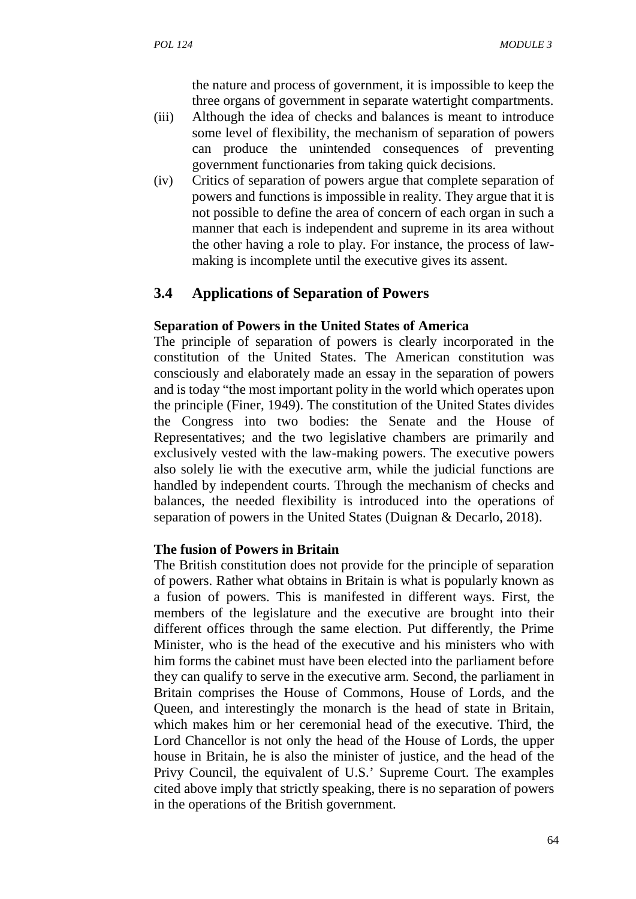the nature and process of government, it is impossible to keep the three organs of government in separate watertight compartments.

(iii) Although the idea of checks and balances is meant to introduce some level of flexibility, the mechanism of separation of powers can produce the unintended consequences of preventing government functionaries from taking quick decisions.

(iv) Critics of separation of powers argue that complete separation of powers and functions is impossible in reality. They argue that it is not possible to define the area of concern of each organ in such a manner that each is independent and supreme in its area without the other having a role to play. For instance, the process of law-making is incomplete until the executive gives its assent.

## 3.4 Applications of Separation of Powers

**Separation of Powers in the United States of America**

The principle of separation of powers is clearly incorporated in the constitution of the United States. The American constitution was consciously and elaborately made an essay in the separation of powers and is today "the most important polity in the world which operates upon the principle (Finer, 1949). The constitution of the United States divides the Congress into two bodies: the Senate and the House of Representatives; and the two legislative chambers are primarily and exclusively vested with the law-making powers. The executive powers also solely lie with the executive arm, while the judicial functions are handled by independent courts. Through the mechanism of checks and balances, the needed flexibility is introduced into the operations of separation of powers in the United States (Duignan & Decarlo, 2018).

**The fusion of Powers in Britain**

The British constitution does not provide for the principle of separation of powers. Rather what obtains in Britain is what is popularly known as a fusion of powers. This is manifested in different ways. First, the members of the legislature and the executive are brought into their different offices through the same election. Put differently, the Prime Minister, who is the head of the executive and his ministers who with him forms the cabinet must have been elected into the parliament before they can qualify to serve in the executive arm. Second, the parliament in Britain comprises the House of Commons, House of Lords, and the Queen, and interestingly the monarch is the head of state in Britain, which makes him or her ceremonial head of the executive. Third, the Lord Chancellor is not only the head of the House of Lords, the upper house in Britain, he is also the minister of justice, and the head of the Privy Council, the equivalent of U.S.' Supreme Court. The examples cited above imply that strictly speaking, there is no separation of powers in the operations of the British government.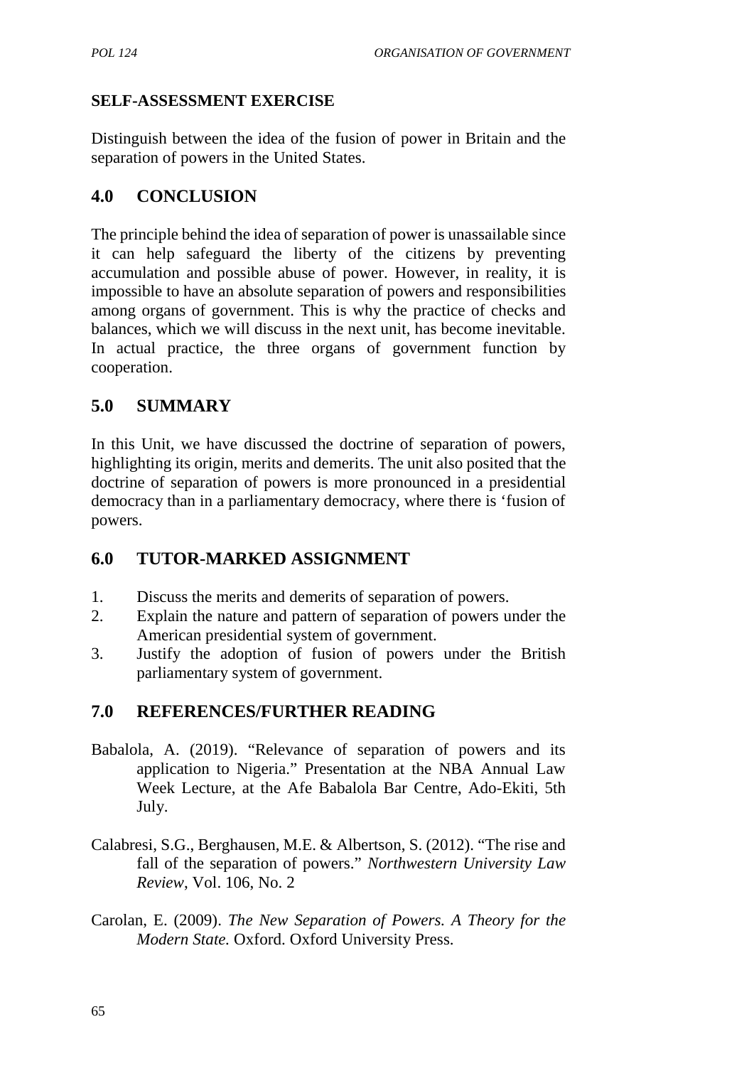**SELF-ASSESSMENT EXERCISE**

Distinguish between the idea of the fusion of power in Britain and the separation of powers in the United States.

## 4.0 CONCLUSION

The principle behind the idea of separation of power is unassailable since it can help safeguard the liberty of the citizens by preventing accumulation and possible abuse of power. However, in reality, it is impossible to have an absolute separation of powers and responsibilities among organs of government. This is why the practice of checks and balances, which we will discuss in the next unit, has become inevitable. In actual practice, the three organs of government function by cooperation.

## 5.0 SUMMARY

In this Unit, we have discussed the doctrine of separation of powers, highlighting its origin, merits and demerits. The unit also posited that the doctrine of separation of powers is more pronounced in a presidential democracy than in a parliamentary democracy, where there is 'fusion of powers.

## 6.0 TUTOR-MARKED ASSIGNMENT

1. Discuss the merits and demerits of separation of powers.
2. Explain the nature and pattern of separation of powers under the American presidential system of government.
3. Justify the adoption of fusion of powers under the British parliamentary system of government.

## 7.0 REFERENCES/FURTHER READING

Babalola, A. (2019). "Relevance of separation of powers and its application to Nigeria." Presentation at the NBA Annual Law Week Lecture, at the Afe Babalola Bar Centre, Ado-Ekiti, 5th July.

Calabresi, S.G., Berghausen, M.E. & Albertson, S. (2012). "The rise and fall of the separation of powers." *Northwestern University Law Review*, Vol. 106, No. 2

Carolan, E. (2009). *The New Separation of Powers. A Theory for the Modern State.* Oxford. Oxford University Press.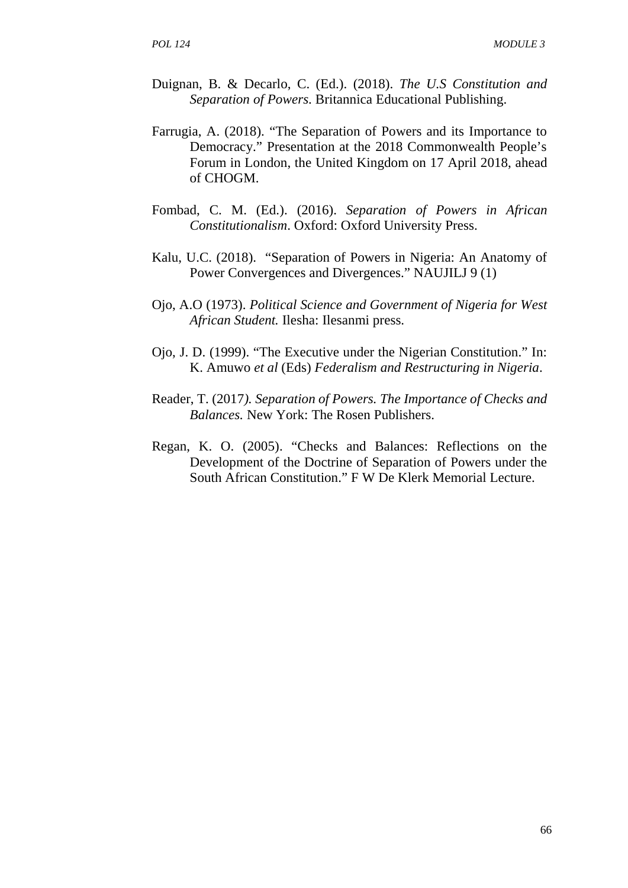Duignan, B. & Decarlo, C. (Ed.). (2018). *The U.S Constitution and Separation of Powers*. Britannica Educational Publishing.

Farrugia, A. (2018). "The Separation of Powers and its Importance to Democracy." Presentation at the 2018 Commonwealth People's Forum in London, the United Kingdom on 17 April 2018, ahead of CHOGM.

Fombad, C. M. (Ed.). (2016). *Separation of Powers in African Constitutionalism*. Oxford: Oxford University Press.

Kalu, U.C. (2018). "Separation of Powers in Nigeria: An Anatomy of Power Convergences and Divergences." NAUJILJ 9 (1)

Ojo, A.O (1973). *Political Science and Government of Nigeria for West African Student.* Ilesha: Ilesanmi press.

Ojo, J. D. (1999). "The Executive under the Nigerian Constitution." In: K. Amuwo *et al* (Eds) *Federalism and Restructuring in Nigeria*.

Reader, T. (2017*). Separation of Powers. The Importance of Checks and Balances.* New York: The Rosen Publishers.

Regan, K. O. (2005). "Checks and Balances: Reflections on the Development of the Doctrine of Separation of Powers under the South African Constitution." F W De Klerk Memorial Lecture.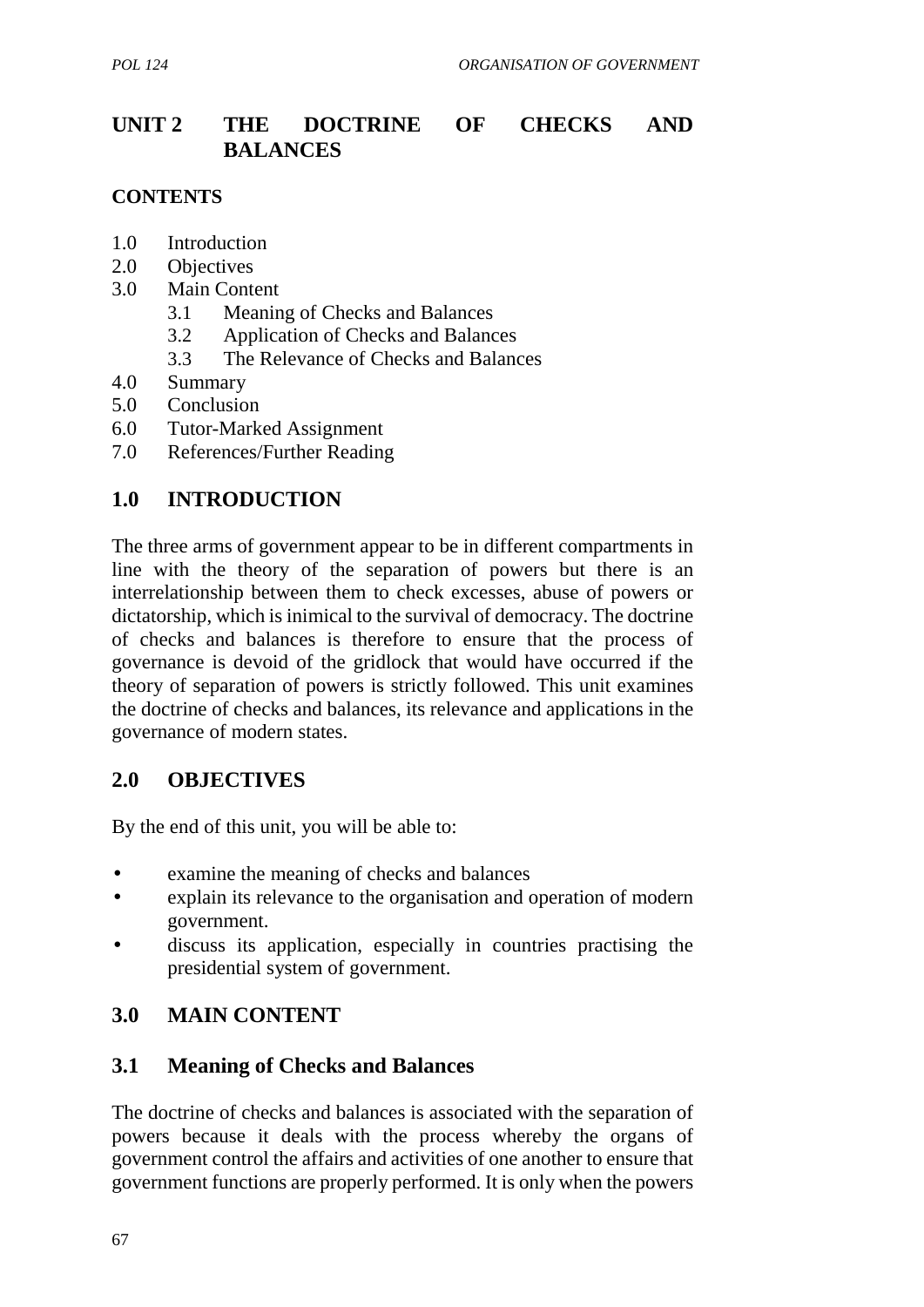# UNIT 2 THE DOCTRINE OF CHECKS AND BALANCES

**CONTENTS**

1.0 Introduction
2.0 Objectives
3.0 Main Content
 3.1 Meaning of Checks and Balances
 3.2 Application of Checks and Balances
 3.3 The Relevance of Checks and Balances
4.0 Summary
5.0 Conclusion
6.0 Tutor-Marked Assignment
7.0 References/Further Reading

## 1.0 INTRODUCTION

The three arms of government appear to be in different compartments in line with the theory of the separation of powers but there is an interrelationship between them to check excesses, abuse of powers or dictatorship, which is inimical to the survival of democracy. The doctrine of checks and balances is therefore to ensure that the process of governance is devoid of the gridlock that would have occurred if the theory of separation of powers is strictly followed. This unit examines the doctrine of checks and balances, its relevance and applications in the governance of modern states.

## 2.0 OBJECTIVES

By the end of this unit, you will be able to:

- examine the meaning of checks and balances
- explain its relevance to the organisation and operation of modern government.
- discuss its application, especially in countries practising the presidential system of government.

## 3.0 MAIN CONTENT

### 3.1 Meaning of Checks and Balances

The doctrine of checks and balances is associated with the separation of powers because it deals with the process whereby the organs of government control the affairs and activities of one another to ensure that government functions are properly performed. It is only when the powers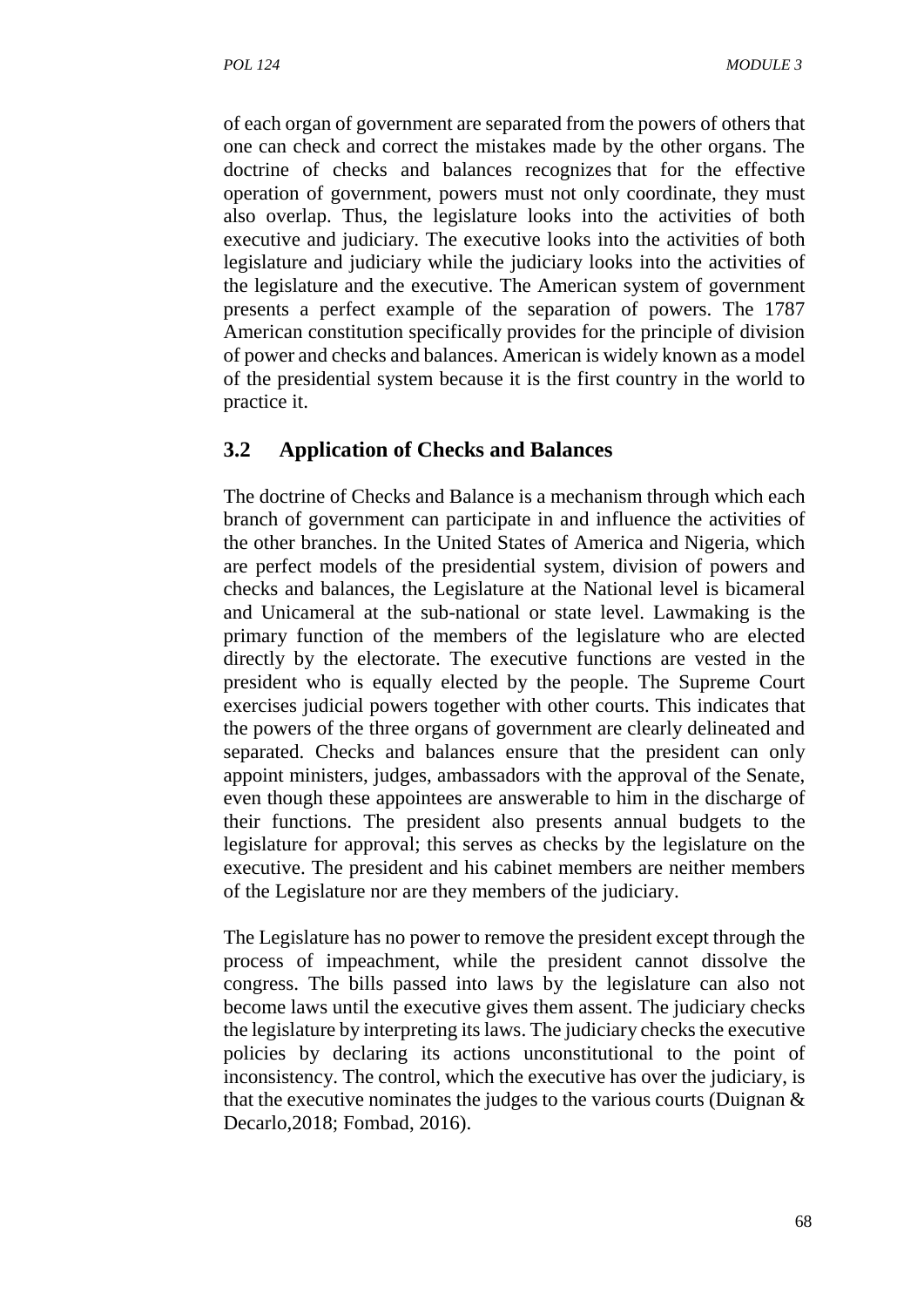of each organ of government are separated from the powers of others that one can check and correct the mistakes made by the other organs. The doctrine of checks and balances recognizes that for the effective operation of government, powers must not only coordinate, they must also overlap. Thus, the legislature looks into the activities of both executive and judiciary. The executive looks into the activities of both legislature and judiciary while the judiciary looks into the activities of the legislature and the executive. The American system of government presents a perfect example of the separation of powers. The 1787 American constitution specifically provides for the principle of division of power and checks and balances. American is widely known as a model of the presidential system because it is the first country in the world to practice it.

## 3.2 Application of Checks and Balances

The doctrine of Checks and Balance is a mechanism through which each branch of government can participate in and influence the activities of the other branches. In the United States of America and Nigeria, which are perfect models of the presidential system, division of powers and checks and balances, the Legislature at the National level is bicameral and Unicameral at the sub-national or state level. Lawmaking is the primary function of the members of the legislature who are elected directly by the electorate. The executive functions are vested in the president who is equally elected by the people. The Supreme Court exercises judicial powers together with other courts. This indicates that the powers of the three organs of government are clearly delineated and separated. Checks and balances ensure that the president can only appoint ministers, judges, ambassadors with the approval of the Senate, even though these appointees are answerable to him in the discharge of their functions. The president also presents annual budgets to the legislature for approval; this serves as checks by the legislature on the executive. The president and his cabinet members are neither members of the Legislature nor are they members of the judiciary.

The Legislature has no power to remove the president except through the process of impeachment, while the president cannot dissolve the congress. The bills passed into laws by the legislature can also not become laws until the executive gives them assent. The judiciary checks the legislature by interpreting its laws. The judiciary checks the executive policies by declaring its actions unconstitutional to the point of inconsistency. The control, which the executive has over the judiciary, is that the executive nominates the judges to the various courts (Duignan & Decarlo,2018; Fombad, 2016).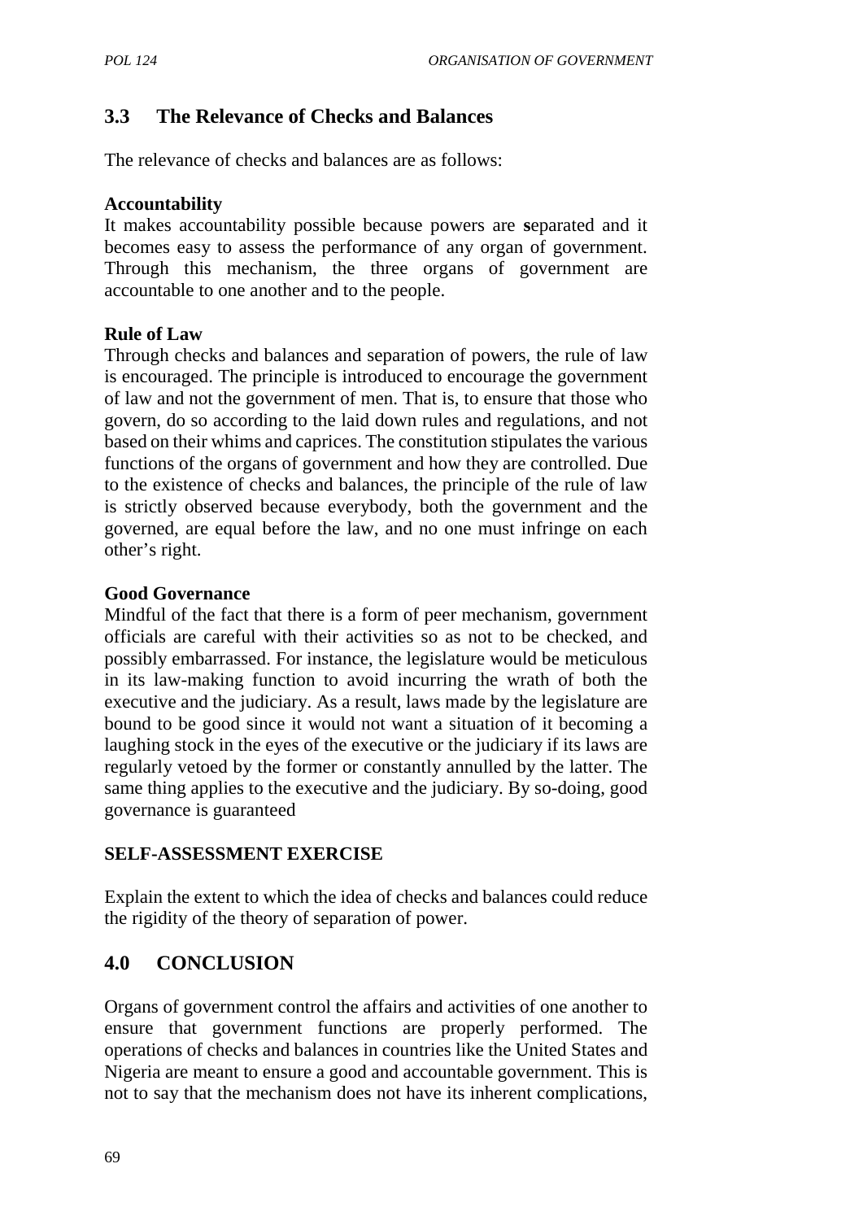## 3.3 The Relevance of Checks and Balances

The relevance of checks and balances are as follows:

**Accountability**

It makes accountability possible because powers are **s**eparated and it becomes easy to assess the performance of any organ of government. Through this mechanism, the three organs of government are accountable to one another and to the people.

**Rule of Law**

Through checks and balances and separation of powers, the rule of law is encouraged. The principle is introduced to encourage the government of law and not the government of men. That is, to ensure that those who govern, do so according to the laid down rules and regulations, and not based on their whims and caprices. The constitution stipulates the various functions of the organs of government and how they are controlled. Due to the existence of checks and balances, the principle of the rule of law is strictly observed because everybody, both the government and the governed, are equal before the law, and no one must infringe on each other's right.

**Good Governance**

Mindful of the fact that there is a form of peer mechanism, government officials are careful with their activities so as not to be checked, and possibly embarrassed. For instance, the legislature would be meticulous in its law-making function to avoid incurring the wrath of both the executive and the judiciary. As a result, laws made by the legislature are bound to be good since it would not want a situation of it becoming a laughing stock in the eyes of the executive or the judiciary if its laws are regularly vetoed by the former or constantly annulled by the latter. The same thing applies to the executive and the judiciary. By so-doing, good governance is guaranteed

**SELF-ASSESSMENT EXERCISE**

Explain the extent to which the idea of checks and balances could reduce the rigidity of the theory of separation of power.

## 4.0 CONCLUSION

Organs of government control the affairs and activities of one another to ensure that government functions are properly performed. The operations of checks and balances in countries like the United States and Nigeria are meant to ensure a good and accountable government. This is not to say that the mechanism does not have its inherent complications,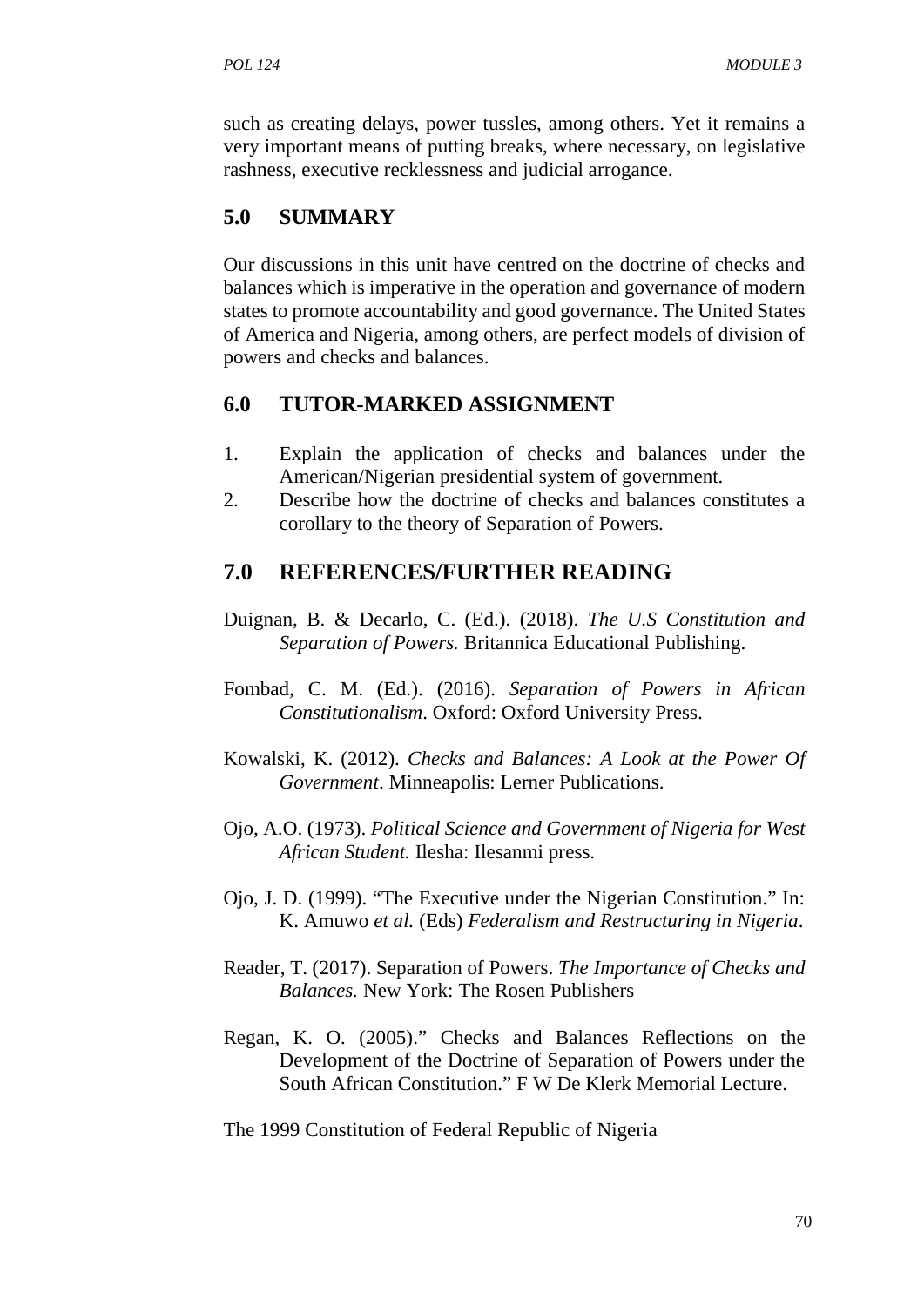such as creating delays, power tussles, among others. Yet it remains a very important means of putting breaks, where necessary, on legislative rashness, executive recklessness and judicial arrogance.

## 5.0 SUMMARY

Our discussions in this unit have centred on the doctrine of checks and balances which is imperative in the operation and governance of modern states to promote accountability and good governance. The United States of America and Nigeria, among others, are perfect models of division of powers and checks and balances.

## 6.0 TUTOR-MARKED ASSIGNMENT

1. Explain the application of checks and balances under the American/Nigerian presidential system of government.
2. Describe how the doctrine of checks and balances constitutes a corollary to the theory of Separation of Powers.

## 7.0 REFERENCES/FURTHER READING

Duignan, B. & Decarlo, C. (Ed.). (2018). *The U.S Constitution and Separation of Powers.* Britannica Educational Publishing.

Fombad, C. M. (Ed.). (2016). *Separation of Powers in African Constitutionalism*. Oxford: Oxford University Press.

Kowalski, K. (2012). *Checks and Balances: A Look at the Power Of Government*. Minneapolis: Lerner Publications.

Ojo, A.O. (1973). *Political Science and Government of Nigeria for West African Student.* Ilesha: Ilesanmi press.

Ojo, J. D. (1999). "The Executive under the Nigerian Constitution." In: K. Amuwo *et al.* (Eds) *Federalism and Restructuring in Nigeria*.

Reader, T. (2017). Separation of Powers. *The Importance of Checks and Balances.* New York: The Rosen Publishers

Regan, K. O. (2005)." Checks and Balances Reflections on the Development of the Doctrine of Separation of Powers under the South African Constitution." F W De Klerk Memorial Lecture.

The 1999 Constitution of Federal Republic of Nigeria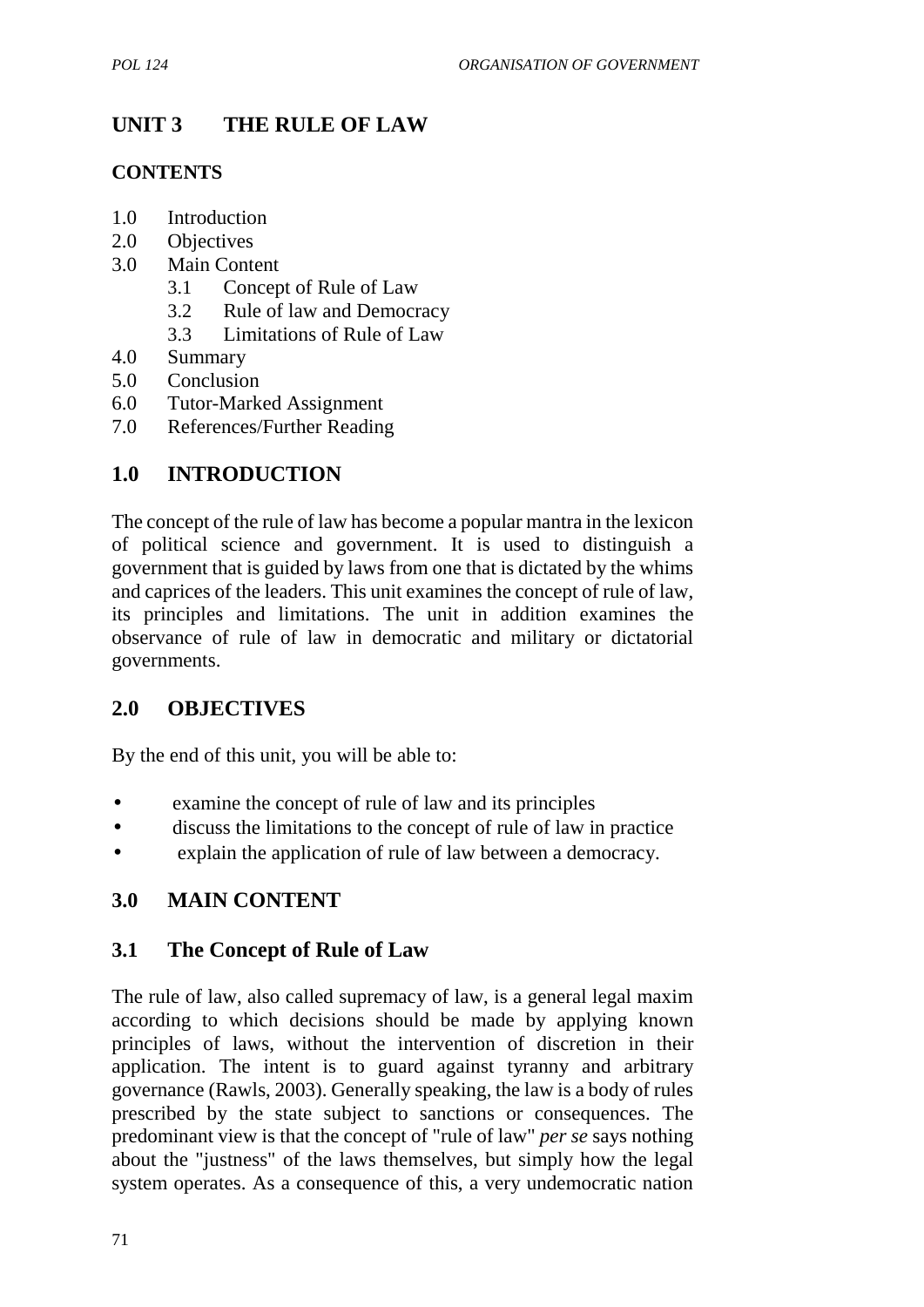# UNIT 3 THE RULE OF LAW

**CONTENTS**

1.0 Introduction
2.0 Objectives
3.0 Main Content
    3.1 Concept of Rule of Law
    3.2 Rule of law and Democracy
    3.3 Limitations of Rule of Law
4.0 Summary
5.0 Conclusion
6.0 Tutor-Marked Assignment
7.0 References/Further Reading

## 1.0 INTRODUCTION

The concept of the rule of law has become a popular mantra in the lexicon of political science and government. It is used to distinguish a government that is guided by laws from one that is dictated by the whims and caprices of the leaders. This unit examines the concept of rule of law, its principles and limitations. The unit in addition examines the observance of rule of law in democratic and military or dictatorial governments.

## 2.0 OBJECTIVES

By the end of this unit, you will be able to:

- examine the concept of rule of law and its principles
- discuss the limitations to the concept of rule of law in practice
- explain the application of rule of law between a democracy.

## 3.0 MAIN CONTENT

### 3.1 The Concept of Rule of Law

The rule of law, also called supremacy of law, is a general legal maxim according to which decisions should be made by applying known principles of laws, without the intervention of discretion in their application. The intent is to guard against tyranny and arbitrary governance (Rawls, 2003). Generally speaking, the law is a body of rules prescribed by the state subject to sanctions or consequences. The predominant view is that the concept of "rule of law" *per se* says nothing about the "justness" of the laws themselves, but simply how the legal system operates. As a consequence of this, a very undemocratic nation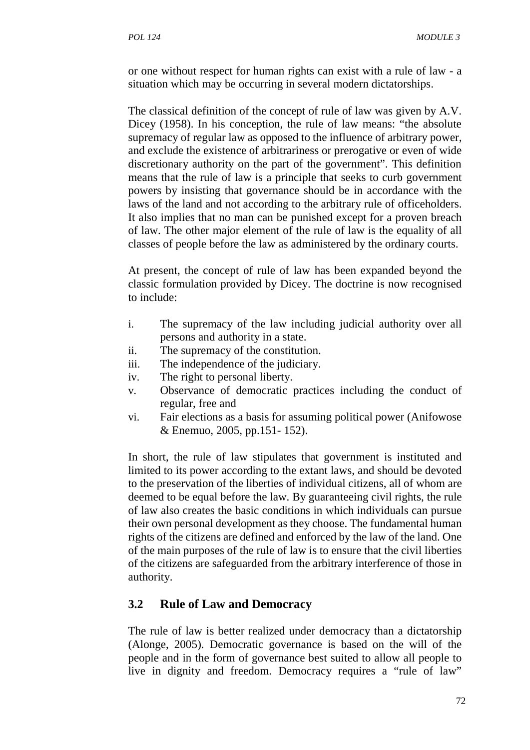or one without respect for human rights can exist with a rule of law - a situation which may be occurring in several modern dictatorships.

The classical definition of the concept of rule of law was given by A.V. Dicey (1958). In his conception, the rule of law means: "the absolute supremacy of regular law as opposed to the influence of arbitrary power, and exclude the existence of arbitrariness or prerogative or even of wide discretionary authority on the part of the government". This definition means that the rule of law is a principle that seeks to curb government powers by insisting that governance should be in accordance with the laws of the land and not according to the arbitrary rule of officeholders. It also implies that no man can be punished except for a proven breach of law. The other major element of the rule of law is the equality of all classes of people before the law as administered by the ordinary courts.

At present, the concept of rule of law has been expanded beyond the classic formulation provided by Dicey. The doctrine is now recognised to include:

i. The supremacy of the law including judicial authority over all persons and authority in a state.
ii. The supremacy of the constitution.
iii. The independence of the judiciary.
iv. The right to personal liberty.
v. Observance of democratic practices including the conduct of regular, free and
vi. Fair elections as a basis for assuming political power (Anifowose & Enemuo, 2005, pp.151- 152).

In short, the rule of law stipulates that government is instituted and limited to its power according to the extant laws, and should be devoted to the preservation of the liberties of individual citizens, all of whom are deemed to be equal before the law. By guaranteeing civil rights, the rule of law also creates the basic conditions in which individuals can pursue their own personal development as they choose. The fundamental human rights of the citizens are defined and enforced by the law of the land. One of the main purposes of the rule of law is to ensure that the civil liberties of the citizens are safeguarded from the arbitrary interference of those in authority.

## 3.2 Rule of Law and Democracy

The rule of law is better realized under democracy than a dictatorship (Alonge, 2005). Democratic governance is based on the will of the people and in the form of governance best suited to allow all people to live in dignity and freedom. Democracy requires a "rule of law"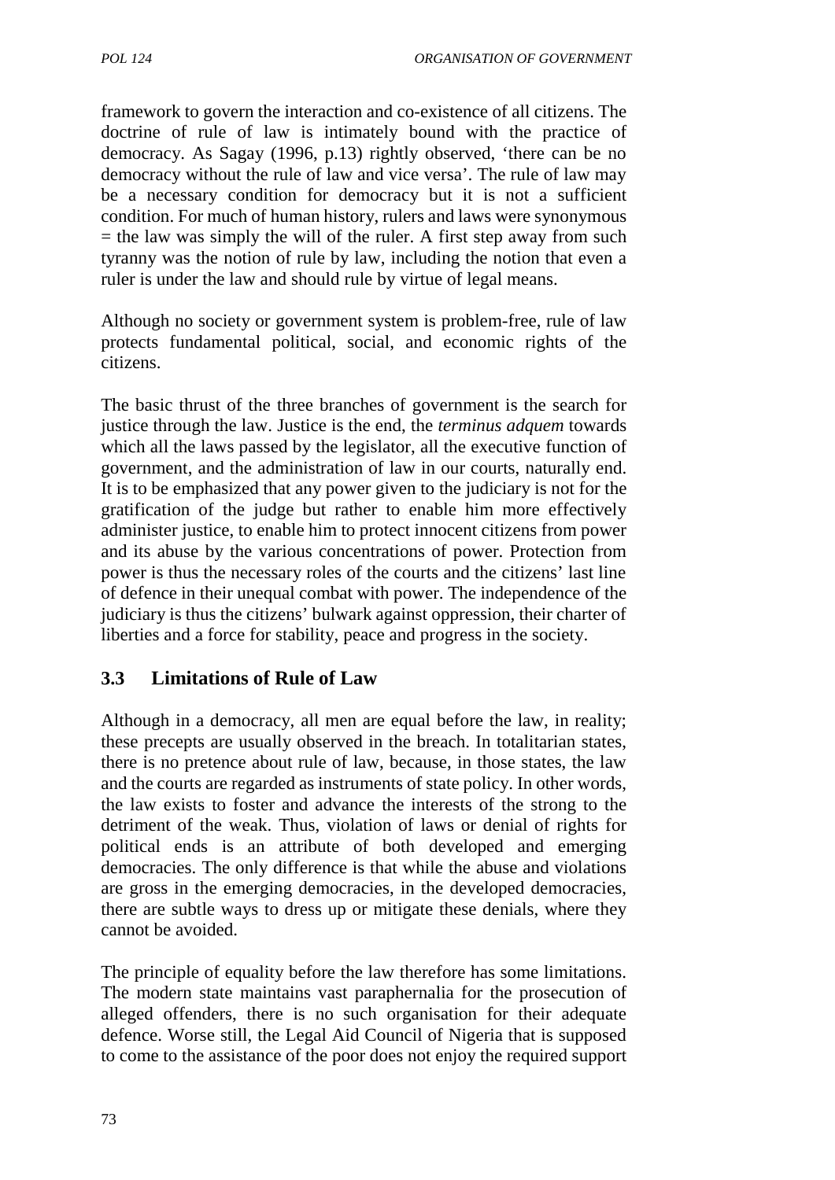framework to govern the interaction and co-existence of all citizens. The doctrine of rule of law is intimately bound with the practice of democracy. As Sagay (1996, p.13) rightly observed, 'there can be no democracy without the rule of law and vice versa'. The rule of law may be a necessary condition for democracy but it is not a sufficient condition. For much of human history, rulers and laws were synonymous = the law was simply the will of the ruler. A first step away from such tyranny was the notion of rule by law, including the notion that even a ruler is under the law and should rule by virtue of legal means.

Although no society or government system is problem-free, rule of law protects fundamental political, social, and economic rights of the citizens.

The basic thrust of the three branches of government is the search for justice through the law. Justice is the end, the *terminus adquem* towards which all the laws passed by the legislator, all the executive function of government, and the administration of law in our courts, naturally end. It is to be emphasized that any power given to the judiciary is not for the gratification of the judge but rather to enable him more effectively administer justice, to enable him to protect innocent citizens from power and its abuse by the various concentrations of power. Protection from power is thus the necessary roles of the courts and the citizens' last line of defence in their unequal combat with power. The independence of the judiciary is thus the citizens' bulwark against oppression, their charter of liberties and a force for stability, peace and progress in the society.

## 3.3 Limitations of Rule of Law

Although in a democracy, all men are equal before the law, in reality; these precepts are usually observed in the breach. In totalitarian states, there is no pretence about rule of law, because, in those states, the law and the courts are regarded as instruments of state policy. In other words, the law exists to foster and advance the interests of the strong to the detriment of the weak. Thus, violation of laws or denial of rights for political ends is an attribute of both developed and emerging democracies. The only difference is that while the abuse and violations are gross in the emerging democracies, in the developed democracies, there are subtle ways to dress up or mitigate these denials, where they cannot be avoided.

The principle of equality before the law therefore has some limitations. The modern state maintains vast paraphernalia for the prosecution of alleged offenders, there is no such organisation for their adequate defence. Worse still, the Legal Aid Council of Nigeria that is supposed to come to the assistance of the poor does not enjoy the required support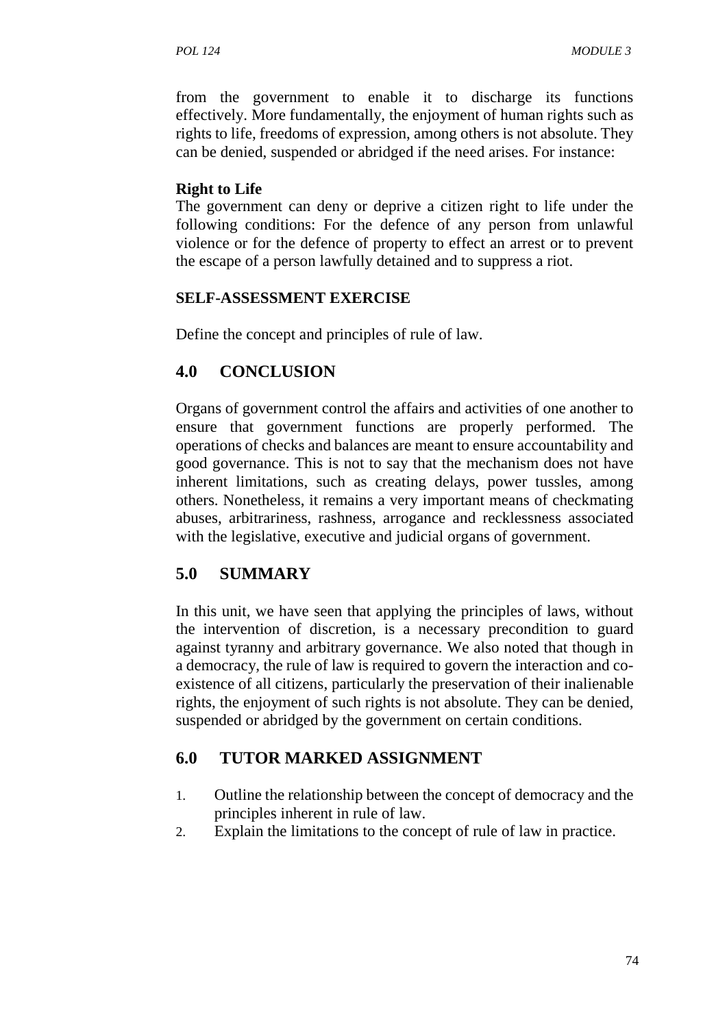from the government to enable it to discharge its functions effectively. More fundamentally, the enjoyment of human rights such as rights to life, freedoms of expression, among others is not absolute. They can be denied, suspended or abridged if the need arises. For instance:

**Right to Life**

The government can deny or deprive a citizen right to life under the following conditions: For the defence of any person from unlawful violence or for the defence of property to effect an arrest or to prevent the escape of a person lawfully detained and to suppress a riot.

**SELF-ASSESSMENT EXERCISE**

Define the concept and principles of rule of law.

## 4.0 CONCLUSION

Organs of government control the affairs and activities of one another to ensure that government functions are properly performed. The operations of checks and balances are meant to ensure accountability and good governance. This is not to say that the mechanism does not have inherent limitations, such as creating delays, power tussles, among others. Nonetheless, it remains a very important means of checkmating abuses, arbitrariness, rashness, arrogance and recklessness associated with the legislative, executive and judicial organs of government.

## 5.0 SUMMARY

In this unit, we have seen that applying the principles of laws, without the intervention of discretion, is a necessary precondition to guard against tyranny and arbitrary governance. We also noted that though in a democracy, the rule of law is required to govern the interaction and co-existence of all citizens, particularly the preservation of their inalienable rights, the enjoyment of such rights is not absolute. They can be denied, suspended or abridged by the government on certain conditions.

## 6.0 TUTOR MARKED ASSIGNMENT

1. Outline the relationship between the concept of democracy and the principles inherent in rule of law.
2. Explain the limitations to the concept of rule of law in practice.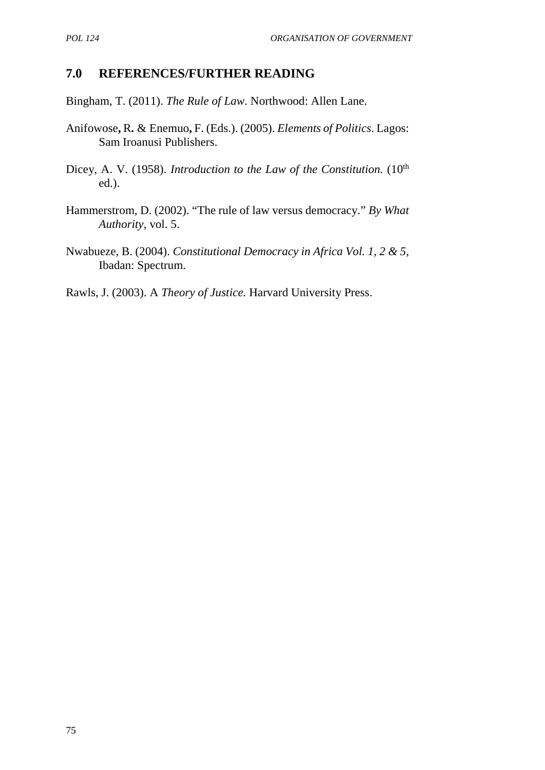## 7.0 REFERENCES/FURTHER READING

Bingham, T. (2011). *The Rule of Law*. Northwood: Allen Lane.

Anifowose**,** R**.** & Enemuo**,** F. (Eds.). (2005). *Elements of Politics*. Lagos: Sam Iroanusi Publishers.

Dicey, A. V. (1958). *Introduction to the Law of the Constitution.* (10th ed.).

Hammerstrom, D. (2002). "The rule of law versus democracy." *By What Authority*, vol. 5.

Nwabueze, B. (2004). *Constitutional Democracy in Africa Vol. 1, 2 & 5,* Ibadan: Spectrum.

Rawls, J. (2003). A *Theory of Justice.* Harvard University Press.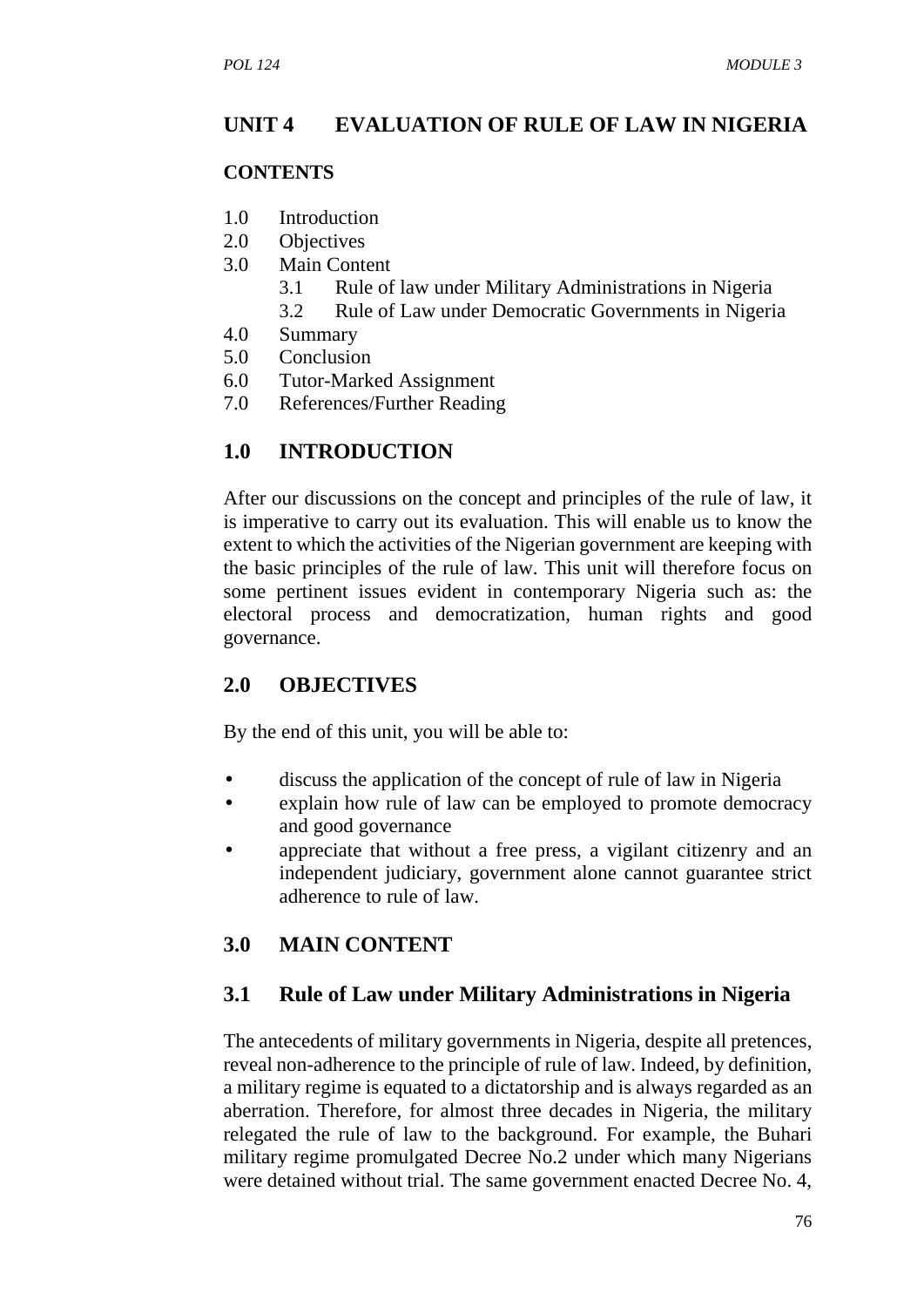## UNIT 4 EVALUATION OF RULE OF LAW IN NIGERIA

**CONTENTS**

1.0 Introduction
2.0 Objectives
3.0 Main Content
    3.1 Rule of law under Military Administrations in Nigeria
    3.2 Rule of Law under Democratic Governments in Nigeria
4.0 Summary
5.0 Conclusion
6.0 Tutor-Marked Assignment
7.0 References/Further Reading

## 1.0 INTRODUCTION

After our discussions on the concept and principles of the rule of law, it is imperative to carry out its evaluation. This will enable us to know the extent to which the activities of the Nigerian government are keeping with the basic principles of the rule of law. This unit will therefore focus on some pertinent issues evident in contemporary Nigeria such as: the electoral process and democratization, human rights and good governance.

## 2.0 OBJECTIVES

By the end of this unit, you will be able to:

- discuss the application of the concept of rule of law in Nigeria
- explain how rule of law can be employed to promote democracy and good governance
- appreciate that without a free press, a vigilant citizenry and an independent judiciary, government alone cannot guarantee strict adherence to rule of law.

## 3.0 MAIN CONTENT

### 3.1 Rule of Law under Military Administrations in Nigeria

The antecedents of military governments in Nigeria, despite all pretences, reveal non-adherence to the principle of rule of law. Indeed, by definition, a military regime is equated to a dictatorship and is always regarded as an aberration. Therefore, for almost three decades in Nigeria, the military relegated the rule of law to the background. For example, the Buhari military regime promulgated Decree No.2 under which many Nigerians were detained without trial. The same government enacted Decree No. 4,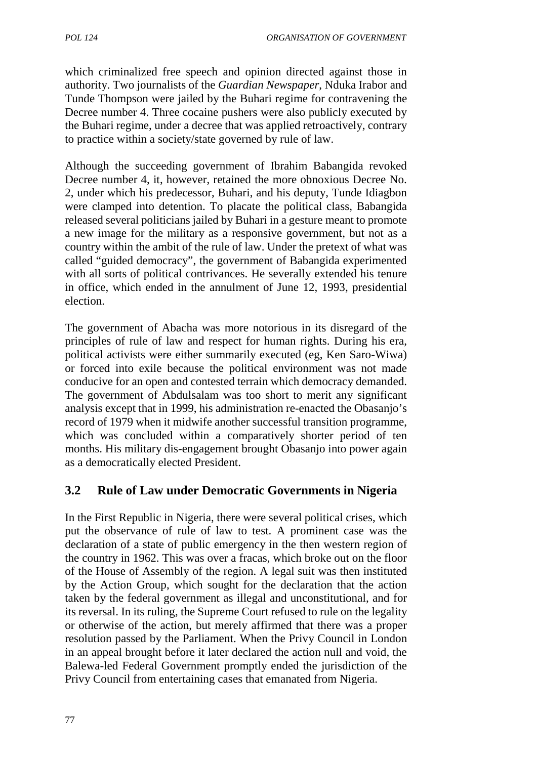which criminalized free speech and opinion directed against those in authority. Two journalists of the *Guardian Newspaper*, Nduka Irabor and Tunde Thompson were jailed by the Buhari regime for contravening the Decree number 4. Three cocaine pushers were also publicly executed by the Buhari regime, under a decree that was applied retroactively, contrary to practice within a society/state governed by rule of law.

Although the succeeding government of Ibrahim Babangida revoked Decree number 4, it, however, retained the more obnoxious Decree No. 2, under which his predecessor, Buhari, and his deputy, Tunde Idiagbon were clamped into detention. To placate the political class, Babangida released several politicians jailed by Buhari in a gesture meant to promote a new image for the military as a responsive government, but not as a country within the ambit of the rule of law. Under the pretext of what was called "guided democracy", the government of Babangida experimented with all sorts of political contrivances. He severally extended his tenure in office, which ended in the annulment of June 12, 1993, presidential election.

The government of Abacha was more notorious in its disregard of the principles of rule of law and respect for human rights. During his era, political activists were either summarily executed (eg, Ken Saro-Wiwa) or forced into exile because the political environment was not made conducive for an open and contested terrain which democracy demanded. The government of Abdulsalam was too short to merit any significant analysis except that in 1999, his administration re-enacted the Obasanjo's record of 1979 when it midwife another successful transition programme, which was concluded within a comparatively shorter period of ten months. His military dis-engagement brought Obasanjo into power again as a democratically elected President.

## 3.2 Rule of Law under Democratic Governments in Nigeria

In the First Republic in Nigeria, there were several political crises, which put the observance of rule of law to test. A prominent case was the declaration of a state of public emergency in the then western region of the country in 1962. This was over a fracas, which broke out on the floor of the House of Assembly of the region. A legal suit was then instituted by the Action Group, which sought for the declaration that the action taken by the federal government as illegal and unconstitutional, and for its reversal. In its ruling, the Supreme Court refused to rule on the legality or otherwise of the action, but merely affirmed that there was a proper resolution passed by the Parliament. When the Privy Council in London in an appeal brought before it later declared the action null and void, the Balewa-led Federal Government promptly ended the jurisdiction of the Privy Council from entertaining cases that emanated from Nigeria.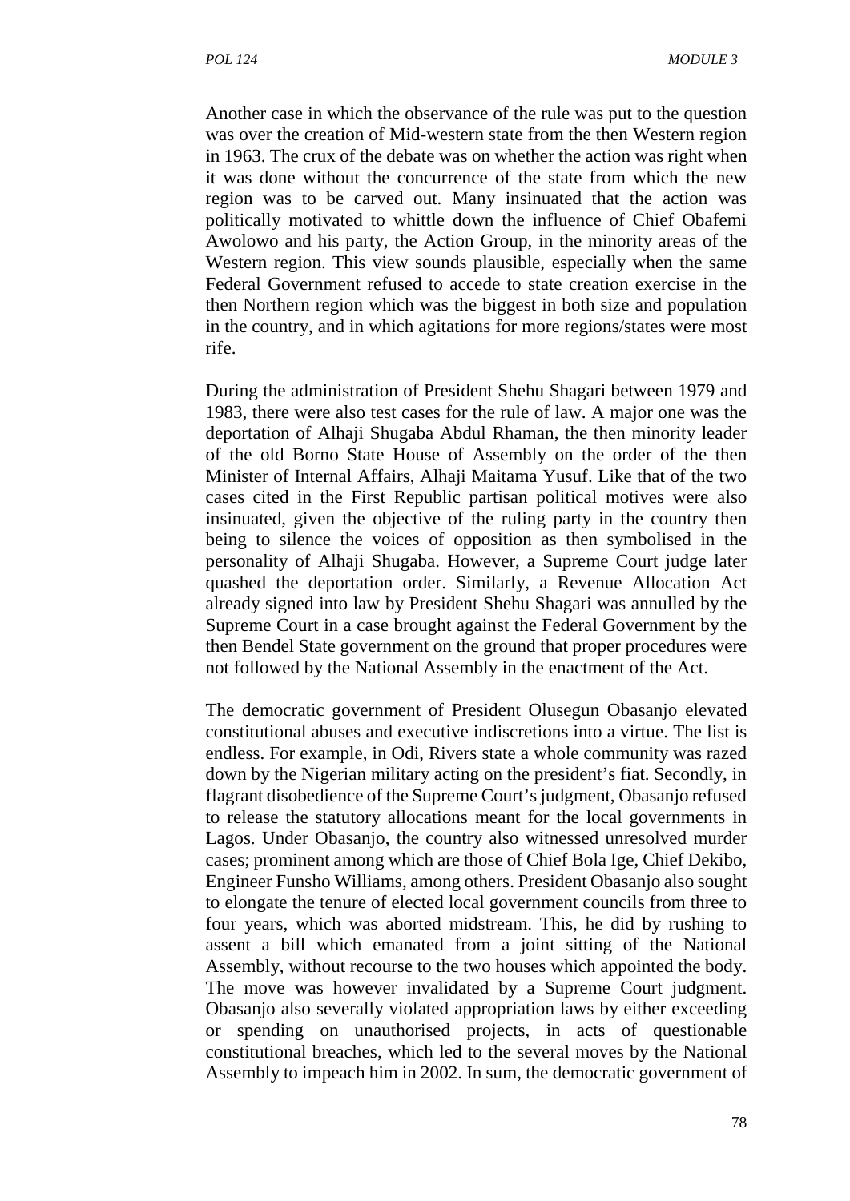Another case in which the observance of the rule was put to the question was over the creation of Mid-western state from the then Western region in 1963. The crux of the debate was on whether the action was right when it was done without the concurrence of the state from which the new region was to be carved out. Many insinuated that the action was politically motivated to whittle down the influence of Chief Obafemi Awolowo and his party, the Action Group, in the minority areas of the Western region. This view sounds plausible, especially when the same Federal Government refused to accede to state creation exercise in the then Northern region which was the biggest in both size and population in the country, and in which agitations for more regions/states were most rife.

During the administration of President Shehu Shagari between 1979 and 1983, there were also test cases for the rule of law. A major one was the deportation of Alhaji Shugaba Abdul Rhaman, the then minority leader of the old Borno State House of Assembly on the order of the then Minister of Internal Affairs, Alhaji Maitama Yusuf. Like that of the two cases cited in the First Republic partisan political motives were also insinuated, given the objective of the ruling party in the country then being to silence the voices of opposition as then symbolised in the personality of Alhaji Shugaba. However, a Supreme Court judge later quashed the deportation order. Similarly, a Revenue Allocation Act already signed into law by President Shehu Shagari was annulled by the Supreme Court in a case brought against the Federal Government by the then Bendel State government on the ground that proper procedures were not followed by the National Assembly in the enactment of the Act.

The democratic government of President Olusegun Obasanjo elevated constitutional abuses and executive indiscretions into a virtue. The list is endless. For example, in Odi, Rivers state a whole community was razed down by the Nigerian military acting on the president's fiat. Secondly, in flagrant disobedience of the Supreme Court's judgment, Obasanjo refused to release the statutory allocations meant for the local governments in Lagos. Under Obasanjo, the country also witnessed unresolved murder cases; prominent among which are those of Chief Bola Ige, Chief Dekibo, Engineer Funsho Williams, among others. President Obasanjo also sought to elongate the tenure of elected local government councils from three to four years, which was aborted midstream. This, he did by rushing to assent a bill which emanated from a joint sitting of the National Assembly, without recourse to the two houses which appointed the body. The move was however invalidated by a Supreme Court judgment. Obasanjo also severally violated appropriation laws by either exceeding or spending on unauthorised projects, in acts of questionable constitutional breaches, which led to the several moves by the National Assembly to impeach him in 2002. In sum, the democratic government of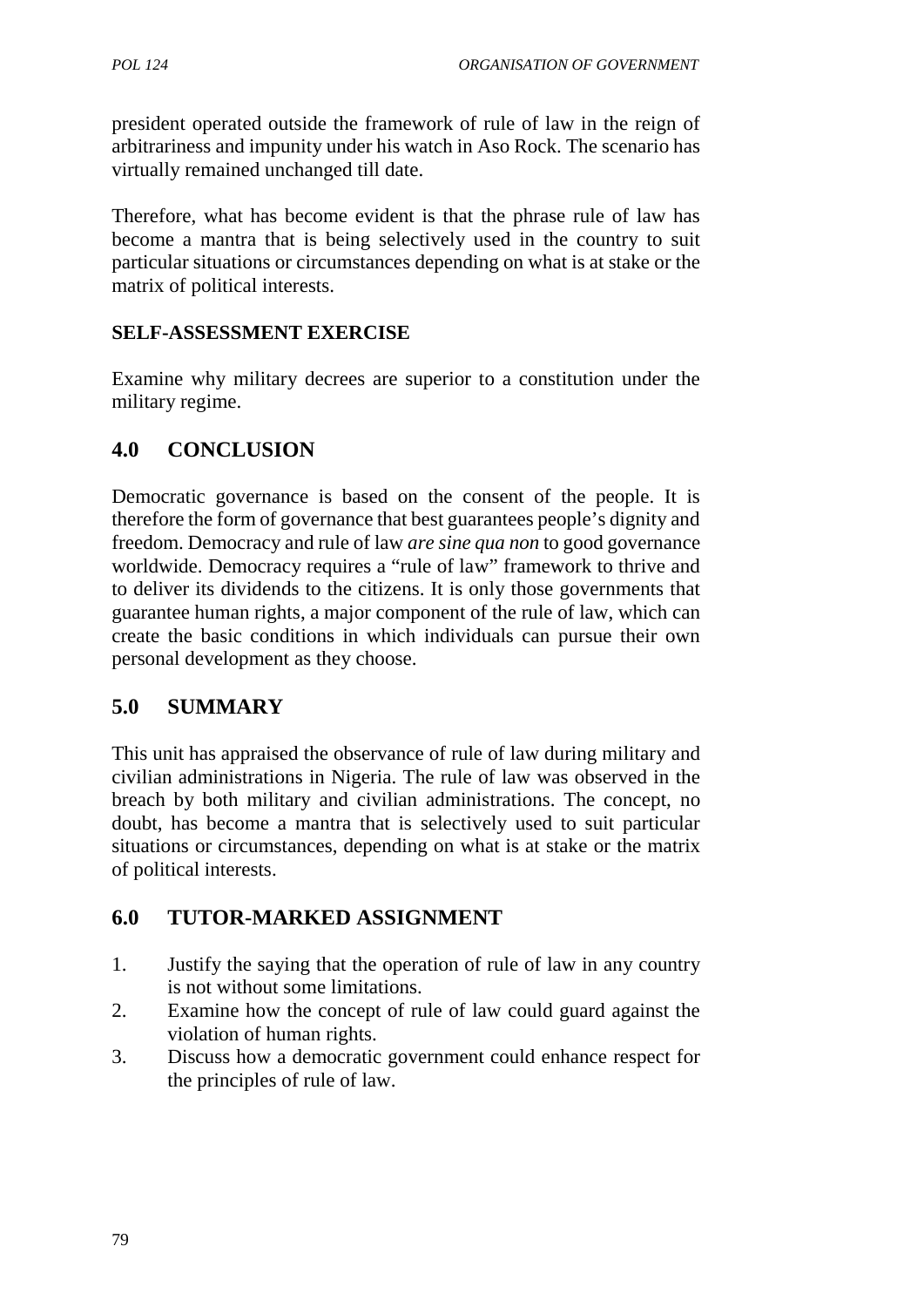president operated outside the framework of rule of law in the reign of arbitrariness and impunity under his watch in Aso Rock. The scenario has virtually remained unchanged till date.

Therefore, what has become evident is that the phrase rule of law has become a mantra that is being selectively used in the country to suit particular situations or circumstances depending on what is at stake or the matrix of political interests.

**SELF-ASSESSMENT EXERCISE**

Examine why military decrees are superior to a constitution under the military regime.

## 4.0 CONCLUSION

Democratic governance is based on the consent of the people. It is therefore the form of governance that best guarantees people's dignity and freedom. Democracy and rule of law *are sine qua non* to good governance worldwide. Democracy requires a "rule of law" framework to thrive and to deliver its dividends to the citizens. It is only those governments that guarantee human rights, a major component of the rule of law, which can create the basic conditions in which individuals can pursue their own personal development as they choose.

## 5.0 SUMMARY

This unit has appraised the observance of rule of law during military and civilian administrations in Nigeria. The rule of law was observed in the breach by both military and civilian administrations. The concept, no doubt, has become a mantra that is selectively used to suit particular situations or circumstances, depending on what is at stake or the matrix of political interests.

## 6.0 TUTOR-MARKED ASSIGNMENT

1. Justify the saying that the operation of rule of law in any country is not without some limitations.
2. Examine how the concept of rule of law could guard against the violation of human rights.
3. Discuss how a democratic government could enhance respect for the principles of rule of law.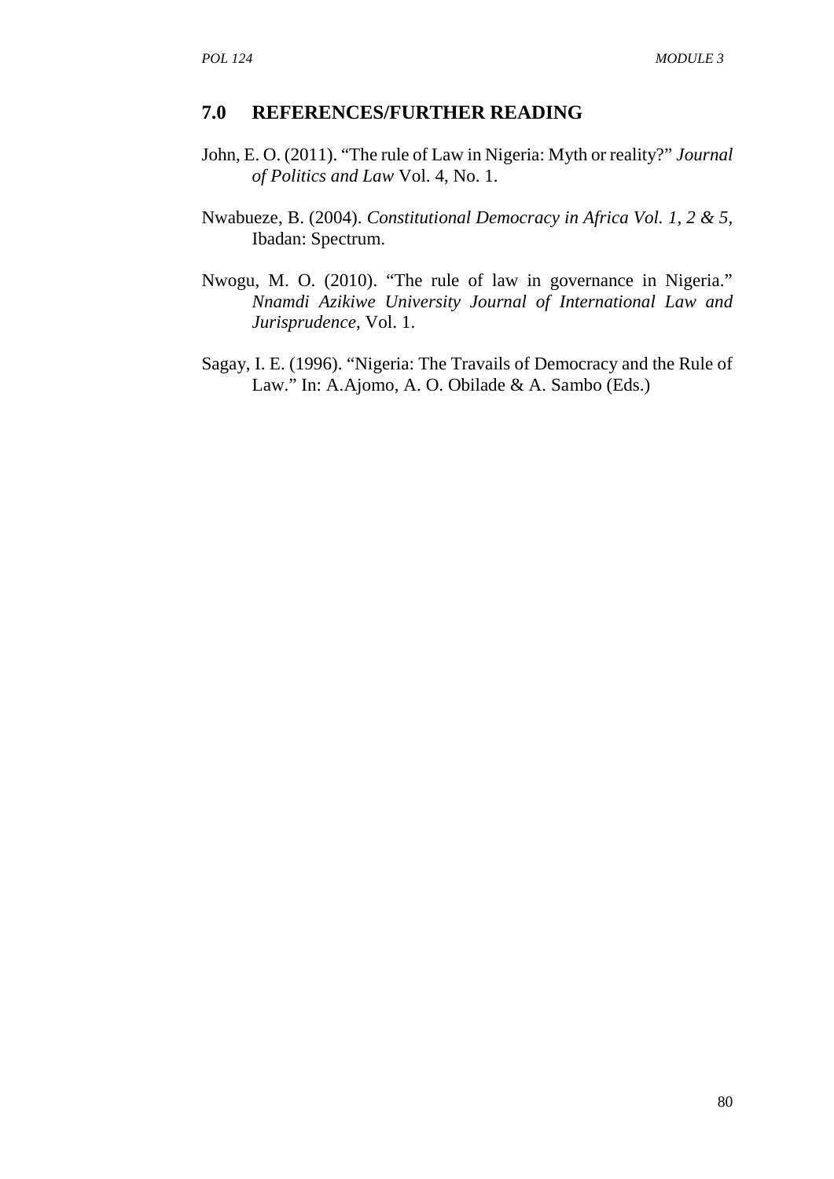## 7.0 REFERENCES/FURTHER READING

John, E. O. (2011). "The rule of Law in Nigeria: Myth or reality?" *Journal of Politics and Law* Vol. 4, No. 1.

Nwabueze, B. (2004). *Constitutional Democracy in Africa Vol. 1, 2 & 5*, Ibadan: Spectrum.

Nwogu, M. O. (2010). "The rule of law in governance in Nigeria." *Nnamdi Azikiwe University Journal of International Law and Jurisprudence*, Vol. 1.

Sagay, I. E. (1996). "Nigeria: The Travails of Democracy and the Rule of Law." In: A.Ajomo, A. O. Obilade & A. Sambo (Eds.)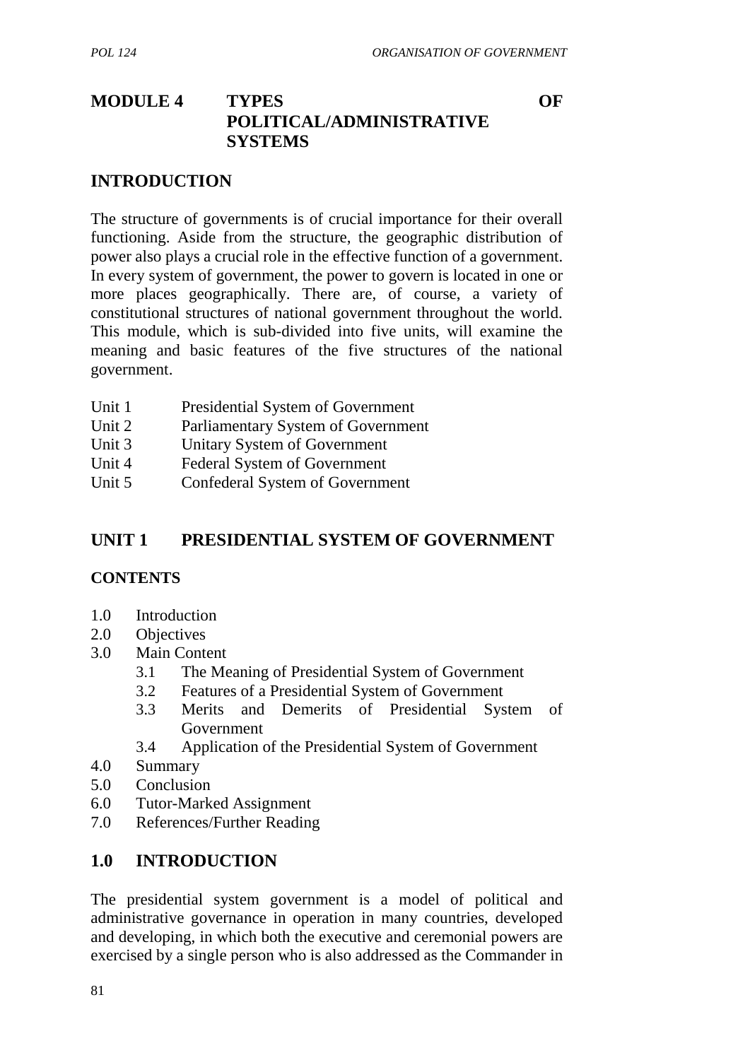# MODULE 4 TYPES OF POLITICAL/ADMINISTRATIVE SYSTEMS

## INTRODUCTION

The structure of governments is of crucial importance for their overall functioning. Aside from the structure, the geographic distribution of power also plays a crucial role in the effective function of a government. In every system of government, the power to govern is located in one or more places geographically. There are, of course, a variety of constitutional structures of national government throughout the world. This module, which is sub-divided into five units, will examine the meaning and basic features of the five structures of the national government.

- Unit 1 Presidential System of Government
- Unit 2 Parliamentary System of Government
- Unit 3 Unitary System of Government
- Unit 4 Federal System of Government
- Unit 5 Confederal System of Government

## UNIT 1 PRESIDENTIAL SYSTEM OF GOVERNMENT

### CONTENTS

- 1.0 Introduction
- 2.0 Objectives
- 3.0 Main Content
  - 3.1 The Meaning of Presidential System of Government
  - 3.2 Features of a Presidential System of Government
  - 3.3 Merits and Demerits of Presidential System of Government
  - 3.4 Application of the Presidential System of Government
- 4.0 Summary
- 5.0 Conclusion
- 6.0 Tutor-Marked Assignment
- 7.0 References/Further Reading

## 1.0 INTRODUCTION

The presidential system government is a model of political and administrative governance in operation in many countries, developed and developing, in which both the executive and ceremonial powers are exercised by a single person who is also addressed as the Commander in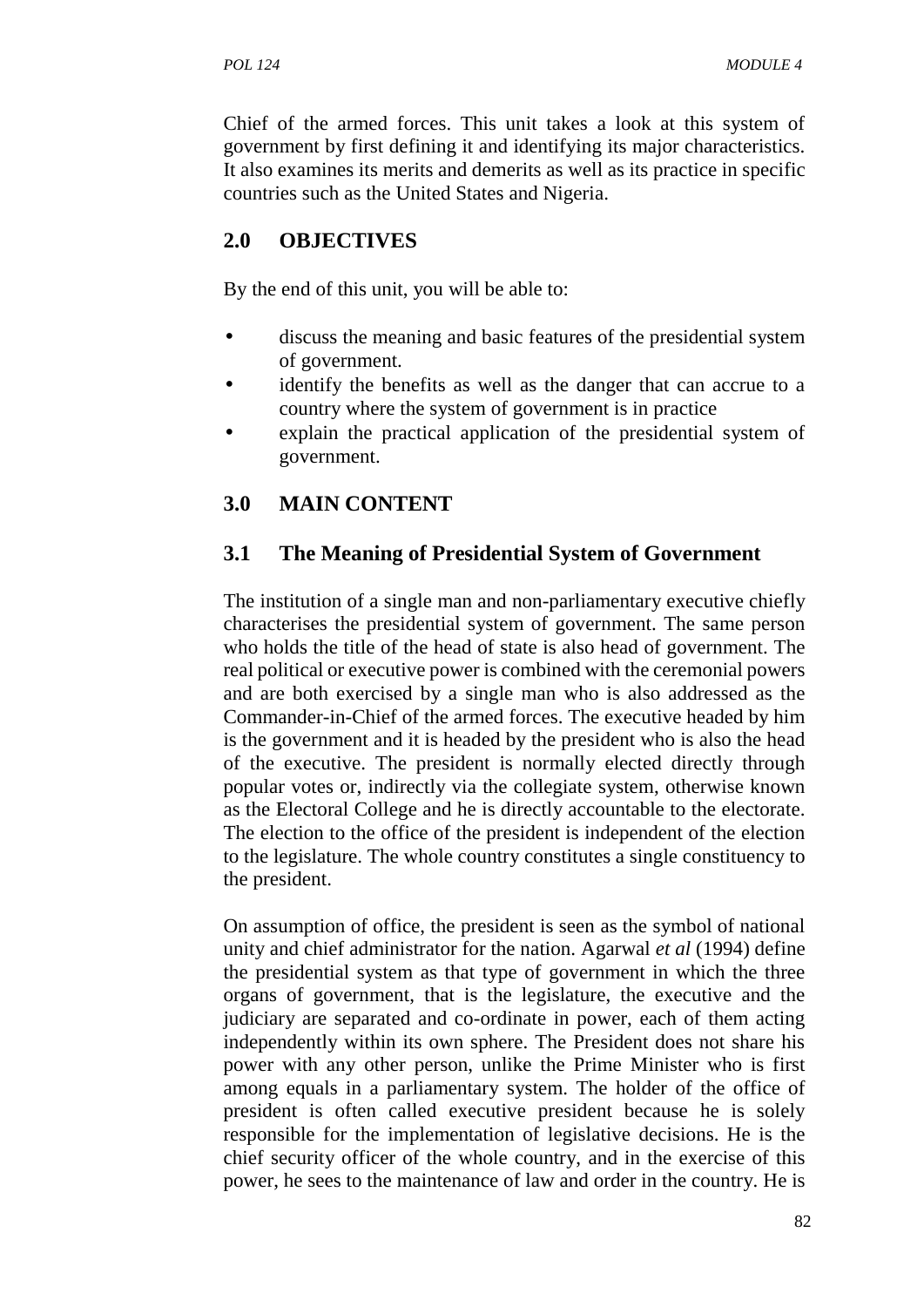Chief of the armed forces. This unit takes a look at this system of government by first defining it and identifying its major characteristics. It also examines its merits and demerits as well as its practice in specific countries such as the United States and Nigeria.

## 2.0 OBJECTIVES

By the end of this unit, you will be able to:

- discuss the meaning and basic features of the presidential system of government.
- identify the benefits as well as the danger that can accrue to a country where the system of government is in practice
- explain the practical application of the presidential system of government.

## 3.0 MAIN CONTENT

### 3.1 The Meaning of Presidential System of Government

The institution of a single man and non-parliamentary executive chiefly characterises the presidential system of government. The same person who holds the title of the head of state is also head of government. The real political or executive power is combined with the ceremonial powers and are both exercised by a single man who is also addressed as the Commander-in-Chief of the armed forces. The executive headed by him is the government and it is headed by the president who is also the head of the executive. The president is normally elected directly through popular votes or, indirectly via the collegiate system, otherwise known as the Electoral College and he is directly accountable to the electorate. The election to the office of the president is independent of the election to the legislature. The whole country constitutes a single constituency to the president.

On assumption of office, the president is seen as the symbol of national unity and chief administrator for the nation. Agarwal *et al* (1994) define the presidential system as that type of government in which the three organs of government, that is the legislature, the executive and the judiciary are separated and co-ordinate in power, each of them acting independently within its own sphere. The President does not share his power with any other person, unlike the Prime Minister who is first among equals in a parliamentary system. The holder of the office of president is often called executive president because he is solely responsible for the implementation of legislative decisions. He is the chief security officer of the whole country, and in the exercise of this power, he sees to the maintenance of law and order in the country. He is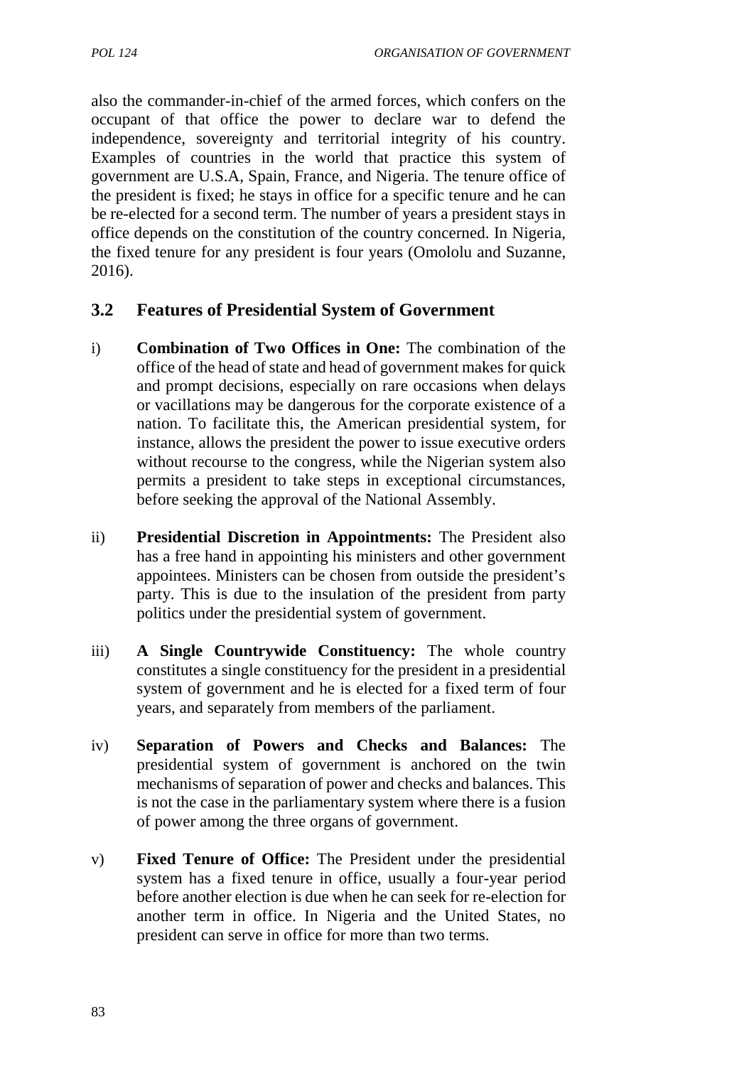also the commander-in-chief of the armed forces, which confers on the occupant of that office the power to declare war to defend the independence, sovereignty and territorial integrity of his country. Examples of countries in the world that practice this system of government are U.S.A, Spain, France, and Nigeria. The tenure office of the president is fixed; he stays in office for a specific tenure and he can be re-elected for a second term. The number of years a president stays in office depends on the constitution of the country concerned. In Nigeria, the fixed tenure for any president is four years (Omololu and Suzanne, 2016).

## 3.2 Features of Presidential System of Government

i) **Combination of Two Offices in One:** The combination of the office of the head of state and head of government makes for quick and prompt decisions, especially on rare occasions when delays or vacillations may be dangerous for the corporate existence of a nation. To facilitate this, the American presidential system, for instance, allows the president the power to issue executive orders without recourse to the congress, while the Nigerian system also permits a president to take steps in exceptional circumstances, before seeking the approval of the National Assembly.

ii) **Presidential Discretion in Appointments:** The President also has a free hand in appointing his ministers and other government appointees. Ministers can be chosen from outside the president's party. This is due to the insulation of the president from party politics under the presidential system of government.

iii) **A Single Countrywide Constituency:** The whole country constitutes a single constituency for the president in a presidential system of government and he is elected for a fixed term of four years, and separately from members of the parliament.

iv) **Separation of Powers and Checks and Balances:** The presidential system of government is anchored on the twin mechanisms of separation of power and checks and balances. This is not the case in the parliamentary system where there is a fusion of power among the three organs of government.

v) **Fixed Tenure of Office:** The President under the presidential system has a fixed tenure in office, usually a four-year period before another election is due when he can seek for re-election for another term in office. In Nigeria and the United States, no president can serve in office for more than two terms.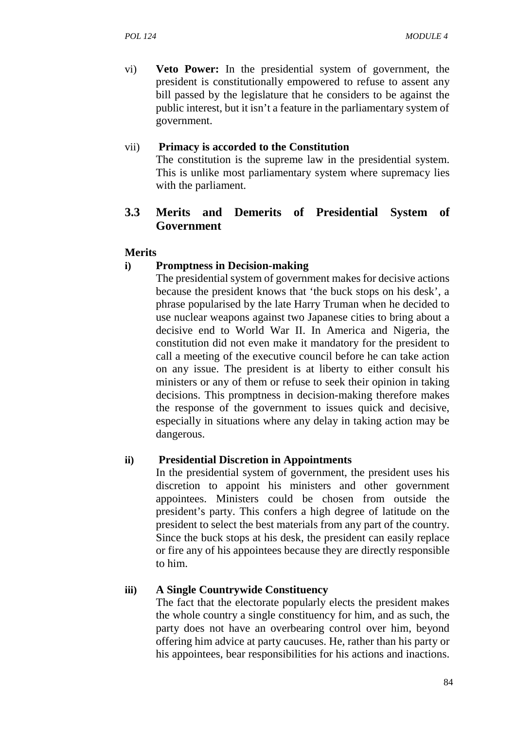vi) **Veto Power:** In the presidential system of government, the president is constitutionally empowered to refuse to assent any bill passed by the legislature that he considers to be against the public interest, but it isn't a feature in the parliamentary system of government.

vii) **Primacy is accorded to the Constitution**
The constitution is the supreme law in the presidential system. This is unlike most parliamentary system where supremacy lies with the parliament.

## 3.3 Merits and Demerits of Presidential System of Government

### Merits

**i) Promptness in Decision-making**

The presidential system of government makes for decisive actions because the president knows that 'the buck stops on his desk', a phrase popularised by the late Harry Truman when he decided to use nuclear weapons against two Japanese cities to bring about a decisive end to World War II. In America and Nigeria, the constitution did not even make it mandatory for the president to call a meeting of the executive council before he can take action on any issue. The president is at liberty to either consult his ministers or any of them or refuse to seek their opinion in taking decisions. This promptness in decision-making therefore makes the response of the government to issues quick and decisive, especially in situations where any delay in taking action may be dangerous.

**ii) Presidential Discretion in Appointments**

In the presidential system of government, the president uses his discretion to appoint his ministers and other government appointees. Ministers could be chosen from outside the president's party. This confers a high degree of latitude on the president to select the best materials from any part of the country. Since the buck stops at his desk, the president can easily replace or fire any of his appointees because they are directly responsible to him.

**iii) A Single Countrywide Constituency**

The fact that the electorate popularly elects the president makes the whole country a single constituency for him, and as such, the party does not have an overbearing control over him, beyond offering him advice at party caucuses. He, rather than his party or his appointees, bear responsibilities for his actions and inactions.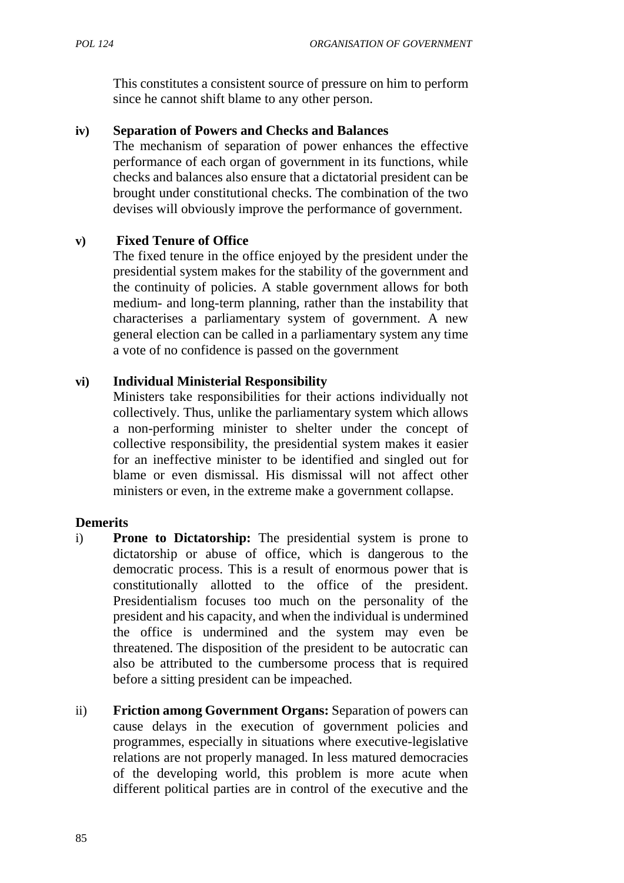This constitutes a consistent source of pressure on him to perform since he cannot shift blame to any other person.

**iv) Separation of Powers and Checks and Balances**

The mechanism of separation of power enhances the effective performance of each organ of government in its functions, while checks and balances also ensure that a dictatorial president can be brought under constitutional checks. The combination of the two devises will obviously improve the performance of government.

**v) Fixed Tenure of Office**

The fixed tenure in the office enjoyed by the president under the presidential system makes for the stability of the government and the continuity of policies. A stable government allows for both medium- and long-term planning, rather than the instability that characterises a parliamentary system of government. A new general election can be called in a parliamentary system any time a vote of no confidence is passed on the government

**vi) Individual Ministerial Responsibility**

Ministers take responsibilities for their actions individually not collectively. Thus, unlike the parliamentary system which allows a non-performing minister to shelter under the concept of collective responsibility, the presidential system makes it easier for an ineffective minister to be identified and singled out for blame or even dismissal. His dismissal will not affect other ministers or even, in the extreme make a government collapse.

**Demerits**

i) **Prone to Dictatorship:** The presidential system is prone to dictatorship or abuse of office, which is dangerous to the democratic process. This is a result of enormous power that is constitutionally allotted to the office of the president. Presidentialism focuses too much on the personality of the president and his capacity, and when the individual is undermined the office is undermined and the system may even be threatened. The disposition of the president to be autocratic can also be attributed to the cumbersome process that is required before a sitting president can be impeached.

ii) **Friction among Government Organs:** Separation of powers can cause delays in the execution of government policies and programmes, especially in situations where executive-legislative relations are not properly managed. In less matured democracies of the developing world, this problem is more acute when different political parties are in control of the executive and the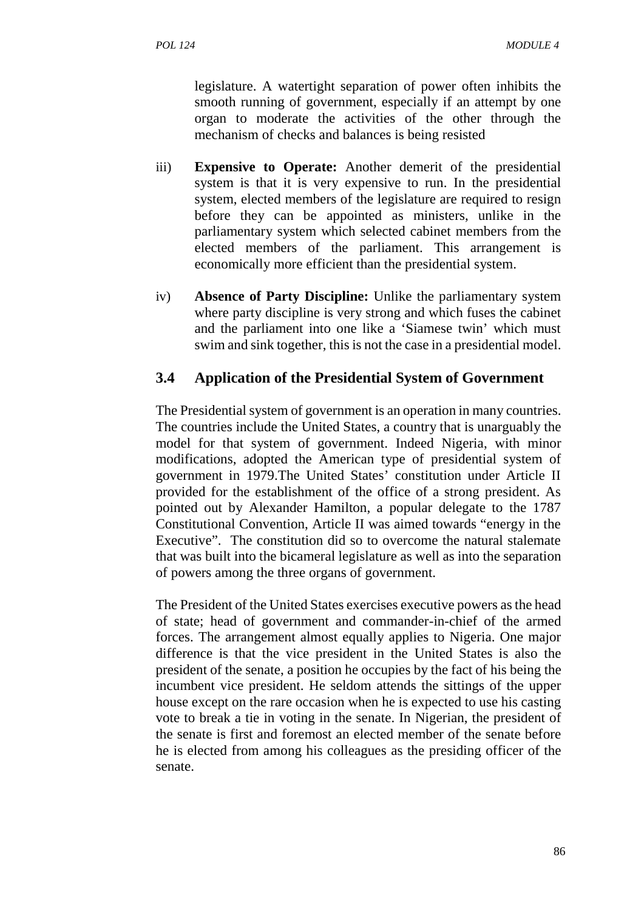legislature. A watertight separation of power often inhibits the smooth running of government, especially if an attempt by one organ to moderate the activities of the other through the mechanism of checks and balances is being resisted

iii) **Expensive to Operate:** Another demerit of the presidential system is that it is very expensive to run. In the presidential system, elected members of the legislature are required to resign before they can be appointed as ministers, unlike in the parliamentary system which selected cabinet members from the elected members of the parliament. This arrangement is economically more efficient than the presidential system.

iv) **Absence of Party Discipline:** Unlike the parliamentary system where party discipline is very strong and which fuses the cabinet and the parliament into one like a 'Siamese twin' which must swim and sink together, this is not the case in a presidential model.

## 3.4 Application of the Presidential System of Government

The Presidential system of government is an operation in many countries. The countries include the United States, a country that is unarguably the model for that system of government. Indeed Nigeria, with minor modifications, adopted the American type of presidential system of government in 1979.The United States' constitution under Article II provided for the establishment of the office of a strong president. As pointed out by Alexander Hamilton, a popular delegate to the 1787 Constitutional Convention, Article II was aimed towards "energy in the Executive". The constitution did so to overcome the natural stalemate that was built into the bicameral legislature as well as into the separation of powers among the three organs of government.

The President of the United States exercises executive powers as the head of state; head of government and commander-in-chief of the armed forces. The arrangement almost equally applies to Nigeria. One major difference is that the vice president in the United States is also the president of the senate, a position he occupies by the fact of his being the incumbent vice president. He seldom attends the sittings of the upper house except on the rare occasion when he is expected to use his casting vote to break a tie in voting in the senate. In Nigerian, the president of the senate is first and foremost an elected member of the senate before he is elected from among his colleagues as the presiding officer of the senate.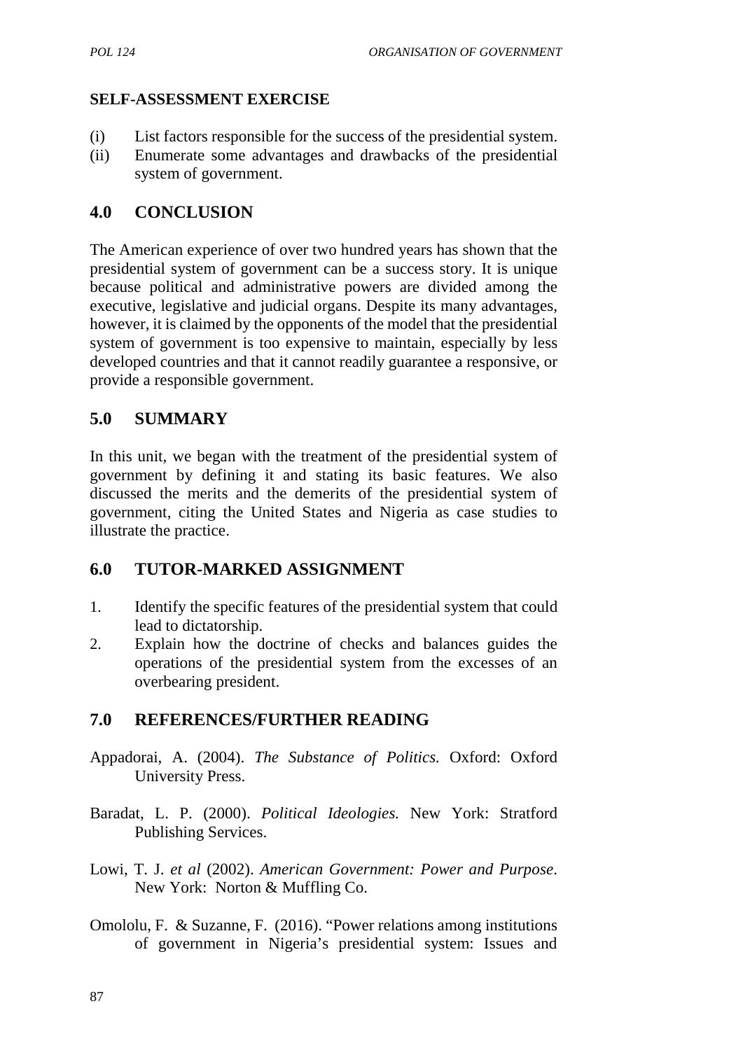## SELF-ASSESSMENT EXERCISE

(i) List factors responsible for the success of the presidential system.
(ii) Enumerate some advantages and drawbacks of the presidential system of government.

## 4.0 CONCLUSION

The American experience of over two hundred years has shown that the presidential system of government can be a success story. It is unique because political and administrative powers are divided among the executive, legislative and judicial organs. Despite its many advantages, however, it is claimed by the opponents of the model that the presidential system of government is too expensive to maintain, especially by less developed countries and that it cannot readily guarantee a responsive, or provide a responsible government.

## 5.0 SUMMARY

In this unit, we began with the treatment of the presidential system of government by defining it and stating its basic features. We also discussed the merits and the demerits of the presidential system of government, citing the United States and Nigeria as case studies to illustrate the practice.

## 6.0 TUTOR-MARKED ASSIGNMENT

1. Identify the specific features of the presidential system that could lead to dictatorship.
2. Explain how the doctrine of checks and balances guides the operations of the presidential system from the excesses of an overbearing president.

## 7.0 REFERENCES/FURTHER READING

Appadorai, A. (2004). *The Substance of Politics.* Oxford: Oxford University Press.

Baradat, L. P. (2000). *Political Ideologies.* New York: Stratford Publishing Services.

Lowi, T. J. *et al* (2002). *American Government: Power and Purpose*. New York: Norton & Muffling Co.

Omololu, F. & Suzanne, F. (2016). "Power relations among institutions of government in Nigeria's presidential system: Issues and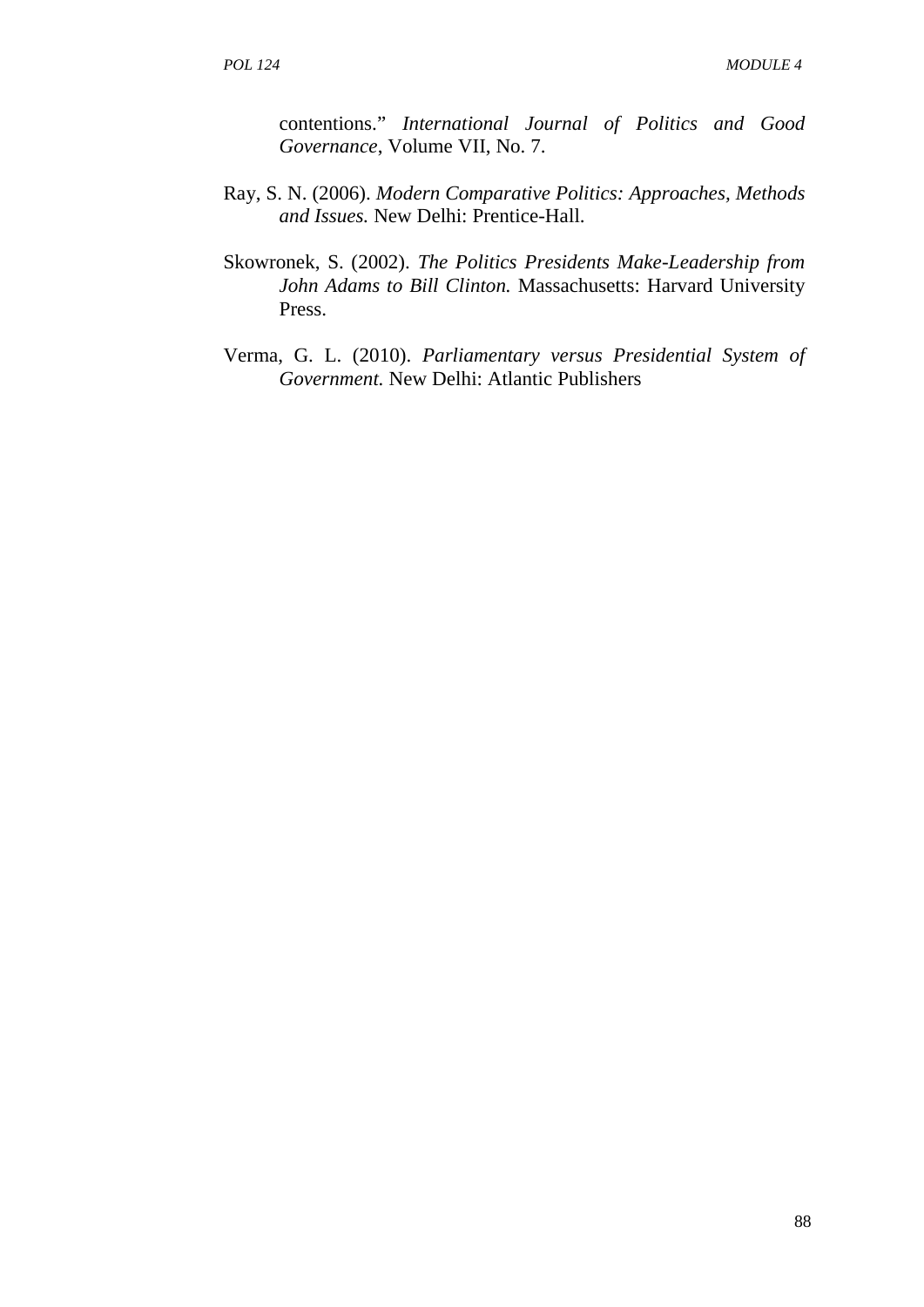contentions." *International Journal of Politics and Good Governance*, Volume VII, No. 7.

Ray, S. N. (2006). *Modern Comparative Politics: Approaches, Methods and Issues.* New Delhi: Prentice-Hall.

Skowronek, S. (2002). *The Politics Presidents Make-Leadership from John Adams to Bill Clinton.* Massachusetts: Harvard University Press.

Verma, G. L. (2010). *Parliamentary versus Presidential System of Government.* New Delhi: Atlantic Publishers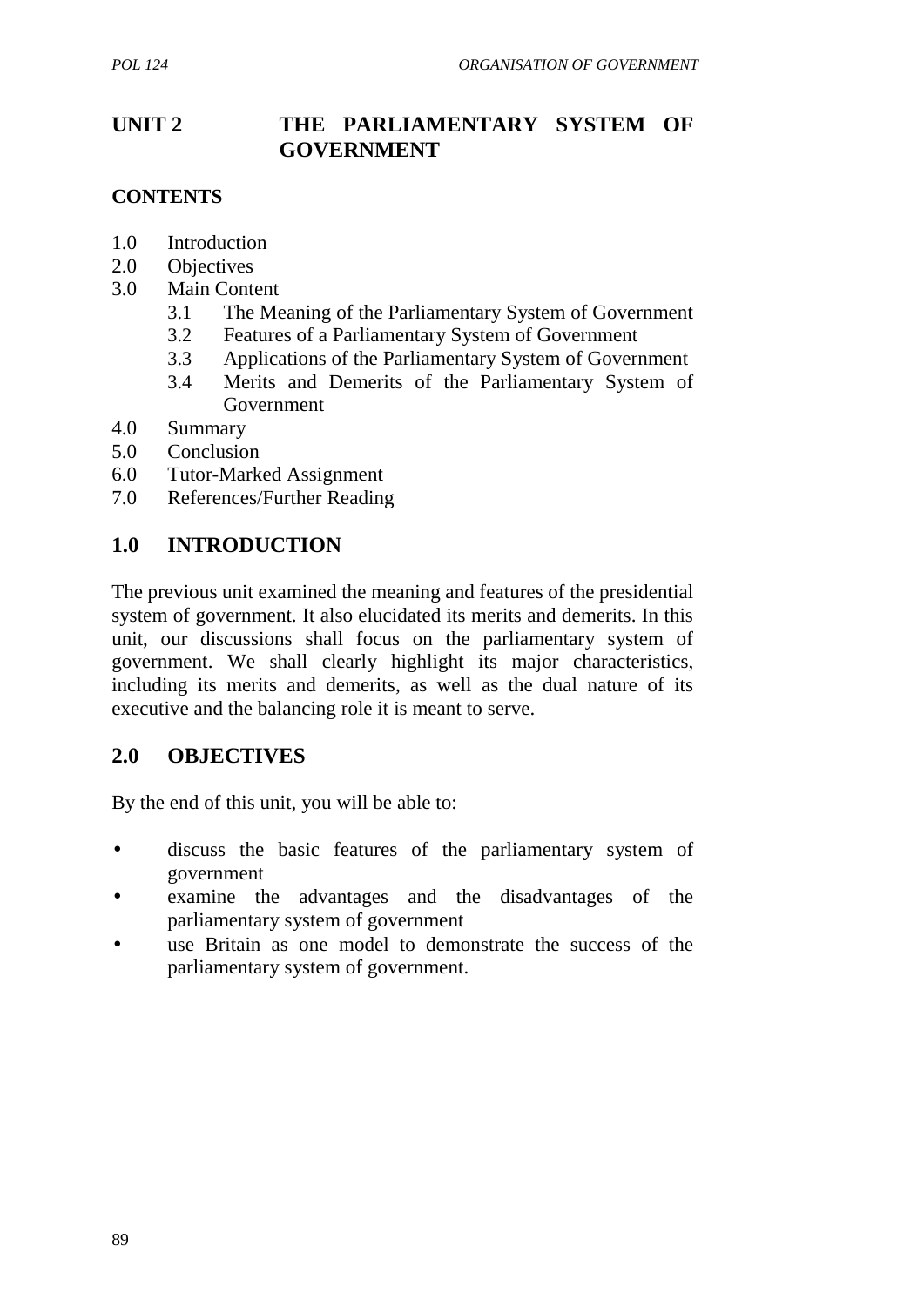# UNIT 2 THE PARLIAMENTARY SYSTEM OF GOVERNMENT

## CONTENTS

1.0 Introduction
2.0 Objectives
3.0 Main Content
   3.1 The Meaning of the Parliamentary System of Government
   3.2 Features of a Parliamentary System of Government
   3.3 Applications of the Parliamentary System of Government
   3.4 Merits and Demerits of the Parliamentary System of Government
4.0 Summary
5.0 Conclusion
6.0 Tutor-Marked Assignment
7.0 References/Further Reading

## 1.0 INTRODUCTION

The previous unit examined the meaning and features of the presidential system of government. It also elucidated its merits and demerits. In this unit, our discussions shall focus on the parliamentary system of government. We shall clearly highlight its major characteristics, including its merits and demerits, as well as the dual nature of its executive and the balancing role it is meant to serve.

## 2.0 OBJECTIVES

By the end of this unit, you will be able to:

- discuss the basic features of the parliamentary system of government
- examine the advantages and the disadvantages of the parliamentary system of government
- use Britain as one model to demonstrate the success of the parliamentary system of government.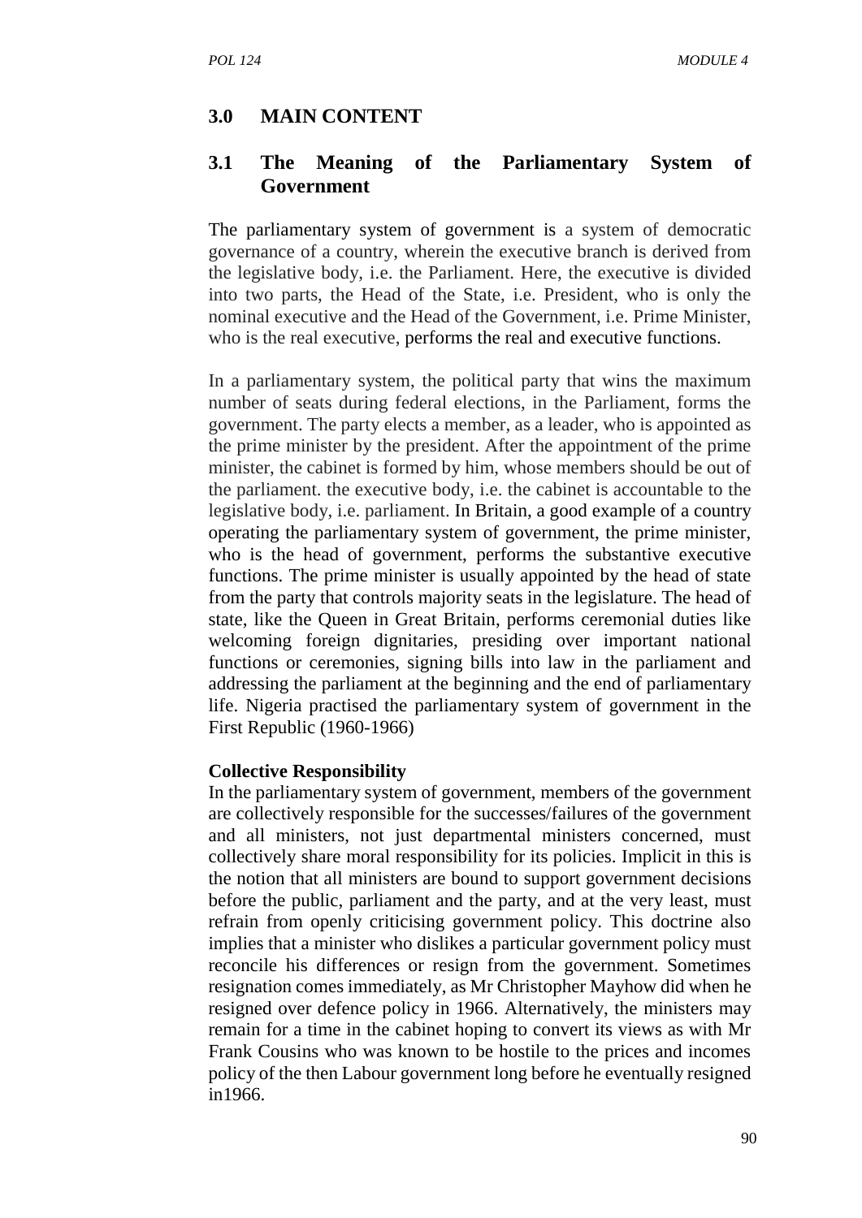## 3.0 MAIN CONTENT

### 3.1 The Meaning of the Parliamentary System of Government

The parliamentary system of government is a system of democratic governance of a country, wherein the executive branch is derived from the legislative body, i.e. the Parliament. Here, the executive is divided into two parts, the Head of the State, i.e. President, who is only the nominal executive and the Head of the Government, i.e. Prime Minister, who is the real executive, performs the real and executive functions.

In a parliamentary system, the political party that wins the maximum number of seats during federal elections, in the Parliament, forms the government. The party elects a member, as a leader, who is appointed as the prime minister by the president. After the appointment of the prime minister, the cabinet is formed by him, whose members should be out of the parliament. the executive body, i.e. the cabinet is accountable to the legislative body, i.e. parliament. In Britain, a good example of a country operating the parliamentary system of government, the prime minister, who is the head of government, performs the substantive executive functions. The prime minister is usually appointed by the head of state from the party that controls majority seats in the legislature. The head of state, like the Queen in Great Britain, performs ceremonial duties like welcoming foreign dignitaries, presiding over important national functions or ceremonies, signing bills into law in the parliament and addressing the parliament at the beginning and the end of parliamentary life. Nigeria practised the parliamentary system of government in the First Republic (1960-1966)

**Collective Responsibility**
In the parliamentary system of government, members of the government are collectively responsible for the successes/failures of the government and all ministers, not just departmental ministers concerned, must collectively share moral responsibility for its policies. Implicit in this is the notion that all ministers are bound to support government decisions before the public, parliament and the party, and at the very least, must refrain from openly criticising government policy. This doctrine also implies that a minister who dislikes a particular government policy must reconcile his differences or resign from the government. Sometimes resignation comes immediately, as Mr Christopher Mayhow did when he resigned over defence policy in 1966. Alternatively, the ministers may remain for a time in the cabinet hoping to convert its views as with Mr Frank Cousins who was known to be hostile to the prices and incomes policy of the then Labour government long before he eventually resigned in1966.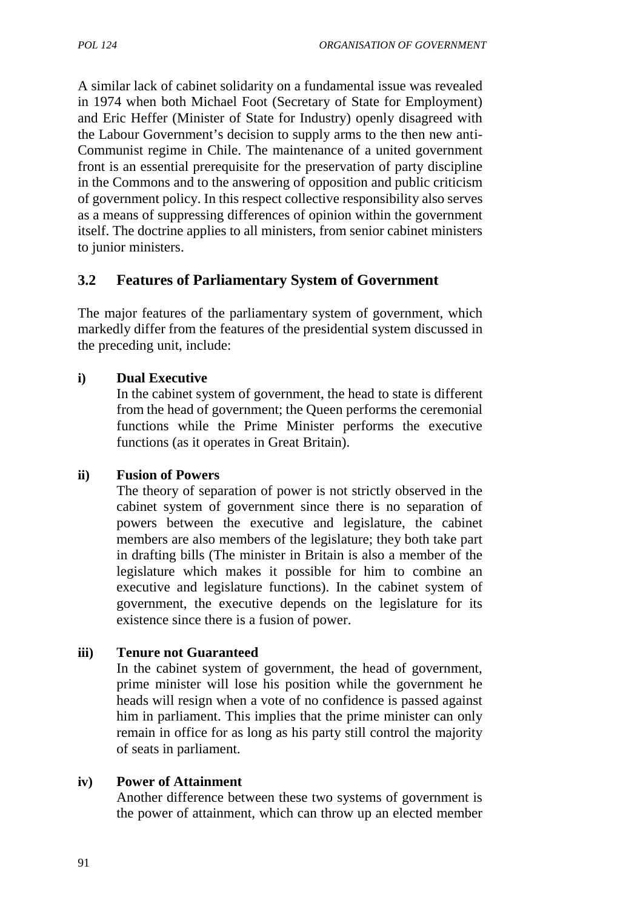A similar lack of cabinet solidarity on a fundamental issue was revealed in 1974 when both Michael Foot (Secretary of State for Employment) and Eric Heffer (Minister of State for Industry) openly disagreed with the Labour Government's decision to supply arms to the then new anti-Communist regime in Chile. The maintenance of a united government front is an essential prerequisite for the preservation of party discipline in the Commons and to the answering of opposition and public criticism of government policy. In this respect collective responsibility also serves as a means of suppressing differences of opinion within the government itself. The doctrine applies to all ministers, from senior cabinet ministers to junior ministers.

## 3.2 Features of Parliamentary System of Government

The major features of the parliamentary system of government, which markedly differ from the features of the presidential system discussed in the preceding unit, include:

**i) Dual Executive**

In the cabinet system of government, the head to state is different from the head of government; the Queen performs the ceremonial functions while the Prime Minister performs the executive functions (as it operates in Great Britain).

**ii) Fusion of Powers**

The theory of separation of power is not strictly observed in the cabinet system of government since there is no separation of powers between the executive and legislature, the cabinet members are also members of the legislature; they both take part in drafting bills (The minister in Britain is also a member of the legislature which makes it possible for him to combine an executive and legislature functions). In the cabinet system of government, the executive depends on the legislature for its existence since there is a fusion of power.

**iii) Tenure not Guaranteed**

In the cabinet system of government, the head of government, prime minister will lose his position while the government he heads will resign when a vote of no confidence is passed against him in parliament. This implies that the prime minister can only remain in office for as long as his party still control the majority of seats in parliament.

**iv) Power of Attainment**

Another difference between these two systems of government is the power of attainment, which can throw up an elected member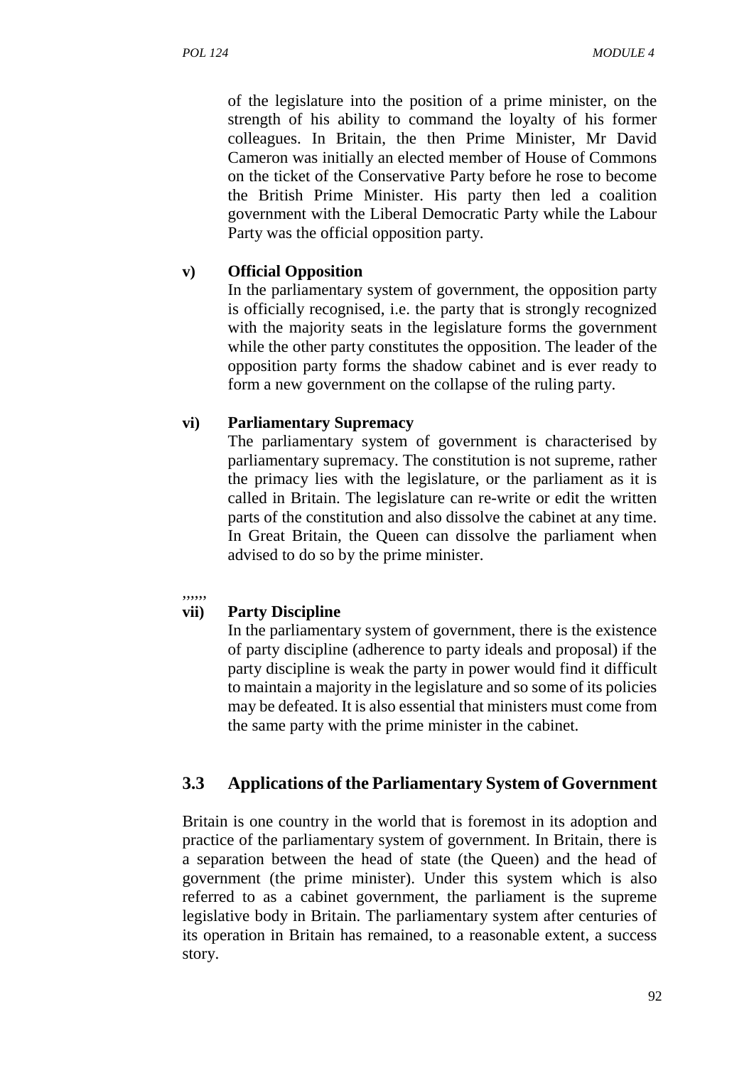of the legislature into the position of a prime minister, on the strength of his ability to command the loyalty of his former colleagues. In Britain, the then Prime Minister, Mr David Cameron was initially an elected member of House of Commons on the ticket of the Conservative Party before he rose to become the British Prime Minister. His party then led a coalition government with the Liberal Democratic Party while the Labour Party was the official opposition party.

**v) Official Opposition**

In the parliamentary system of government, the opposition party is officially recognised, i.e. the party that is strongly recognized with the majority seats in the legislature forms the government while the other party constitutes the opposition. The leader of the opposition party forms the shadow cabinet and is ever ready to form a new government on the collapse of the ruling party.

**vi) Parliamentary Supremacy**

The parliamentary system of government is characterised by parliamentary supremacy. The constitution is not supreme, rather the primacy lies with the legislature, or the parliament as it is called in Britain. The legislature can re-write or edit the written parts of the constitution and also dissolve the cabinet at any time. In Great Britain, the Queen can dissolve the parliament when advised to do so by the prime minister.

,,,,,,

**vii) Party Discipline**

In the parliamentary system of government, there is the existence of party discipline (adherence to party ideals and proposal) if the party discipline is weak the party in power would find it difficult to maintain a majority in the legislature and so some of its policies may be defeated. It is also essential that ministers must come from the same party with the prime minister in the cabinet.

## 3.3 Applications of the Parliamentary System of Government

Britain is one country in the world that is foremost in its adoption and practice of the parliamentary system of government. In Britain, there is a separation between the head of state (the Queen) and the head of government (the prime minister). Under this system which is also referred to as a cabinet government, the parliament is the supreme legislative body in Britain. The parliamentary system after centuries of its operation in Britain has remained, to a reasonable extent, a success story.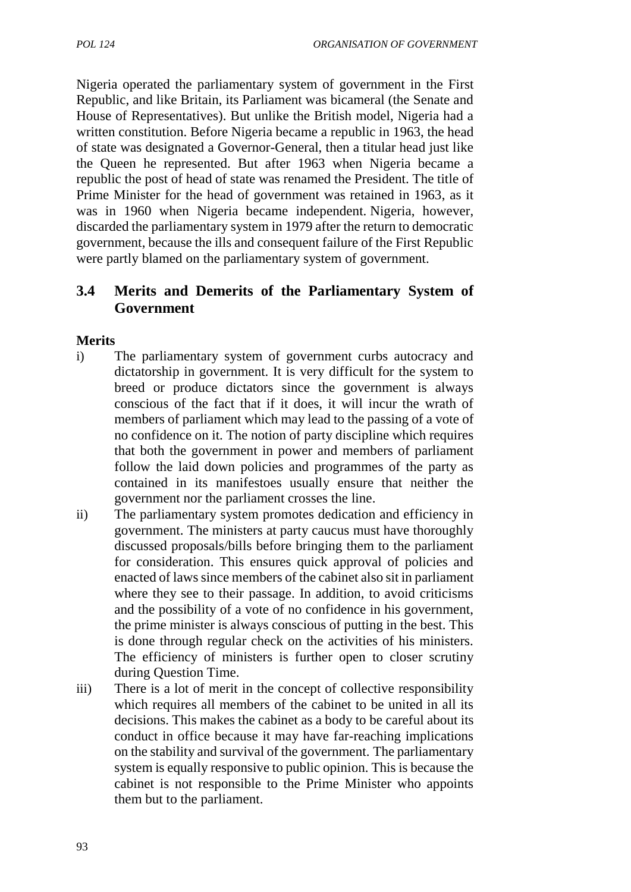Nigeria operated the parliamentary system of government in the First Republic, and like Britain, its Parliament was bicameral (the Senate and House of Representatives). But unlike the British model, Nigeria had a written constitution. Before Nigeria became a republic in 1963, the head of state was designated a Governor-General, then a titular head just like the Queen he represented. But after 1963 when Nigeria became a republic the post of head of state was renamed the President. The title of Prime Minister for the head of government was retained in 1963, as it was in 1960 when Nigeria became independent. Nigeria, however, discarded the parliamentary system in 1979 after the return to democratic government, because the ills and consequent failure of the First Republic were partly blamed on the parliamentary system of government.

### 3.4 Merits and Demerits of the Parliamentary System of Government

**Merits**

i) The parliamentary system of government curbs autocracy and dictatorship in government. It is very difficult for the system to breed or produce dictators since the government is always conscious of the fact that if it does, it will incur the wrath of members of parliament which may lead to the passing of a vote of no confidence on it. The notion of party discipline which requires that both the government in power and members of parliament follow the laid down policies and programmes of the party as contained in its manifestoes usually ensure that neither the government nor the parliament crosses the line.

ii) The parliamentary system promotes dedication and efficiency in government. The ministers at party caucus must have thoroughly discussed proposals/bills before bringing them to the parliament for consideration. This ensures quick approval of policies and enacted of laws since members of the cabinet also sit in parliament where they see to their passage. In addition, to avoid criticisms and the possibility of a vote of no confidence in his government, the prime minister is always conscious of putting in the best. This is done through regular check on the activities of his ministers. The efficiency of ministers is further open to closer scrutiny during Question Time.

iii) There is a lot of merit in the concept of collective responsibility which requires all members of the cabinet to be united in all its decisions. This makes the cabinet as a body to be careful about its conduct in office because it may have far-reaching implications on the stability and survival of the government. The parliamentary system is equally responsive to public opinion. This is because the cabinet is not responsible to the Prime Minister who appoints them but to the parliament.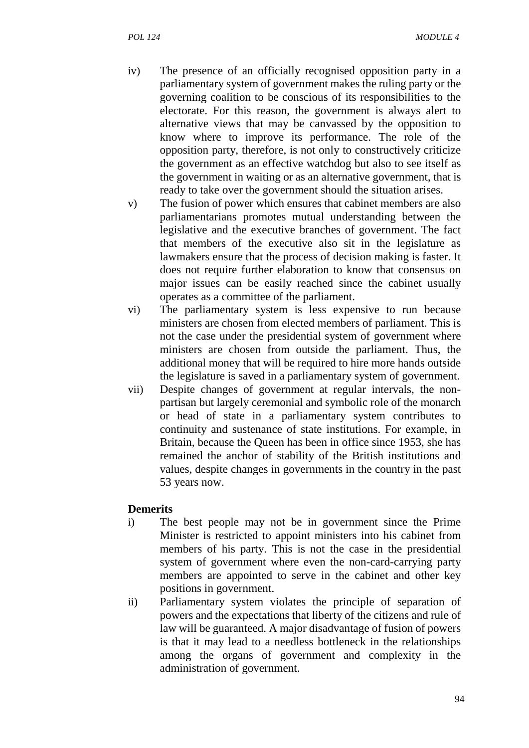iv) The presence of an officially recognised opposition party in a parliamentary system of government makes the ruling party or the governing coalition to be conscious of its responsibilities to the electorate. For this reason, the government is always alert to alternative views that may be canvassed by the opposition to know where to improve its performance. The role of the opposition party, therefore, is not only to constructively criticize the government as an effective watchdog but also to see itself as the government in waiting or as an alternative government, that is ready to take over the government should the situation arises.

v) The fusion of power which ensures that cabinet members are also parliamentarians promotes mutual understanding between the legislative and the executive branches of government. The fact that members of the executive also sit in the legislature as lawmakers ensure that the process of decision making is faster. It does not require further elaboration to know that consensus on major issues can be easily reached since the cabinet usually operates as a committee of the parliament.

vi) The parliamentary system is less expensive to run because ministers are chosen from elected members of parliament. This is not the case under the presidential system of government where ministers are chosen from outside the parliament. Thus, the additional money that will be required to hire more hands outside the legislature is saved in a parliamentary system of government.

vii) Despite changes of government at regular intervals, the non-partisan but largely ceremonial and symbolic role of the monarch or head of state in a parliamentary system contributes to continuity and sustenance of state institutions. For example, in Britain, because the Queen has been in office since 1953, she has remained the anchor of stability of the British institutions and values, despite changes in governments in the country in the past 53 years now.

**Demerits**

i) The best people may not be in government since the Prime Minister is restricted to appoint ministers into his cabinet from members of his party. This is not the case in the presidential system of government where even the non-card-carrying party members are appointed to serve in the cabinet and other key positions in government.

ii) Parliamentary system violates the principle of separation of powers and the expectations that liberty of the citizens and rule of law will be guaranteed. A major disadvantage of fusion of powers is that it may lead to a needless bottleneck in the relationships among the organs of government and complexity in the administration of government.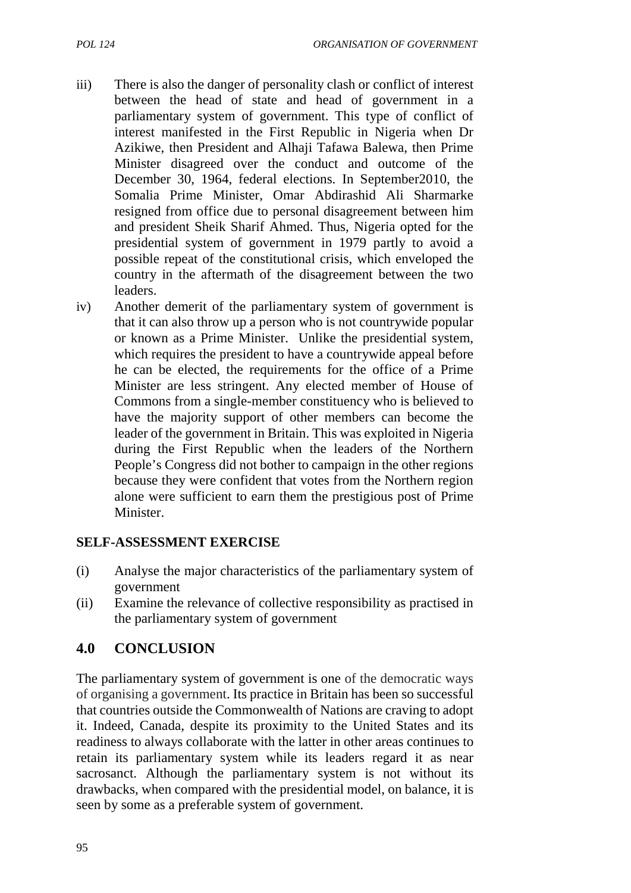iii) There is also the danger of personality clash or conflict of interest between the head of state and head of government in a parliamentary system of government. This type of conflict of interest manifested in the First Republic in Nigeria when Dr Azikiwe, then President and Alhaji Tafawa Balewa, then Prime Minister disagreed over the conduct and outcome of the December 30, 1964, federal elections. In September2010, the Somalia Prime Minister, Omar Abdirashid Ali Sharmarke resigned from office due to personal disagreement between him and president Sheik Sharif Ahmed. Thus, Nigeria opted for the presidential system of government in 1979 partly to avoid a possible repeat of the constitutional crisis, which enveloped the country in the aftermath of the disagreement between the two leaders.

iv) Another demerit of the parliamentary system of government is that it can also throw up a person who is not countrywide popular or known as a Prime Minister. Unlike the presidential system, which requires the president to have a countrywide appeal before he can be elected, the requirements for the office of a Prime Minister are less stringent. Any elected member of House of Commons from a single-member constituency who is believed to have the majority support of other members can become the leader of the government in Britain. This was exploited in Nigeria during the First Republic when the leaders of the Northern People's Congress did not bother to campaign in the other regions because they were confident that votes from the Northern region alone were sufficient to earn them the prestigious post of Prime Minister.

**SELF-ASSESSMENT EXERCISE**

(i) Analyse the major characteristics of the parliamentary system of government

(ii) Examine the relevance of collective responsibility as practised in the parliamentary system of government

## 4.0 CONCLUSION

The parliamentary system of government is one of the democratic ways of organising a government. Its practice in Britain has been so successful that countries outside the Commonwealth of Nations are craving to adopt it. Indeed, Canada, despite its proximity to the United States and its readiness to always collaborate with the latter in other areas continues to retain its parliamentary system while its leaders regard it as near sacrosanct. Although the parliamentary system is not without its drawbacks, when compared with the presidential model, on balance, it is seen by some as a preferable system of government.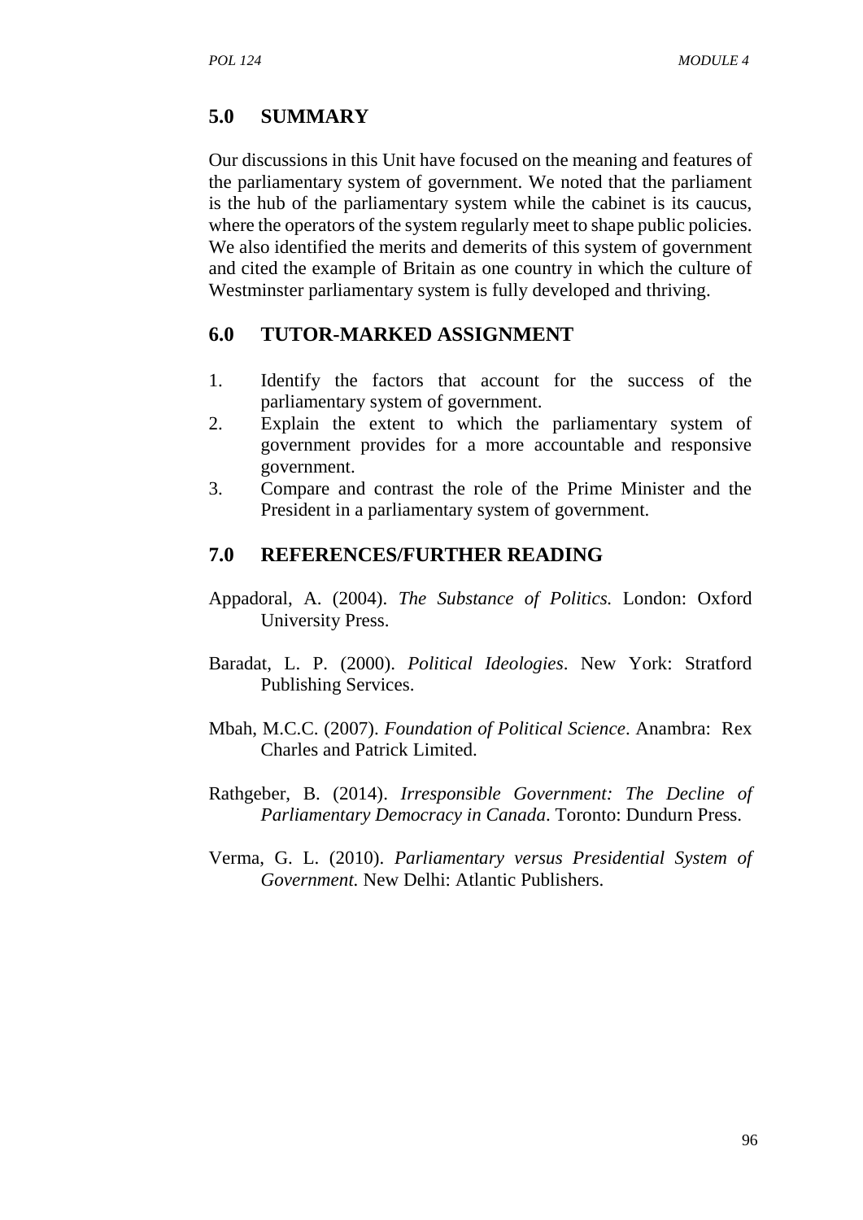## 5.0 SUMMARY

Our discussions in this Unit have focused on the meaning and features of the parliamentary system of government. We noted that the parliament is the hub of the parliamentary system while the cabinet is its caucus, where the operators of the system regularly meet to shape public policies. We also identified the merits and demerits of this system of government and cited the example of Britain as one country in which the culture of Westminster parliamentary system is fully developed and thriving.

## 6.0 TUTOR-MARKED ASSIGNMENT

1. Identify the factors that account for the success of the parliamentary system of government.
2. Explain the extent to which the parliamentary system of government provides for a more accountable and responsive government.
3. Compare and contrast the role of the Prime Minister and the President in a parliamentary system of government.

## 7.0 REFERENCES/FURTHER READING

Appadoral, A. (2004). *The Substance of Politics.* London: Oxford University Press.

Baradat, L. P. (2000). *Political Ideologies*. New York: Stratford Publishing Services.

Mbah, M.C.C. (2007). *Foundation of Political Science*. Anambra: Rex Charles and Patrick Limited.

Rathgeber, B. (2014). *Irresponsible Government: The Decline of Parliamentary Democracy in Canada*. Toronto: Dundurn Press.

Verma, G. L. (2010). *Parliamentary versus Presidential System of Government.* New Delhi: Atlantic Publishers.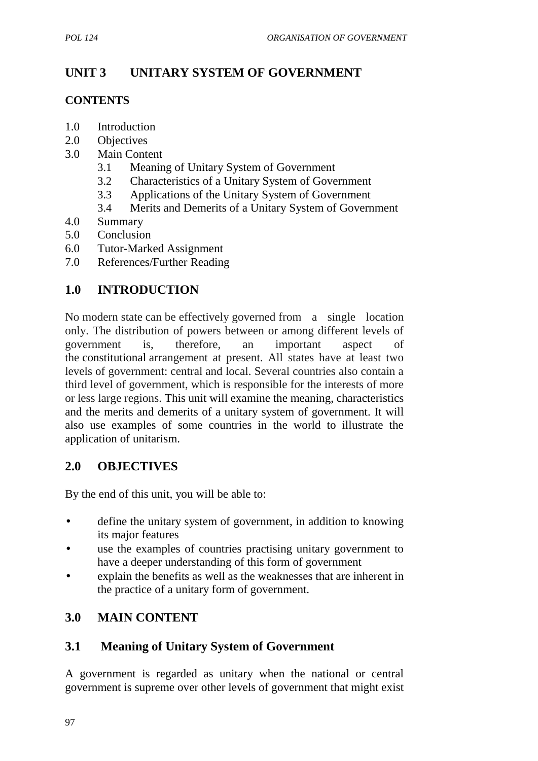# UNIT 3 UNITARY SYSTEM OF GOVERNMENT

## CONTENTS

1.0 Introduction
2.0 Objectives
3.0 Main Content
   - 3.1 Meaning of Unitary System of Government
   - 3.2 Characteristics of a Unitary System of Government
   - 3.3 Applications of the Unitary System of Government
   - 3.4 Merits and Demerits of a Unitary System of Government

4.0 Summary
5.0 Conclusion
6.0 Tutor-Marked Assignment
7.0 References/Further Reading

## 1.0 INTRODUCTION

No modern state can be effectively governed from a single location only. The distribution of powers between or among different levels of government is, therefore, an important aspect of the constitutional arrangement at present. All states have at least two levels of government: central and local. Several countries also contain a third level of government, which is responsible for the interests of more or less large regions. This unit will examine the meaning, characteristics and the merits and demerits of a unitary system of government. It will also use examples of some countries in the world to illustrate the application of unitarism.

## 2.0 OBJECTIVES

By the end of this unit, you will be able to:

- define the unitary system of government, in addition to knowing its major features
- use the examples of countries practising unitary government to have a deeper understanding of this form of government
- explain the benefits as well as the weaknesses that are inherent in the practice of a unitary form of government.

## 3.0 MAIN CONTENT

## 3.1 Meaning of Unitary System of Government

A government is regarded as unitary when the national or central government is supreme over other levels of government that might exist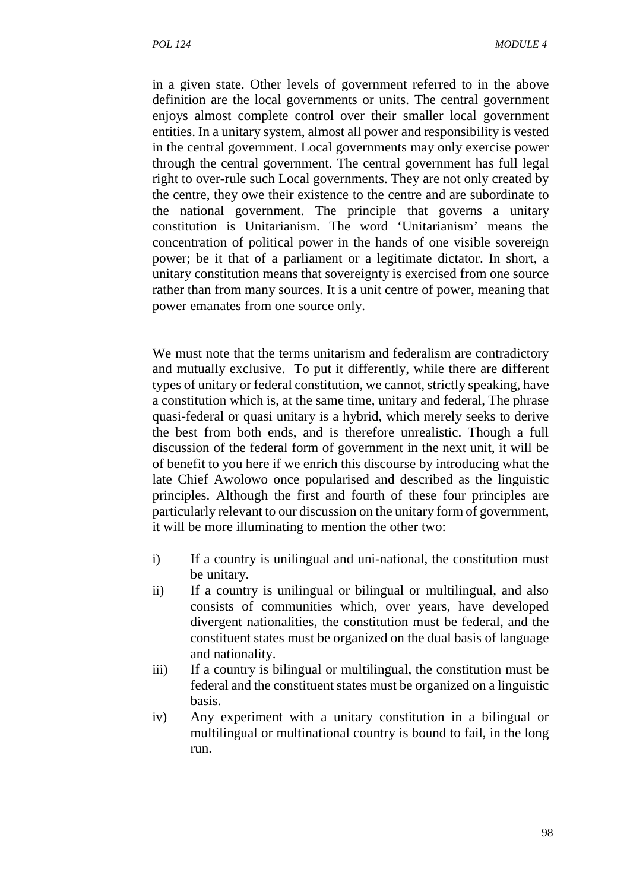in a given state. Other levels of government referred to in the above definition are the local governments or units. The central government enjoys almost complete control over their smaller local government entities. In a unitary system, almost all power and responsibility is vested in the central government. Local governments may only exercise power through the central government. The central government has full legal right to over-rule such Local governments. They are not only created by the centre, they owe their existence to the centre and are subordinate to the national government. The principle that governs a unitary constitution is Unitarianism. The word 'Unitarianism' means the concentration of political power in the hands of one visible sovereign power; be it that of a parliament or a legitimate dictator. In short, a unitary constitution means that sovereignty is exercised from one source rather than from many sources. It is a unit centre of power, meaning that power emanates from one source only.

We must note that the terms unitarism and federalism are contradictory and mutually exclusive. To put it differently, while there are different types of unitary or federal constitution, we cannot, strictly speaking, have a constitution which is, at the same time, unitary and federal, The phrase quasi-federal or quasi unitary is a hybrid, which merely seeks to derive the best from both ends, and is therefore unrealistic. Though a full discussion of the federal form of government in the next unit, it will be of benefit to you here if we enrich this discourse by introducing what the late Chief Awolowo once popularised and described as the linguistic principles. Although the first and fourth of these four principles are particularly relevant to our discussion on the unitary form of government, it will be more illuminating to mention the other two:

i) If a country is unilingual and uni-national, the constitution must be unitary.
ii) If a country is unilingual or bilingual or multilingual, and also consists of communities which, over years, have developed divergent nationalities, the constitution must be federal, and the constituent states must be organized on the dual basis of language and nationality.
iii) If a country is bilingual or multilingual, the constitution must be federal and the constituent states must be organized on a linguistic basis.
iv) Any experiment with a unitary constitution in a bilingual or multilingual or multinational country is bound to fail, in the long run.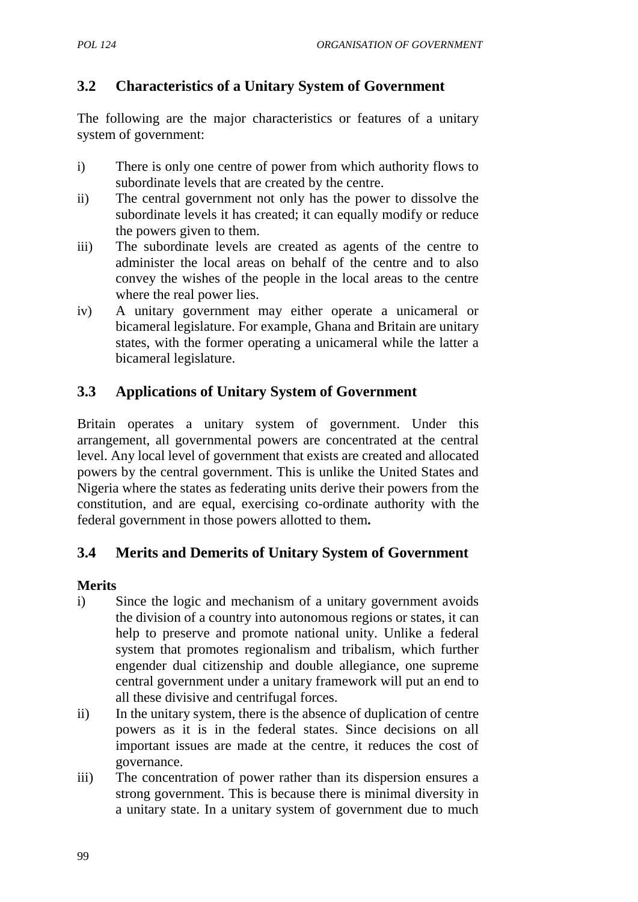## 3.2 Characteristics of a Unitary System of Government

The following are the major characteristics or features of a unitary system of government:

i) There is only one centre of power from which authority flows to subordinate levels that are created by the centre.
ii) The central government not only has the power to dissolve the subordinate levels it has created; it can equally modify or reduce the powers given to them.
iii) The subordinate levels are created as agents of the centre to administer the local areas on behalf of the centre and to also convey the wishes of the people in the local areas to the centre where the real power lies.
iv) A unitary government may either operate a unicameral or bicameral legislature. For example, Ghana and Britain are unitary states, with the former operating a unicameral while the latter a bicameral legislature.

## 3.3 Applications of Unitary System of Government

Britain operates a unitary system of government. Under this arrangement, all governmental powers are concentrated at the central level. Any local level of government that exists are created and allocated powers by the central government. This is unlike the United States and Nigeria where the states as federating units derive their powers from the constitution, and are equal, exercising co-ordinate authority with the federal government in those powers allotted to them**.**

## 3.4 Merits and Demerits of Unitary System of Government

**Merits**

i) Since the logic and mechanism of a unitary government avoids the division of a country into autonomous regions or states, it can help to preserve and promote national unity. Unlike a federal system that promotes regionalism and tribalism, which further engender dual citizenship and double allegiance, one supreme central government under a unitary framework will put an end to all these divisive and centrifugal forces.
ii) In the unitary system, there is the absence of duplication of centre powers as it is in the federal states. Since decisions on all important issues are made at the centre, it reduces the cost of governance.
iii) The concentration of power rather than its dispersion ensures a strong government. This is because there is minimal diversity in a unitary state. In a unitary system of government due to much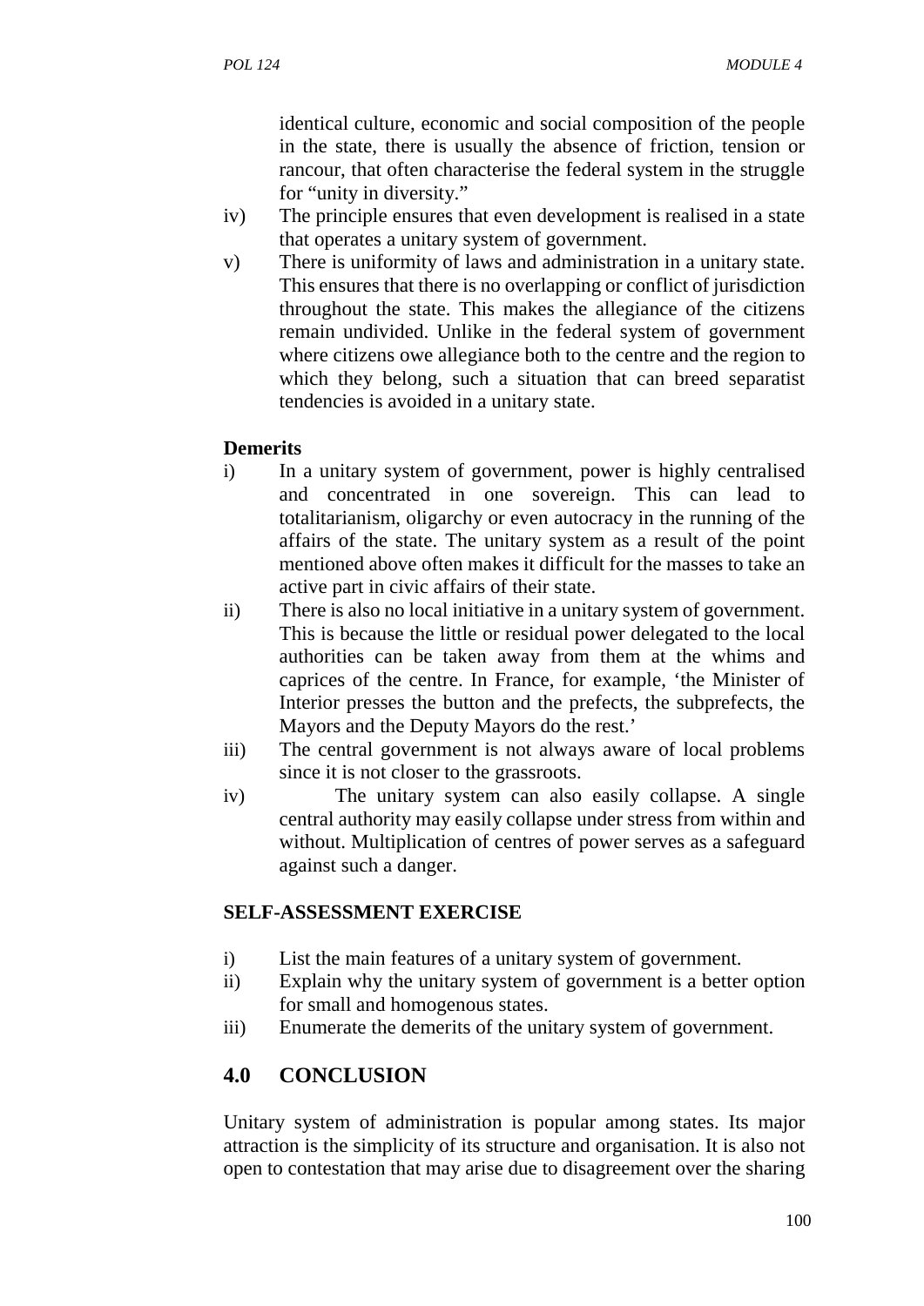identical culture, economic and social composition of the people in the state, there is usually the absence of friction, tension or rancour, that often characterise the federal system in the struggle for "unity in diversity."

iv) The principle ensures that even development is realised in a state that operates a unitary system of government.

v) There is uniformity of laws and administration in a unitary state. This ensures that there is no overlapping or conflict of jurisdiction throughout the state. This makes the allegiance of the citizens remain undivided. Unlike in the federal system of government where citizens owe allegiance both to the centre and the region to which they belong, such a situation that can breed separatist tendencies is avoided in a unitary state.

**Demerits**

i) In a unitary system of government, power is highly centralised and concentrated in one sovereign. This can lead to totalitarianism, oligarchy or even autocracy in the running of the affairs of the state. The unitary system as a result of the point mentioned above often makes it difficult for the masses to take an active part in civic affairs of their state.

ii) There is also no local initiative in a unitary system of government. This is because the little or residual power delegated to the local authorities can be taken away from them at the whims and caprices of the centre. In France, for example, 'the Minister of Interior presses the button and the prefects, the subprefects, the Mayors and the Deputy Mayors do the rest.'

iii) The central government is not always aware of local problems since it is not closer to the grassroots.

iv) The unitary system can also easily collapse. A single central authority may easily collapse under stress from within and without. Multiplication of centres of power serves as a safeguard against such a danger.

**SELF-ASSESSMENT EXERCISE**

i) List the main features of a unitary system of government.

ii) Explain why the unitary system of government is a better option for small and homogenous states.

iii) Enumerate the demerits of the unitary system of government.

## 4.0 CONCLUSION

Unitary system of administration is popular among states. Its major attraction is the simplicity of its structure and organisation. It is also not open to contestation that may arise due to disagreement over the sharing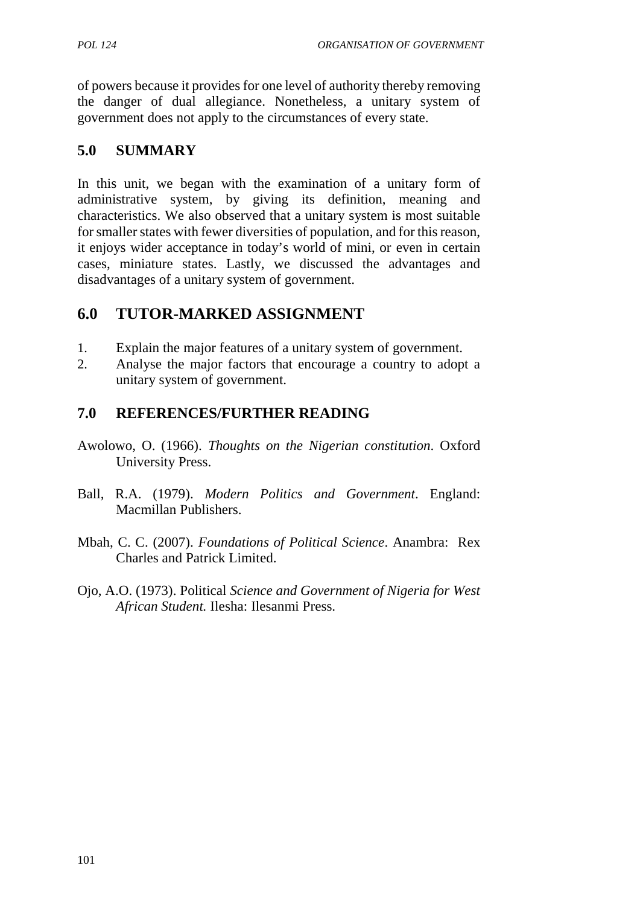of powers because it provides for one level of authority thereby removing the danger of dual allegiance. Nonetheless, a unitary system of government does not apply to the circumstances of every state.

## 5.0 SUMMARY

In this unit, we began with the examination of a unitary form of administrative system, by giving its definition, meaning and characteristics. We also observed that a unitary system is most suitable for smaller states with fewer diversities of population, and for this reason, it enjoys wider acceptance in today's world of mini, or even in certain cases, miniature states. Lastly, we discussed the advantages and disadvantages of a unitary system of government.

## 6.0 TUTOR-MARKED ASSIGNMENT

1. Explain the major features of a unitary system of government.
2. Analyse the major factors that encourage a country to adopt a unitary system of government.

## 7.0 REFERENCES/FURTHER READING

Awolowo, O. (1966). *Thoughts on the Nigerian constitution*. Oxford University Press.

Ball, R.A. (1979). *Modern Politics and Government*. England: Macmillan Publishers.

Mbah, C. C. (2007). *Foundations of Political Science*. Anambra: Rex Charles and Patrick Limited.

Ojo, A.O. (1973). Political *Science and Government of Nigeria for West African Student.* Ilesha: Ilesanmi Press.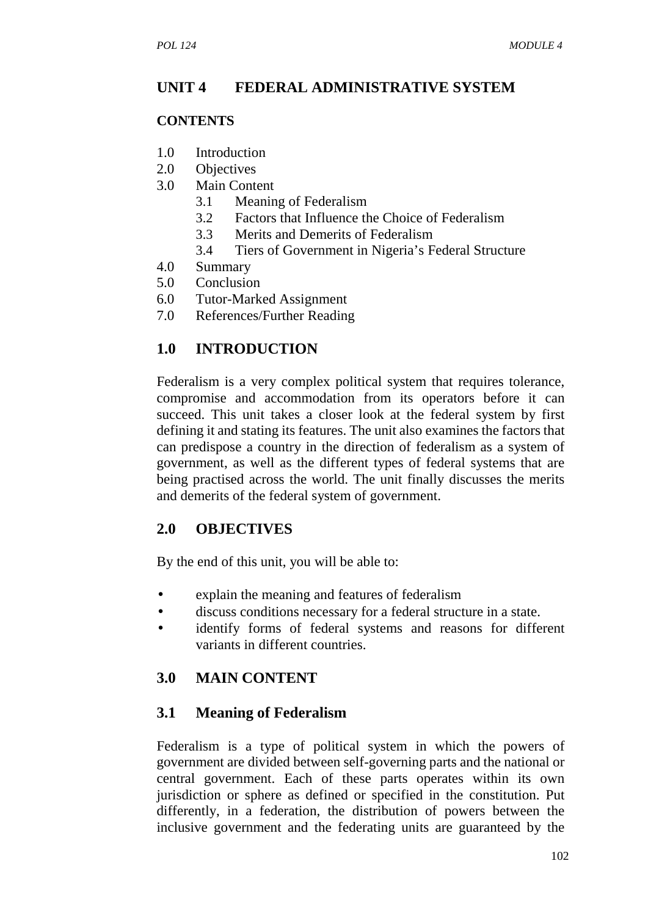## UNIT 4 FEDERAL ADMINISTRATIVE SYSTEM

**CONTENTS**

1.0 Introduction
2.0 Objectives
3.0 Main Content
 3.1 Meaning of Federalism
 3.2 Factors that Influence the Choice of Federalism
 3.3 Merits and Demerits of Federalism
 3.4 Tiers of Government in Nigeria's Federal Structure
4.0 Summary
5.0 Conclusion
6.0 Tutor-Marked Assignment
7.0 References/Further Reading

## 1.0 INTRODUCTION

Federalism is a very complex political system that requires tolerance, compromise and accommodation from its operators before it can succeed. This unit takes a closer look at the federal system by first defining it and stating its features. The unit also examines the factors that can predispose a country in the direction of federalism as a system of government, as well as the different types of federal systems that are being practised across the world. The unit finally discusses the merits and demerits of the federal system of government.

## 2.0 OBJECTIVES

By the end of this unit, you will be able to:

- explain the meaning and features of federalism
- discuss conditions necessary for a federal structure in a state.
- identify forms of federal systems and reasons for different variants in different countries.

## 3.0 MAIN CONTENT

### 3.1 Meaning of Federalism

Federalism is a type of political system in which the powers of government are divided between self-governing parts and the national or central government. Each of these parts operates within its own jurisdiction or sphere as defined or specified in the constitution. Put differently, in a federation, the distribution of powers between the inclusive government and the federating units are guaranteed by the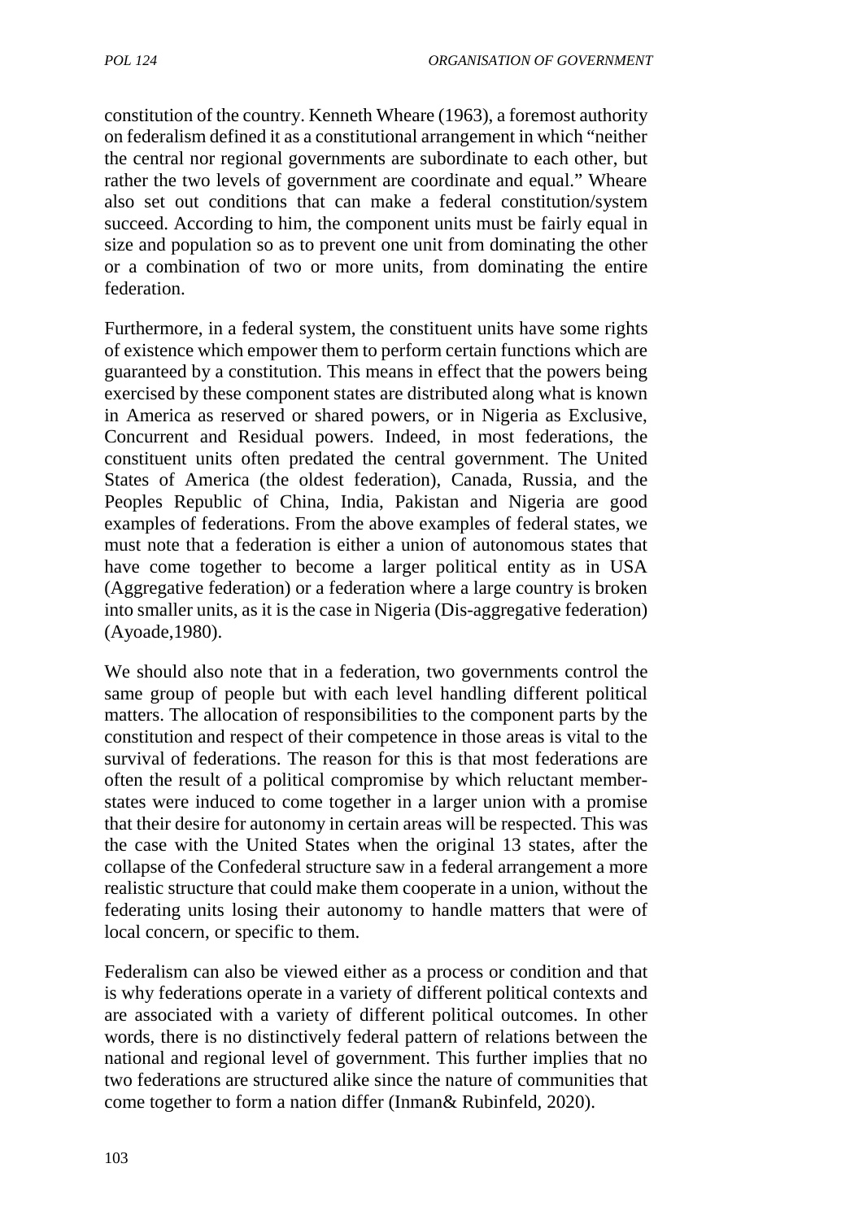constitution of the country. Kenneth Wheare (1963), a foremost authority on federalism defined it as a constitutional arrangement in which "neither the central nor regional governments are subordinate to each other, but rather the two levels of government are coordinate and equal." Wheare also set out conditions that can make a federal constitution/system succeed. According to him, the component units must be fairly equal in size and population so as to prevent one unit from dominating the other or a combination of two or more units, from dominating the entire federation.

Furthermore, in a federal system, the constituent units have some rights of existence which empower them to perform certain functions which are guaranteed by a constitution. This means in effect that the powers being exercised by these component states are distributed along what is known in America as reserved or shared powers, or in Nigeria as Exclusive, Concurrent and Residual powers. Indeed, in most federations, the constituent units often predated the central government. The United States of America (the oldest federation), Canada, Russia, and the Peoples Republic of China, India, Pakistan and Nigeria are good examples of federations. From the above examples of federal states, we must note that a federation is either a union of autonomous states that have come together to become a larger political entity as in USA (Aggregative federation) or a federation where a large country is broken into smaller units, as it is the case in Nigeria (Dis-aggregative federation) (Ayoade,1980).

We should also note that in a federation, two governments control the same group of people but with each level handling different political matters. The allocation of responsibilities to the component parts by the constitution and respect of their competence in those areas is vital to the survival of federations. The reason for this is that most federations are often the result of a political compromise by which reluctant member-states were induced to come together in a larger union with a promise that their desire for autonomy in certain areas will be respected. This was the case with the United States when the original 13 states, after the collapse of the Confederal structure saw in a federal arrangement a more realistic structure that could make them cooperate in a union, without the federating units losing their autonomy to handle matters that were of local concern, or specific to them.

Federalism can also be viewed either as a process or condition and that is why federations operate in a variety of different political contexts and are associated with a variety of different political outcomes. In other words, there is no distinctively federal pattern of relations between the national and regional level of government. This further implies that no two federations are structured alike since the nature of communities that come together to form a nation differ (Inman& Rubinfeld, 2020).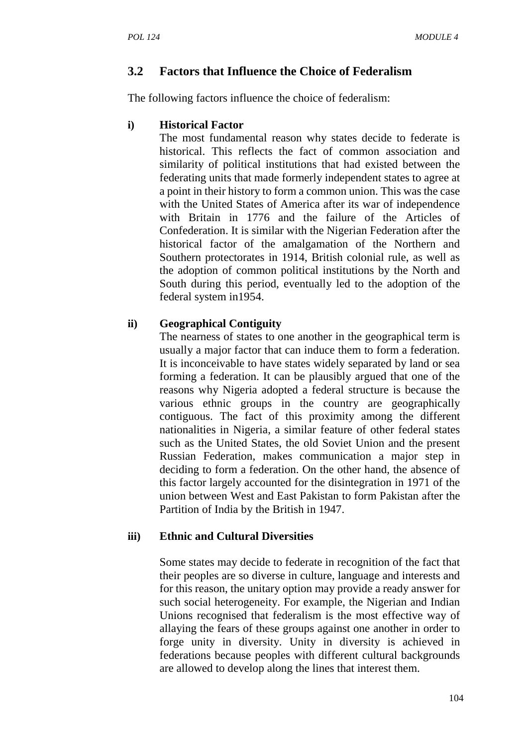## 3.2 Factors that Influence the Choice of Federalism

The following factors influence the choice of federalism:

**i) Historical Factor**

The most fundamental reason why states decide to federate is historical. This reflects the fact of common association and similarity of political institutions that had existed between the federating units that made formerly independent states to agree at a point in their history to form a common union. This was the case with the United States of America after its war of independence with Britain in 1776 and the failure of the Articles of Confederation. It is similar with the Nigerian Federation after the historical factor of the amalgamation of the Northern and Southern protectorates in 1914, British colonial rule, as well as the adoption of common political institutions by the North and South during this period, eventually led to the adoption of the federal system in1954.

**ii) Geographical Contiguity**

The nearness of states to one another in the geographical term is usually a major factor that can induce them to form a federation. It is inconceivable to have states widely separated by land or sea forming a federation. It can be plausibly argued that one of the reasons why Nigeria adopted a federal structure is because the various ethnic groups in the country are geographically contiguous. The fact of this proximity among the different nationalities in Nigeria, a similar feature of other federal states such as the United States, the old Soviet Union and the present Russian Federation, makes communication a major step in deciding to form a federation. On the other hand, the absence of this factor largely accounted for the disintegration in 1971 of the union between West and East Pakistan to form Pakistan after the Partition of India by the British in 1947.

**iii) Ethnic and Cultural Diversities**

Some states may decide to federate in recognition of the fact that their peoples are so diverse in culture, language and interests and for this reason, the unitary option may provide a ready answer for such social heterogeneity. For example, the Nigerian and Indian Unions recognised that federalism is the most effective way of allaying the fears of these groups against one another in order to forge unity in diversity. Unity in diversity is achieved in federations because peoples with different cultural backgrounds are allowed to develop along the lines that interest them.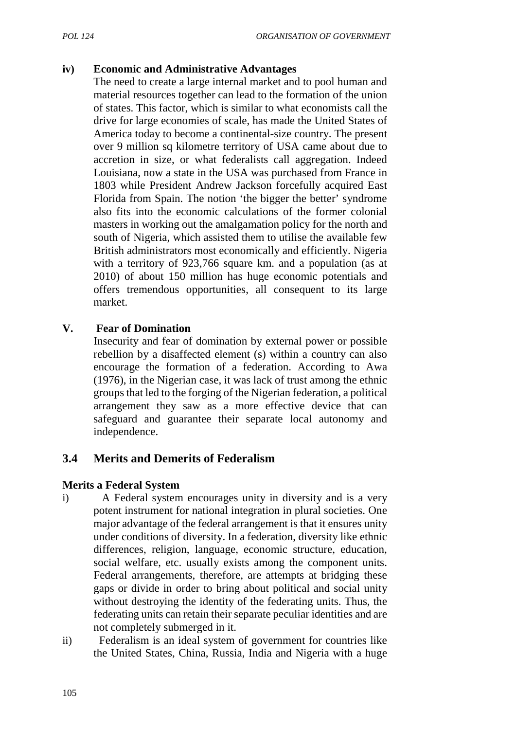**iv) Economic and Administrative Advantages**

The need to create a large internal market and to pool human and material resources together can lead to the formation of the union of states. This factor, which is similar to what economists call the drive for large economies of scale, has made the United States of America today to become a continental-size country. The present over 9 million sq kilometre territory of USA came about due to accretion in size, or what federalists call aggregation. Indeed Louisiana, now a state in the USA was purchased from France in 1803 while President Andrew Jackson forcefully acquired East Florida from Spain. The notion 'the bigger the better' syndrome also fits into the economic calculations of the former colonial masters in working out the amalgamation policy for the north and south of Nigeria, which assisted them to utilise the available few British administrators most economically and efficiently. Nigeria with a territory of 923,766 square km. and a population (as at 2010) of about 150 million has huge economic potentials and offers tremendous opportunities, all consequent to its large market.

**V. Fear of Domination**

Insecurity and fear of domination by external power or possible rebellion by a disaffected element (s) within a country can also encourage the formation of a federation. According to Awa (1976), in the Nigerian case, it was lack of trust among the ethnic groups that led to the forging of the Nigerian federation, a political arrangement they saw as a more effective device that can safeguard and guarantee their separate local autonomy and independence.

## 3.4 Merits and Demerits of Federalism

**Merits a Federal System**

i) A Federal system encourages unity in diversity and is a very potent instrument for national integration in plural societies. One major advantage of the federal arrangement is that it ensures unity under conditions of diversity. In a federation, diversity like ethnic differences, religion, language, economic structure, education, social welfare, etc. usually exists among the component units. Federal arrangements, therefore, are attempts at bridging these gaps or divide in order to bring about political and social unity without destroying the identity of the federating units. Thus, the federating units can retain their separate peculiar identities and are not completely submerged in it.

ii) Federalism is an ideal system of government for countries like the United States, China, Russia, India and Nigeria with a huge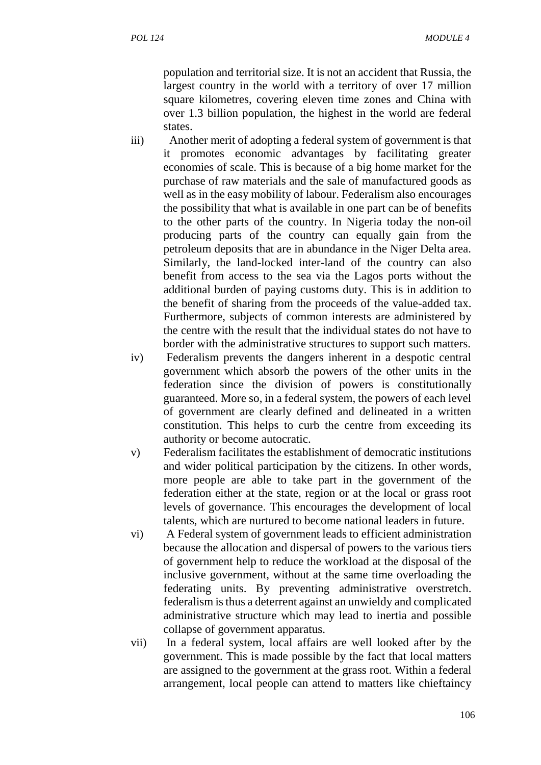population and territorial size. It is not an accident that Russia, the largest country in the world with a territory of over 17 million square kilometres, covering eleven time zones and China with over 1.3 billion population, the highest in the world are federal states.

iii) Another merit of adopting a federal system of government is that it promotes economic advantages by facilitating greater economies of scale. This is because of a big home market for the purchase of raw materials and the sale of manufactured goods as well as in the easy mobility of labour. Federalism also encourages the possibility that what is available in one part can be of benefits to the other parts of the country. In Nigeria today the non-oil producing parts of the country can equally gain from the petroleum deposits that are in abundance in the Niger Delta area. Similarly, the land-locked inter-land of the country can also benefit from access to the sea via the Lagos ports without the additional burden of paying customs duty. This is in addition to the benefit of sharing from the proceeds of the value-added tax. Furthermore, subjects of common interests are administered by the centre with the result that the individual states do not have to border with the administrative structures to support such matters.

iv) Federalism prevents the dangers inherent in a despotic central government which absorb the powers of the other units in the federation since the division of powers is constitutionally guaranteed. More so, in a federal system, the powers of each level of government are clearly defined and delineated in a written constitution. This helps to curb the centre from exceeding its authority or become autocratic.

v) Federalism facilitates the establishment of democratic institutions and wider political participation by the citizens. In other words, more people are able to take part in the government of the federation either at the state, region or at the local or grass root levels of governance. This encourages the development of local talents, which are nurtured to become national leaders in future.

vi) A Federal system of government leads to efficient administration because the allocation and dispersal of powers to the various tiers of government help to reduce the workload at the disposal of the inclusive government, without at the same time overloading the federating units. By preventing administrative overstretch. federalism is thus a deterrent against an unwieldy and complicated administrative structure which may lead to inertia and possible collapse of government apparatus.

vii) In a federal system, local affairs are well looked after by the government. This is made possible by the fact that local matters are assigned to the government at the grass root. Within a federal arrangement, local people can attend to matters like chieftaincy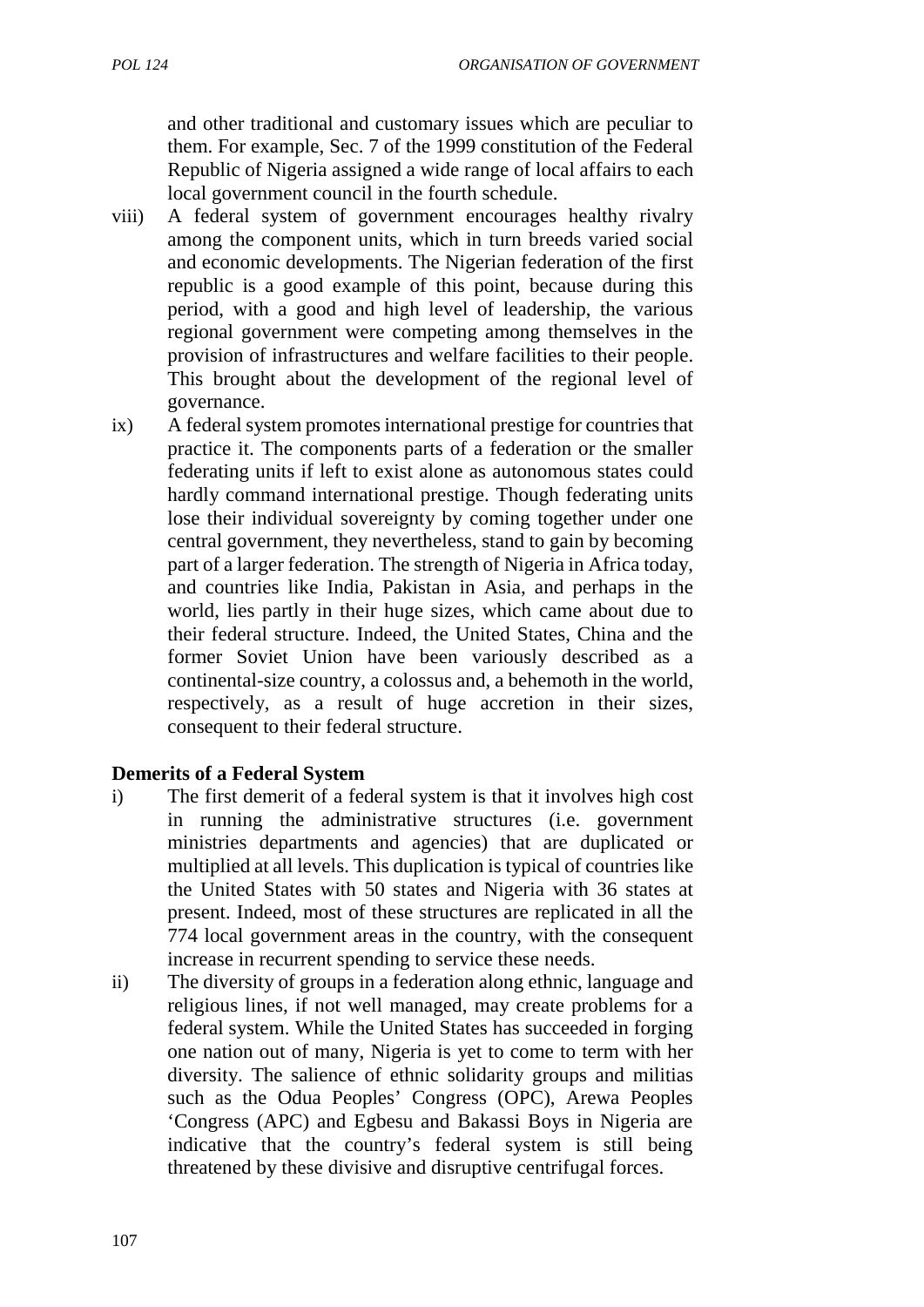and other traditional and customary issues which are peculiar to them. For example, Sec. 7 of the 1999 constitution of the Federal Republic of Nigeria assigned a wide range of local affairs to each local government council in the fourth schedule.

viii) A federal system of government encourages healthy rivalry among the component units, which in turn breeds varied social and economic developments. The Nigerian federation of the first republic is a good example of this point, because during this period, with a good and high level of leadership, the various regional government were competing among themselves in the provision of infrastructures and welfare facilities to their people. This brought about the development of the regional level of governance.

ix) A federal system promotes international prestige for countries that practice it. The components parts of a federation or the smaller federating units if left to exist alone as autonomous states could hardly command international prestige. Though federating units lose their individual sovereignty by coming together under one central government, they nevertheless, stand to gain by becoming part of a larger federation. The strength of Nigeria in Africa today, and countries like India, Pakistan in Asia, and perhaps in the world, lies partly in their huge sizes, which came about due to their federal structure. Indeed, the United States, China and the former Soviet Union have been variously described as a continental-size country, a colossus and, a behemoth in the world, respectively, as a result of huge accretion in their sizes, consequent to their federal structure.

**Demerits of a Federal System**

i) The first demerit of a federal system is that it involves high cost in running the administrative structures (i.e. government ministries departments and agencies) that are duplicated or multiplied at all levels. This duplication is typical of countries like the United States with 50 states and Nigeria with 36 states at present. Indeed, most of these structures are replicated in all the 774 local government areas in the country, with the consequent increase in recurrent spending to service these needs.

ii) The diversity of groups in a federation along ethnic, language and religious lines, if not well managed, may create problems for a federal system. While the United States has succeeded in forging one nation out of many, Nigeria is yet to come to term with her diversity. The salience of ethnic solidarity groups and militias such as the Odua Peoples' Congress (OPC), Arewa Peoples 'Congress (APC) and Egbesu and Bakassi Boys in Nigeria are indicative that the country's federal system is still being threatened by these divisive and disruptive centrifugal forces.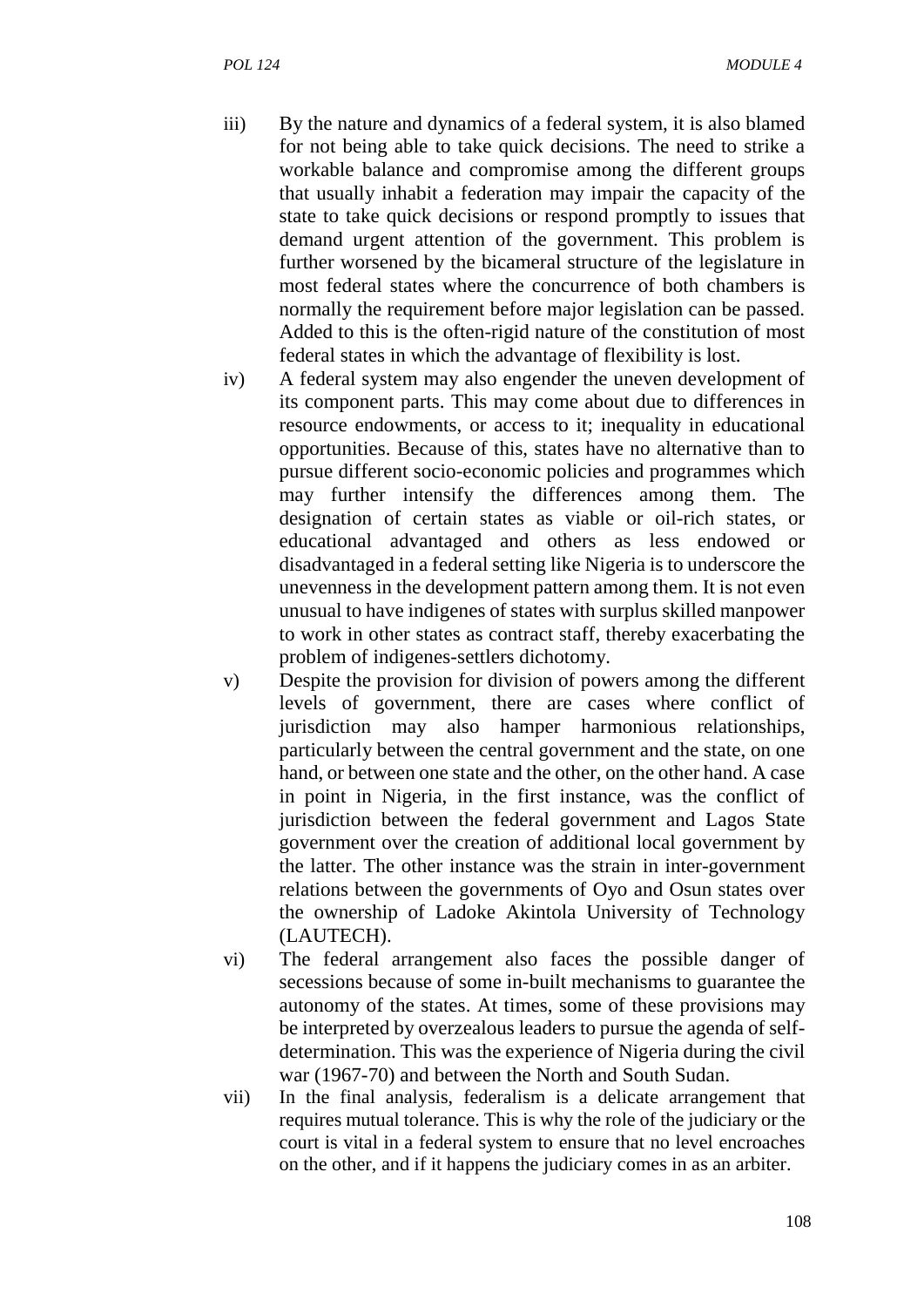iii) By the nature and dynamics of a federal system, it is also blamed for not being able to take quick decisions. The need to strike a workable balance and compromise among the different groups that usually inhabit a federation may impair the capacity of the state to take quick decisions or respond promptly to issues that demand urgent attention of the government. This problem is further worsened by the bicameral structure of the legislature in most federal states where the concurrence of both chambers is normally the requirement before major legislation can be passed. Added to this is the often-rigid nature of the constitution of most federal states in which the advantage of flexibility is lost.

iv) A federal system may also engender the uneven development of its component parts. This may come about due to differences in resource endowments, or access to it; inequality in educational opportunities. Because of this, states have no alternative than to pursue different socio-economic policies and programmes which may further intensify the differences among them. The designation of certain states as viable or oil-rich states, or educational advantaged and others as less endowed or disadvantaged in a federal setting like Nigeria is to underscore the unevenness in the development pattern among them. It is not even unusual to have indigenes of states with surplus skilled manpower to work in other states as contract staff, thereby exacerbating the problem of indigenes-settlers dichotomy.

v) Despite the provision for division of powers among the different levels of government, there are cases where conflict of jurisdiction may also hamper harmonious relationships, particularly between the central government and the state, on one hand, or between one state and the other, on the other hand. A case in point in Nigeria, in the first instance, was the conflict of jurisdiction between the federal government and Lagos State government over the creation of additional local government by the latter. The other instance was the strain in inter-government relations between the governments of Oyo and Osun states over the ownership of Ladoke Akintola University of Technology (LAUTECH).

vi) The federal arrangement also faces the possible danger of secessions because of some in-built mechanisms to guarantee the autonomy of the states. At times, some of these provisions may be interpreted by overzealous leaders to pursue the agenda of self-determination. This was the experience of Nigeria during the civil war (1967-70) and between the North and South Sudan.

vii) In the final analysis, federalism is a delicate arrangement that requires mutual tolerance. This is why the role of the judiciary or the court is vital in a federal system to ensure that no level encroaches on the other, and if it happens the judiciary comes in as an arbiter.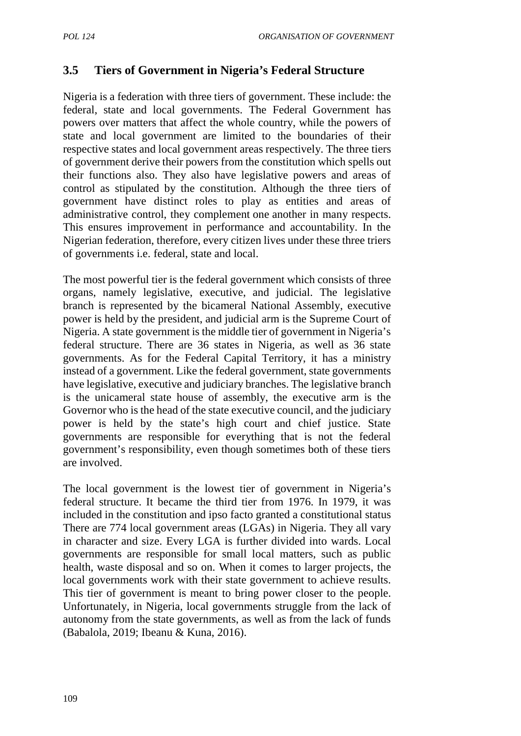## 3.5 Tiers of Government in Nigeria's Federal Structure

Nigeria is a federation with three tiers of government. These include: the federal, state and local governments. The Federal Government has powers over matters that affect the whole country, while the powers of state and local government are limited to the boundaries of their respective states and local government areas respectively. The three tiers of government derive their powers from the constitution which spells out their functions also. They also have legislative powers and areas of control as stipulated by the constitution. Although the three tiers of government have distinct roles to play as entities and areas of administrative control, they complement one another in many respects. This ensures improvement in performance and accountability. In the Nigerian federation, therefore, every citizen lives under these three triers of governments i.e. federal, state and local.

The most powerful tier is the federal government which consists of three organs, namely legislative, executive, and judicial. The legislative branch is represented by the bicameral National Assembly, executive power is held by the president, and judicial arm is the Supreme Court of Nigeria. A state government is the middle tier of government in Nigeria's federal structure. There are 36 states in Nigeria, as well as 36 state governments. As for the Federal Capital Territory, it has a ministry instead of a government. Like the federal government, state governments have legislative, executive and judiciary branches. The legislative branch is the unicameral state house of assembly, the executive arm is the Governor who is the head of the state executive council, and the judiciary power is held by the state's high court and chief justice. State governments are responsible for everything that is not the federal government's responsibility, even though sometimes both of these tiers are involved.

The local government is the lowest tier of government in Nigeria's federal structure. It became the third tier from 1976. In 1979, it was included in the constitution and ipso facto granted a constitutional status There are 774 local government areas (LGAs) in Nigeria. They all vary in character and size. Every LGA is further divided into wards. Local governments are responsible for small local matters, such as public health, waste disposal and so on. When it comes to larger projects, the local governments work with their state government to achieve results. This tier of government is meant to bring power closer to the people. Unfortunately, in Nigeria, local governments struggle from the lack of autonomy from the state governments, as well as from the lack of funds (Babalola, 2019; Ibeanu & Kuna, 2016).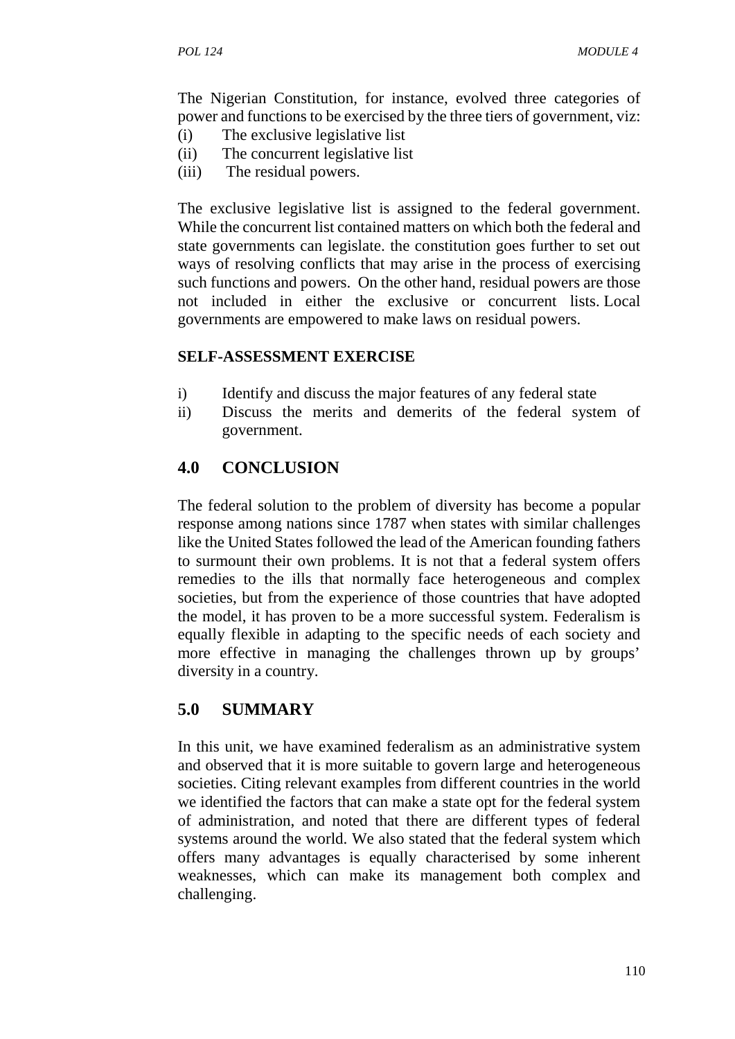The Nigerian Constitution, for instance, evolved three categories of power and functions to be exercised by the three tiers of government, viz:

(i) The exclusive legislative list
(ii) The concurrent legislative list
(iii) The residual powers.

The exclusive legislative list is assigned to the federal government. While the concurrent list contained matters on which both the federal and state governments can legislate. the constitution goes further to set out ways of resolving conflicts that may arise in the process of exercising such functions and powers. On the other hand, residual powers are those not included in either the exclusive or concurrent lists. Local governments are empowered to make laws on residual powers.

**SELF-ASSESSMENT EXERCISE**

i) Identify and discuss the major features of any federal state
ii) Discuss the merits and demerits of the federal system of government.

## 4.0 CONCLUSION

The federal solution to the problem of diversity has become a popular response among nations since 1787 when states with similar challenges like the United States followed the lead of the American founding fathers to surmount their own problems. It is not that a federal system offers remedies to the ills that normally face heterogeneous and complex societies, but from the experience of those countries that have adopted the model, it has proven to be a more successful system. Federalism is equally flexible in adapting to the specific needs of each society and more effective in managing the challenges thrown up by groups' diversity in a country.

## 5.0 SUMMARY

In this unit, we have examined federalism as an administrative system and observed that it is more suitable to govern large and heterogeneous societies. Citing relevant examples from different countries in the world we identified the factors that can make a state opt for the federal system of administration, and noted that there are different types of federal systems around the world. We also stated that the federal system which offers many advantages is equally characterised by some inherent weaknesses, which can make its management both complex and challenging.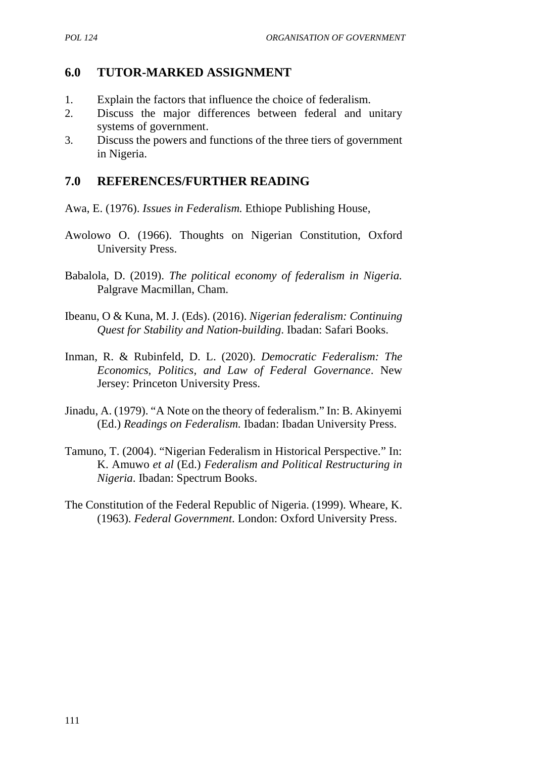## 6.0 TUTOR-MARKED ASSIGNMENT

1. Explain the factors that influence the choice of federalism.
2. Discuss the major differences between federal and unitary systems of government.
3. Discuss the powers and functions of the three tiers of government in Nigeria.

## 7.0 REFERENCES/FURTHER READING

Awa, E. (1976). *Issues in Federalism.* Ethiope Publishing House,

Awolowo O. (1966). Thoughts on Nigerian Constitution, Oxford University Press.

Babalola, D. (2019). *The political economy of federalism in Nigeria.* Palgrave Macmillan, Cham.

Ibeanu, O & Kuna, M. J. (Eds). (2016). *Nigerian federalism: Continuing Quest for Stability and Nation-building*. Ibadan: Safari Books.

Inman, R. & Rubinfeld, D. L. (2020). *Democratic Federalism: The Economics, Politics, and Law of Federal Governance*. New Jersey: Princeton University Press.

Jinadu, A. (1979). "A Note on the theory of federalism." In: B. Akinyemi (Ed.) *Readings on Federalism.* Ibadan: Ibadan University Press.

Tamuno, T. (2004). "Nigerian Federalism in Historical Perspective." In: K. Amuwo *et al* (Ed.) *Federalism and Political Restructuring in Nigeria*. Ibadan: Spectrum Books.

The Constitution of the Federal Republic of Nigeria. (1999). Wheare, K. (1963). *Federal Government*. London: Oxford University Press.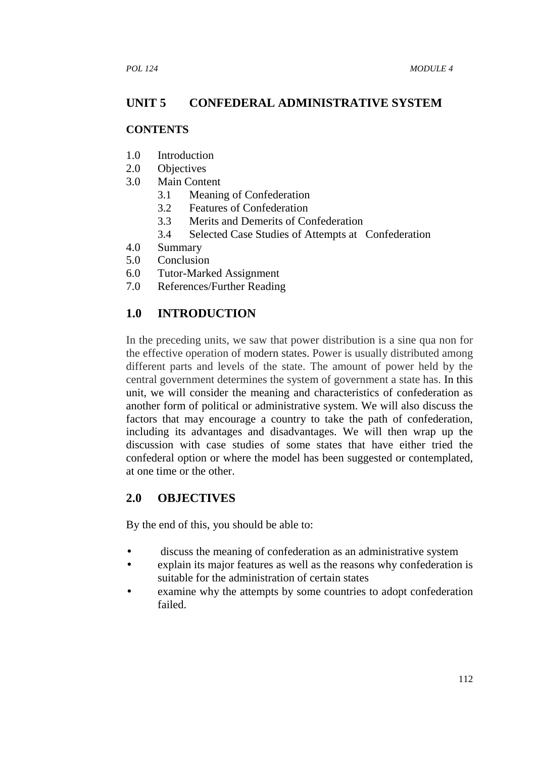## UNIT 5 CONFEDERAL ADMINISTRATIVE SYSTEM

### CONTENTS

1.0 Introduction
2.0 Objectives
3.0 Main Content
   3.1 Meaning of Confederation
   3.2 Features of Confederation
   3.3 Merits and Demerits of Confederation
   3.4 Selected Case Studies of Attempts at Confederation
4.0 Summary
5.0 Conclusion
6.0 Tutor-Marked Assignment
7.0 References/Further Reading

## 1.0 INTRODUCTION

In the preceding units, we saw that power distribution is a sine qua non for the effective operation of modern states. Power is usually distributed among different parts and levels of the state. The amount of power held by the central government determines the system of government a state has. In this unit, we will consider the meaning and characteristics of confederation as another form of political or administrative system. We will also discuss the factors that may encourage a country to take the path of confederation, including its advantages and disadvantages. We will then wrap up the discussion with case studies of some states that have either tried the confederal option or where the model has been suggested or contemplated, at one time or the other.

## 2.0 OBJECTIVES

By the end of this, you should be able to:

- discuss the meaning of confederation as an administrative system
- explain its major features as well as the reasons why confederation is suitable for the administration of certain states
- examine why the attempts by some countries to adopt confederation failed.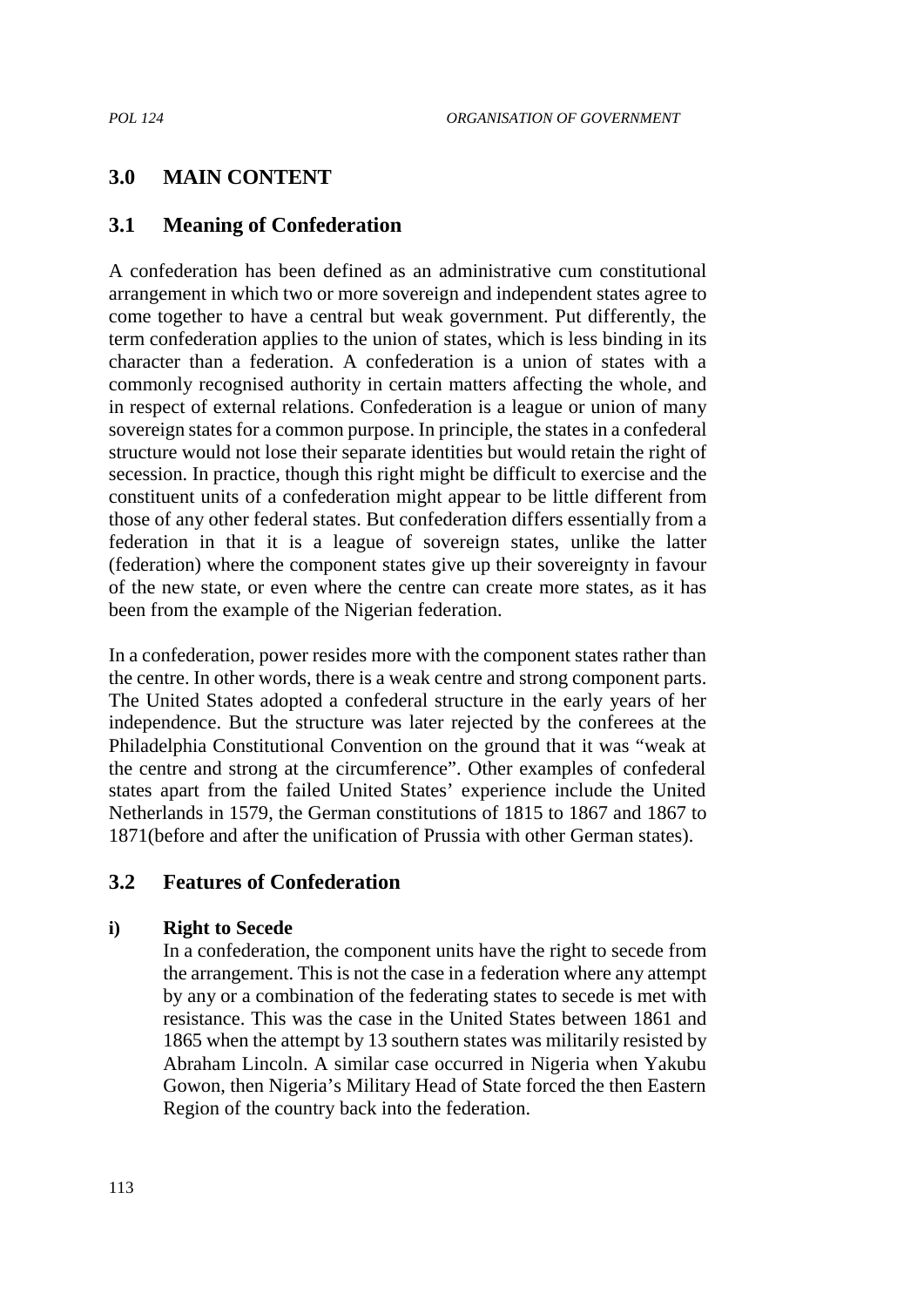## 3.0 MAIN CONTENT

### 3.1 Meaning of Confederation

A confederation has been defined as an administrative cum constitutional arrangement in which two or more sovereign and independent states agree to come together to have a central but weak government. Put differently, the term confederation applies to the union of states, which is less binding in its character than a federation. A confederation is a union of states with a commonly recognised authority in certain matters affecting the whole, and in respect of external relations. Confederation is a league or union of many sovereign states for a common purpose. In principle, the states in a confederal structure would not lose their separate identities but would retain the right of secession. In practice, though this right might be difficult to exercise and the constituent units of a confederation might appear to be little different from those of any other federal states. But confederation differs essentially from a federation in that it is a league of sovereign states, unlike the latter (federation) where the component states give up their sovereignty in favour of the new state, or even where the centre can create more states, as it has been from the example of the Nigerian federation.

In a confederation, power resides more with the component states rather than the centre. In other words, there is a weak centre and strong component parts. The United States adopted a confederal structure in the early years of her independence. But the structure was later rejected by the conferees at the Philadelphia Constitutional Convention on the ground that it was "weak at the centre and strong at the circumference". Other examples of confederal states apart from the failed United States' experience include the United Netherlands in 1579, the German constitutions of 1815 to 1867 and 1867 to 1871(before and after the unification of Prussia with other German states).

### 3.2 Features of Confederation

**i) Right to Secede**

In a confederation, the component units have the right to secede from the arrangement. This is not the case in a federation where any attempt by any or a combination of the federating states to secede is met with resistance. This was the case in the United States between 1861 and 1865 when the attempt by 13 southern states was militarily resisted by Abraham Lincoln. A similar case occurred in Nigeria when Yakubu Gowon, then Nigeria's Military Head of State forced the then Eastern Region of the country back into the federation.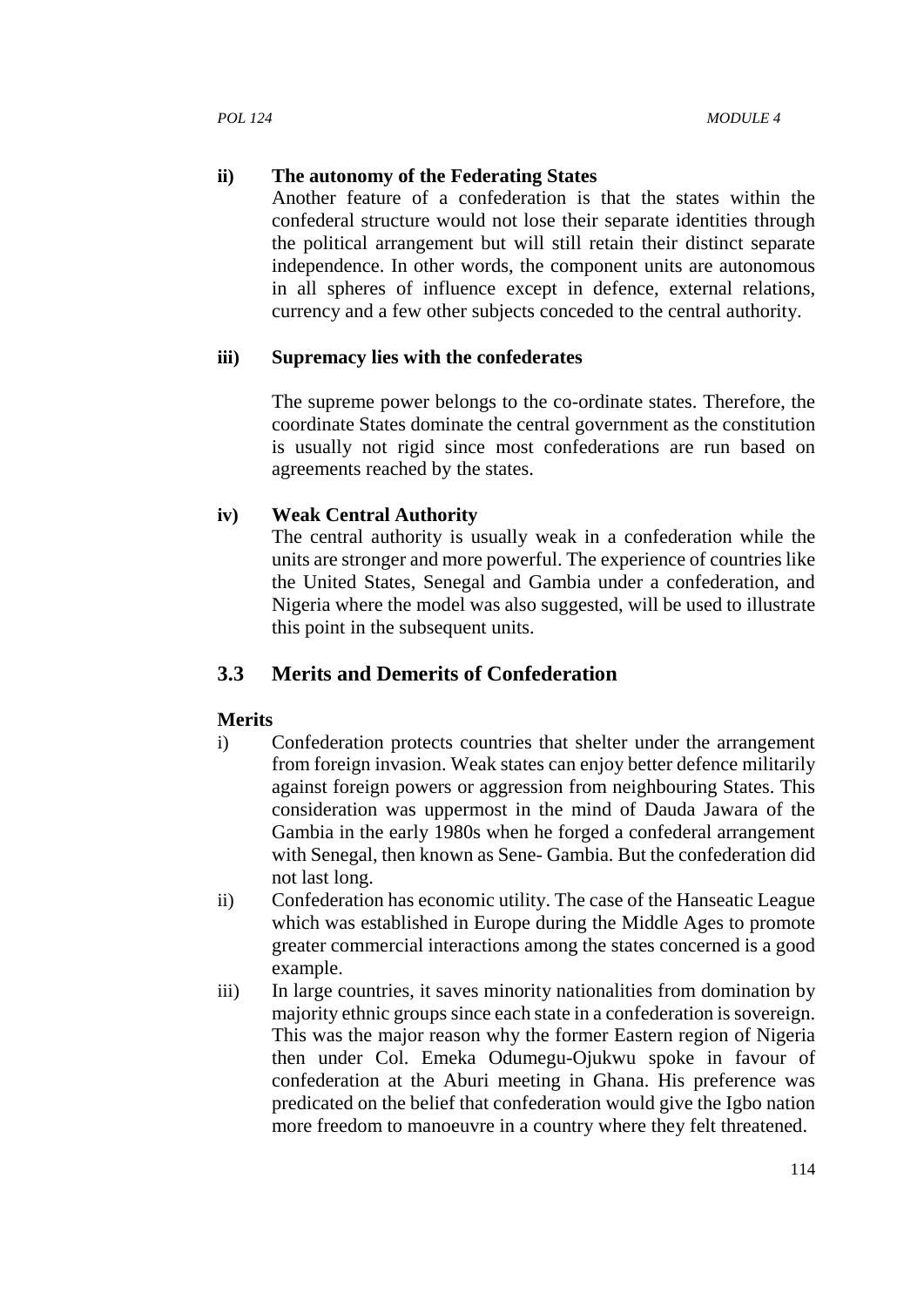**ii) The autonomy of the Federating States**

Another feature of a confederation is that the states within the confederal structure would not lose their separate identities through the political arrangement but will still retain their distinct separate independence. In other words, the component units are autonomous in all spheres of influence except in defence, external relations, currency and a few other subjects conceded to the central authority.

**iii) Supremacy lies with the confederates**

The supreme power belongs to the co-ordinate states. Therefore, the coordinate States dominate the central government as the constitution is usually not rigid since most confederations are run based on agreements reached by the states.

**iv) Weak Central Authority**

The central authority is usually weak in a confederation while the units are stronger and more powerful. The experience of countries like the United States, Senegal and Gambia under a confederation, and Nigeria where the model was also suggested, will be used to illustrate this point in the subsequent units.

## 3.3 Merits and Demerits of Confederation

**Merits**

i) Confederation protects countries that shelter under the arrangement from foreign invasion. Weak states can enjoy better defence militarily against foreign powers or aggression from neighbouring States. This consideration was uppermost in the mind of Dauda Jawara of the Gambia in the early 1980s when he forged a confederal arrangement with Senegal, then known as Sene- Gambia. But the confederation did not last long.

ii) Confederation has economic utility. The case of the Hanseatic League which was established in Europe during the Middle Ages to promote greater commercial interactions among the states concerned is a good example.

iii) In large countries, it saves minority nationalities from domination by majority ethnic groups since each state in a confederation is sovereign. This was the major reason why the former Eastern region of Nigeria then under Col. Emeka Odumegu-Ojukwu spoke in favour of confederation at the Aburi meeting in Ghana. His preference was predicated on the belief that confederation would give the Igbo nation more freedom to manoeuvre in a country where they felt threatened.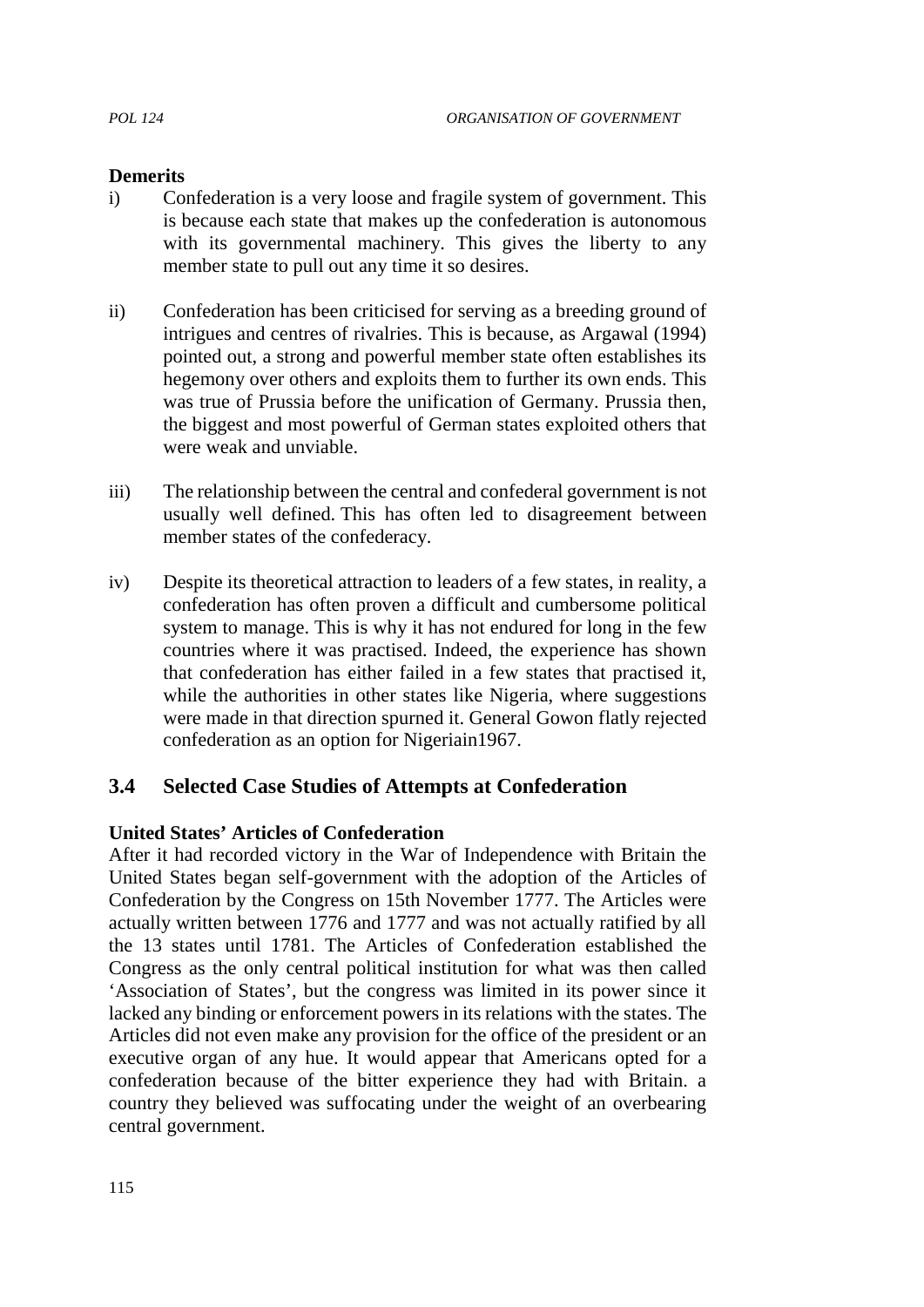**Demerits**

i) Confederation is a very loose and fragile system of government. This is because each state that makes up the confederation is autonomous with its governmental machinery. This gives the liberty to any member state to pull out any time it so desires.

ii) Confederation has been criticised for serving as a breeding ground of intrigues and centres of rivalries. This is because, as Argawal (1994) pointed out, a strong and powerful member state often establishes its hegemony over others and exploits them to further its own ends. This was true of Prussia before the unification of Germany. Prussia then, the biggest and most powerful of German states exploited others that were weak and unviable.

iii) The relationship between the central and confederal government is not usually well defined. This has often led to disagreement between member states of the confederacy.

iv) Despite its theoretical attraction to leaders of a few states, in reality, a confederation has often proven a difficult and cumbersome political system to manage. This is why it has not endured for long in the few countries where it was practised. Indeed, the experience has shown that confederation has either failed in a few states that practised it, while the authorities in other states like Nigeria, where suggestions were made in that direction spurned it. General Gowon flatly rejected confederation as an option for Nigeriain1967.

## 3.4 Selected Case Studies of Attempts at Confederation

**United States' Articles of Confederation**

After it had recorded victory in the War of Independence with Britain the United States began self-government with the adoption of the Articles of Confederation by the Congress on 15th November 1777. The Articles were actually written between 1776 and 1777 and was not actually ratified by all the 13 states until 1781. The Articles of Confederation established the Congress as the only central political institution for what was then called 'Association of States', but the congress was limited in its power since it lacked any binding or enforcement powers in its relations with the states. The Articles did not even make any provision for the office of the president or an executive organ of any hue. It would appear that Americans opted for a confederation because of the bitter experience they had with Britain. a country they believed was suffocating under the weight of an overbearing central government.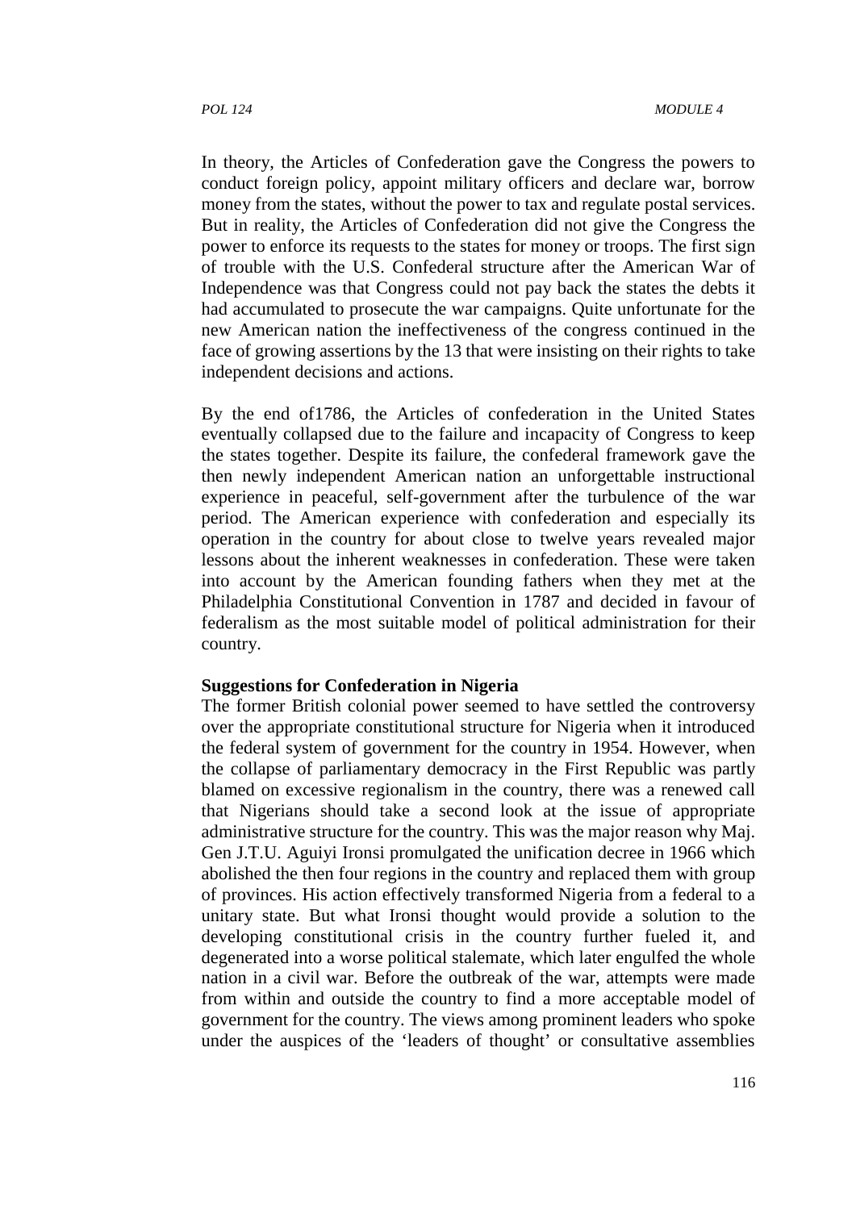In theory, the Articles of Confederation gave the Congress the powers to conduct foreign policy, appoint military officers and declare war, borrow money from the states, without the power to tax and regulate postal services. But in reality, the Articles of Confederation did not give the Congress the power to enforce its requests to the states for money or troops. The first sign of trouble with the U.S. Confederal structure after the American War of Independence was that Congress could not pay back the states the debts it had accumulated to prosecute the war campaigns. Quite unfortunate for the new American nation the ineffectiveness of the congress continued in the face of growing assertions by the 13 that were insisting on their rights to take independent decisions and actions.

By the end of1786, the Articles of confederation in the United States eventually collapsed due to the failure and incapacity of Congress to keep the states together. Despite its failure, the confederal framework gave the then newly independent American nation an unforgettable instructional experience in peaceful, self-government after the turbulence of the war period. The American experience with confederation and especially its operation in the country for about close to twelve years revealed major lessons about the inherent weaknesses in confederation. These were taken into account by the American founding fathers when they met at the Philadelphia Constitutional Convention in 1787 and decided in favour of federalism as the most suitable model of political administration for their country.

**Suggestions for Confederation in Nigeria**

The former British colonial power seemed to have settled the controversy over the appropriate constitutional structure for Nigeria when it introduced the federal system of government for the country in 1954. However, when the collapse of parliamentary democracy in the First Republic was partly blamed on excessive regionalism in the country, there was a renewed call that Nigerians should take a second look at the issue of appropriate administrative structure for the country. This was the major reason why Maj. Gen J.T.U. Aguiyi Ironsi promulgated the unification decree in 1966 which abolished the then four regions in the country and replaced them with group of provinces. His action effectively transformed Nigeria from a federal to a unitary state. But what Ironsi thought would provide a solution to the developing constitutional crisis in the country further fueled it, and degenerated into a worse political stalemate, which later engulfed the whole nation in a civil war. Before the outbreak of the war, attempts were made from within and outside the country to find a more acceptable model of government for the country. The views among prominent leaders who spoke under the auspices of the 'leaders of thought' or consultative assemblies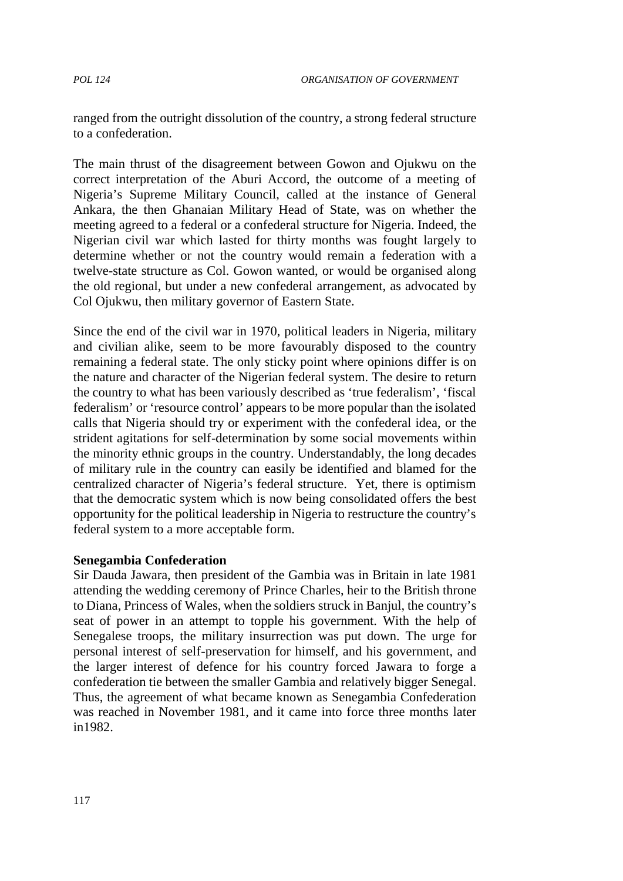ranged from the outright dissolution of the country, a strong federal structure to a confederation.

The main thrust of the disagreement between Gowon and Ojukwu on the correct interpretation of the Aburi Accord, the outcome of a meeting of Nigeria's Supreme Military Council, called at the instance of General Ankara, the then Ghanaian Military Head of State, was on whether the meeting agreed to a federal or a confederal structure for Nigeria. Indeed, the Nigerian civil war which lasted for thirty months was fought largely to determine whether or not the country would remain a federation with a twelve-state structure as Col. Gowon wanted, or would be organised along the old regional, but under a new confederal arrangement, as advocated by Col Ojukwu, then military governor of Eastern State.

Since the end of the civil war in 1970, political leaders in Nigeria, military and civilian alike, seem to be more favourably disposed to the country remaining a federal state. The only sticky point where opinions differ is on the nature and character of the Nigerian federal system. The desire to return the country to what has been variously described as 'true federalism', 'fiscal federalism' or 'resource control' appears to be more popular than the isolated calls that Nigeria should try or experiment with the confederal idea, or the strident agitations for self-determination by some social movements within the minority ethnic groups in the country. Understandably, the long decades of military rule in the country can easily be identified and blamed for the centralized character of Nigeria's federal structure. Yet, there is optimism that the democratic system which is now being consolidated offers the best opportunity for the political leadership in Nigeria to restructure the country's federal system to a more acceptable form.

**Senegambia Confederation**

Sir Dauda Jawara, then president of the Gambia was in Britain in late 1981 attending the wedding ceremony of Prince Charles, heir to the British throne to Diana, Princess of Wales, when the soldiers struck in Banjul, the country's seat of power in an attempt to topple his government. With the help of Senegalese troops, the military insurrection was put down. The urge for personal interest of self-preservation for himself, and his government, and the larger interest of defence for his country forced Jawara to forge a confederation tie between the smaller Gambia and relatively bigger Senegal. Thus, the agreement of what became known as Senegambia Confederation was reached in November 1981, and it came into force three months later in1982.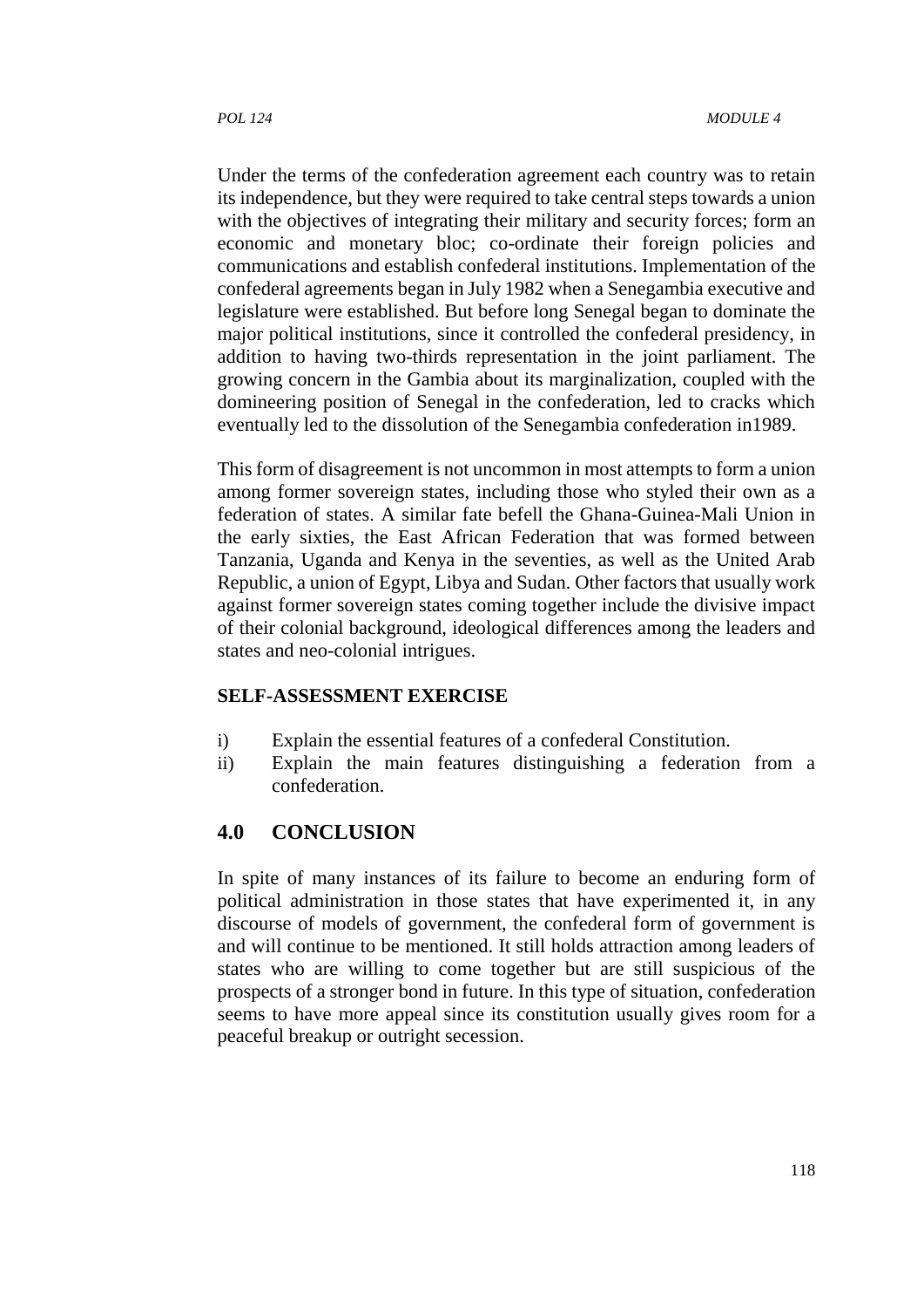Under the terms of the confederation agreement each country was to retain its independence, but they were required to take central steps towards a union with the objectives of integrating their military and security forces; form an economic and monetary bloc; co-ordinate their foreign policies and communications and establish confederal institutions. Implementation of the confederal agreements began in July 1982 when a Senegambia executive and legislature were established. But before long Senegal began to dominate the major political institutions, since it controlled the confederal presidency, in addition to having two-thirds representation in the joint parliament. The growing concern in the Gambia about its marginalization, coupled with the domineering position of Senegal in the confederation, led to cracks which eventually led to the dissolution of the Senegambia confederation in1989.

This form of disagreement is not uncommon in most attempts to form a union among former sovereign states, including those who styled their own as a federation of states. A similar fate befell the Ghana-Guinea-Mali Union in the early sixties, the East African Federation that was formed between Tanzania, Uganda and Kenya in the seventies, as well as the United Arab Republic, a union of Egypt, Libya and Sudan. Other factors that usually work against former sovereign states coming together include the divisive impact of their colonial background, ideological differences among the leaders and states and neo-colonial intrigues.

**SELF-ASSESSMENT EXERCISE**

i) Explain the essential features of a confederal Constitution.
ii) Explain the main features distinguishing a federation from a confederation.

## 4.0 CONCLUSION

In spite of many instances of its failure to become an enduring form of political administration in those states that have experimented it, in any discourse of models of government, the confederal form of government is and will continue to be mentioned. It still holds attraction among leaders of states who are willing to come together but are still suspicious of the prospects of a stronger bond in future. In this type of situation, confederation seems to have more appeal since its constitution usually gives room for a peaceful breakup or outright secession.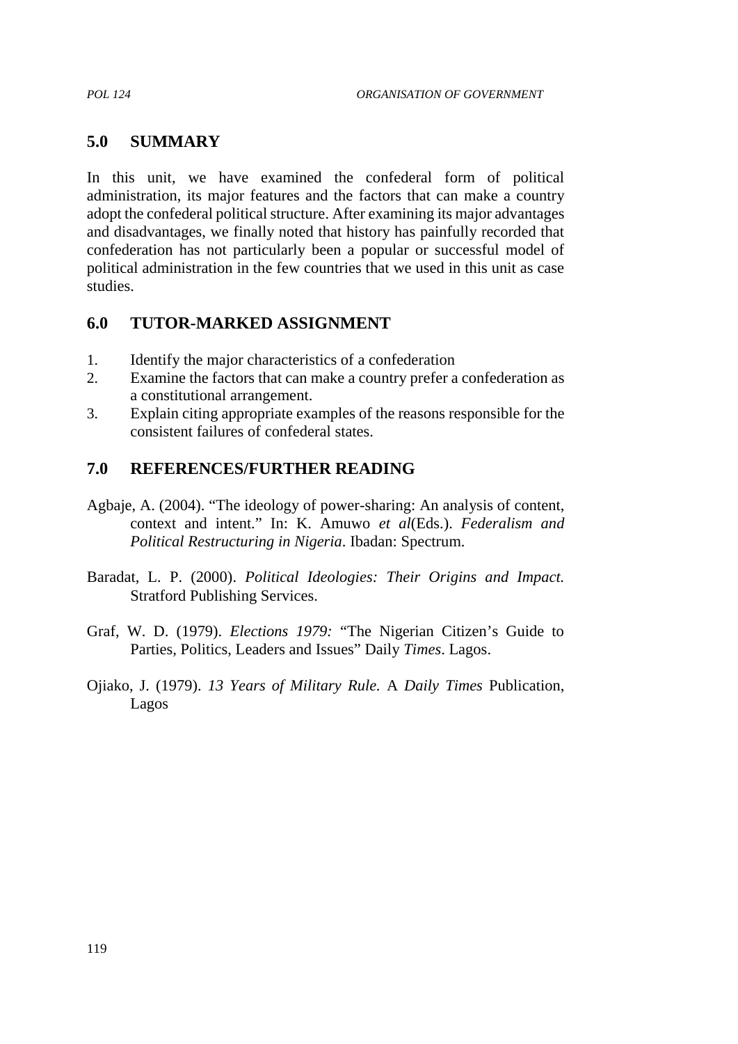## 5.0 SUMMARY

In this unit, we have examined the confederal form of political administration, its major features and the factors that can make a country adopt the confederal political structure. After examining its major advantages and disadvantages, we finally noted that history has painfully recorded that confederation has not particularly been a popular or successful model of political administration in the few countries that we used in this unit as case studies.

## 6.0 TUTOR-MARKED ASSIGNMENT

1. Identify the major characteristics of a confederation
2. Examine the factors that can make a country prefer a confederation as a constitutional arrangement.
3. Explain citing appropriate examples of the reasons responsible for the consistent failures of confederal states.

## 7.0 REFERENCES/FURTHER READING

Agbaje, A. (2004). "The ideology of power-sharing: An analysis of content, context and intent." In: K. Amuwo *et al*(Eds.). *Federalism and Political Restructuring in Nigeria*. Ibadan: Spectrum.

Baradat, L. P. (2000). *Political Ideologies: Their Origins and Impact.* Stratford Publishing Services.

Graf, W. D. (1979). *Elections 1979:* "The Nigerian Citizen's Guide to Parties, Politics, Leaders and Issues" Daily *Times*. Lagos.

Ojiako, J. (1979). *13 Years of Military Rule.* A *Daily Times* Publication, Lagos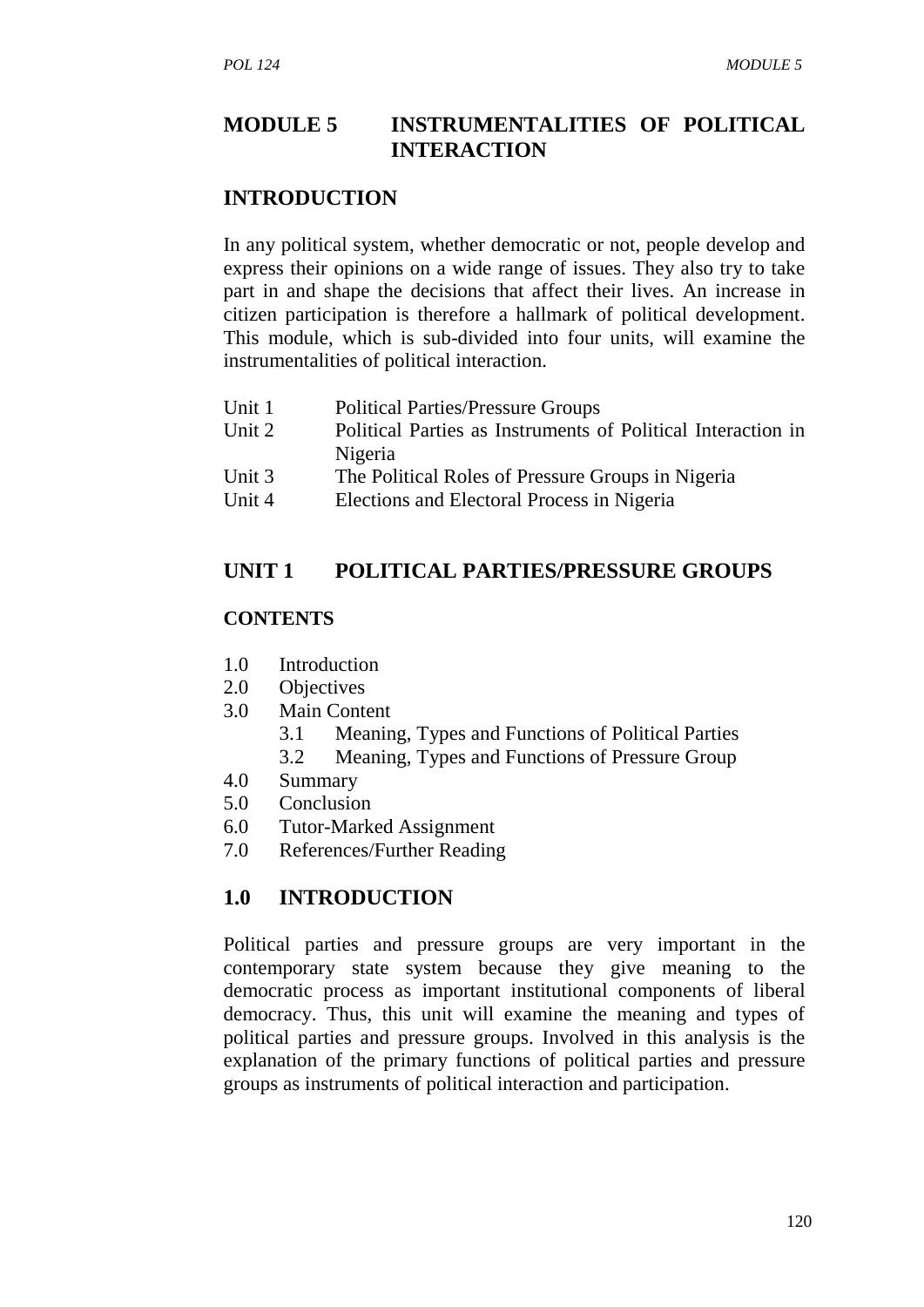# MODULE 5 INSTRUMENTALITIES OF POLITICAL INTERACTION

## INTRODUCTION

In any political system, whether democratic or not, people develop and express their opinions on a wide range of issues. They also try to take part in and shape the decisions that affect their lives. An increase in citizen participation is therefore a hallmark of political development. This module, which is sub-divided into four units, will examine the instrumentalities of political interaction.

| | |
|---|---|
| Unit 1 | Political Parties/Pressure Groups |
| Unit 2 | Political Parties as Instruments of Political Interaction in Nigeria |
| Unit 3 | The Political Roles of Pressure Groups in Nigeria |
| Unit 4 | Elections and Electoral Process in Nigeria |

## UNIT 1 POLITICAL PARTIES/PRESSURE GROUPS

### CONTENTS

- 1.0 Introduction
- 2.0 Objectives
- 3.0 Main Content
  - 3.1 Meaning, Types and Functions of Political Parties
  - 3.2 Meaning, Types and Functions of Pressure Group
- 4.0 Summary
- 5.0 Conclusion
- 6.0 Tutor-Marked Assignment
- 7.0 References/Further Reading

## 1.0 INTRODUCTION

Political parties and pressure groups are very important in the contemporary state system because they give meaning to the democratic process as important institutional components of liberal democracy. Thus, this unit will examine the meaning and types of political parties and pressure groups. Involved in this analysis is the explanation of the primary functions of political parties and pressure groups as instruments of political interaction and participation.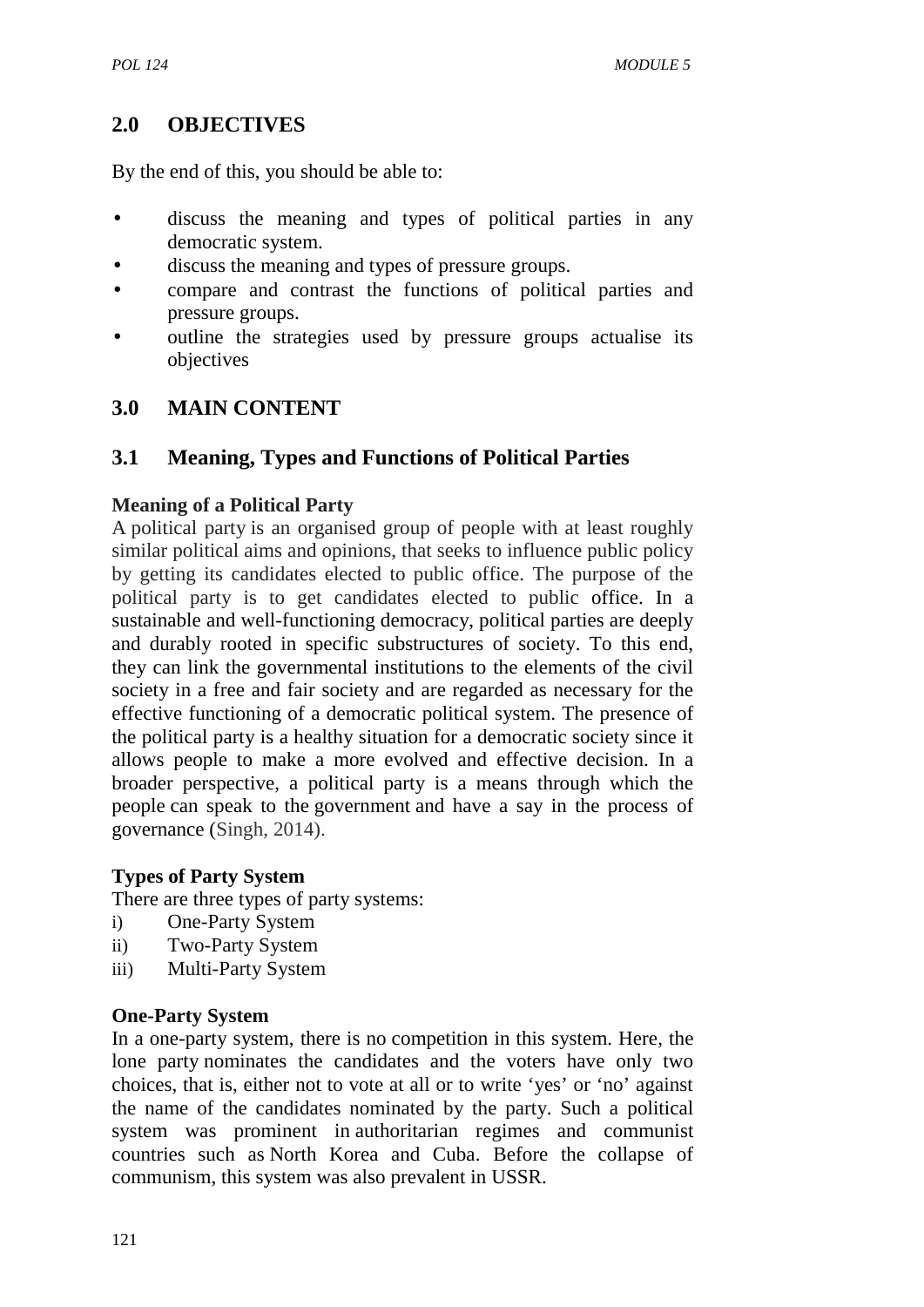## 2.0 OBJECTIVES

By the end of this, you should be able to:

- discuss the meaning and types of political parties in any democratic system.
- discuss the meaning and types of pressure groups.
- compare and contrast the functions of political parties and pressure groups.
- outline the strategies used by pressure groups actualise its objectives

## 3.0 MAIN CONTENT

### 3.1 Meaning, Types and Functions of Political Parties

**Meaning of a Political Party**

A political party is an organised group of people with at least roughly similar political aims and opinions, that seeks to influence public policy by getting its candidates elected to public office. The purpose of the political party is to get candidates elected to public office. In a sustainable and well-functioning democracy, political parties are deeply and durably rooted in specific substructures of society. To this end, they can link the governmental institutions to the elements of the civil society in a free and fair society and are regarded as necessary for the effective functioning of a democratic political system. The presence of the political party is a healthy situation for a democratic society since it allows people to make a more evolved and effective decision. In a broader perspective, a political party is a means through which the people can speak to the government and have a say in the process of governance (Singh, 2014).

**Types of Party System**

There are three types of party systems:

i) One-Party System
ii) Two-Party System
iii) Multi-Party System

**One-Party System**

In a one-party system, there is no competition in this system. Here, the lone party nominates the candidates and the voters have only two choices, that is, either not to vote at all or to write 'yes' or 'no' against the name of the candidates nominated by the party. Such a political system was prominent in authoritarian regimes and communist countries such as North Korea and Cuba. Before the collapse of communism, this system was also prevalent in USSR.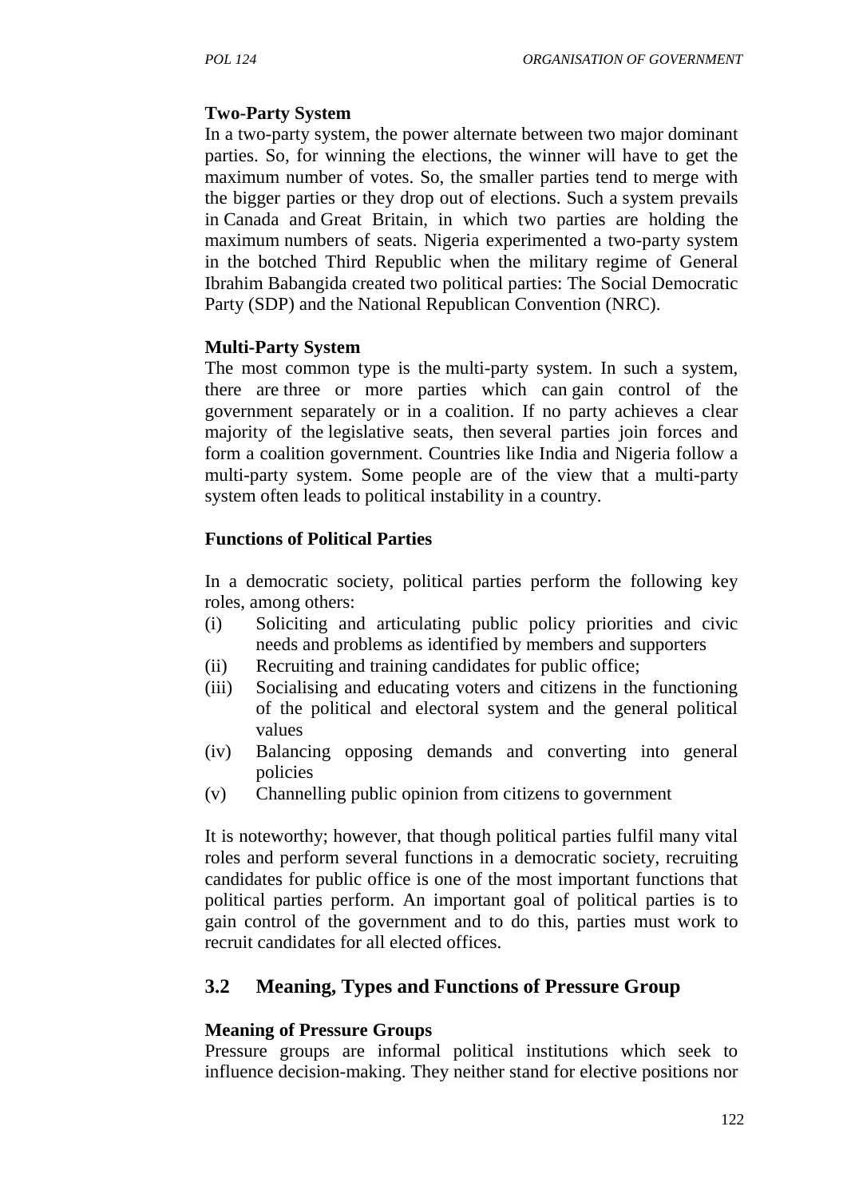**Two-Party System**

In a two-party system, the power alternate between two major dominant parties. So, for winning the elections, the winner will have to get the maximum number of votes. So, the smaller parties tend to merge with the bigger parties or they drop out of elections. Such a system prevails in Canada and Great Britain, in which two parties are holding the maximum numbers of seats. Nigeria experimented a two-party system in the botched Third Republic when the military regime of General Ibrahim Babangida created two political parties: The Social Democratic Party (SDP) and the National Republican Convention (NRC).

**Multi-Party System**

The most common type is the multi-party system. In such a system, there are three or more parties which can gain control of the government separately or in a coalition. If no party achieves a clear majority of the legislative seats, then several parties join forces and form a coalition government. Countries like India and Nigeria follow a multi-party system. Some people are of the view that a multi-party system often leads to political instability in a country.

**Functions of Political Parties**

In a democratic society, political parties perform the following key roles, among others:

(i) Soliciting and articulating public policy priorities and civic needs and problems as identified by members and supporters

(ii) Recruiting and training candidates for public office;

(iii) Socialising and educating voters and citizens in the functioning of the political and electoral system and the general political values

(iv) Balancing opposing demands and converting into general policies

(v) Channelling public opinion from citizens to government

It is noteworthy; however, that though political parties fulfil many vital roles and perform several functions in a democratic society, recruiting candidates for public office is one of the most important functions that political parties perform. An important goal of political parties is to gain control of the government and to do this, parties must work to recruit candidates for all elected offices.

## 3.2 Meaning, Types and Functions of Pressure Group

**Meaning of Pressure Groups**

Pressure groups are informal political institutions which seek to influence decision-making. They neither stand for elective positions nor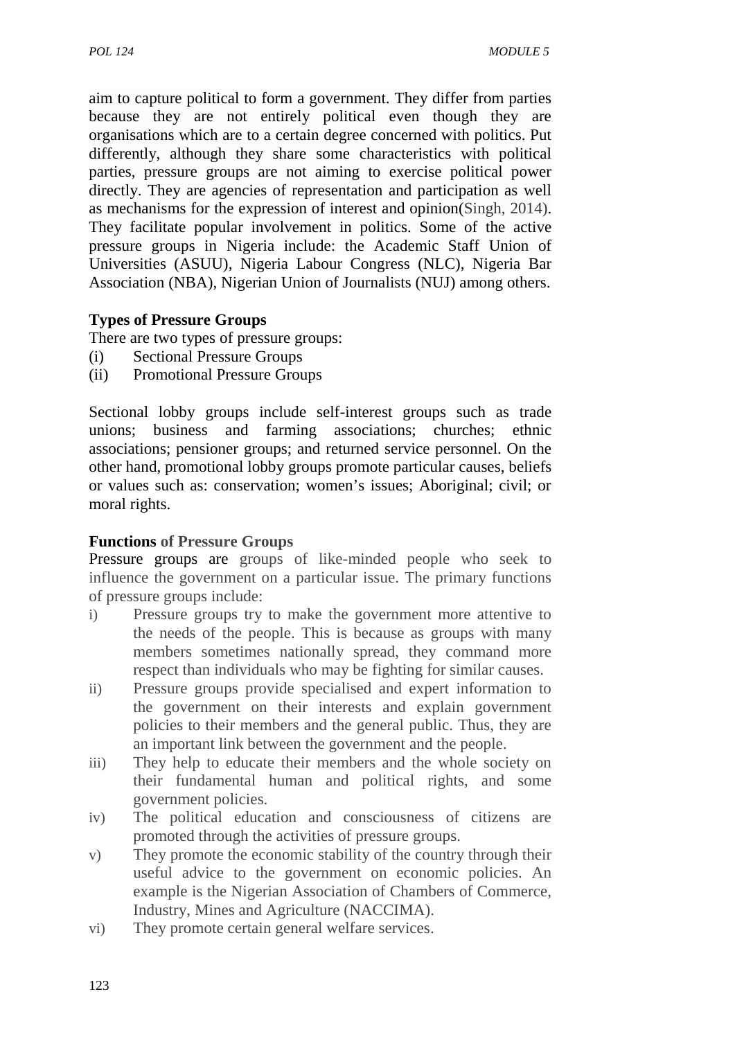aim to capture political to form a government. They differ from parties because they are not entirely political even though they are organisations which are to a certain degree concerned with politics. Put differently, although they share some characteristics with political parties, pressure groups are not aiming to exercise political power directly. They are agencies of representation and participation as well as mechanisms for the expression of interest and opinion(Singh, 2014). They facilitate popular involvement in politics. Some of the active pressure groups in Nigeria include: the Academic Staff Union of Universities (ASUU), Nigeria Labour Congress (NLC), Nigeria Bar Association (NBA), Nigerian Union of Journalists (NUJ) among others.

**Types of Pressure Groups**

There are two types of pressure groups:

(i) Sectional Pressure Groups
(ii) Promotional Pressure Groups

Sectional lobby groups include self-interest groups such as trade unions; business and farming associations; churches; ethnic associations; pensioner groups; and returned service personnel. On the other hand, promotional lobby groups promote particular causes, beliefs or values such as: conservation; women's issues; Aboriginal; civil; or moral rights.

**Functions of Pressure Groups**

Pressure groups are groups of like-minded people who seek to influence the government on a particular issue. The primary functions of pressure groups include:

i) Pressure groups try to make the government more attentive to the needs of the people. This is because as groups with many members sometimes nationally spread, they command more respect than individuals who may be fighting for similar causes.
ii) Pressure groups provide specialised and expert information to the government on their interests and explain government policies to their members and the general public. Thus, they are an important link between the government and the people.
iii) They help to educate their members and the whole society on their fundamental human and political rights, and some government policies.
iv) The political education and consciousness of citizens are promoted through the activities of pressure groups.
v) They promote the economic stability of the country through their useful advice to the government on economic policies. An example is the Nigerian Association of Chambers of Commerce, Industry, Mines and Agriculture (NACCIMA).
vi) They promote certain general welfare services.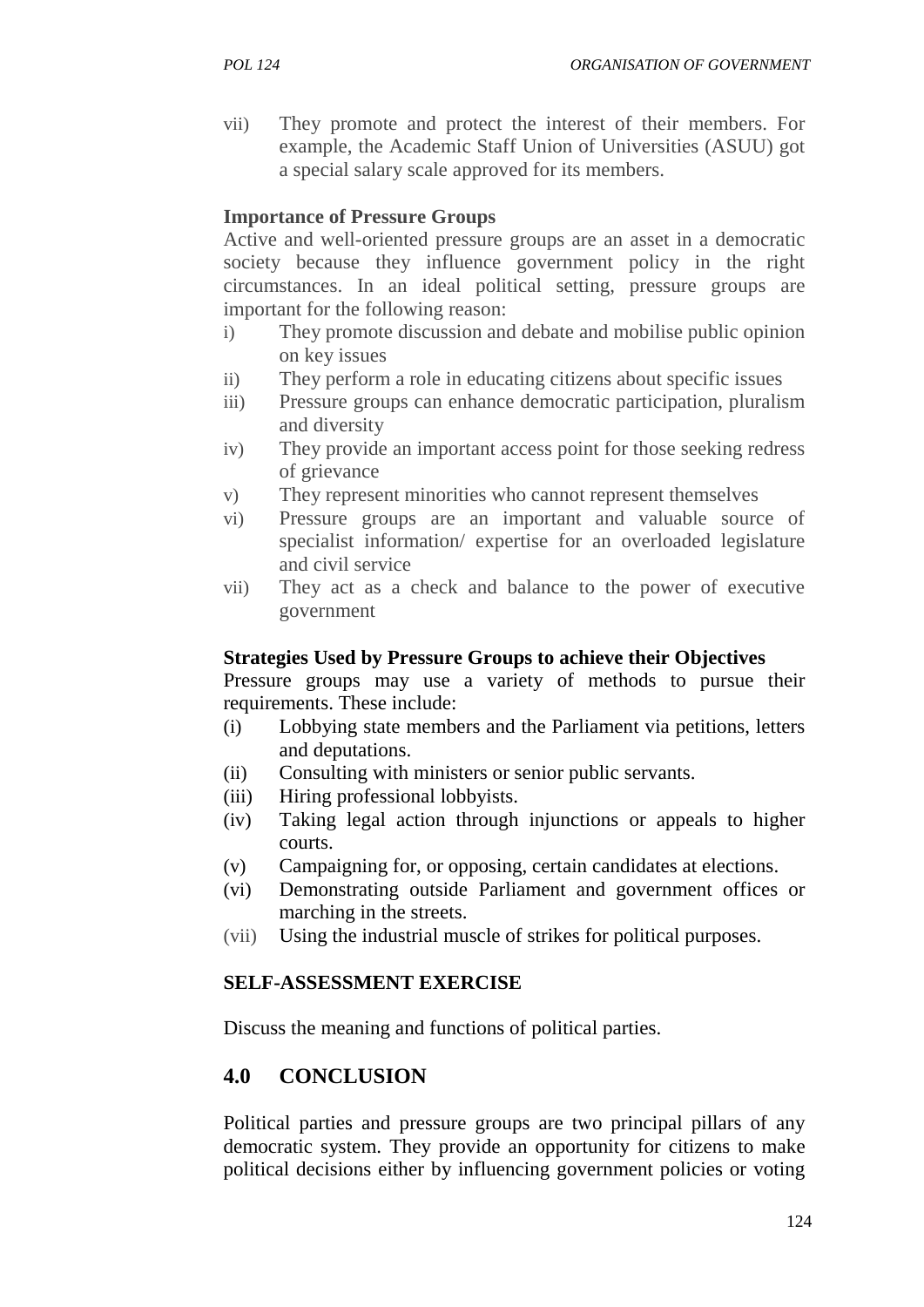vii) They promote and protect the interest of their members. For example, the Academic Staff Union of Universities (ASUU) got a special salary scale approved for its members.

**Importance of Pressure Groups**

Active and well-oriented pressure groups are an asset in a democratic society because they influence government policy in the right circumstances. In an ideal political setting, pressure groups are important for the following reason:

i) They promote discussion and debate and mobilise public opinion on key issues
ii) They perform a role in educating citizens about specific issues
iii) Pressure groups can enhance democratic participation, pluralism and diversity
iv) They provide an important access point for those seeking redress of grievance
v) They represent minorities who cannot represent themselves
vi) Pressure groups are an important and valuable source of specialist information/ expertise for an overloaded legislature and civil service
vii) They act as a check and balance to the power of executive government

**Strategies Used by Pressure Groups to achieve their Objectives**

Pressure groups may use a variety of methods to pursue their requirements. These include:

(i) Lobbying state members and the Parliament via petitions, letters and deputations.
(ii) Consulting with ministers or senior public servants.
(iii) Hiring professional lobbyists.
(iv) Taking legal action through injunctions or appeals to higher courts.
(v) Campaigning for, or opposing, certain candidates at elections.
(vi) Demonstrating outside Parliament and government offices or marching in the streets.
(vii) Using the industrial muscle of strikes for political purposes.

**SELF-ASSESSMENT EXERCISE**

Discuss the meaning and functions of political parties.

## 4.0 CONCLUSION

Political parties and pressure groups are two principal pillars of any democratic system. They provide an opportunity for citizens to make political decisions either by influencing government policies or voting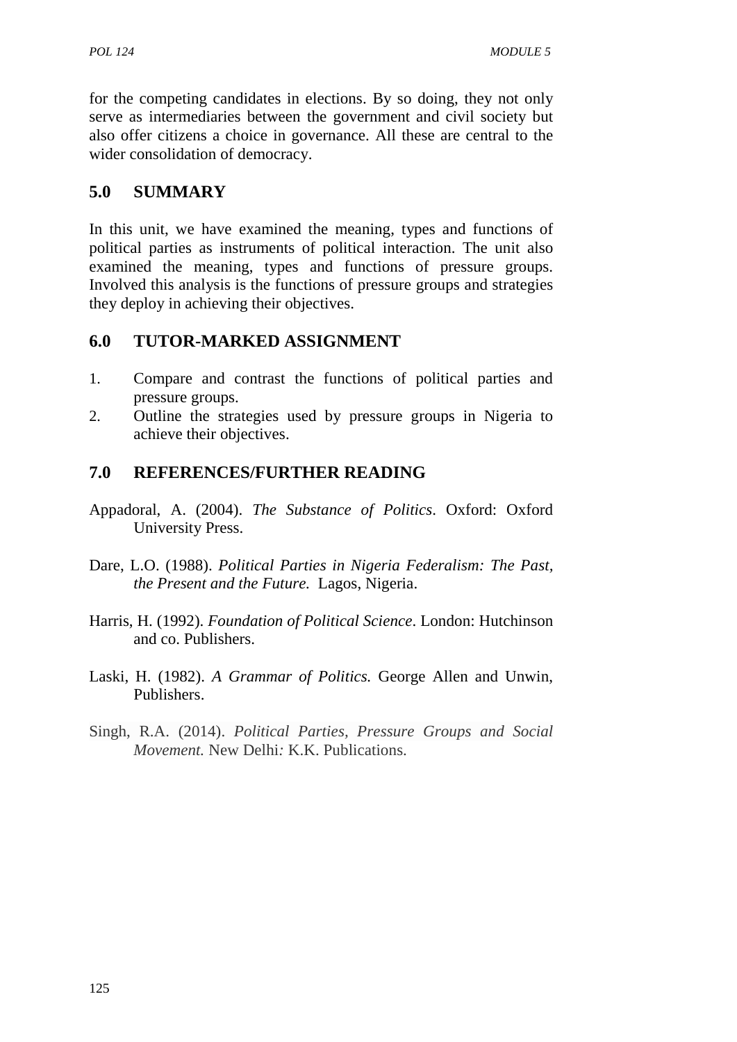for the competing candidates in elections. By so doing, they not only serve as intermediaries between the government and civil society but also offer citizens a choice in governance. All these are central to the wider consolidation of democracy.

## 5.0 SUMMARY

In this unit, we have examined the meaning, types and functions of political parties as instruments of political interaction. The unit also examined the meaning, types and functions of pressure groups. Involved this analysis is the functions of pressure groups and strategies they deploy in achieving their objectives.

## 6.0 TUTOR-MARKED ASSIGNMENT

1. Compare and contrast the functions of political parties and pressure groups.
2. Outline the strategies used by pressure groups in Nigeria to achieve their objectives.

## 7.0 REFERENCES/FURTHER READING

Appadoral, A. (2004). *The Substance of Politics*. Oxford: Oxford University Press.

Dare, L.O. (1988). *Political Parties in Nigeria Federalism: The Past, the Present and the Future.* Lagos, Nigeria.

Harris, H. (1992). *Foundation of Political Science*. London: Hutchinson and co. Publishers.

Laski, H. (1982). *A Grammar of Politics.* George Allen and Unwin, Publishers.

Singh, R.A. (2014). *Political Parties, Pressure Groups and Social Movement.* New Delhi*:* K.K. Publications.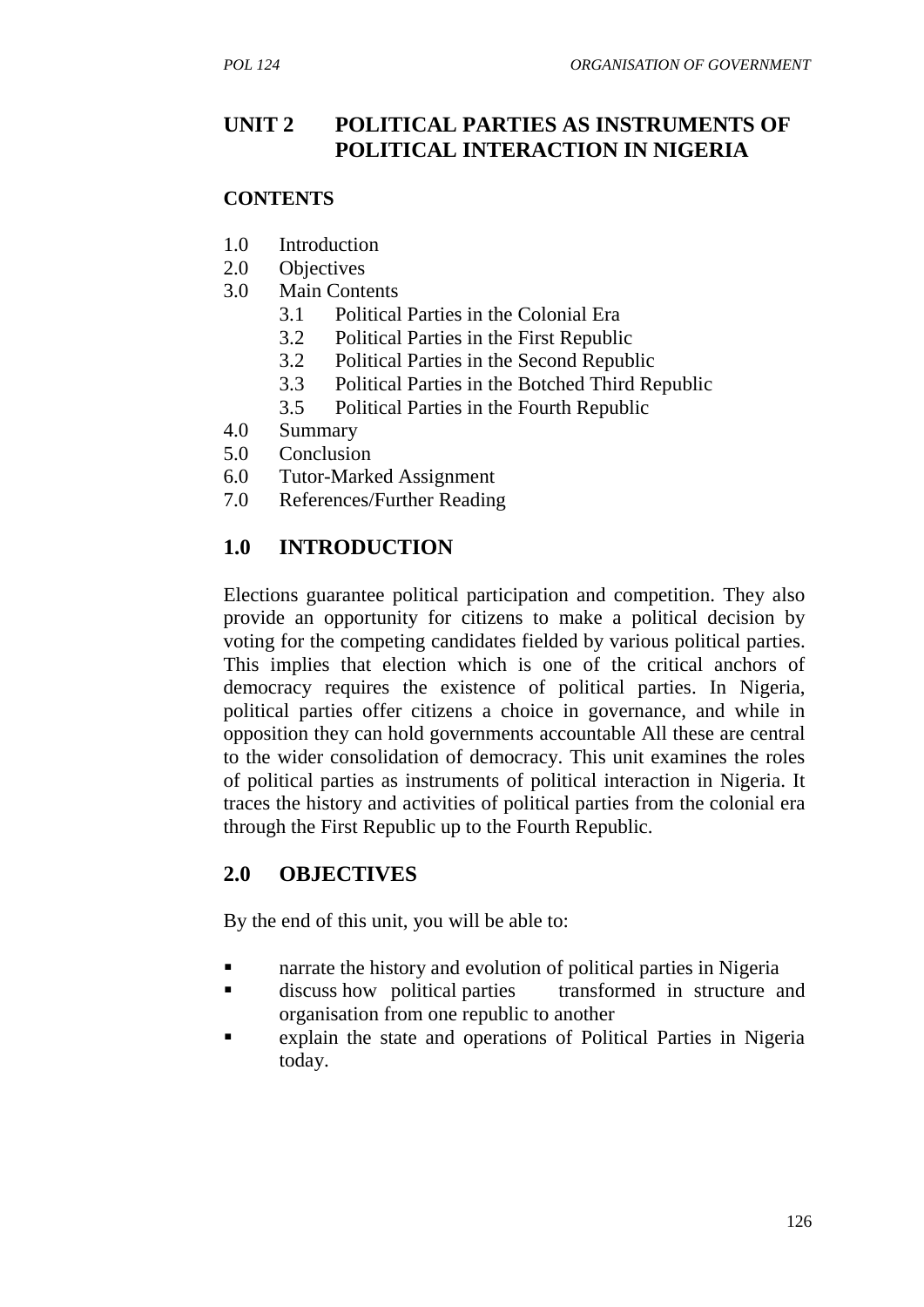## UNIT 2 POLITICAL PARTIES AS INSTRUMENTS OF POLITICAL INTERACTION IN NIGERIA

**CONTENTS**

1.0 Introduction
2.0 Objectives
3.0 Main Contents
 3.1 Political Parties in the Colonial Era
 3.2 Political Parties in the First Republic
 3.2 Political Parties in the Second Republic
 3.3 Political Parties in the Botched Third Republic
 3.5 Political Parties in the Fourth Republic
4.0 Summary
5.0 Conclusion
6.0 Tutor-Marked Assignment
7.0 References/Further Reading

## 1.0 INTRODUCTION

Elections guarantee political participation and competition. They also provide an opportunity for citizens to make a political decision by voting for the competing candidates fielded by various political parties. This implies that election which is one of the critical anchors of democracy requires the existence of political parties. In Nigeria, political parties offer citizens a choice in governance, and while in opposition they can hold governments accountable All these are central to the wider consolidation of democracy. This unit examines the roles of political parties as instruments of political interaction in Nigeria. It traces the history and activities of political parties from the colonial era through the First Republic up to the Fourth Republic.

## 2.0 OBJECTIVES

By the end of this unit, you will be able to:

- narrate the history and evolution of political parties in Nigeria
- discuss how political parties transformed in structure and organisation from one republic to another
- explain the state and operations of Political Parties in Nigeria today.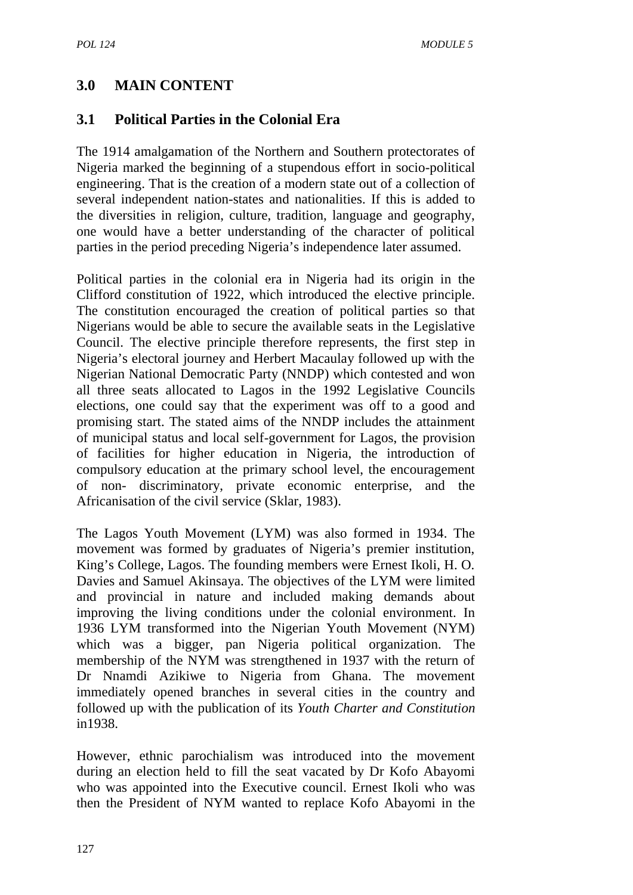## 3.0 MAIN CONTENT

### 3.1 Political Parties in the Colonial Era

The 1914 amalgamation of the Northern and Southern protectorates of Nigeria marked the beginning of a stupendous effort in socio-political engineering. That is the creation of a modern state out of a collection of several independent nation-states and nationalities. If this is added to the diversities in religion, culture, tradition, language and geography, one would have a better understanding of the character of political parties in the period preceding Nigeria's independence later assumed.

Political parties in the colonial era in Nigeria had its origin in the Clifford constitution of 1922, which introduced the elective principle. The constitution encouraged the creation of political parties so that Nigerians would be able to secure the available seats in the Legislative Council. The elective principle therefore represents, the first step in Nigeria's electoral journey and Herbert Macaulay followed up with the Nigerian National Democratic Party (NNDP) which contested and won all three seats allocated to Lagos in the 1992 Legislative Councils elections, one could say that the experiment was off to a good and promising start. The stated aims of the NNDP includes the attainment of municipal status and local self-government for Lagos, the provision of facilities for higher education in Nigeria, the introduction of compulsory education at the primary school level, the encouragement of non- discriminatory, private economic enterprise, and the Africanisation of the civil service (Sklar, 1983).

The Lagos Youth Movement (LYM) was also formed in 1934. The movement was formed by graduates of Nigeria's premier institution, King's College, Lagos. The founding members were Ernest Ikoli, H. O. Davies and Samuel Akinsaya. The objectives of the LYM were limited and provincial in nature and included making demands about improving the living conditions under the colonial environment. In 1936 LYM transformed into the Nigerian Youth Movement (NYM) which was a bigger, pan Nigeria political organization. The membership of the NYM was strengthened in 1937 with the return of Dr Nnamdi Azikiwe to Nigeria from Ghana. The movement immediately opened branches in several cities in the country and followed up with the publication of its *Youth Charter and Constitution* in1938.

However, ethnic parochialism was introduced into the movement during an election held to fill the seat vacated by Dr Kofo Abayomi who was appointed into the Executive council. Ernest Ikoli who was then the President of NYM wanted to replace Kofo Abayomi in the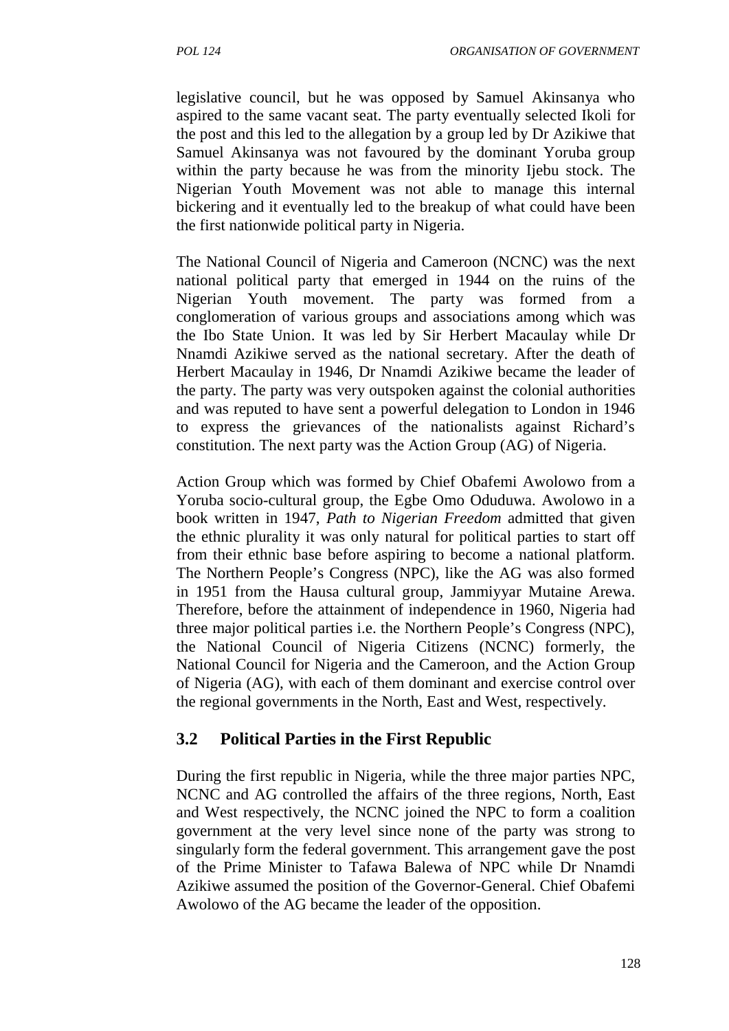legislative council, but he was opposed by Samuel Akinsanya who aspired to the same vacant seat. The party eventually selected Ikoli for the post and this led to the allegation by a group led by Dr Azikiwe that Samuel Akinsanya was not favoured by the dominant Yoruba group within the party because he was from the minority Ijebu stock. The Nigerian Youth Movement was not able to manage this internal bickering and it eventually led to the breakup of what could have been the first nationwide political party in Nigeria.

The National Council of Nigeria and Cameroon (NCNC) was the next national political party that emerged in 1944 on the ruins of the Nigerian Youth movement. The party was formed from a conglomeration of various groups and associations among which was the Ibo State Union. It was led by Sir Herbert Macaulay while Dr Nnamdi Azikiwe served as the national secretary. After the death of Herbert Macaulay in 1946, Dr Nnamdi Azikiwe became the leader of the party. The party was very outspoken against the colonial authorities and was reputed to have sent a powerful delegation to London in 1946 to express the grievances of the nationalists against Richard's constitution. The next party was the Action Group (AG) of Nigeria.

Action Group which was formed by Chief Obafemi Awolowo from a Yoruba socio-cultural group, the Egbe Omo Oduduwa. Awolowo in a book written in 1947, *Path to Nigerian Freedom* admitted that given the ethnic plurality it was only natural for political parties to start off from their ethnic base before aspiring to become a national platform. The Northern People's Congress (NPC), like the AG was also formed in 1951 from the Hausa cultural group, Jammiyyar Mutaine Arewa. Therefore, before the attainment of independence in 1960, Nigeria had three major political parties i.e. the Northern People's Congress (NPC), the National Council of Nigeria Citizens (NCNC) formerly, the National Council for Nigeria and the Cameroon, and the Action Group of Nigeria (AG), with each of them dominant and exercise control over the regional governments in the North, East and West, respectively.

## 3.2 Political Parties in the First Republic

During the first republic in Nigeria, while the three major parties NPC, NCNC and AG controlled the affairs of the three regions, North, East and West respectively, the NCNC joined the NPC to form a coalition government at the very level since none of the party was strong to singularly form the federal government. This arrangement gave the post of the Prime Minister to Tafawa Balewa of NPC while Dr Nnamdi Azikiwe assumed the position of the Governor-General. Chief Obafemi Awolowo of the AG became the leader of the opposition.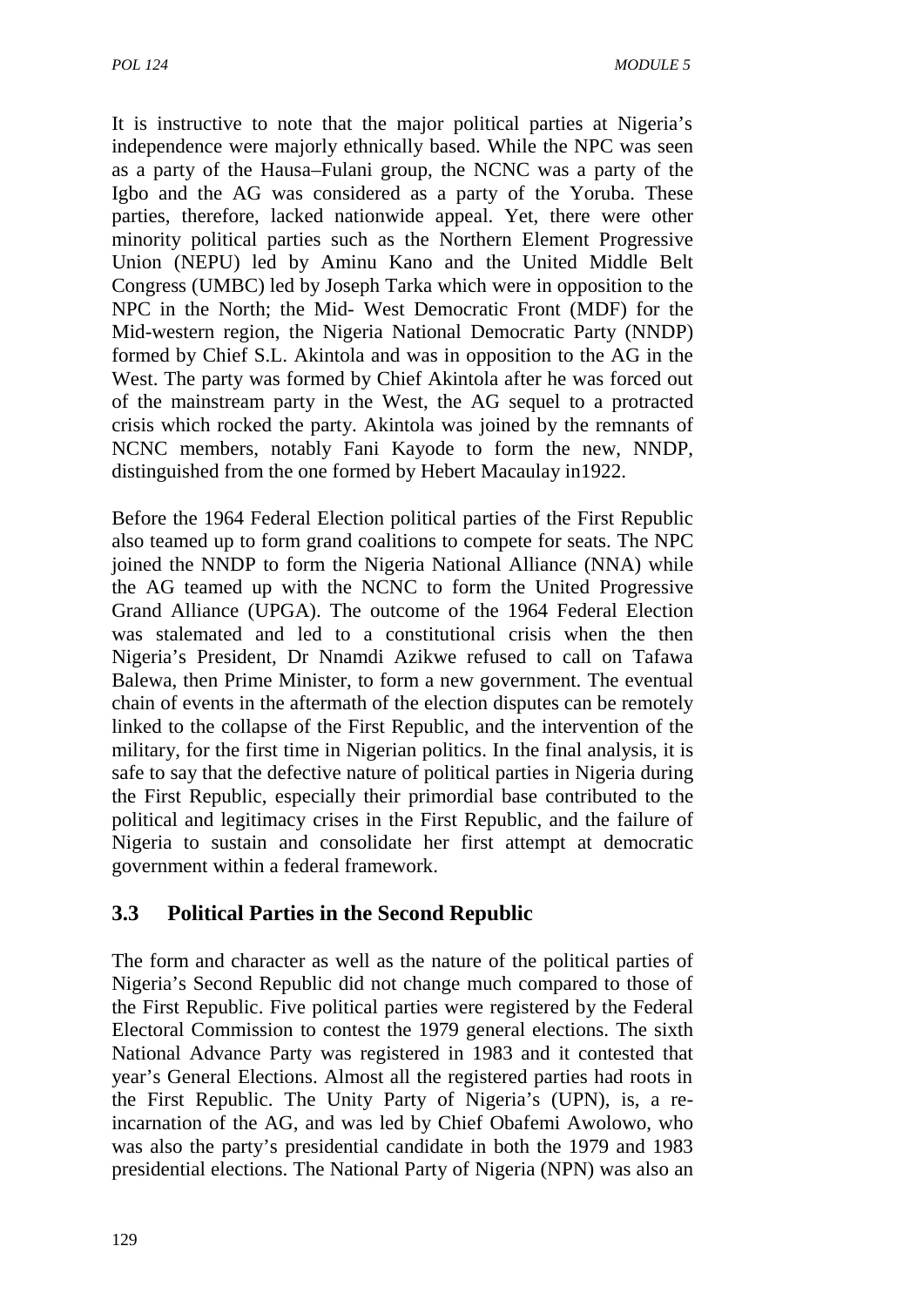It is instructive to note that the major political parties at Nigeria's independence were majorly ethnically based. While the NPC was seen as a party of the Hausa–Fulani group, the NCNC was a party of the Igbo and the AG was considered as a party of the Yoruba. These parties, therefore, lacked nationwide appeal. Yet, there were other minority political parties such as the Northern Element Progressive Union (NEPU) led by Aminu Kano and the United Middle Belt Congress (UMBC) led by Joseph Tarka which were in opposition to the NPC in the North; the Mid- West Democratic Front (MDF) for the Mid-western region, the Nigeria National Democratic Party (NNDP) formed by Chief S.L. Akintola and was in opposition to the AG in the West. The party was formed by Chief Akintola after he was forced out of the mainstream party in the West, the AG sequel to a protracted crisis which rocked the party. Akintola was joined by the remnants of NCNC members, notably Fani Kayode to form the new, NNDP, distinguished from the one formed by Hebert Macaulay in1922.

Before the 1964 Federal Election political parties of the First Republic also teamed up to form grand coalitions to compete for seats. The NPC joined the NNDP to form the Nigeria National Alliance (NNA) while the AG teamed up with the NCNC to form the United Progressive Grand Alliance (UPGA). The outcome of the 1964 Federal Election was stalemated and led to a constitutional crisis when the then Nigeria's President, Dr Nnamdi Azikwe refused to call on Tafawa Balewa, then Prime Minister, to form a new government. The eventual chain of events in the aftermath of the election disputes can be remotely linked to the collapse of the First Republic, and the intervention of the military, for the first time in Nigerian politics. In the final analysis, it is safe to say that the defective nature of political parties in Nigeria during the First Republic, especially their primordial base contributed to the political and legitimacy crises in the First Republic, and the failure of Nigeria to sustain and consolidate her first attempt at democratic government within a federal framework.

## 3.3 Political Parties in the Second Republic

The form and character as well as the nature of the political parties of Nigeria's Second Republic did not change much compared to those of the First Republic. Five political parties were registered by the Federal Electoral Commission to contest the 1979 general elections. The sixth National Advance Party was registered in 1983 and it contested that year's General Elections. Almost all the registered parties had roots in the First Republic. The Unity Party of Nigeria's (UPN), is, a re-incarnation of the AG, and was led by Chief Obafemi Awolowo, who was also the party's presidential candidate in both the 1979 and 1983 presidential elections. The National Party of Nigeria (NPN) was also an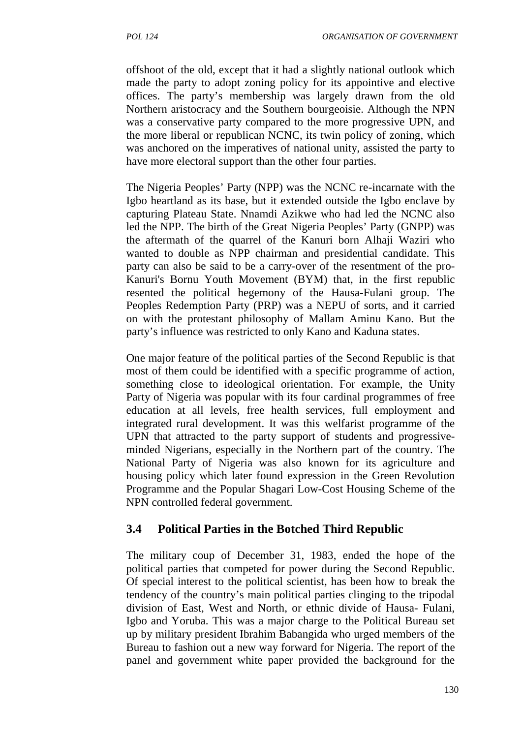offshoot of the old, except that it had a slightly national outlook which made the party to adopt zoning policy for its appointive and elective offices. The party's membership was largely drawn from the old Northern aristocracy and the Southern bourgeoisie. Although the NPN was a conservative party compared to the more progressive UPN, and the more liberal or republican NCNC, its twin policy of zoning, which was anchored on the imperatives of national unity, assisted the party to have more electoral support than the other four parties.

The Nigeria Peoples' Party (NPP) was the NCNC re-incarnate with the Igbo heartland as its base, but it extended outside the Igbo enclave by capturing Plateau State. Nnamdi Azikwe who had led the NCNC also led the NPP. The birth of the Great Nigeria Peoples' Party (GNPP) was the aftermath of the quarrel of the Kanuri born Alhaji Waziri who wanted to double as NPP chairman and presidential candidate. This party can also be said to be a carry-over of the resentment of the pro-Kanuri's Bornu Youth Movement (BYM) that, in the first republic resented the political hegemony of the Hausa-Fulani group. The Peoples Redemption Party (PRP) was a NEPU of sorts, and it carried on with the protestant philosophy of Mallam Aminu Kano. But the party's influence was restricted to only Kano and Kaduna states.

One major feature of the political parties of the Second Republic is that most of them could be identified with a specific programme of action, something close to ideological orientation. For example, the Unity Party of Nigeria was popular with its four cardinal programmes of free education at all levels, free health services, full employment and integrated rural development. It was this welfarist programme of the UPN that attracted to the party support of students and progressive-minded Nigerians, especially in the Northern part of the country. The National Party of Nigeria was also known for its agriculture and housing policy which later found expression in the Green Revolution Programme and the Popular Shagari Low-Cost Housing Scheme of the NPN controlled federal government.

## 3.4 Political Parties in the Botched Third Republic

The military coup of December 31, 1983, ended the hope of the political parties that competed for power during the Second Republic. Of special interest to the political scientist, has been how to break the tendency of the country's main political parties clinging to the tripodal division of East, West and North, or ethnic divide of Hausa- Fulani, Igbo and Yoruba. This was a major charge to the Political Bureau set up by military president Ibrahim Babangida who urged members of the Bureau to fashion out a new way forward for Nigeria. The report of the panel and government white paper provided the background for the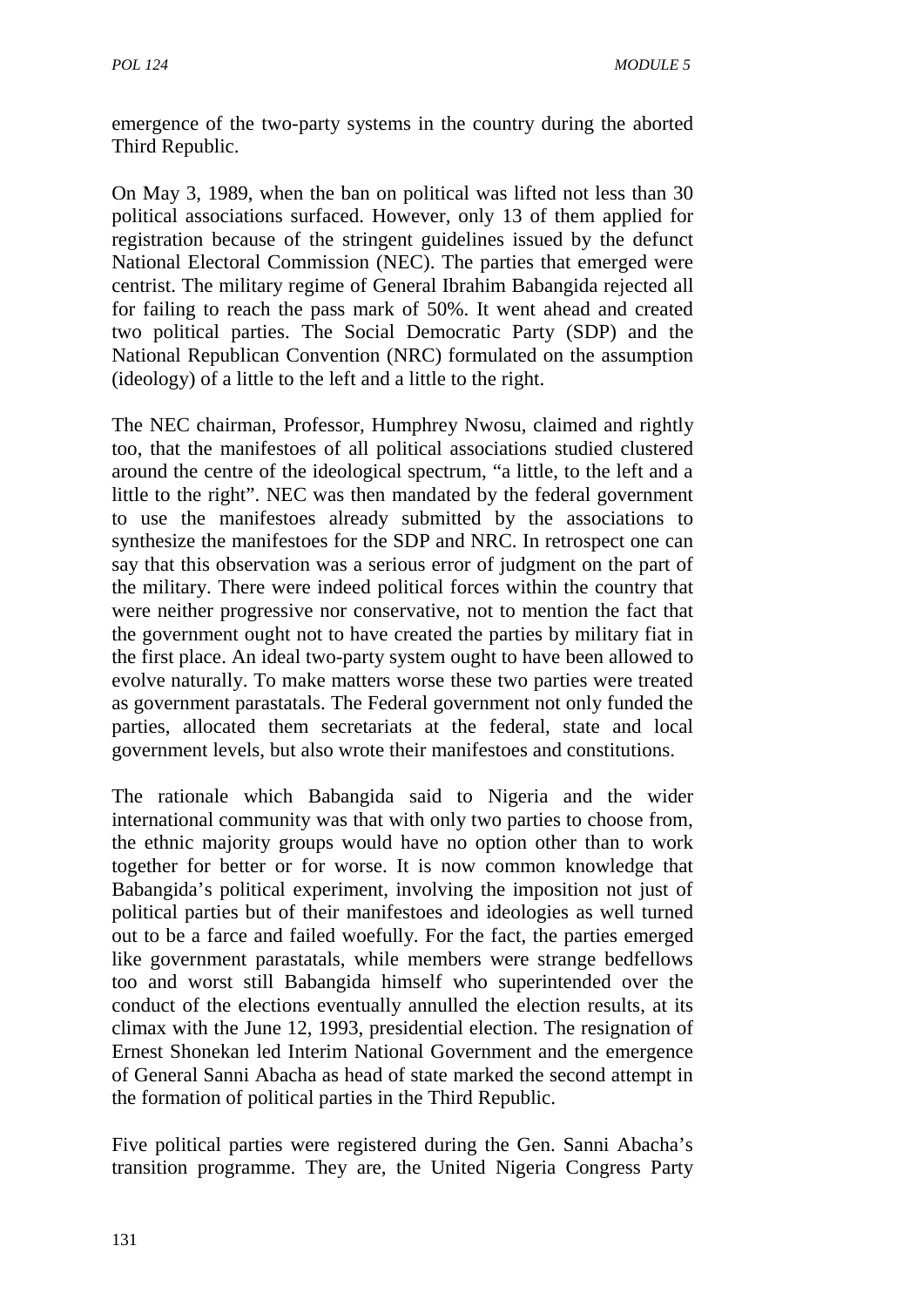emergence of the two-party systems in the country during the aborted Third Republic.

On May 3, 1989, when the ban on political was lifted not less than 30 political associations surfaced. However, only 13 of them applied for registration because of the stringent guidelines issued by the defunct National Electoral Commission (NEC). The parties that emerged were centrist. The military regime of General Ibrahim Babangida rejected all for failing to reach the pass mark of 50%. It went ahead and created two political parties. The Social Democratic Party (SDP) and the National Republican Convention (NRC) formulated on the assumption (ideology) of a little to the left and a little to the right.

The NEC chairman, Professor, Humphrey Nwosu, claimed and rightly too, that the manifestoes of all political associations studied clustered around the centre of the ideological spectrum, "a little, to the left and a little to the right". NEC was then mandated by the federal government to use the manifestoes already submitted by the associations to synthesize the manifestoes for the SDP and NRC. In retrospect one can say that this observation was a serious error of judgment on the part of the military. There were indeed political forces within the country that were neither progressive nor conservative, not to mention the fact that the government ought not to have created the parties by military fiat in the first place. An ideal two-party system ought to have been allowed to evolve naturally. To make matters worse these two parties were treated as government parastatals. The Federal government not only funded the parties, allocated them secretariats at the federal, state and local government levels, but also wrote their manifestoes and constitutions.

The rationale which Babangida said to Nigeria and the wider international community was that with only two parties to choose from, the ethnic majority groups would have no option other than to work together for better or for worse. It is now common knowledge that Babangida's political experiment, involving the imposition not just of political parties but of their manifestoes and ideologies as well turned out to be a farce and failed woefully. For the fact, the parties emerged like government parastatals, while members were strange bedfellows too and worst still Babangida himself who superintended over the conduct of the elections eventually annulled the election results, at its climax with the June 12, 1993, presidential election. The resignation of Ernest Shonekan led Interim National Government and the emergence of General Sanni Abacha as head of state marked the second attempt in the formation of political parties in the Third Republic.

Five political parties were registered during the Gen. Sanni Abacha's transition programme. They are, the United Nigeria Congress Party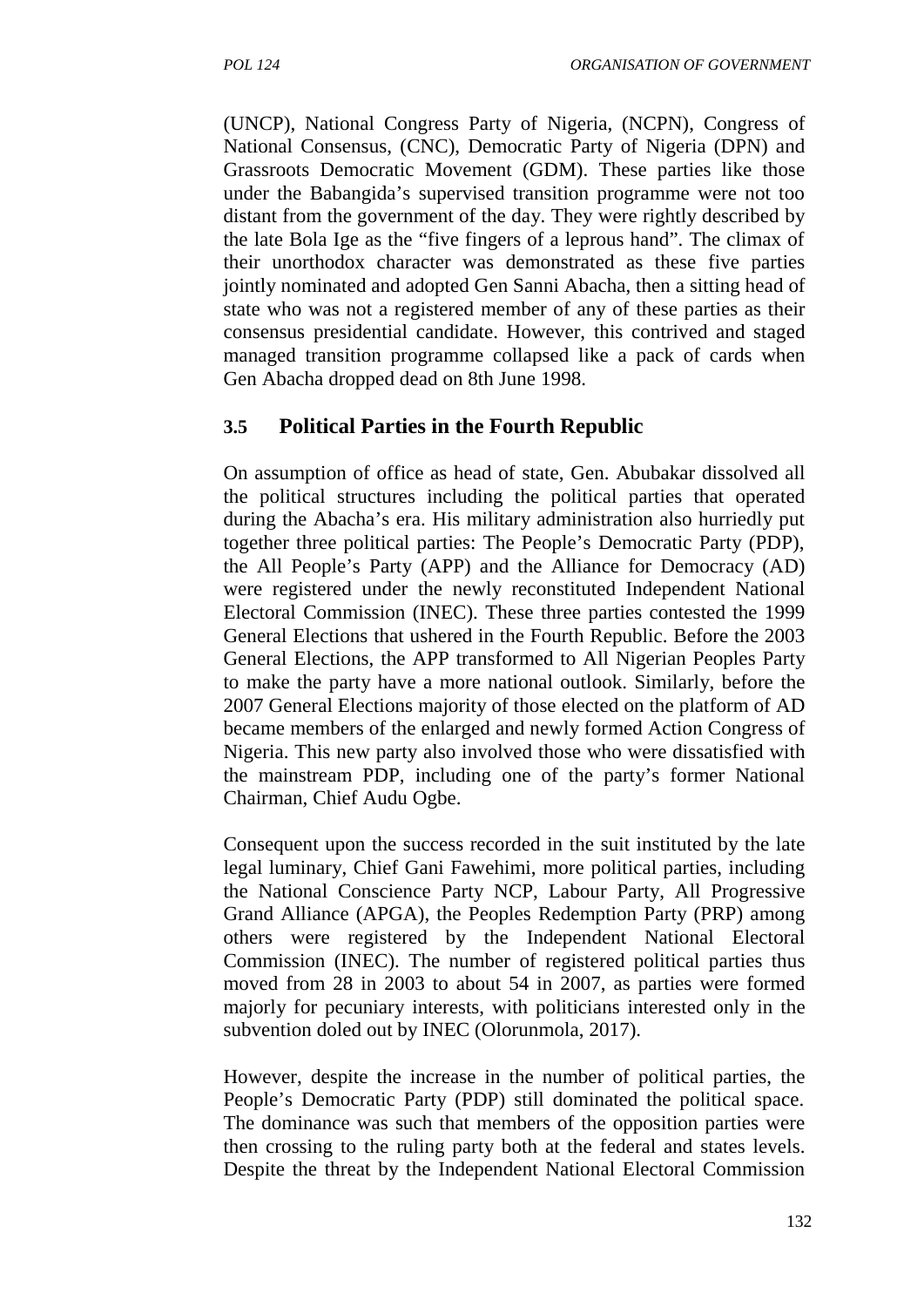(UNCP), National Congress Party of Nigeria, (NCPN), Congress of National Consensus, (CNC), Democratic Party of Nigeria (DPN) and Grassroots Democratic Movement (GDM). These parties like those under the Babangida's supervised transition programme were not too distant from the government of the day. They were rightly described by the late Bola Ige as the "five fingers of a leprous hand". The climax of their unorthodox character was demonstrated as these five parties jointly nominated and adopted Gen Sanni Abacha, then a sitting head of state who was not a registered member of any of these parties as their consensus presidential candidate. However, this contrived and staged managed transition programme collapsed like a pack of cards when Gen Abacha dropped dead on 8th June 1998.

## 3.5 Political Parties in the Fourth Republic

On assumption of office as head of state, Gen. Abubakar dissolved all the political structures including the political parties that operated during the Abacha's era. His military administration also hurriedly put together three political parties: The People's Democratic Party (PDP), the All People's Party (APP) and the Alliance for Democracy (AD) were registered under the newly reconstituted Independent National Electoral Commission (INEC). These three parties contested the 1999 General Elections that ushered in the Fourth Republic. Before the 2003 General Elections, the APP transformed to All Nigerian Peoples Party to make the party have a more national outlook. Similarly, before the 2007 General Elections majority of those elected on the platform of AD became members of the enlarged and newly formed Action Congress of Nigeria. This new party also involved those who were dissatisfied with the mainstream PDP, including one of the party's former National Chairman, Chief Audu Ogbe.

Consequent upon the success recorded in the suit instituted by the late legal luminary, Chief Gani Fawehimi, more political parties, including the National Conscience Party NCP, Labour Party, All Progressive Grand Alliance (APGA), the Peoples Redemption Party (PRP) among others were registered by the Independent National Electoral Commission (INEC). The number of registered political parties thus moved from 28 in 2003 to about 54 in 2007, as parties were formed majorly for pecuniary interests, with politicians interested only in the subvention doled out by INEC (Olorunmola, 2017).

However, despite the increase in the number of political parties, the People's Democratic Party (PDP) still dominated the political space. The dominance was such that members of the opposition parties were then crossing to the ruling party both at the federal and states levels. Despite the threat by the Independent National Electoral Commission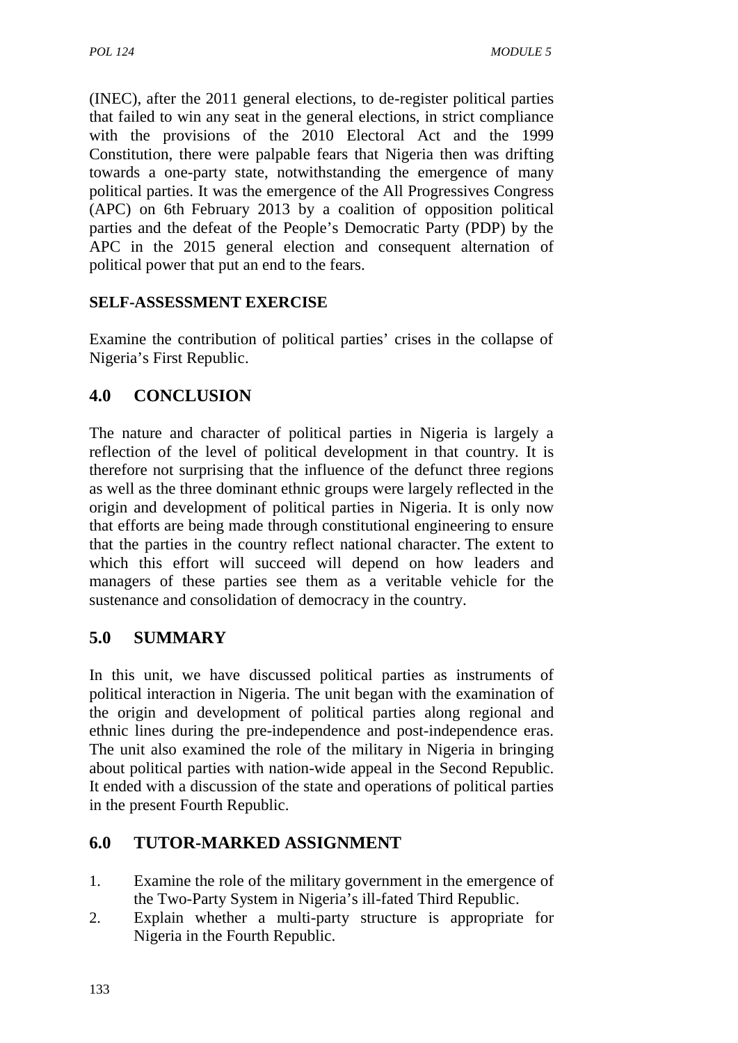(INEC), after the 2011 general elections, to de-register political parties that failed to win any seat in the general elections, in strict compliance with the provisions of the 2010 Electoral Act and the 1999 Constitution, there were palpable fears that Nigeria then was drifting towards a one-party state, notwithstanding the emergence of many political parties. It was the emergence of the All Progressives Congress (APC) on 6th February 2013 by a coalition of opposition political parties and the defeat of the People's Democratic Party (PDP) by the APC in the 2015 general election and consequent alternation of political power that put an end to the fears.

**SELF-ASSESSMENT EXERCISE**

Examine the contribution of political parties' crises in the collapse of Nigeria's First Republic.

## 4.0 CONCLUSION

The nature and character of political parties in Nigeria is largely a reflection of the level of political development in that country. It is therefore not surprising that the influence of the defunct three regions as well as the three dominant ethnic groups were largely reflected in the origin and development of political parties in Nigeria. It is only now that efforts are being made through constitutional engineering to ensure that the parties in the country reflect national character. The extent to which this effort will succeed will depend on how leaders and managers of these parties see them as a veritable vehicle for the sustenance and consolidation of democracy in the country.

## 5.0 SUMMARY

In this unit, we have discussed political parties as instruments of political interaction in Nigeria. The unit began with the examination of the origin and development of political parties along regional and ethnic lines during the pre-independence and post-independence eras. The unit also examined the role of the military in Nigeria in bringing about political parties with nation-wide appeal in the Second Republic. It ended with a discussion of the state and operations of political parties in the present Fourth Republic.

## 6.0 TUTOR-MARKED ASSIGNMENT

1. Examine the role of the military government in the emergence of the Two-Party System in Nigeria's ill-fated Third Republic.
2. Explain whether a multi-party structure is appropriate for Nigeria in the Fourth Republic.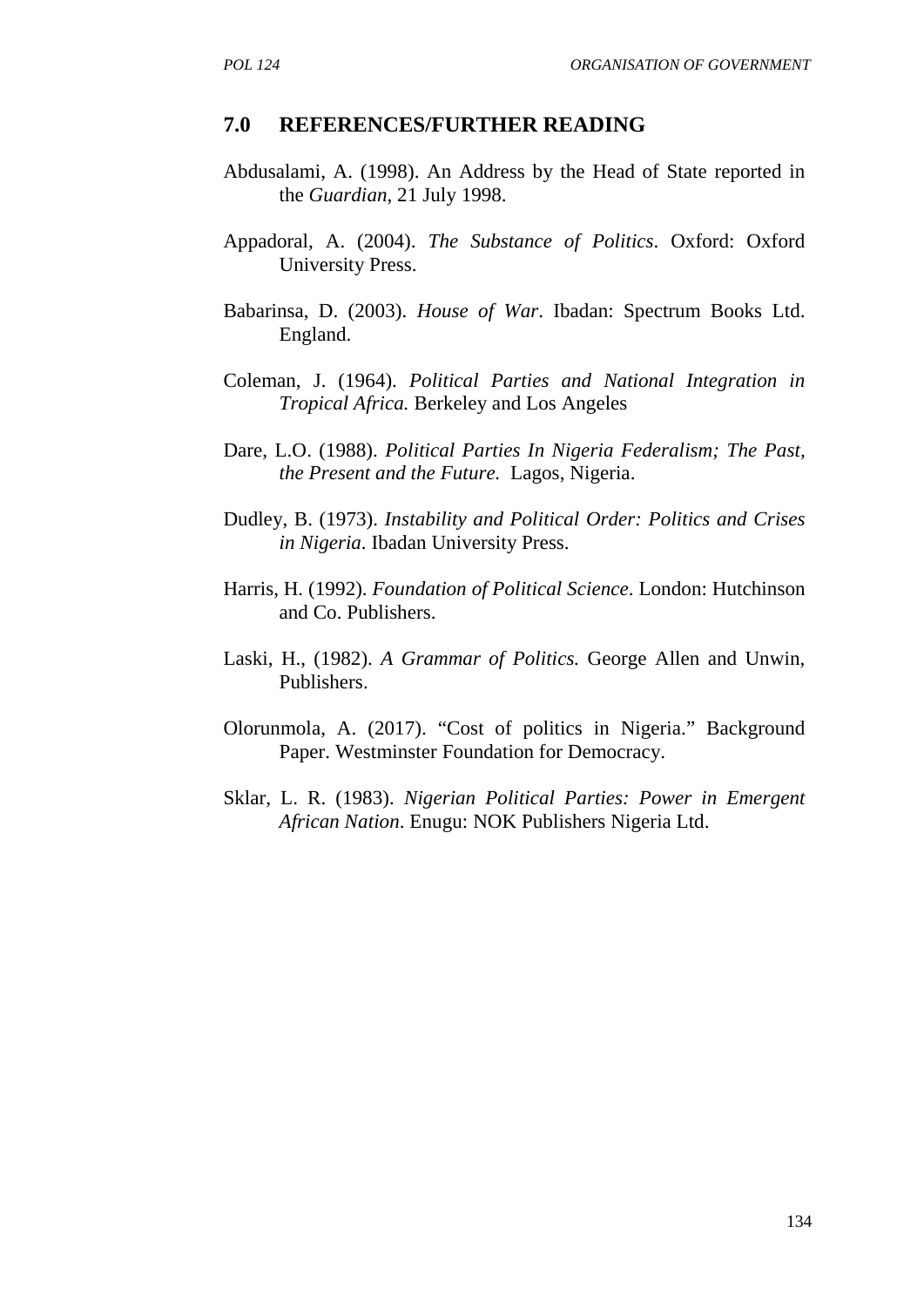## 7.0 REFERENCES/FURTHER READING

Abdusalami, A. (1998). An Address by the Head of State reported in the *Guardian*, 21 July 1998.

Appadoral, A. (2004). *The Substance of Politics*. Oxford: Oxford University Press.

Babarinsa, D. (2003). *House of War*. Ibadan: Spectrum Books Ltd. England.

Coleman, J. (1964). *Political Parties and National Integration in Tropical Africa.* Berkeley and Los Angeles

Dare, L.O. (1988). *Political Parties In Nigeria Federalism; The Past, the Present and the Future.* Lagos, Nigeria.

Dudley, B. (1973). *Instability and Political Order: Politics and Crises in Nigeria*. Ibadan University Press.

Harris, H. (1992). *Foundation of Political Science*. London: Hutchinson and Co. Publishers.

Laski, H., (1982). *A Grammar of Politics.* George Allen and Unwin, Publishers.

Olorunmola, A. (2017). "Cost of politics in Nigeria." Background Paper. Westminster Foundation for Democracy.

Sklar, L. R. (1983). *Nigerian Political Parties: Power in Emergent African Nation*. Enugu: NOK Publishers Nigeria Ltd.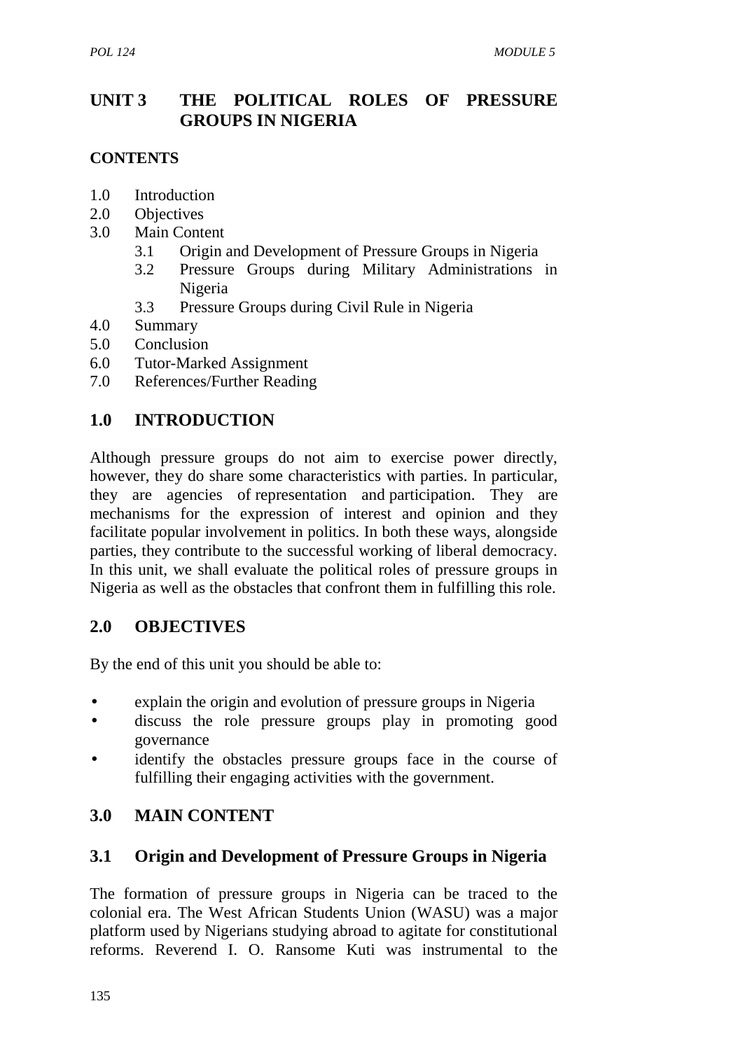# UNIT 3 THE POLITICAL ROLES OF PRESSURE GROUPS IN NIGERIA

**CONTENTS**

1.0 Introduction
2.0 Objectives
3.0 Main Content
 3.1 Origin and Development of Pressure Groups in Nigeria
 3.2 Pressure Groups during Military Administrations in Nigeria
 3.3 Pressure Groups during Civil Rule in Nigeria
4.0 Summary
5.0 Conclusion
6.0 Tutor-Marked Assignment
7.0 References/Further Reading

## 1.0 INTRODUCTION

Although pressure groups do not aim to exercise power directly, however, they do share some characteristics with parties. In particular, they are agencies of representation and participation. They are mechanisms for the expression of interest and opinion and they facilitate popular involvement in politics. In both these ways, alongside parties, they contribute to the successful working of liberal democracy. In this unit, we shall evaluate the political roles of pressure groups in Nigeria as well as the obstacles that confront them in fulfilling this role.

## 2.0 OBJECTIVES

By the end of this unit you should be able to:

- explain the origin and evolution of pressure groups in Nigeria
- discuss the role pressure groups play in promoting good governance
- identify the obstacles pressure groups face in the course of fulfilling their engaging activities with the government.

## 3.0 MAIN CONTENT

### 3.1 Origin and Development of Pressure Groups in Nigeria

The formation of pressure groups in Nigeria can be traced to the colonial era. The West African Students Union (WASU) was a major platform used by Nigerians studying abroad to agitate for constitutional reforms. Reverend I. O. Ransome Kuti was instrumental to the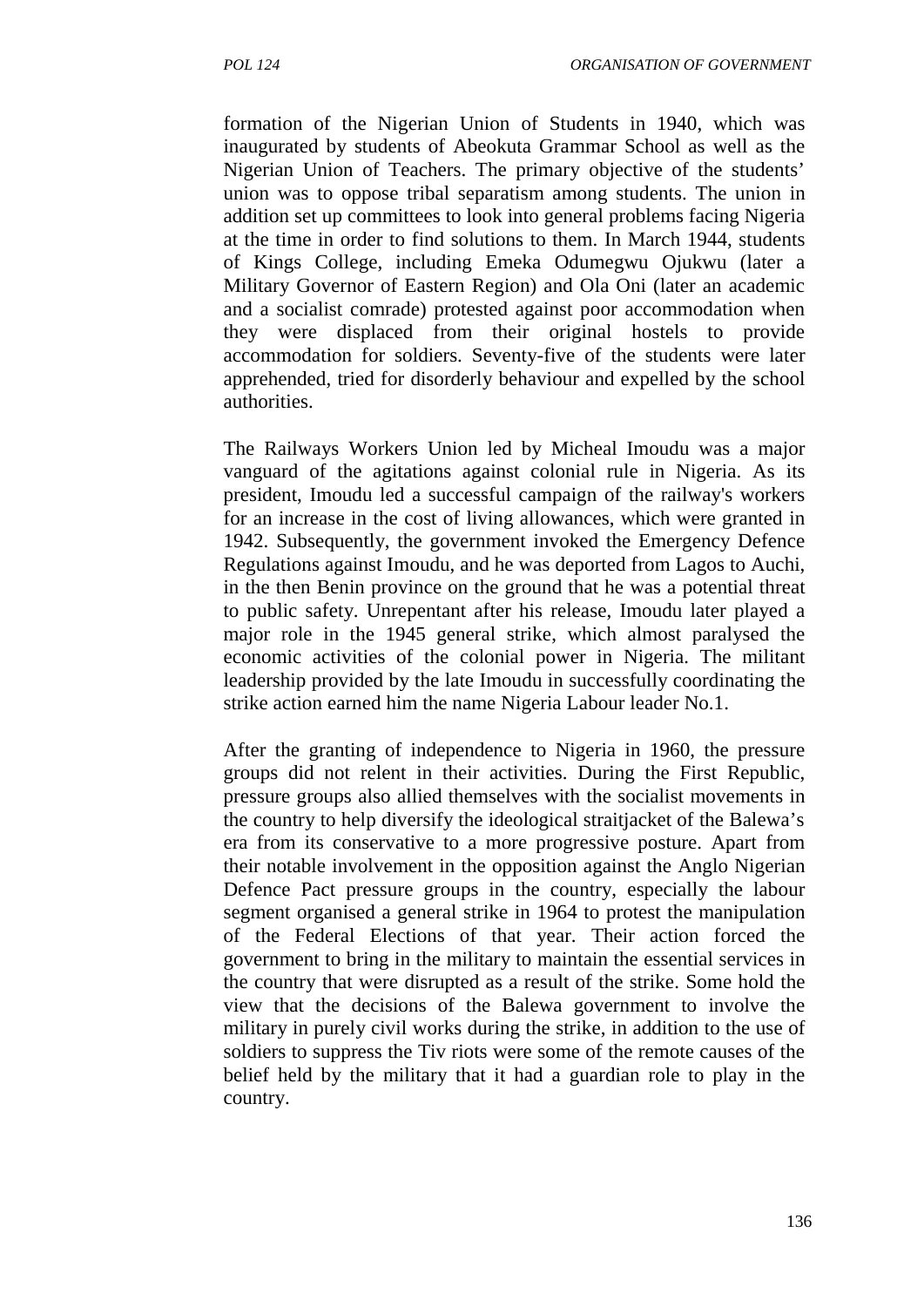formation of the Nigerian Union of Students in 1940, which was inaugurated by students of Abeokuta Grammar School as well as the Nigerian Union of Teachers. The primary objective of the students' union was to oppose tribal separatism among students. The union in addition set up committees to look into general problems facing Nigeria at the time in order to find solutions to them. In March 1944, students of Kings College, including Emeka Odumegwu Ojukwu (later a Military Governor of Eastern Region) and Ola Oni (later an academic and a socialist comrade) protested against poor accommodation when they were displaced from their original hostels to provide accommodation for soldiers. Seventy-five of the students were later apprehended, tried for disorderly behaviour and expelled by the school authorities.

The Railways Workers Union led by Micheal Imoudu was a major vanguard of the agitations against colonial rule in Nigeria. As its president, Imoudu led a successful campaign of the railway's workers for an increase in the cost of living allowances, which were granted in 1942. Subsequently, the government invoked the Emergency Defence Regulations against Imoudu, and he was deported from Lagos to Auchi, in the then Benin province on the ground that he was a potential threat to public safety. Unrepentant after his release, Imoudu later played a major role in the 1945 general strike, which almost paralysed the economic activities of the colonial power in Nigeria. The militant leadership provided by the late Imoudu in successfully coordinating the strike action earned him the name Nigeria Labour leader No.1.

After the granting of independence to Nigeria in 1960, the pressure groups did not relent in their activities. During the First Republic, pressure groups also allied themselves with the socialist movements in the country to help diversify the ideological straitjacket of the Balewa's era from its conservative to a more progressive posture. Apart from their notable involvement in the opposition against the Anglo Nigerian Defence Pact pressure groups in the country, especially the labour segment organised a general strike in 1964 to protest the manipulation of the Federal Elections of that year. Their action forced the government to bring in the military to maintain the essential services in the country that were disrupted as a result of the strike. Some hold the view that the decisions of the Balewa government to involve the military in purely civil works during the strike, in addition to the use of soldiers to suppress the Tiv riots were some of the remote causes of the belief held by the military that it had a guardian role to play in the country.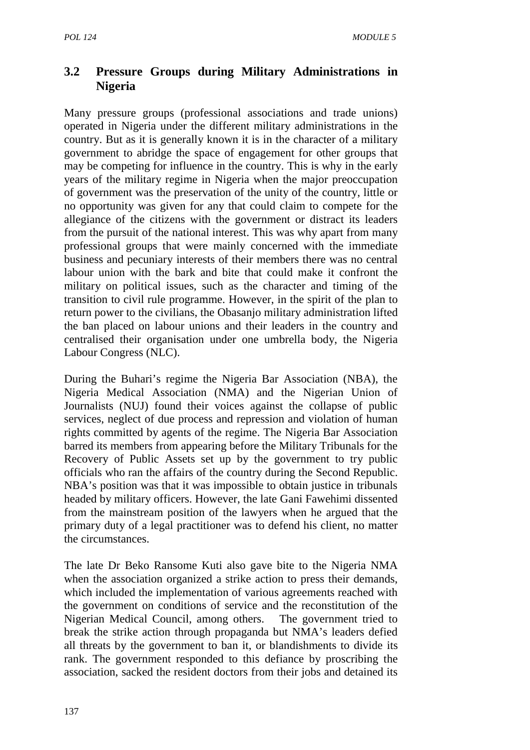## 3.2 Pressure Groups during Military Administrations in Nigeria

Many pressure groups (professional associations and trade unions) operated in Nigeria under the different military administrations in the country. But as it is generally known it is in the character of a military government to abridge the space of engagement for other groups that may be competing for influence in the country. This is why in the early years of the military regime in Nigeria when the major preoccupation of government was the preservation of the unity of the country, little or no opportunity was given for any that could claim to compete for the allegiance of the citizens with the government or distract its leaders from the pursuit of the national interest. This was why apart from many professional groups that were mainly concerned with the immediate business and pecuniary interests of their members there was no central labour union with the bark and bite that could make it confront the military on political issues, such as the character and timing of the transition to civil rule programme. However, in the spirit of the plan to return power to the civilians, the Obasanjo military administration lifted the ban placed on labour unions and their leaders in the country and centralised their organisation under one umbrella body, the Nigeria Labour Congress (NLC).

During the Buhari's regime the Nigeria Bar Association (NBA), the Nigeria Medical Association (NMA) and the Nigerian Union of Journalists (NUJ) found their voices against the collapse of public services, neglect of due process and repression and violation of human rights committed by agents of the regime. The Nigeria Bar Association barred its members from appearing before the Military Tribunals for the Recovery of Public Assets set up by the government to try public officials who ran the affairs of the country during the Second Republic. NBA's position was that it was impossible to obtain justice in tribunals headed by military officers. However, the late Gani Fawehimi dissented from the mainstream position of the lawyers when he argued that the primary duty of a legal practitioner was to defend his client, no matter the circumstances.

The late Dr Beko Ransome Kuti also gave bite to the Nigeria NMA when the association organized a strike action to press their demands, which included the implementation of various agreements reached with the government on conditions of service and the reconstitution of the Nigerian Medical Council, among others. The government tried to break the strike action through propaganda but NMA's leaders defied all threats by the government to ban it, or blandishments to divide its rank. The government responded to this defiance by proscribing the association, sacked the resident doctors from their jobs and detained its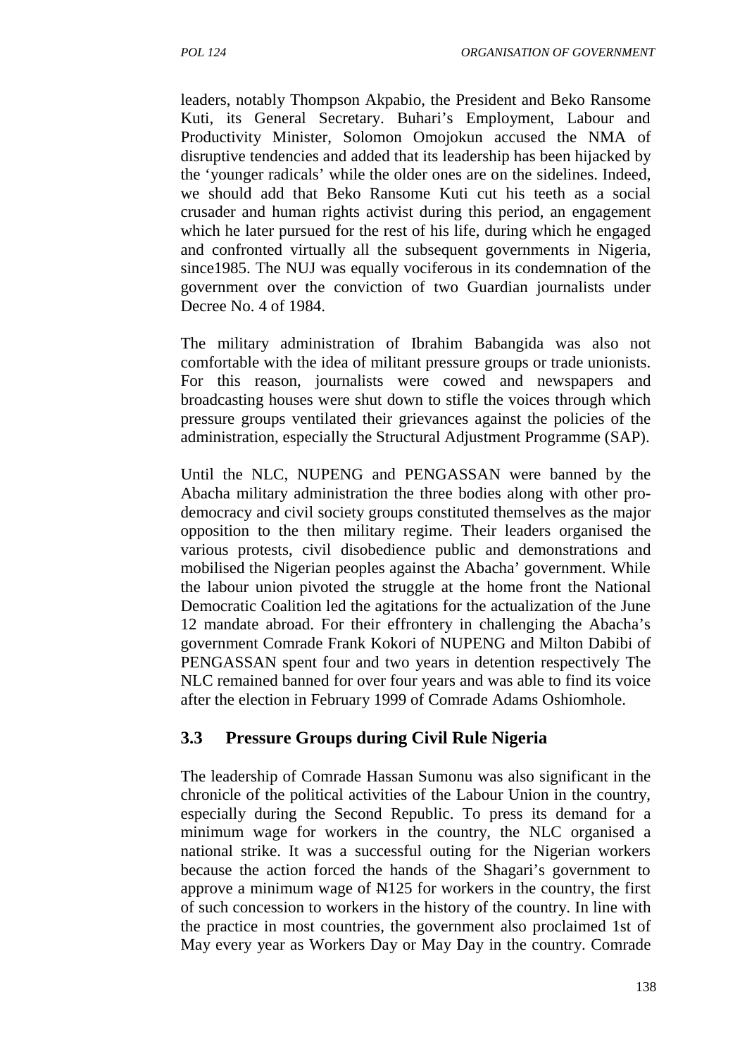leaders, notably Thompson Akpabio, the President and Beko Ransome Kuti, its General Secretary. Buhari's Employment, Labour and Productivity Minister, Solomon Omojokun accused the NMA of disruptive tendencies and added that its leadership has been hijacked by the 'younger radicals' while the older ones are on the sidelines. Indeed, we should add that Beko Ransome Kuti cut his teeth as a social crusader and human rights activist during this period, an engagement which he later pursued for the rest of his life, during which he engaged and confronted virtually all the subsequent governments in Nigeria, since1985. The NUJ was equally vociferous in its condemnation of the government over the conviction of two Guardian journalists under Decree No. 4 of 1984.

The military administration of Ibrahim Babangida was also not comfortable with the idea of militant pressure groups or trade unionists. For this reason, journalists were cowed and newspapers and broadcasting houses were shut down to stifle the voices through which pressure groups ventilated their grievances against the policies of the administration, especially the Structural Adjustment Programme (SAP).

Until the NLC, NUPENG and PENGASSAN were banned by the Abacha military administration the three bodies along with other pro-democracy and civil society groups constituted themselves as the major opposition to the then military regime. Their leaders organised the various protests, civil disobedience public and demonstrations and mobilised the Nigerian peoples against the Abacha' government. While the labour union pivoted the struggle at the home front the National Democratic Coalition led the agitations for the actualization of the June 12 mandate abroad. For their effrontery in challenging the Abacha's government Comrade Frank Kokori of NUPENG and Milton Dabibi of PENGASSAN spent four and two years in detention respectively The NLC remained banned for over four years and was able to find its voice after the election in February 1999 of Comrade Adams Oshiomhole.

## 3.3 Pressure Groups during Civil Rule Nigeria

The leadership of Comrade Hassan Sumonu was also significant in the chronicle of the political activities of the Labour Union in the country, especially during the Second Republic. To press its demand for a minimum wage for workers in the country, the NLC organised a national strike. It was a successful outing for the Nigerian workers because the action forced the hands of the Shagari's government to approve a minimum wage of ₦125 for workers in the country, the first of such concession to workers in the history of the country. In line with the practice in most countries, the government also proclaimed 1st of May every year as Workers Day or May Day in the country. Comrade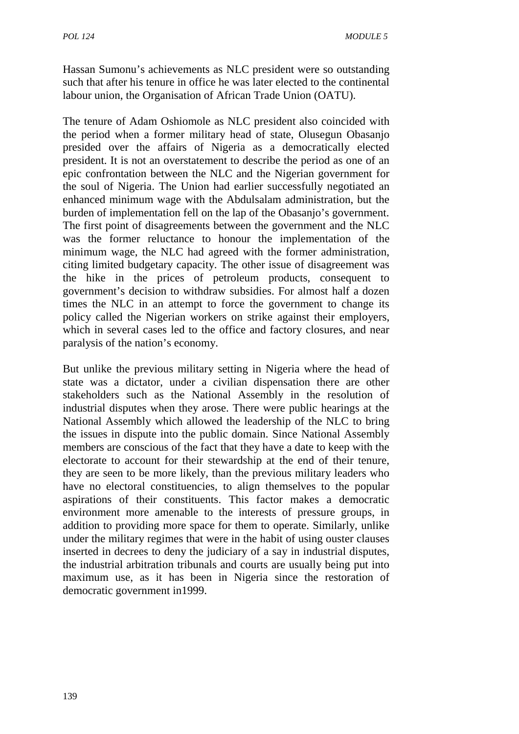Hassan Sumonu's achievements as NLC president were so outstanding such that after his tenure in office he was later elected to the continental labour union, the Organisation of African Trade Union (OATU).

The tenure of Adam Oshiomole as NLC president also coincided with the period when a former military head of state, Olusegun Obasanjo presided over the affairs of Nigeria as a democratically elected president. It is not an overstatement to describe the period as one of an epic confrontation between the NLC and the Nigerian government for the soul of Nigeria. The Union had earlier successfully negotiated an enhanced minimum wage with the Abdulsalam administration, but the burden of implementation fell on the lap of the Obasanjo's government. The first point of disagreements between the government and the NLC was the former reluctance to honour the implementation of the minimum wage, the NLC had agreed with the former administration, citing limited budgetary capacity. The other issue of disagreement was the hike in the prices of petroleum products, consequent to government's decision to withdraw subsidies. For almost half a dozen times the NLC in an attempt to force the government to change its policy called the Nigerian workers on strike against their employers, which in several cases led to the office and factory closures, and near paralysis of the nation's economy.

But unlike the previous military setting in Nigeria where the head of state was a dictator, under a civilian dispensation there are other stakeholders such as the National Assembly in the resolution of industrial disputes when they arose. There were public hearings at the National Assembly which allowed the leadership of the NLC to bring the issues in dispute into the public domain. Since National Assembly members are conscious of the fact that they have a date to keep with the electorate to account for their stewardship at the end of their tenure, they are seen to be more likely, than the previous military leaders who have no electoral constituencies, to align themselves to the popular aspirations of their constituents. This factor makes a democratic environment more amenable to the interests of pressure groups, in addition to providing more space for them to operate. Similarly, unlike under the military regimes that were in the habit of using ouster clauses inserted in decrees to deny the judiciary of a say in industrial disputes, the industrial arbitration tribunals and courts are usually being put into maximum use, as it has been in Nigeria since the restoration of democratic government in1999.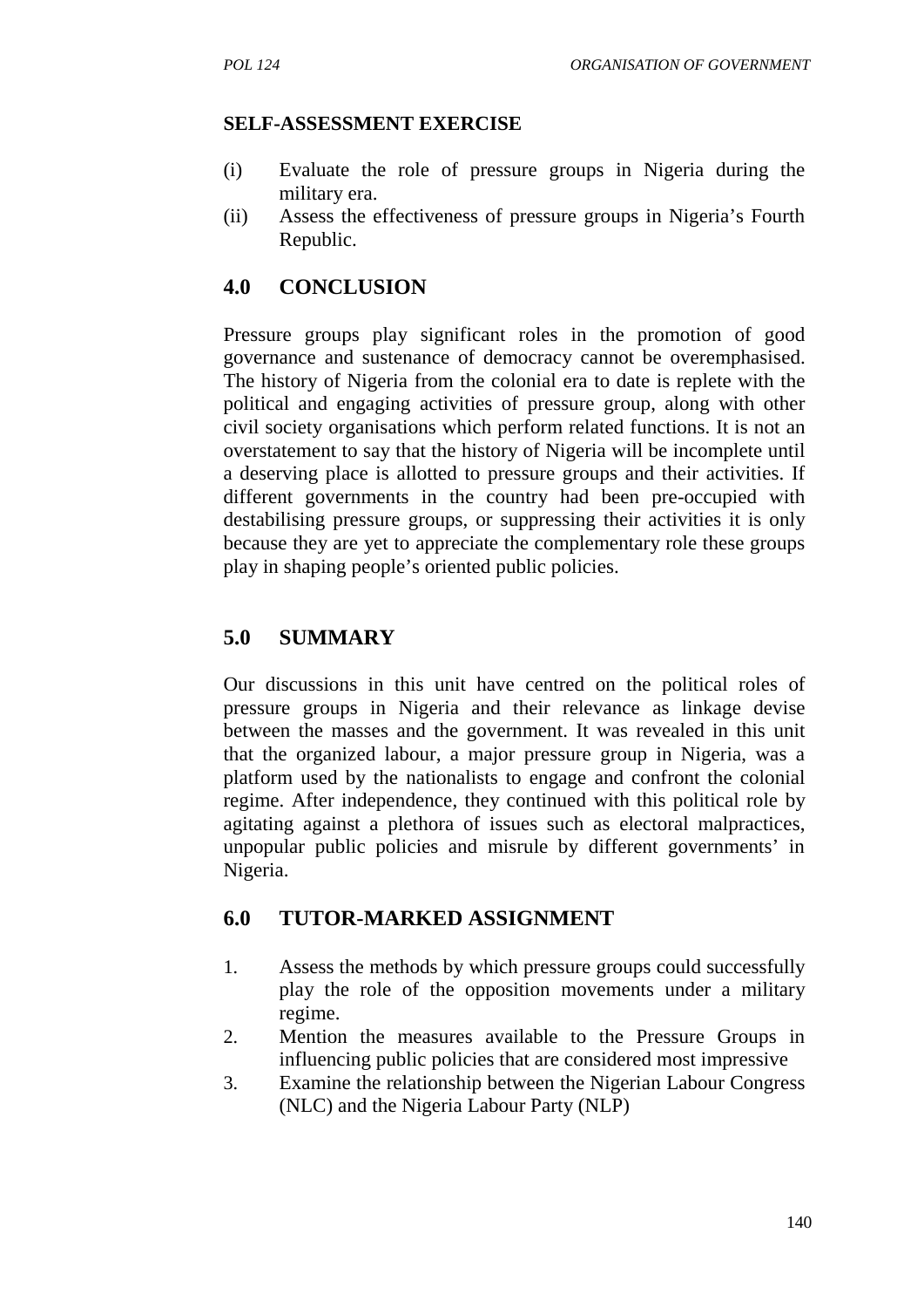**SELF-ASSESSMENT EXERCISE**

(i) Evaluate the role of pressure groups in Nigeria during the military era.
(ii) Assess the effectiveness of pressure groups in Nigeria's Fourth Republic.

## 4.0 CONCLUSION

Pressure groups play significant roles in the promotion of good governance and sustenance of democracy cannot be overemphasised. The history of Nigeria from the colonial era to date is replete with the political and engaging activities of pressure group, along with other civil society organisations which perform related functions. It is not an overstatement to say that the history of Nigeria will be incomplete until a deserving place is allotted to pressure groups and their activities. If different governments in the country had been pre-occupied with destabilising pressure groups, or suppressing their activities it is only because they are yet to appreciate the complementary role these groups play in shaping people's oriented public policies.

## 5.0 SUMMARY

Our discussions in this unit have centred on the political roles of pressure groups in Nigeria and their relevance as linkage devise between the masses and the government. It was revealed in this unit that the organized labour, a major pressure group in Nigeria, was a platform used by the nationalists to engage and confront the colonial regime. After independence, they continued with this political role by agitating against a plethora of issues such as electoral malpractices, unpopular public policies and misrule by different governments' in Nigeria.

## 6.0 TUTOR-MARKED ASSIGNMENT

1. Assess the methods by which pressure groups could successfully play the role of the opposition movements under a military regime.
2. Mention the measures available to the Pressure Groups in influencing public policies that are considered most impressive
3. Examine the relationship between the Nigerian Labour Congress (NLC) and the Nigeria Labour Party (NLP)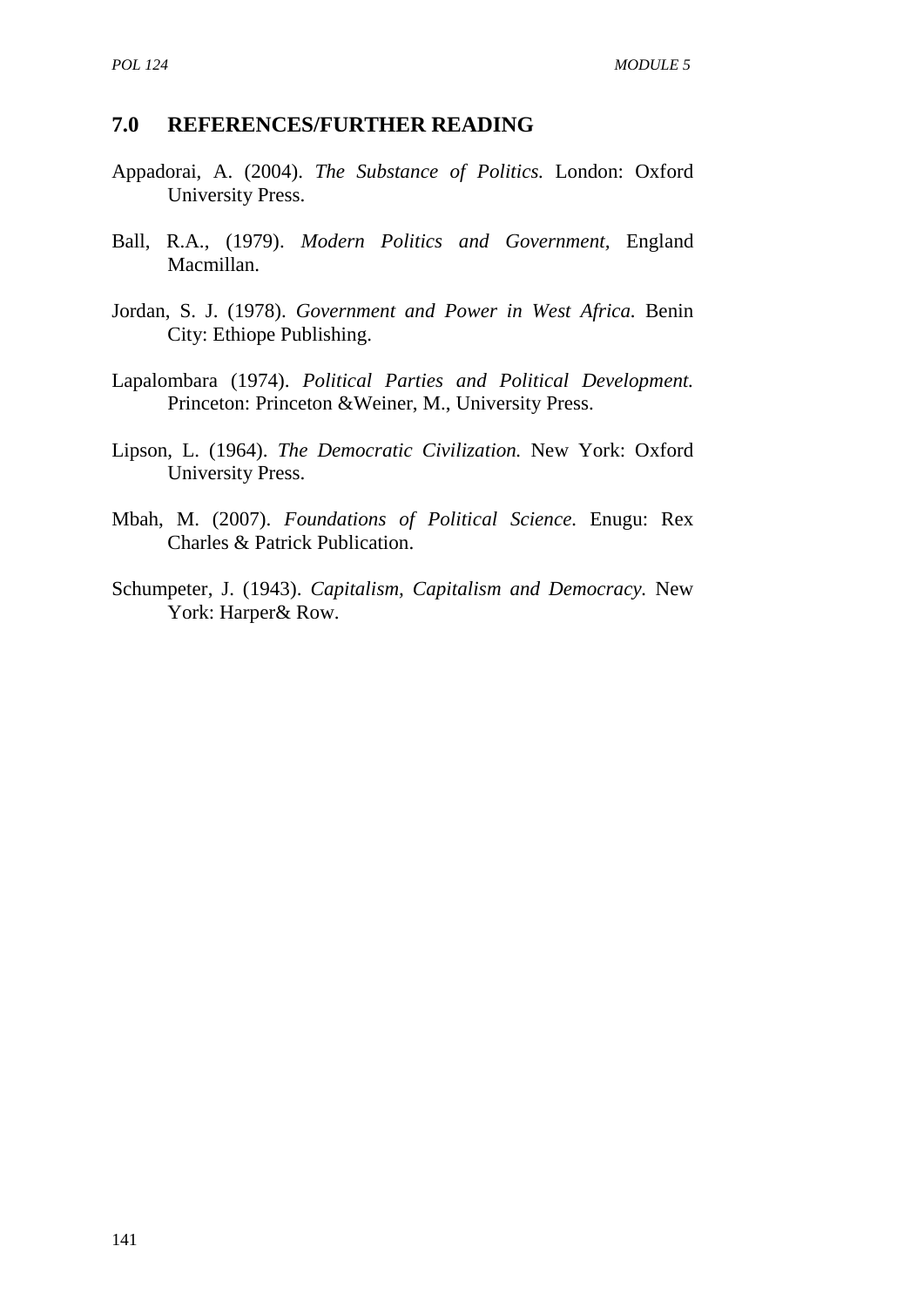## 7.0 REFERENCES/FURTHER READING

Appadorai, A. (2004). *The Substance of Politics.* London: Oxford University Press.

Ball, R.A., (1979). *Modern Politics and Government,* England Macmillan.

Jordan, S. J. (1978). *Government and Power in West Africa.* Benin City: Ethiope Publishing.

Lapalombara (1974). *Political Parties and Political Development.* Princeton: Princeton &Weiner, M., University Press.

Lipson, L. (1964). *The Democratic Civilization.* New York: Oxford University Press.

Mbah, M. (2007). *Foundations of Political Science.* Enugu: Rex Charles & Patrick Publication.

Schumpeter, J. (1943). *Capitalism, Capitalism and Democracy.* New York: Harper& Row.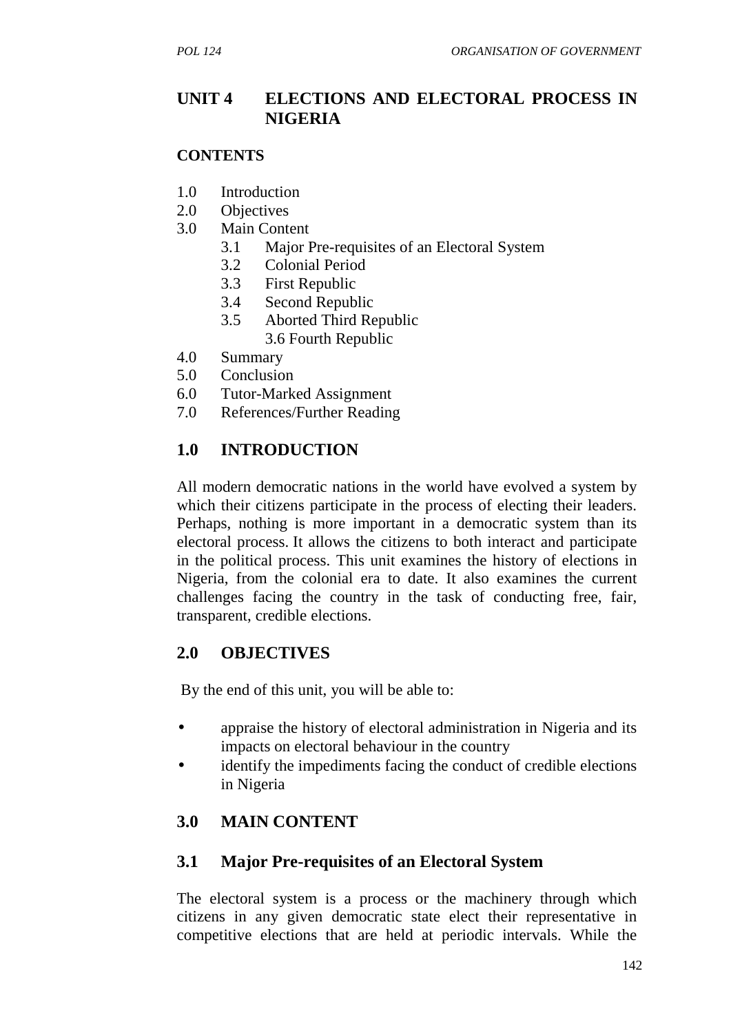## UNIT 4 ELECTIONS AND ELECTORAL PROCESS IN NIGERIA

**CONTENTS**

1.0 Introduction
2.0 Objectives
3.0 Main Content
    3.1 Major Pre-requisites of an Electoral System
    3.2 Colonial Period
    3.3 First Republic
    3.4 Second Republic
    3.5 Aborted Third Republic
    3.6 Fourth Republic
4.0 Summary
5.0 Conclusion
6.0 Tutor-Marked Assignment
7.0 References/Further Reading

## 1.0 INTRODUCTION

All modern democratic nations in the world have evolved a system by which their citizens participate in the process of electing their leaders. Perhaps, nothing is more important in a democratic system than its electoral process. It allows the citizens to both interact and participate in the political process. This unit examines the history of elections in Nigeria, from the colonial era to date. It also examines the current challenges facing the country in the task of conducting free, fair, transparent, credible elections.

## 2.0 OBJECTIVES

By the end of this unit, you will be able to:

- appraise the history of electoral administration in Nigeria and its impacts on electoral behaviour in the country
- identify the impediments facing the conduct of credible elections in Nigeria

## 3.0 MAIN CONTENT

### 3.1 Major Pre-requisites of an Electoral System

The electoral system is a process or the machinery through which citizens in any given democratic state elect their representative in competitive elections that are held at periodic intervals. While the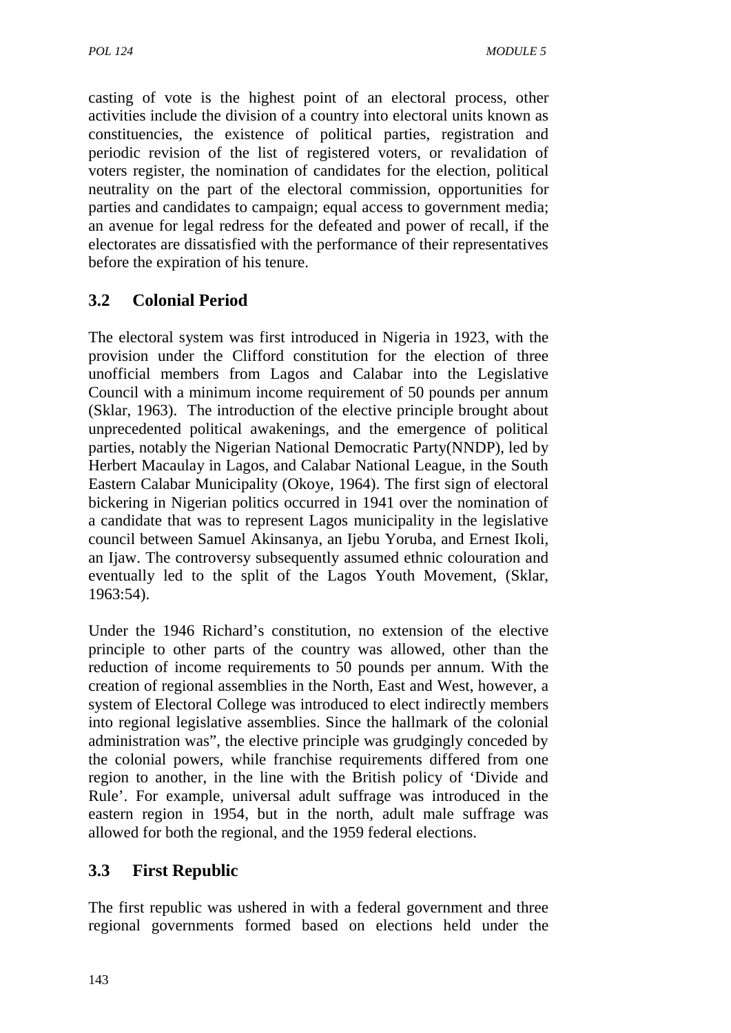casting of vote is the highest point of an electoral process, other activities include the division of a country into electoral units known as constituencies, the existence of political parties, registration and periodic revision of the list of registered voters, or revalidation of voters register, the nomination of candidates for the election, political neutrality on the part of the electoral commission, opportunities for parties and candidates to campaign; equal access to government media; an avenue for legal redress for the defeated and power of recall, if the electorates are dissatisfied with the performance of their representatives before the expiration of his tenure.

## 3.2 Colonial Period

The electoral system was first introduced in Nigeria in 1923, with the provision under the Clifford constitution for the election of three unofficial members from Lagos and Calabar into the Legislative Council with a minimum income requirement of 50 pounds per annum (Sklar, 1963). The introduction of the elective principle brought about unprecedented political awakenings, and the emergence of political parties, notably the Nigerian National Democratic Party(NNDP), led by Herbert Macaulay in Lagos, and Calabar National League, in the South Eastern Calabar Municipality (Okoye, 1964). The first sign of electoral bickering in Nigerian politics occurred in 1941 over the nomination of a candidate that was to represent Lagos municipality in the legislative council between Samuel Akinsanya, an Ijebu Yoruba, and Ernest Ikoli, an Ijaw. The controversy subsequently assumed ethnic colouration and eventually led to the split of the Lagos Youth Movement, (Sklar, 1963:54).

Under the 1946 Richard's constitution, no extension of the elective principle to other parts of the country was allowed, other than the reduction of income requirements to 50 pounds per annum. With the creation of regional assemblies in the North, East and West, however, a system of Electoral College was introduced to elect indirectly members into regional legislative assemblies. Since the hallmark of the colonial administration was", the elective principle was grudgingly conceded by the colonial powers, while franchise requirements differed from one region to another, in the line with the British policy of 'Divide and Rule'. For example, universal adult suffrage was introduced in the eastern region in 1954, but in the north, adult male suffrage was allowed for both the regional, and the 1959 federal elections.

## 3.3 First Republic

The first republic was ushered in with a federal government and three regional governments formed based on elections held under the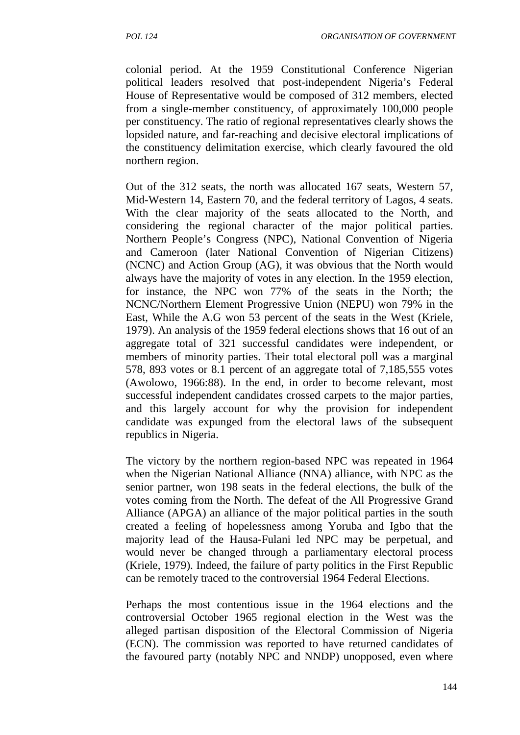colonial period. At the 1959 Constitutional Conference Nigerian political leaders resolved that post-independent Nigeria's Federal House of Representative would be composed of 312 members, elected from a single-member constituency, of approximately 100,000 people per constituency. The ratio of regional representatives clearly shows the lopsided nature, and far-reaching and decisive electoral implications of the constituency delimitation exercise, which clearly favoured the old northern region.

Out of the 312 seats, the north was allocated 167 seats, Western 57, Mid-Western 14, Eastern 70, and the federal territory of Lagos, 4 seats. With the clear majority of the seats allocated to the North, and considering the regional character of the major political parties. Northern People's Congress (NPC), National Convention of Nigeria and Cameroon (later National Convention of Nigerian Citizens) (NCNC) and Action Group (AG), it was obvious that the North would always have the majority of votes in any election. In the 1959 election, for instance, the NPC won 77% of the seats in the North; the NCNC/Northern Element Progressive Union (NEPU) won 79% in the East, While the A.G won 53 percent of the seats in the West (Kriele, 1979). An analysis of the 1959 federal elections shows that 16 out of an aggregate total of 321 successful candidates were independent, or members of minority parties. Their total electoral poll was a marginal 578, 893 votes or 8.1 percent of an aggregate total of 7,185,555 votes (Awolowo, 1966:88). In the end, in order to become relevant, most successful independent candidates crossed carpets to the major parties, and this largely account for why the provision for independent candidate was expunged from the electoral laws of the subsequent republics in Nigeria.

The victory by the northern region-based NPC was repeated in 1964 when the Nigerian National Alliance (NNA) alliance, with NPC as the senior partner, won 198 seats in the federal elections, the bulk of the votes coming from the North. The defeat of the All Progressive Grand Alliance (APGA) an alliance of the major political parties in the south created a feeling of hopelessness among Yoruba and Igbo that the majority lead of the Hausa-Fulani led NPC may be perpetual, and would never be changed through a parliamentary electoral process (Kriele, 1979). Indeed, the failure of party politics in the First Republic can be remotely traced to the controversial 1964 Federal Elections.

Perhaps the most contentious issue in the 1964 elections and the controversial October 1965 regional election in the West was the alleged partisan disposition of the Electoral Commission of Nigeria (ECN). The commission was reported to have returned candidates of the favoured party (notably NPC and NNDP) unopposed, even where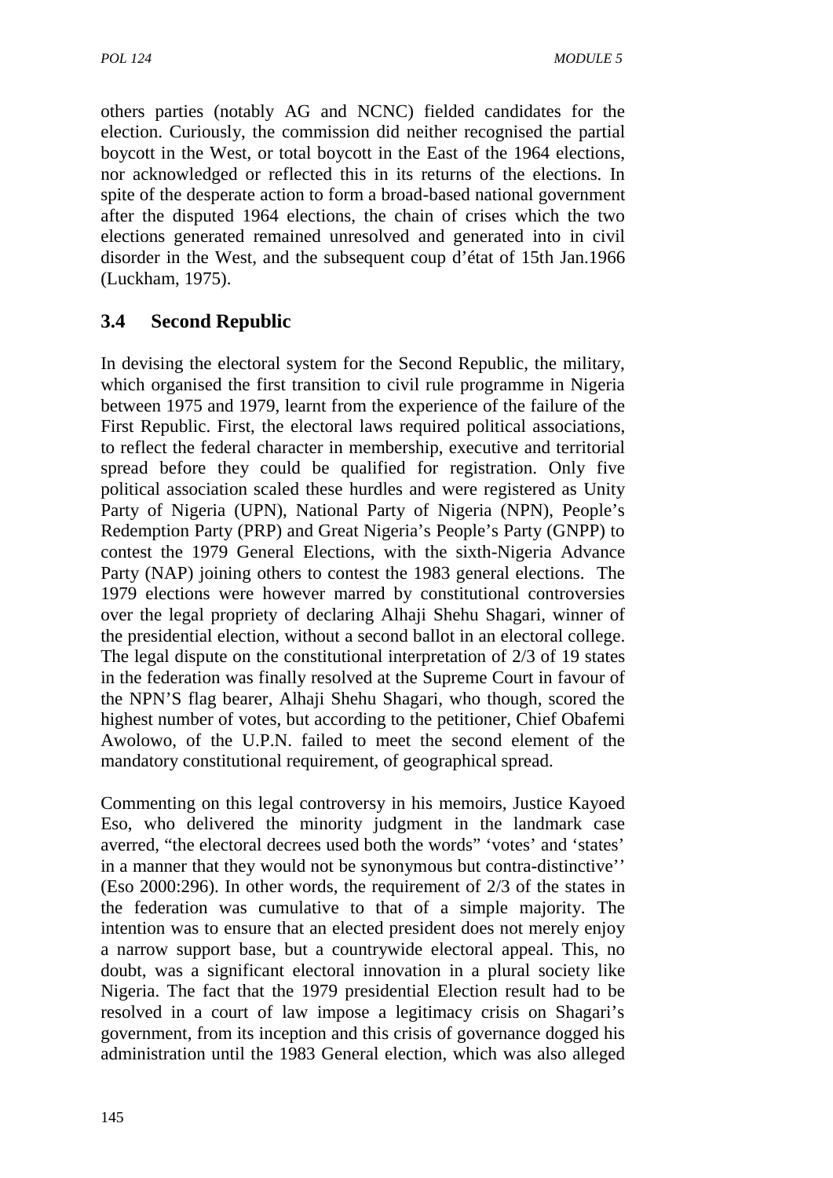others parties (notably AG and NCNC) fielded candidates for the election. Curiously, the commission did neither recognised the partial boycott in the West, or total boycott in the East of the 1964 elections, nor acknowledged or reflected this in its returns of the elections. In spite of the desperate action to form a broad-based national government after the disputed 1964 elections, the chain of crises which the two elections generated remained unresolved and generated into in civil disorder in the West, and the subsequent coup d'état of 15th Jan.1966 (Luckham, 1975).

## 3.4 Second Republic

In devising the electoral system for the Second Republic, the military, which organised the first transition to civil rule programme in Nigeria between 1975 and 1979, learnt from the experience of the failure of the First Republic. First, the electoral laws required political associations, to reflect the federal character in membership, executive and territorial spread before they could be qualified for registration. Only five political association scaled these hurdles and were registered as Unity Party of Nigeria (UPN), National Party of Nigeria (NPN), People's Redemption Party (PRP) and Great Nigeria's People's Party (GNPP) to contest the 1979 General Elections, with the sixth-Nigeria Advance Party (NAP) joining others to contest the 1983 general elections. The 1979 elections were however marred by constitutional controversies over the legal propriety of declaring Alhaji Shehu Shagari, winner of the presidential election, without a second ballot in an electoral college. The legal dispute on the constitutional interpretation of 2/3 of 19 states in the federation was finally resolved at the Supreme Court in favour of the NPN'S flag bearer, Alhaji Shehu Shagari, who though, scored the highest number of votes, but according to the petitioner, Chief Obafemi Awolowo, of the U.P.N. failed to meet the second element of the mandatory constitutional requirement, of geographical spread.

Commenting on this legal controversy in his memoirs, Justice Kayoed Eso, who delivered the minority judgment in the landmark case averred, "the electoral decrees used both the words" 'votes' and 'states' in a manner that they would not be synonymous but contra-distinctive'' (Eso 2000:296). In other words, the requirement of 2/3 of the states in the federation was cumulative to that of a simple majority. The intention was to ensure that an elected president does not merely enjoy a narrow support base, but a countrywide electoral appeal. This, no doubt, was a significant electoral innovation in a plural society like Nigeria. The fact that the 1979 presidential Election result had to be resolved in a court of law impose a legitimacy crisis on Shagari's government, from its inception and this crisis of governance dogged his administration until the 1983 General election, which was also alleged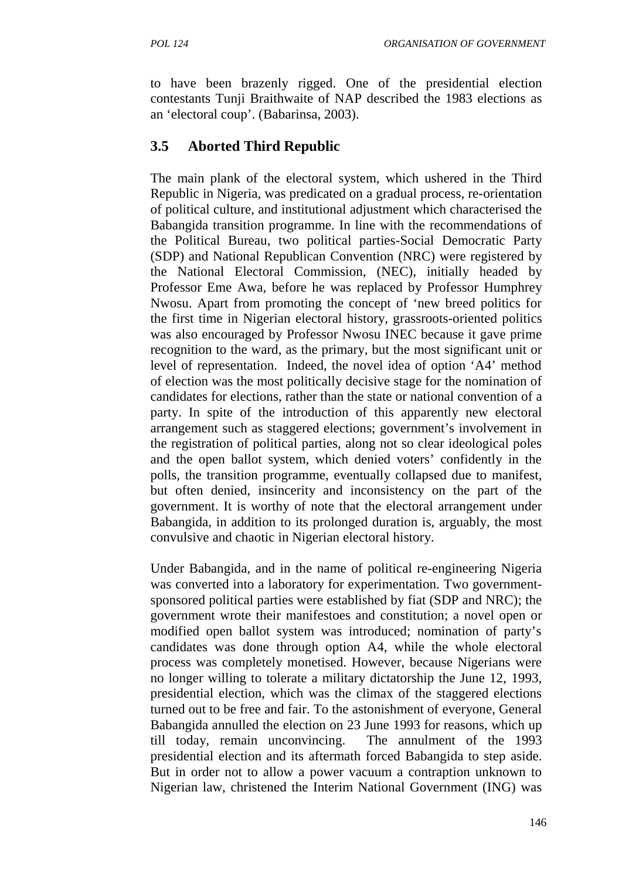to have been brazenly rigged. One of the presidential election contestants Tunji Braithwaite of NAP described the 1983 elections as an 'electoral coup'. (Babarinsa, 2003).

## 3.5 Aborted Third Republic

The main plank of the electoral system, which ushered in the Third Republic in Nigeria, was predicated on a gradual process, re-orientation of political culture, and institutional adjustment which characterised the Babangida transition programme. In line with the recommendations of the Political Bureau, two political parties-Social Democratic Party (SDP) and National Republican Convention (NRC) were registered by the National Electoral Commission, (NEC), initially headed by Professor Eme Awa, before he was replaced by Professor Humphrey Nwosu. Apart from promoting the concept of 'new breed politics for the first time in Nigerian electoral history, grassroots-oriented politics was also encouraged by Professor Nwosu INEC because it gave prime recognition to the ward, as the primary, but the most significant unit or level of representation. Indeed, the novel idea of option 'A4' method of election was the most politically decisive stage for the nomination of candidates for elections, rather than the state or national convention of a party. In spite of the introduction of this apparently new electoral arrangement such as staggered elections; government's involvement in the registration of political parties, along not so clear ideological poles and the open ballot system, which denied voters' confidently in the polls, the transition programme, eventually collapsed due to manifest, but often denied, insincerity and inconsistency on the part of the government. It is worthy of note that the electoral arrangement under Babangida, in addition to its prolonged duration is, arguably, the most convulsive and chaotic in Nigerian electoral history.

Under Babangida, and in the name of political re-engineering Nigeria was converted into a laboratory for experimentation. Two government-sponsored political parties were established by fiat (SDP and NRC); the government wrote their manifestoes and constitution; a novel open or modified open ballot system was introduced; nomination of party's candidates was done through option A4, while the whole electoral process was completely monetised. However, because Nigerians were no longer willing to tolerate a military dictatorship the June 12, 1993, presidential election, which was the climax of the staggered elections turned out to be free and fair. To the astonishment of everyone, General Babangida annulled the election on 23 June 1993 for reasons, which up till today, remain unconvincing. The annulment of the 1993 presidential election and its aftermath forced Babangida to step aside. But in order not to allow a power vacuum a contraption unknown to Nigerian law, christened the Interim National Government (ING) was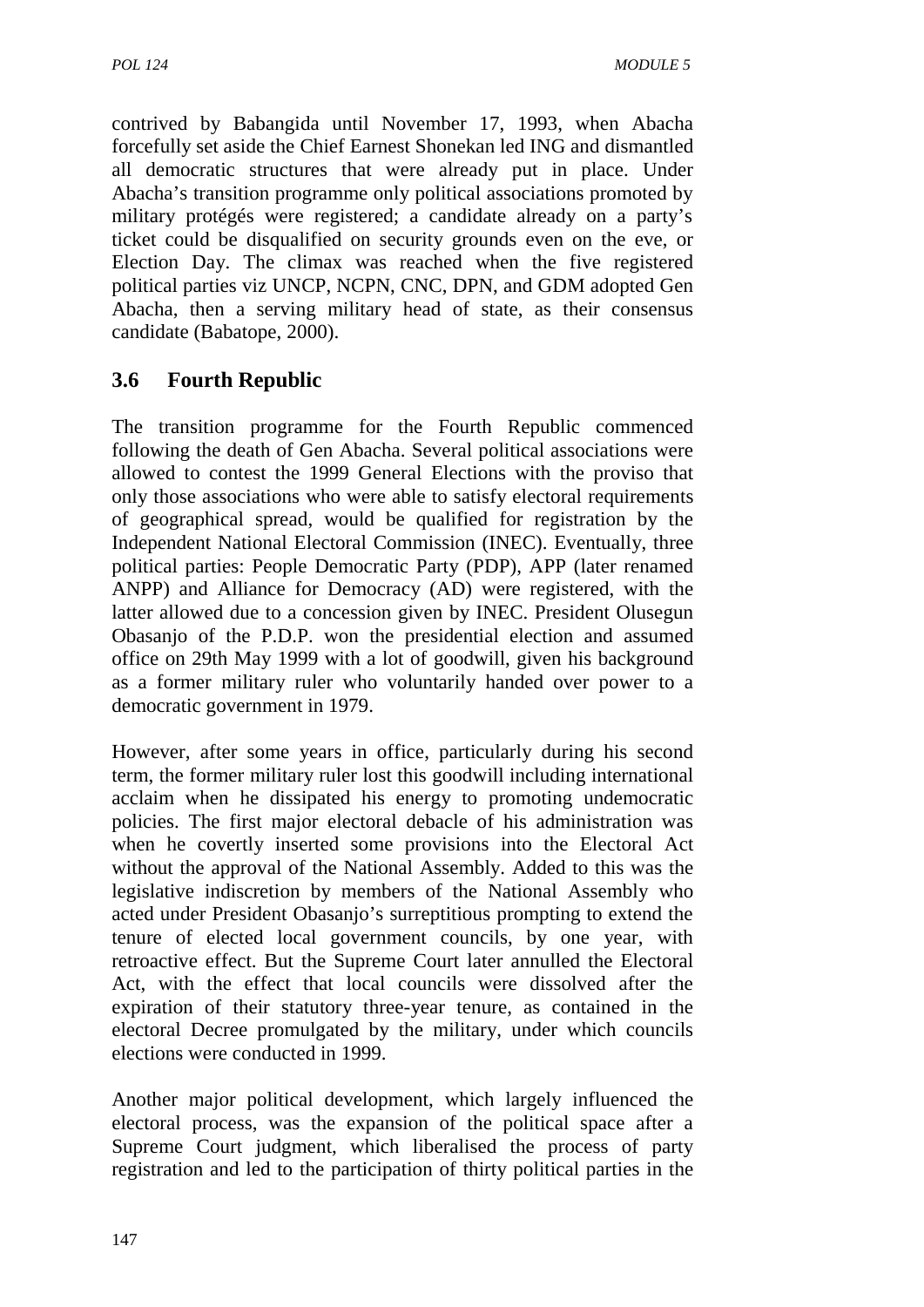contrived by Babangida until November 17, 1993, when Abacha forcefully set aside the Chief Earnest Shonekan led ING and dismantled all democratic structures that were already put in place. Under Abacha's transition programme only political associations promoted by military protégés were registered; a candidate already on a party's ticket could be disqualified on security grounds even on the eve, or Election Day. The climax was reached when the five registered political parties viz UNCP, NCPN, CNC, DPN, and GDM adopted Gen Abacha, then a serving military head of state, as their consensus candidate (Babatope, 2000).

### 3.6 Fourth Republic

The transition programme for the Fourth Republic commenced following the death of Gen Abacha. Several political associations were allowed to contest the 1999 General Elections with the proviso that only those associations who were able to satisfy electoral requirements of geographical spread, would be qualified for registration by the Independent National Electoral Commission (INEC). Eventually, three political parties: People Democratic Party (PDP), APP (later renamed ANPP) and Alliance for Democracy (AD) were registered, with the latter allowed due to a concession given by INEC. President Olusegun Obasanjo of the P.D.P. won the presidential election and assumed office on 29th May 1999 with a lot of goodwill, given his background as a former military ruler who voluntarily handed over power to a democratic government in 1979.

However, after some years in office, particularly during his second term, the former military ruler lost this goodwill including international acclaim when he dissipated his energy to promoting undemocratic policies. The first major electoral debacle of his administration was when he covertly inserted some provisions into the Electoral Act without the approval of the National Assembly. Added to this was the legislative indiscretion by members of the National Assembly who acted under President Obasanjo's surreptitious prompting to extend the tenure of elected local government councils, by one year, with retroactive effect. But the Supreme Court later annulled the Electoral Act, with the effect that local councils were dissolved after the expiration of their statutory three-year tenure, as contained in the electoral Decree promulgated by the military, under which councils elections were conducted in 1999.

Another major political development, which largely influenced the electoral process, was the expansion of the political space after a Supreme Court judgment, which liberalised the process of party registration and led to the participation of thirty political parties in the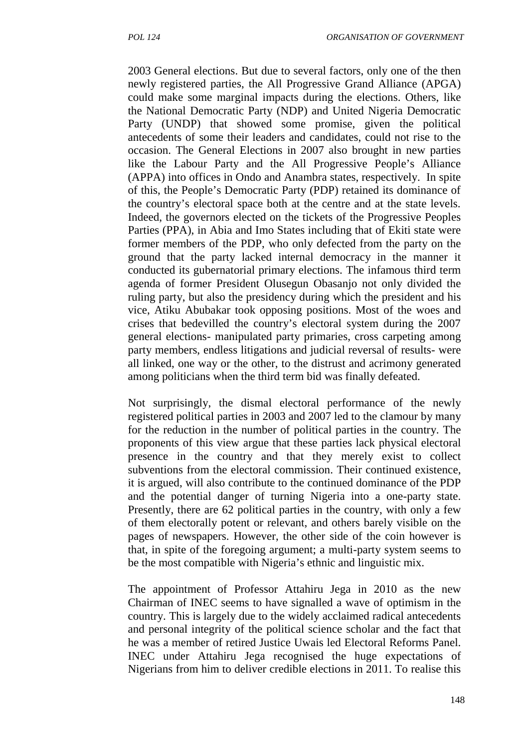2003 General elections. But due to several factors, only one of the then newly registered parties, the All Progressive Grand Alliance (APGA) could make some marginal impacts during the elections. Others, like the National Democratic Party (NDP) and United Nigeria Democratic Party (UNDP) that showed some promise, given the political antecedents of some their leaders and candidates, could not rise to the occasion. The General Elections in 2007 also brought in new parties like the Labour Party and the All Progressive People's Alliance (APPA) into offices in Ondo and Anambra states, respectively. In spite of this, the People's Democratic Party (PDP) retained its dominance of the country's electoral space both at the centre and at the state levels. Indeed, the governors elected on the tickets of the Progressive Peoples Parties (PPA), in Abia and Imo States including that of Ekiti state were former members of the PDP, who only defected from the party on the ground that the party lacked internal democracy in the manner it conducted its gubernatorial primary elections. The infamous third term agenda of former President Olusegun Obasanjo not only divided the ruling party, but also the presidency during which the president and his vice, Atiku Abubakar took opposing positions. Most of the woes and crises that bedevilled the country's electoral system during the 2007 general elections- manipulated party primaries, cross carpeting among party members, endless litigations and judicial reversal of results- were all linked, one way or the other, to the distrust and acrimony generated among politicians when the third term bid was finally defeated.

Not surprisingly, the dismal electoral performance of the newly registered political parties in 2003 and 2007 led to the clamour by many for the reduction in the number of political parties in the country. The proponents of this view argue that these parties lack physical electoral presence in the country and that they merely exist to collect subventions from the electoral commission. Their continued existence, it is argued, will also contribute to the continued dominance of the PDP and the potential danger of turning Nigeria into a one-party state. Presently, there are 62 political parties in the country, with only a few of them electorally potent or relevant, and others barely visible on the pages of newspapers. However, the other side of the coin however is that, in spite of the foregoing argument; a multi-party system seems to be the most compatible with Nigeria's ethnic and linguistic mix.

The appointment of Professor Attahiru Jega in 2010 as the new Chairman of INEC seems to have signalled a wave of optimism in the country. This is largely due to the widely acclaimed radical antecedents and personal integrity of the political science scholar and the fact that he was a member of retired Justice Uwais led Electoral Reforms Panel. INEC under Attahiru Jega recognised the huge expectations of Nigerians from him to deliver credible elections in 2011. To realise this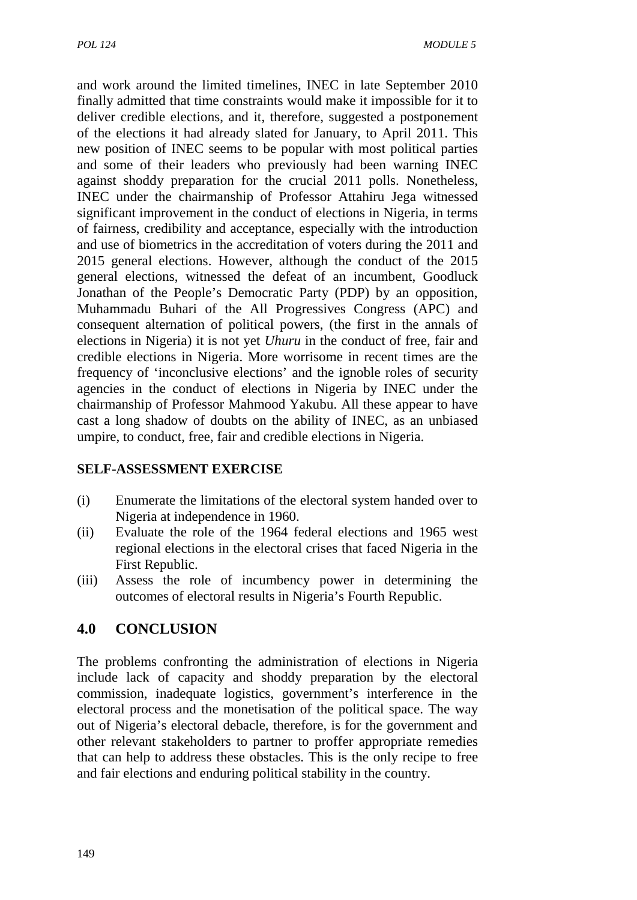and work around the limited timelines, INEC in late September 2010 finally admitted that time constraints would make it impossible for it to deliver credible elections, and it, therefore, suggested a postponement of the elections it had already slated for January, to April 2011. This new position of INEC seems to be popular with most political parties and some of their leaders who previously had been warning INEC against shoddy preparation for the crucial 2011 polls. Nonetheless, INEC under the chairmanship of Professor Attahiru Jega witnessed significant improvement in the conduct of elections in Nigeria, in terms of fairness, credibility and acceptance, especially with the introduction and use of biometrics in the accreditation of voters during the 2011 and 2015 general elections. However, although the conduct of the 2015 general elections, witnessed the defeat of an incumbent, Goodluck Jonathan of the People's Democratic Party (PDP) by an opposition, Muhammadu Buhari of the All Progressives Congress (APC) and consequent alternation of political powers, (the first in the annals of elections in Nigeria) it is not yet *Uhuru* in the conduct of free, fair and credible elections in Nigeria. More worrisome in recent times are the frequency of 'inconclusive elections' and the ignoble roles of security agencies in the conduct of elections in Nigeria by INEC under the chairmanship of Professor Mahmood Yakubu. All these appear to have cast a long shadow of doubts on the ability of INEC, as an unbiased umpire, to conduct, free, fair and credible elections in Nigeria.

**SELF-ASSESSMENT EXERCISE**

(i) Enumerate the limitations of the electoral system handed over to Nigeria at independence in 1960.
(ii) Evaluate the role of the 1964 federal elections and 1965 west regional elections in the electoral crises that faced Nigeria in the First Republic.
(iii) Assess the role of incumbency power in determining the outcomes of electoral results in Nigeria's Fourth Republic.

## 4.0 CONCLUSION

The problems confronting the administration of elections in Nigeria include lack of capacity and shoddy preparation by the electoral commission, inadequate logistics, government's interference in the electoral process and the monetisation of the political space. The way out of Nigeria's electoral debacle, therefore, is for the government and other relevant stakeholders to partner to proffer appropriate remedies that can help to address these obstacles. This is the only recipe to free and fair elections and enduring political stability in the country.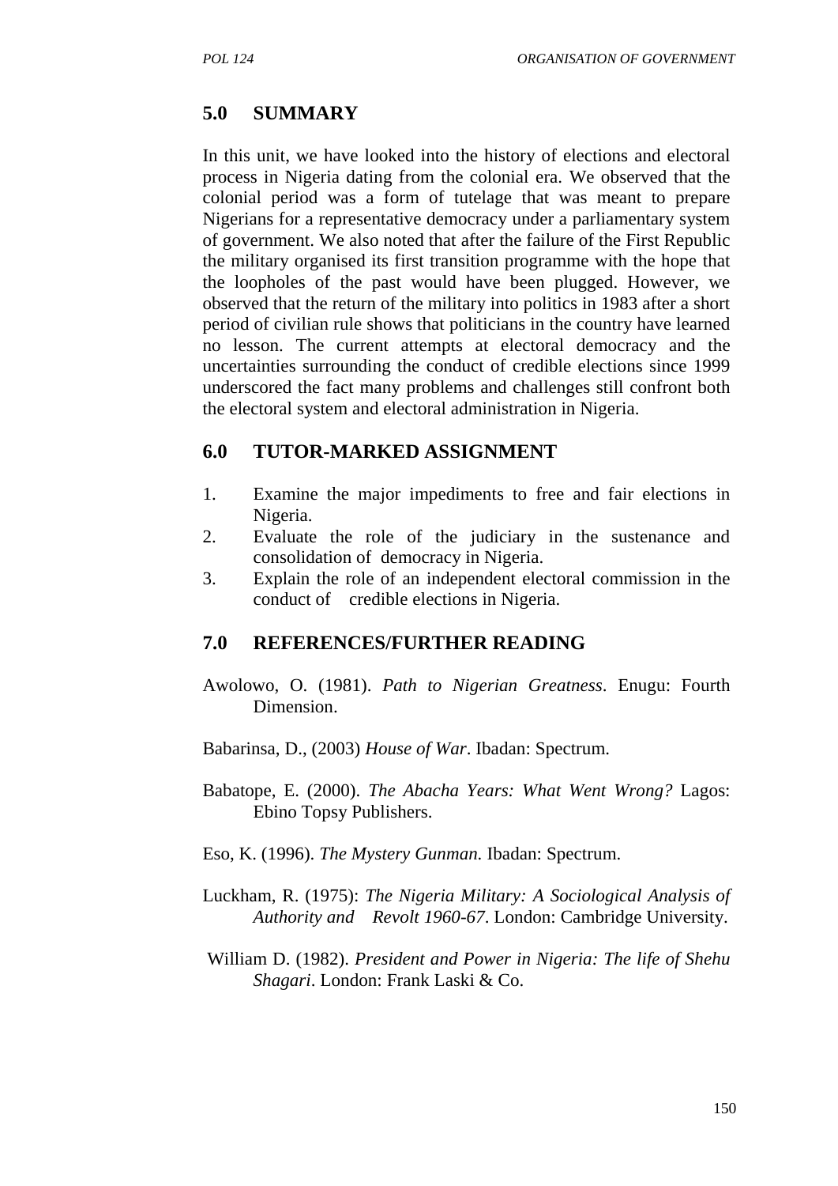## 5.0 SUMMARY

In this unit, we have looked into the history of elections and electoral process in Nigeria dating from the colonial era. We observed that the colonial period was a form of tutelage that was meant to prepare Nigerians for a representative democracy under a parliamentary system of government. We also noted that after the failure of the First Republic the military organised its first transition programme with the hope that the loopholes of the past would have been plugged. However, we observed that the return of the military into politics in 1983 after a short period of civilian rule shows that politicians in the country have learned no lesson. The current attempts at electoral democracy and the uncertainties surrounding the conduct of credible elections since 1999 underscored the fact many problems and challenges still confront both the electoral system and electoral administration in Nigeria.

## 6.0 TUTOR-MARKED ASSIGNMENT

1. Examine the major impediments to free and fair elections in Nigeria.
2. Evaluate the role of the judiciary in the sustenance and consolidation of democracy in Nigeria.
3. Explain the role of an independent electoral commission in the conduct of credible elections in Nigeria.

## 7.0 REFERENCES/FURTHER READING

Awolowo, O. (1981). *Path to Nigerian Greatness*. Enugu: Fourth Dimension.

Babarinsa, D., (2003) *House of War*. Ibadan: Spectrum.

Babatope, E. (2000). *The Abacha Years: What Went Wrong?* Lagos: Ebino Topsy Publishers.

Eso, K. (1996). *The Mystery Gunman.* Ibadan: Spectrum.

Luckham, R. (1975): *The Nigeria Military: A Sociological Analysis of Authority and Revolt 1960-67*. London: Cambridge University.

William D. (1982). *President and Power in Nigeria: The life of Shehu Shagari*. London: Frank Laski & Co.